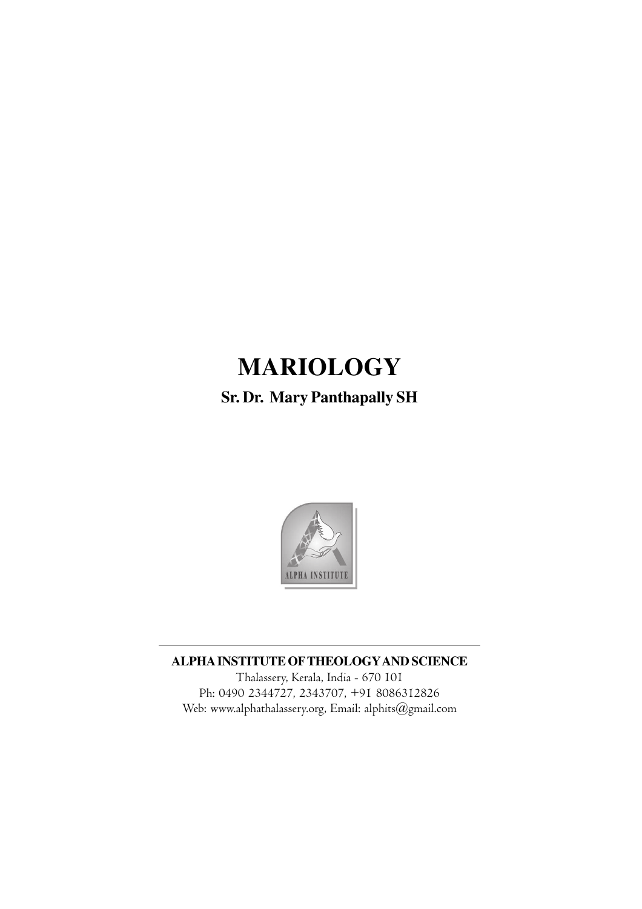# MARIOLOGY

**Sr. Dr. Mary Panthapally SH**

**ALPHA INSTITUTE OF THEOLOGY AND SCIENCE**

Thalassery, Kerala, India - 670 101

Ph: 0490 2344727, 2343707, +91 8086312826

Web: www.alphathalassery.org, Email: alphits@gmail.com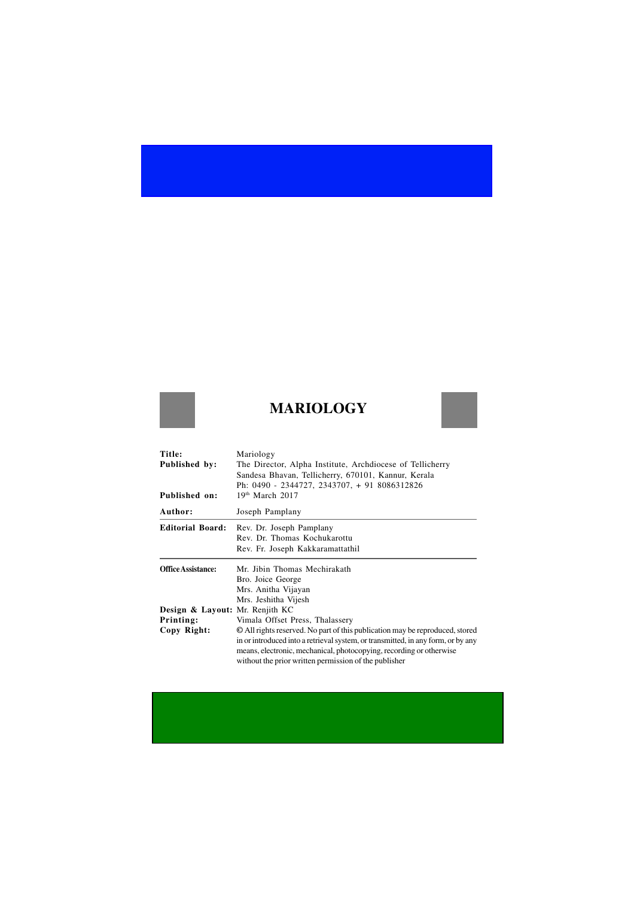# MARIOLOGY

| | |
|---|---|
| **Title:** | Mariology |
| **Published by:** | The Director, Alpha Institute, Archdiocese of Tellicherry<br>Sandesa Bhavan, Tellicherry, 670101, Kannur, Kerala<br>Ph: 0490 - 2344727, 2343707, + 91 8086312826 |
| **Published on:** | 19th March 2017 |
| **Author:** | Joseph Pamplany |
| **Editorial Board:** | Rev. Dr. Joseph Pamplany<br>Rev. Dr. Thomas Kochukarottu<br>Rev. Fr. Joseph Kakkaramattathil |
| **Office Assistance:** | Mr. Jibin Thomas Mechirakath<br>Bro. Joice George<br>Mrs. Anitha Vijayan<br>Mrs. Jeshitha Vijesh |
| **Design & Layout:** | Mr. Renjith KC |
| **Printing:** | Vimala Offset Press, Thalassery |
| **Copy Right:** | © All rights reserved. No part of this publication may be reproduced, stored in or introduced into a retrieval system, or transmitted, in any form, or by any means, electronic, mechanical, photocopying, recording or otherwise without the prior written permission of the publisher |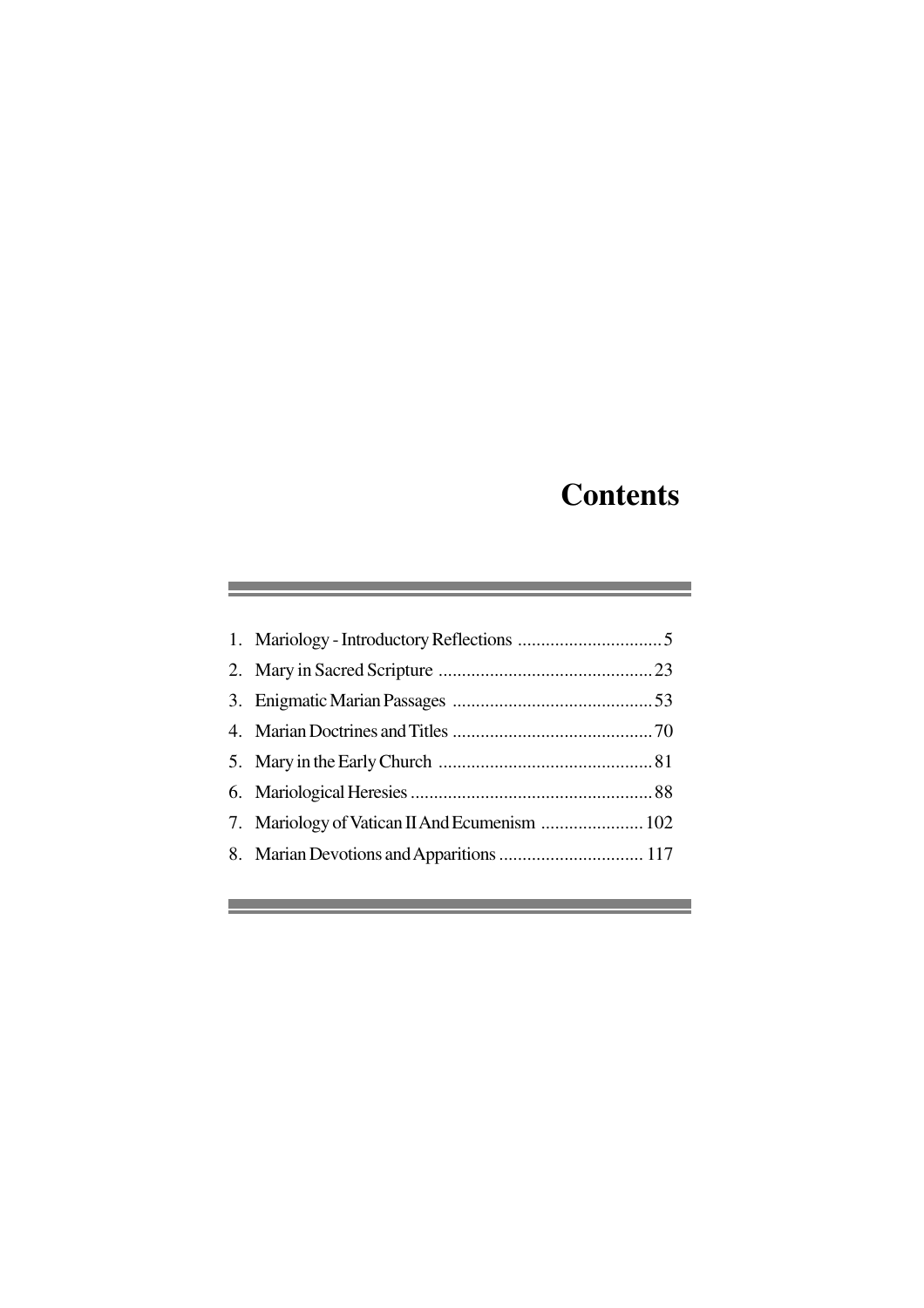# Contents

1. Mariology - Introductory Reflections ............................... 5
2. Mary in Sacred Scripture .............................................. 23
3. Enigmatic Marian Passages ........................................... 53
4. Marian Doctrines and Titles ........................................... 70
5. Mary in the Early Church .............................................. 81
6. Mariological Heresies .................................................... 88
7. Mariology of Vatican II And Ecumenism ...................... 102
8. Marian Devotions and Apparitions ............................... 117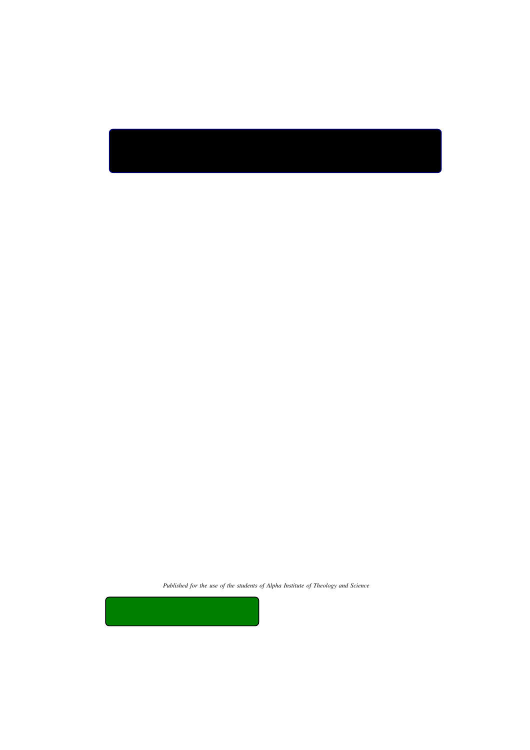*Published for the use of the students of Alpha Institute of Theology and Science*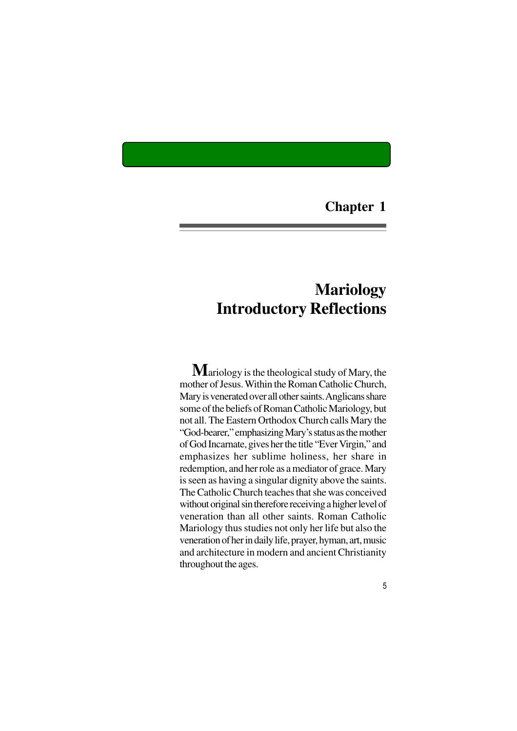## Chapter 1

# Mariology
# Introductory Reflections

Mariology is the theological study of Mary, the mother of Jesus. Within the Roman Catholic Church, Mary is venerated over all other saints. Anglicans share some of the beliefs of Roman Catholic Mariology, but not all. The Eastern Orthodox Church calls Mary the "God-bearer," emphasizing Mary's status as the mother of God Incarnate, gives her the title "Ever Virgin," and emphasizes her sublime holiness, her share in redemption, and her role as a mediator of grace. Mary is seen as having a singular dignity above the saints. The Catholic Church teaches that she was conceived without original sin therefore receiving a higher level of veneration than all other saints. Roman Catholic Mariology thus studies not only her life but also the veneration of her in daily life, prayer, hyman, art, music and architecture in modern and ancient Christianity throughout the ages.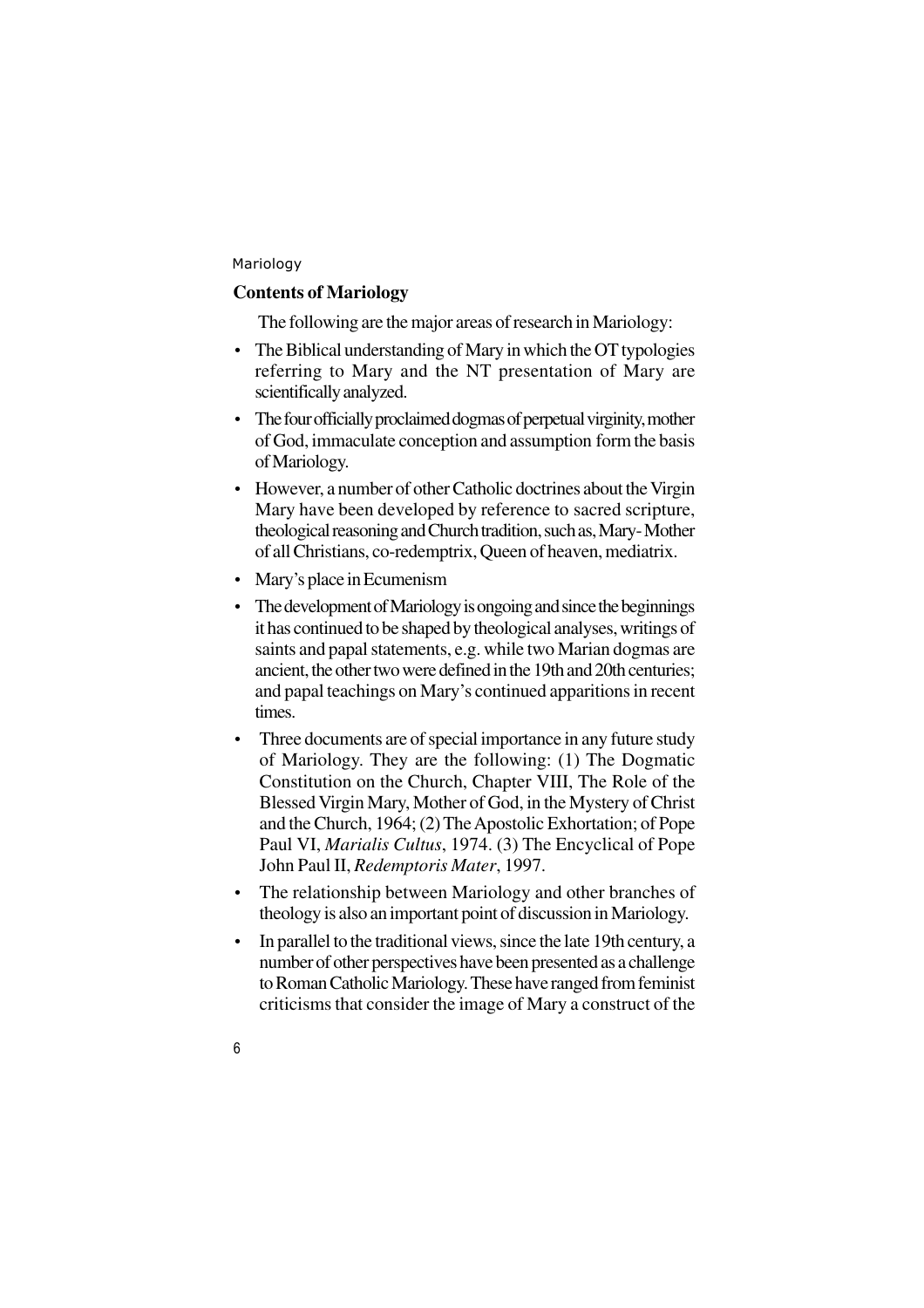## Contents of Mariology

The following are the major areas of research in Mariology:

- The Biblical understanding of Mary in which the OT typologies referring to Mary and the NT presentation of Mary are scientifically analyzed.
- The four officially proclaimed dogmas of perpetual virginity, mother of God, immaculate conception and assumption form the basis of Mariology.
- However, a number of other Catholic doctrines about the Virgin Mary have been developed by reference to sacred scripture, theological reasoning and Church tradition, such as, Mary- Mother of all Christians, co-redemptrix, Queen of heaven, mediatrix.
- Mary's place in Ecumenism
- The development of Mariology is ongoing and since the beginnings it has continued to be shaped by theological analyses, writings of saints and papal statements, e.g. while two Marian dogmas are ancient, the other two were defined in the 19th and 20th centuries; and papal teachings on Mary's continued apparitions in recent times.
- Three documents are of special importance in any future study of Mariology. They are the following: (1) The Dogmatic Constitution on the Church, Chapter VIII, The Role of the Blessed Virgin Mary, Mother of God, in the Mystery of Christ and the Church, 1964; (2) The Apostolic Exhortation; of Pope Paul VI, *Marialis Cultus*, 1974. (3) The Encyclical of Pope John Paul II, *Redemptoris Mater*, 1997.
- The relationship between Mariology and other branches of theology is also an important point of discussion in Mariology.
- In parallel to the traditional views, since the late 19th century, a number of other perspectives have been presented as a challenge to Roman Catholic Mariology. These have ranged from feminist criticisms that consider the image of Mary a construct of the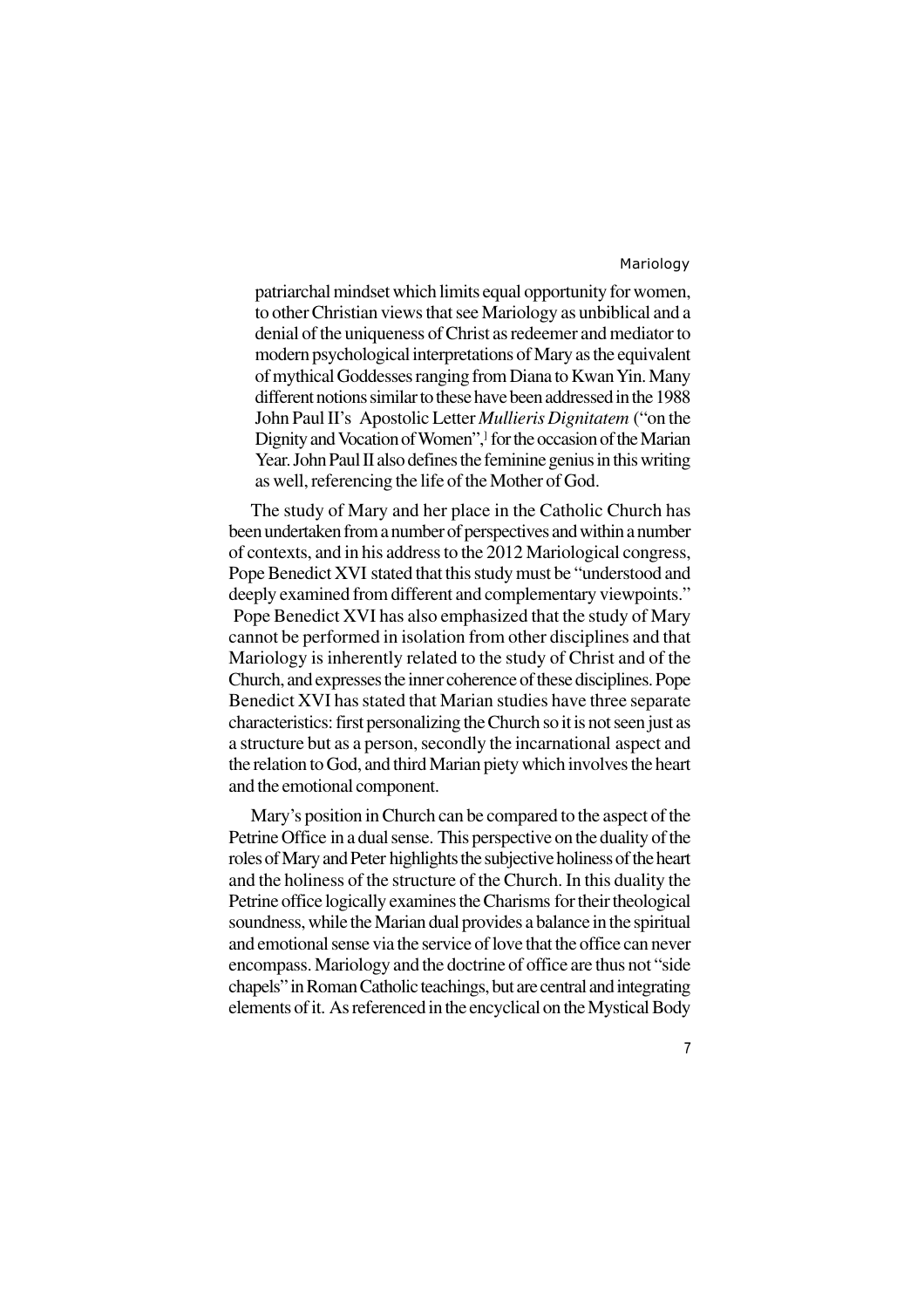patriarchal mindset which limits equal opportunity for women, to other Christian views that see Mariology as unbiblical and a denial of the uniqueness of Christ as redeemer and mediator to modern psychological interpretations of Mary as the equivalent of mythical Goddesses ranging from Diana to Kwan Yin. Many different notions similar to these have been addressed in the 1988 John Paul II's Apostolic Letter *Mullieris Dignitatem* ("on the Dignity and Vocation of Women",] for the occasion of the Marian Year. John Paul II also defines the feminine genius in this writing as well, referencing the life of the Mother of God.

The study of Mary and her place in the Catholic Church has been undertaken from a number of perspectives and within a number of contexts, and in his address to the 2012 Mariological congress, Pope Benedict XVI stated that this study must be "understood and deeply examined from different and complementary viewpoints." Pope Benedict XVI has also emphasized that the study of Mary cannot be performed in isolation from other disciplines and that Mariology is inherently related to the study of Christ and of the Church, and expresses the inner coherence of these disciplines. Pope Benedict XVI has stated that Marian studies have three separate characteristics: first personalizing the Church so it is not seen just as a structure but as a person, secondly the incarnational aspect and the relation to God, and third Marian piety which involves the heart and the emotional component.

Mary's position in Church can be compared to the aspect of the Petrine Office in a dual sense. This perspective on the duality of the roles of Mary and Peter highlights the subjective holiness of the heart and the holiness of the structure of the Church. In this duality the Petrine office logically examines the Charisms for their theological soundness, while the Marian dual provides a balance in the spiritual and emotional sense via the service of love that the office can never encompass. Mariology and the doctrine of office are thus not "side chapels" in Roman Catholic teachings, but are central and integrating elements of it. As referenced in the encyclical on the Mystical Body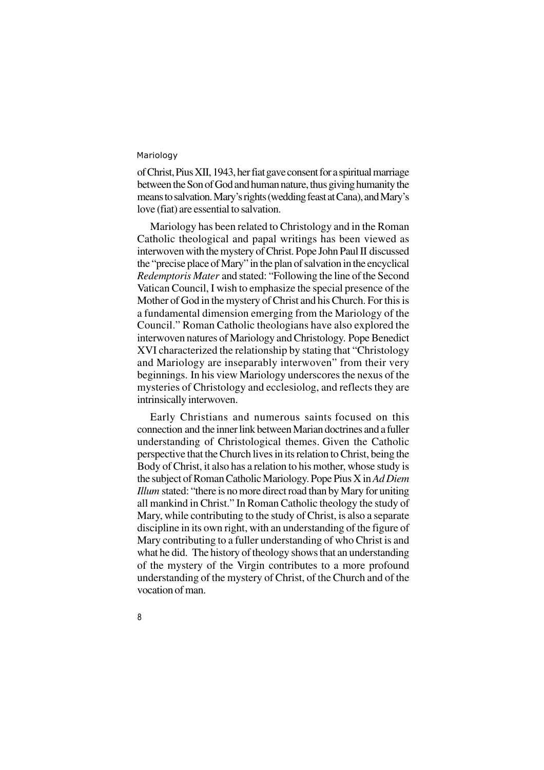of Christ, Pius XII, 1943, her fiat gave consent for a spiritual marriage between the Son of God and human nature, thus giving humanity the means to salvation. Mary's rights (wedding feast at Cana), and Mary's love (fiat) are essential to salvation.

Mariology has been related to Christology and in the Roman Catholic theological and papal writings has been viewed as interwoven with the mystery of Christ. Pope John Paul II discussed the "precise place of Mary" in the plan of salvation in the encyclical *Redemptoris Mater* and stated: "Following the line of the Second Vatican Council, I wish to emphasize the special presence of the Mother of God in the mystery of Christ and his Church. For this is a fundamental dimension emerging from the Mariology of the Council." Roman Catholic theologians have also explored the interwoven natures of Mariology and Christology. Pope Benedict XVI characterized the relationship by stating that "Christology and Mariology are inseparably interwoven" from their very beginnings. In his view Mariology underscores the nexus of the mysteries of Christology and ecclesiolog, and reflects they are intrinsically interwoven.

Early Christians and numerous saints focused on this connection and the inner link between Marian doctrines and a fuller understanding of Christological themes. Given the Catholic perspective that the Church lives in its relation to Christ, being the Body of Christ, it also has a relation to his mother, whose study is the subject of Roman Catholic Mariology. Pope Pius X in *Ad Diem Illum* stated: "there is no more direct road than by Mary for uniting all mankind in Christ." In Roman Catholic theology the study of Mary, while contributing to the study of Christ, is also a separate discipline in its own right, with an understanding of the figure of Mary contributing to a fuller understanding of who Christ is and what he did. The history of theology shows that an understanding of the mystery of the Virgin contributes to a more profound understanding of the mystery of Christ, of the Church and of the vocation of man.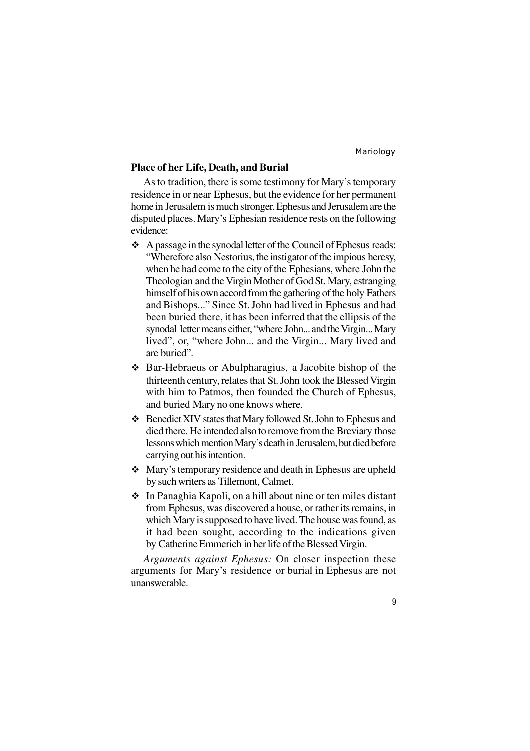## Place of her Life, Death, and Burial

As to tradition, there is some testimony for Mary's temporary residence in or near Ephesus, but the evidence for her permanent home in Jerusalem is much stronger. Ephesus and Jerusalem are the disputed places. Mary's Ephesian residence rests on the following evidence:

- A passage in the synodal letter of the Council of Ephesus reads: "Wherefore also Nestorius, the instigator of the impious heresy, when he had come to the city of the Ephesians, where John the Theologian and the Virgin Mother of God St. Mary, estranging himself of his own accord from the gathering of the holy Fathers and Bishops..." Since St. John had lived in Ephesus and had been buried there, it has been inferred that the ellipsis of the synodal letter means either, "where John... and the Virgin... Mary lived", or, "where John... and the Virgin... Mary lived and are buried".
- Bar-Hebraeus or Abulpharagius, a Jacobite bishop of the thirteenth century, relates that St. John took the Blessed Virgin with him to Patmos, then founded the Church of Ephesus, and buried Mary no one knows where.
- Benedict XIV states that Mary followed St. John to Ephesus and died there. He intended also to remove from the Breviary those lessons which mention Mary's death in Jerusalem, but died before carrying out his intention.
- Mary's temporary residence and death in Ephesus are upheld by such writers as Tillemont, Calmet.
- In Panaghia Kapoli, on a hill about nine or ten miles distant from Ephesus, was discovered a house, or rather its remains, in which Mary is supposed to have lived. The house was found, as it had been sought, according to the indications given by Catherine Emmerich in her life of the Blessed Virgin.

*Arguments against Ephesus:* On closer inspection these arguments for Mary's residence or burial in Ephesus are not unanswerable.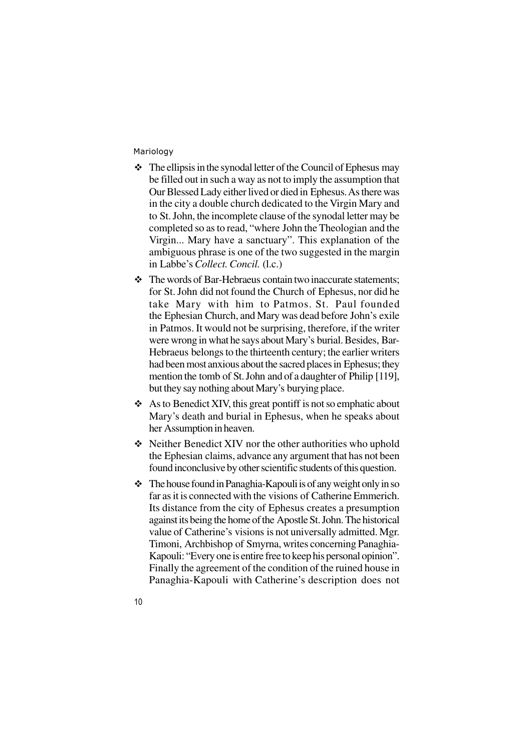- The ellipsis in the synodal letter of the Council of Ephesus may be filled out in such a way as not to imply the assumption that Our Blessed Lady either lived or died in Ephesus. As there was in the city a double church dedicated to the Virgin Mary and to St. John, the incomplete clause of the synodal letter may be completed so as to read, "where John the Theologian and the Virgin... Mary have a sanctuary". This explanation of the ambiguous phrase is one of the two suggested in the margin in Labbe's *Collect. Concil.* (l.c.)
- The words of Bar-Hebraeus contain two inaccurate statements; for St. John did not found the Church of Ephesus, nor did he take Mary with him to Patmos. St. Paul founded the Ephesian Church, and Mary was dead before John's exile in Patmos. It would not be surprising, therefore, if the writer were wrong in what he says about Mary's burial. Besides, Bar-Hebraeus belongs to the thirteenth century; the earlier writers had been most anxious about the sacred places in Ephesus; they mention the tomb of St. John and of a daughter of Philip [119], but they say nothing about Mary's burying place.
- As to Benedict XIV, this great pontiff is not so emphatic about Mary's death and burial in Ephesus, when he speaks about her Assumption in heaven.
- Neither Benedict XIV nor the other authorities who uphold the Ephesian claims, advance any argument that has not been found inconclusive by other scientific students of this question.
- The house found in Panaghia-Kapouli is of any weight only in so far as it is connected with the visions of Catherine Emmerich. Its distance from the city of Ephesus creates a presumption against its being the home of the Apostle St. John. The historical value of Catherine's visions is not universally admitted. Mgr. Timoni, Archbishop of Smyrna, writes concerning Panaghia-Kapouli: "Every one is entire free to keep his personal opinion". Finally the agreement of the condition of the ruined house in Panaghia-Kapouli with Catherine's description does not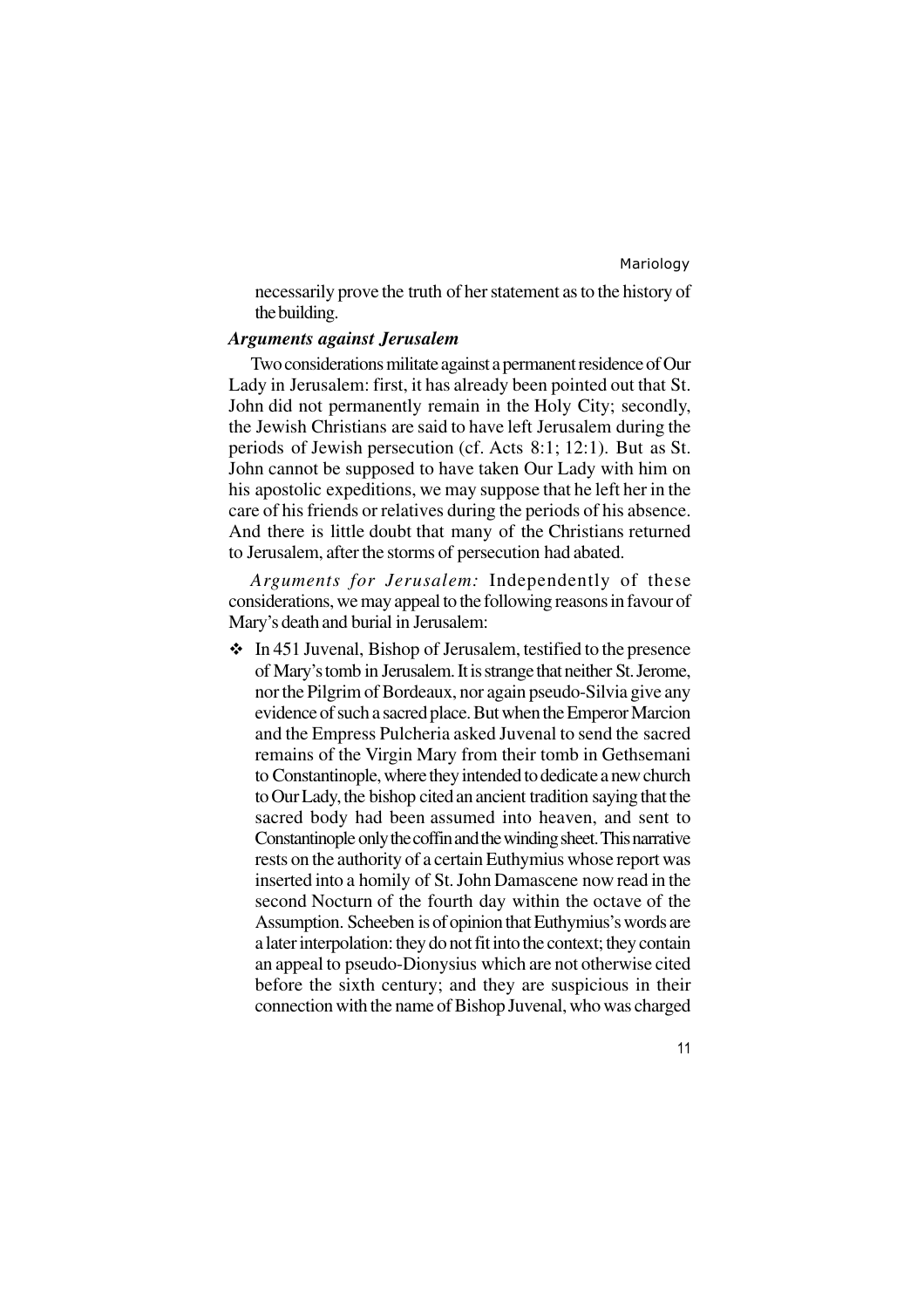necessarily prove the truth of her statement as to the history of the building.

### *Arguments against Jerusalem*

Two considerations militate against a permanent residence of Our Lady in Jerusalem: first, it has already been pointed out that St. John did not permanently remain in the Holy City; secondly, the Jewish Christians are said to have left Jerusalem during the periods of Jewish persecution (cf. Acts 8:1; 12:1). But as St. John cannot be supposed to have taken Our Lady with him on his apostolic expeditions, we may suppose that he left her in the care of his friends or relatives during the periods of his absence. And there is little doubt that many of the Christians returned to Jerusalem, after the storms of persecution had abated.

*Arguments for Jerusalem:* Independently of these considerations, we may appeal to the following reasons in favour of Mary's death and burial in Jerusalem:

- In 451 Juvenal, Bishop of Jerusalem, testified to the presence of Mary's tomb in Jerusalem. It is strange that neither St. Jerome, nor the Pilgrim of Bordeaux, nor again pseudo-Silvia give any evidence of such a sacred place. But when the Emperor Marcion and the Empress Pulcheria asked Juvenal to send the sacred remains of the Virgin Mary from their tomb in Gethsemani to Constantinople, where they intended to dedicate a new church to Our Lady, the bishop cited an ancient tradition saying that the sacred body had been assumed into heaven, and sent to Constantinople only the coffin and the winding sheet. This narrative rests on the authority of a certain Euthymius whose report was inserted into a homily of St. John Damascene now read in the second Nocturn of the fourth day within the octave of the Assumption. Scheeben is of opinion that Euthymius's words are a later interpolation: they do not fit into the context; they contain an appeal to pseudo-Dionysius which are not otherwise cited before the sixth century; and they are suspicious in their connection with the name of Bishop Juvenal, who was charged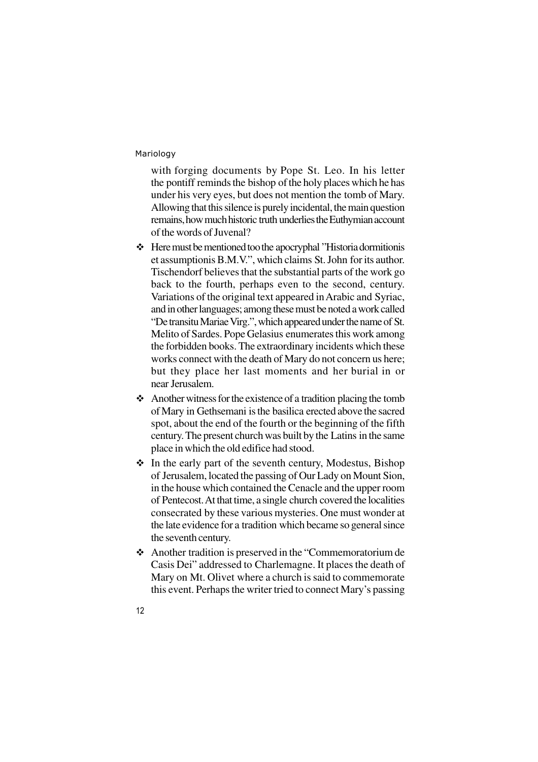with forging documents by Pope St. Leo. In his letter the pontiff reminds the bishop of the holy places which he has under his very eyes, but does not mention the tomb of Mary. Allowing that this silence is purely incidental, the main question remains, how much historic truth underlies the Euthymian account of the words of Juvenal?

- Here must be mentioned too the apocryphal "Historia dormitionis et assumptionis B.M.V.", which claims St. John for its author. Tischendorf believes that the substantial parts of the work go back to the fourth, perhaps even to the second, century. Variations of the original text appeared in Arabic and Syriac, and in other languages; among these must be noted a work called "De transitu Mariae Virg.", which appeared under the name of St. Melito of Sardes. Pope Gelasius enumerates this work among the forbidden books. The extraordinary incidents which these works connect with the death of Mary do not concern us here; but they place her last moments and her burial in or near Jerusalem.
- Another witness for the existence of a tradition placing the tomb of Mary in Gethsemani is the basilica erected above the sacred spot, about the end of the fourth or the beginning of the fifth century. The present church was built by the Latins in the same place in which the old edifice had stood.
- In the early part of the seventh century, Modestus, Bishop of Jerusalem, located the passing of Our Lady on Mount Sion, in the house which contained the Cenacle and the upper room of Pentecost. At that time, a single church covered the localities consecrated by these various mysteries. One must wonder at the late evidence for a tradition which became so general since the seventh century.
- Another tradition is preserved in the "Commemoratorium de Casis Dei" addressed to Charlemagne. It places the death of Mary on Mt. Olivet where a church is said to commemorate this event. Perhaps the writer tried to connect Mary's passing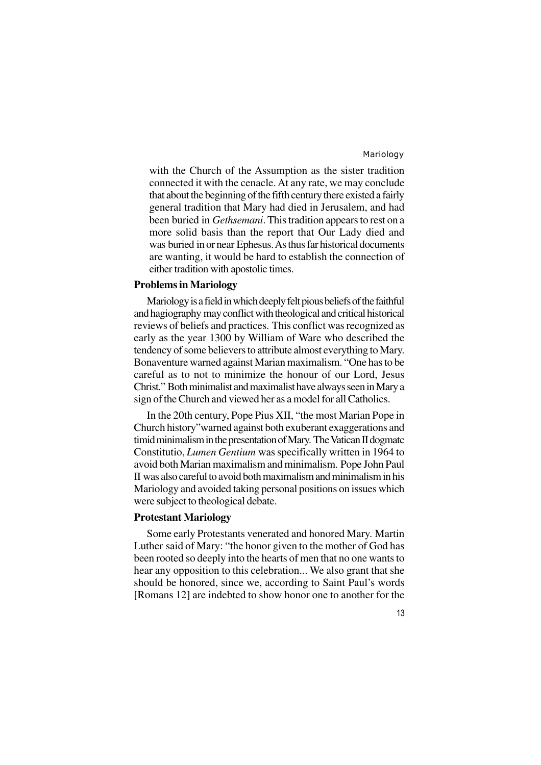with the Church of the Assumption as the sister tradition connected it with the cenacle. At any rate, we may conclude that about the beginning of the fifth century there existed a fairly general tradition that Mary had died in Jerusalem, and had been buried in *Gethsemani*. This tradition appears to rest on a more solid basis than the report that Our Lady died and was buried in or near Ephesus. As thus far historical documents are wanting, it would be hard to establish the connection of either tradition with apostolic times.

## Problems in Mariology

Mariology is a field in which deeply felt pious beliefs of the faithful and hagiography may conflict with theological and critical historical reviews of beliefs and practices. This conflict was recognized as early as the year 1300 by William of Ware who described the tendency of some believers to attribute almost everything to Mary. Bonaventure warned against Marian maximalism. "One has to be careful as to not to minimize the honour of our Lord, Jesus Christ." Both minimalist and maximalist have always seen in Mary a sign of the Church and viewed her as a model for all Catholics.

In the 20th century, Pope Pius XII, "the most Marian Pope in Church history"warned against both exuberant exaggerations and timid minimalism in the presentation of Mary. The Vatican II dogmatc Constitutio, *Lumen Gentium* was specifically written in 1964 to avoid both Marian maximalism and minimalism. Pope John Paul II was also careful to avoid both maximalism and minimalism in his Mariology and avoided taking personal positions on issues which were subject to theological debate.

## Protestant Mariology

Some early Protestants venerated and honored Mary. Martin Luther said of Mary: "the honor given to the mother of God has been rooted so deeply into the hearts of men that no one wants to hear any opposition to this celebration... We also grant that she should be honored, since we, according to Saint Paul's words [Romans 12] are indebted to show honor one to another for the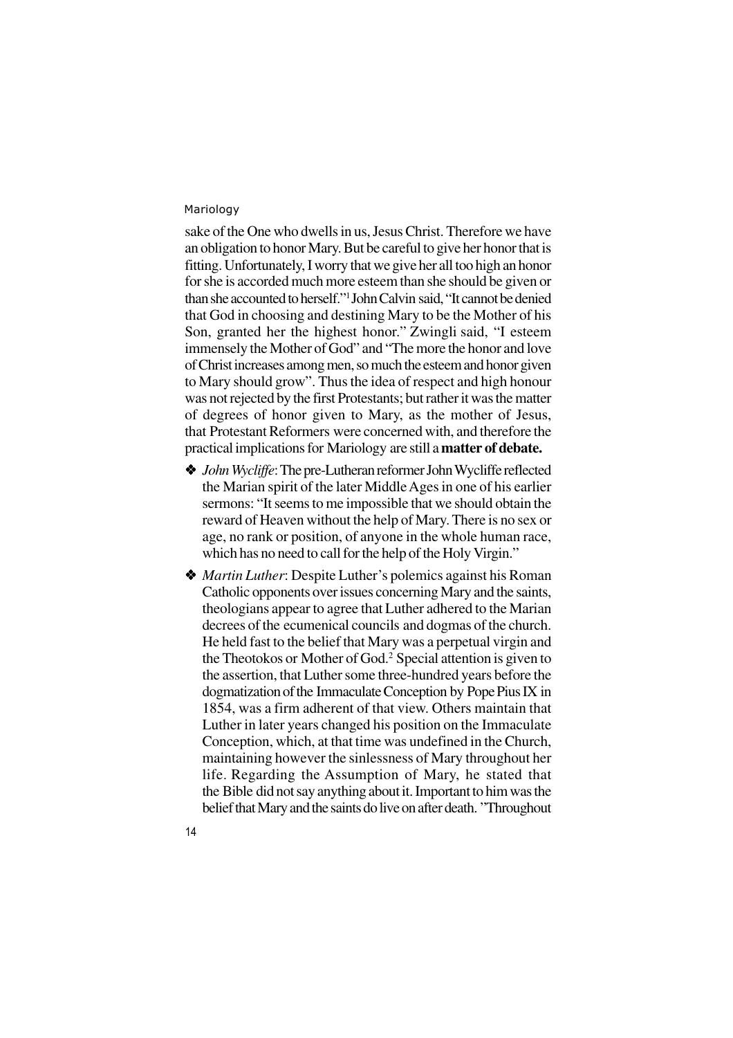sake of the One who dwells in us, Jesus Christ. Therefore we have an obligation to honor Mary. But be careful to give her honor that is fitting. Unfortunately, I worry that we give her all too high an honor for she is accorded much more esteem than she should be given or than she accounted to herself."[1] John Calvin said, "It cannot be denied that God in choosing and destining Mary to be the Mother of his Son, granted her the highest honor." Zwingli said, "I esteem immensely the Mother of God" and "The more the honor and love of Christ increases among men, so much the esteem and honor given to Mary should grow". Thus the idea of respect and high honour was not rejected by the first Protestants; but rather it was the matter of degrees of honor given to Mary, as the mother of Jesus, that Protestant Reformers were concerned with, and therefore the practical implications for Mariology are still a **matter of debate.**

- *John Wycliffe*: The pre-Lutheran reformer John Wycliffe reflected the Marian spirit of the later Middle Ages in one of his earlier sermons: "It seems to me impossible that we should obtain the reward of Heaven without the help of Mary. There is no sex or age, no rank or position, of anyone in the whole human race, which has no need to call for the help of the Holy Virgin."

- *Martin Luther*: Despite Luther's polemics against his Roman Catholic opponents over issues concerning Mary and the saints, theologians appear to agree that Luther adhered to the Marian decrees of the ecumenical councils and dogmas of the church. He held fast to the belief that Mary was a perpetual virgin and the Theotokos or Mother of God.[2] Special attention is given to the assertion, that Luther some three-hundred years before the dogmatization of the Immaculate Conception by Pope Pius IX in 1854, was a firm adherent of that view. Others maintain that Luther in later years changed his position on the Immaculate Conception, which, at that time was undefined in the Church, maintaining however the sinlessness of Mary throughout her life. Regarding the Assumption of Mary, he stated that the Bible did not say anything about it. Important to him was the belief that Mary and the saints do live on after death. "Throughout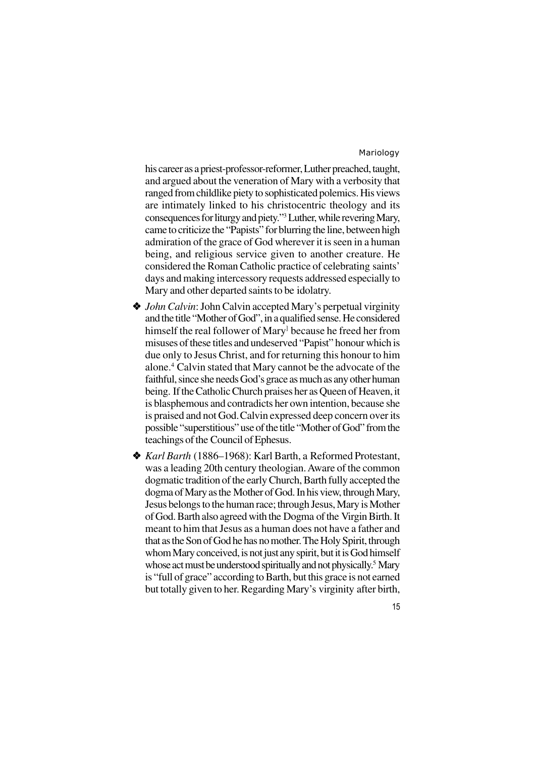his career as a priest-professor-reformer, Luther preached, taught, and argued about the veneration of Mary with a verbosity that ranged from childlike piety to sophisticated polemics. His views are intimately linked to his christocentric theology and its consequences for liturgy and piety."[3] Luther, while revering Mary, came to criticize the "Papists" for blurring the line, between high admiration of the grace of God wherever it is seen in a human being, and religious service given to another creature. He considered the Roman Catholic practice of celebrating saints' days and making intercessory requests addressed especially to Mary and other departed saints to be idolatry.

- *John Calvin*: John Calvin accepted Mary's perpetual virginity and the title "Mother of God", in a qualified sense. He considered himself the real follower of Mary[1] because he freed her from misuses of these titles and undeserved "Papist" honour which is due only to Jesus Christ, and for returning this honour to him alone.[4] Calvin stated that Mary cannot be the advocate of the faithful, since she needs God's grace as much as any other human being. If the Catholic Church praises her as Queen of Heaven, it is blasphemous and contradicts her own intention, because she is praised and not God. Calvin expressed deep concern over its possible "superstitious" use of the title "Mother of God" from the teachings of the Council of Ephesus.
- *Karl Barth* (1886–1968): Karl Barth, a Reformed Protestant, was a leading 20th century theologian. Aware of the common dogmatic tradition of the early Church, Barth fully accepted the dogma of Mary as the Mother of God. In his view, through Mary, Jesus belongs to the human race; through Jesus, Mary is Mother of God. Barth also agreed with the Dogma of the Virgin Birth. It meant to him that Jesus as a human does not have a father and that as the Son of God he has no mother. The Holy Spirit, through whom Mary conceived, is not just any spirit, but it is God himself whose act must be understood spiritually and not physically.[5] Mary is "full of grace" according to Barth, but this grace is not earned but totally given to her. Regarding Mary's virginity after birth,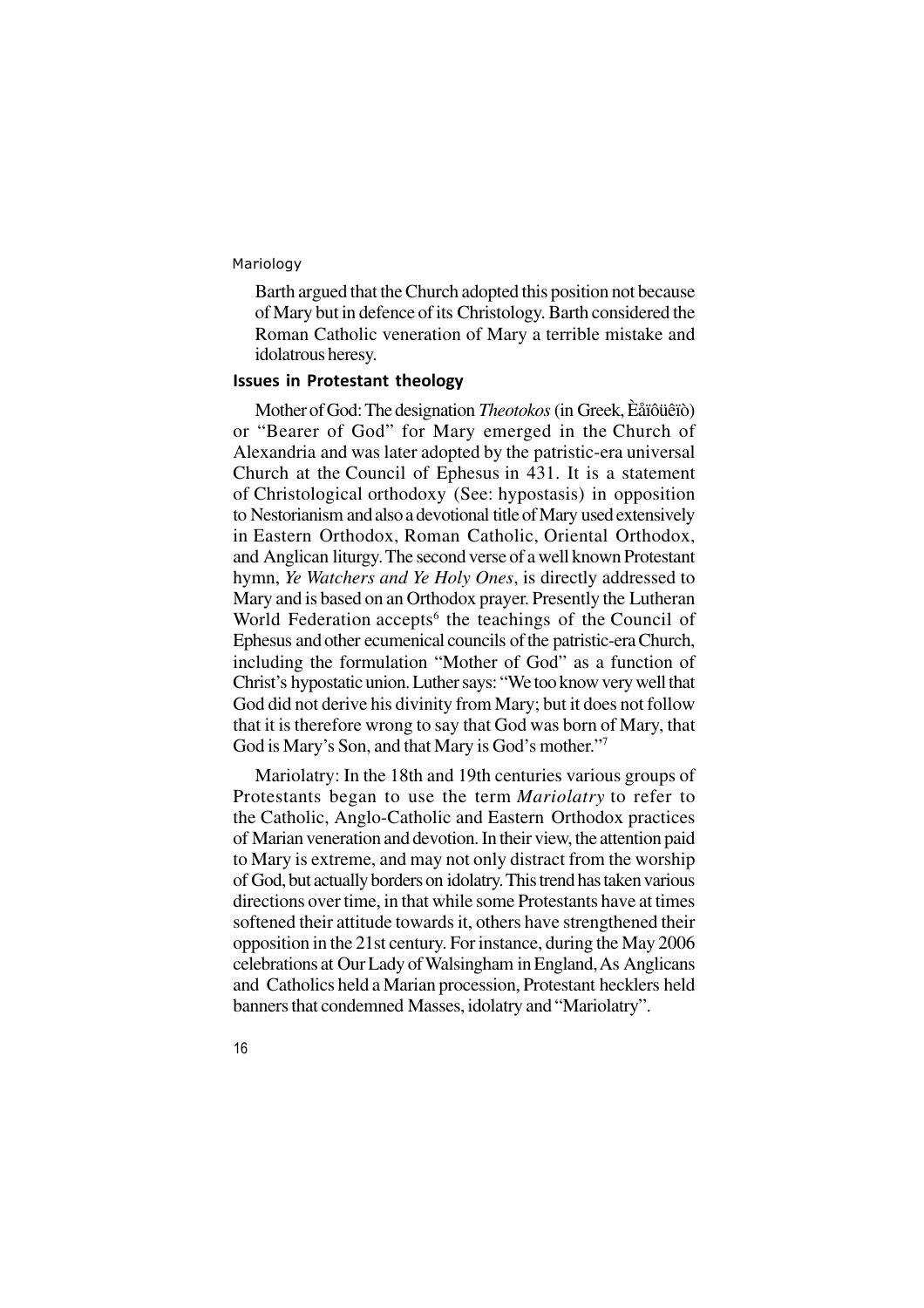Barth argued that the Church adopted this position not because of Mary but in defence of its Christology. Barth considered the Roman Catholic veneration of Mary a terrible mistake and idolatrous heresy.

### Issues in Protestant theology

Mother of God: The designation *Theotokos* (in Greek, Èåïôüêïò) or "Bearer of God" for Mary emerged in the Church of Alexandria and was later adopted by the patristic-era universal Church at the Council of Ephesus in 431. It is a statement of Christological orthodoxy (See: hypostasis) in opposition to Nestorianism and also a devotional title of Mary used extensively in Eastern Orthodox, Roman Catholic, Oriental Orthodox, and Anglican liturgy. The second verse of a well known Protestant hymn, *Ye Watchers and Ye Holy Ones*, is directly addressed to Mary and is based on an Orthodox prayer. Presently the Lutheran World Federation accepts[6] the teachings of the Council of Ephesus and other ecumenical councils of the patristic-era Church, including the formulation "Mother of God" as a function of Christ's hypostatic union. Luther says: "We too know very well that God did not derive his divinity from Mary; but it does not follow that it is therefore wrong to say that God was born of Mary, that God is Mary's Son, and that Mary is God's mother."[7]

Mariolatry: In the 18th and 19th centuries various groups of Protestants began to use the term *Mariolatry* to refer to the Catholic, Anglo-Catholic and Eastern Orthodox practices of Marian veneration and devotion. In their view, the attention paid to Mary is extreme, and may not only distract from the worship of God, but actually borders on idolatry. This trend has taken various directions over time, in that while some Protestants have at times softened their attitude towards it, others have strengthened their opposition in the 21st century. For instance, during the May 2006 celebrations at Our Lady of Walsingham in England, As Anglicans and Catholics held a Marian procession, Protestant hecklers held banners that condemned Masses, idolatry and "Mariolatry".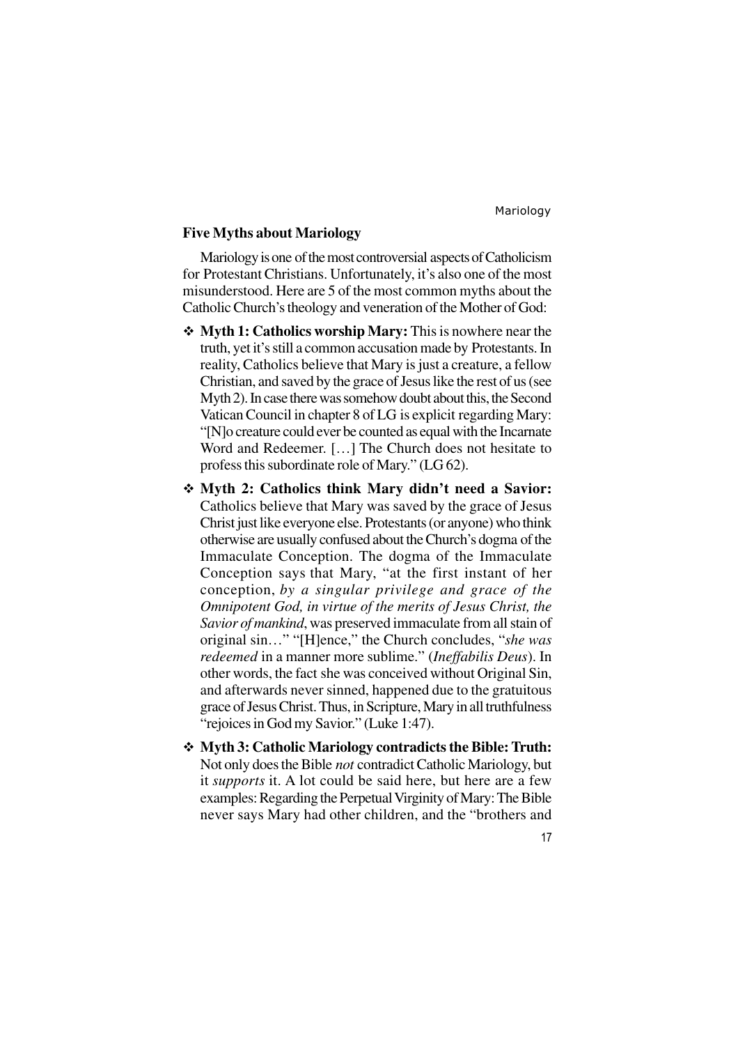### Five Myths about Mariology

Mariology is one of the most controversial aspects of Catholicism for Protestant Christians. Unfortunately, it's also one of the most misunderstood. Here are 5 of the most common myths about the Catholic Church's theology and veneration of the Mother of God:

- **Myth 1: Catholics worship Mary:** This is nowhere near the truth, yet it's still a common accusation made by Protestants. In reality, Catholics believe that Mary is just a creature, a fellow Christian, and saved by the grace of Jesus like the rest of us (see Myth 2). In case there was somehow doubt about this, the Second Vatican Council in chapter 8 of LG is explicit regarding Mary: "[N]o creature could ever be counted as equal with the Incarnate Word and Redeemer. […] The Church does not hesitate to profess this subordinate role of Mary." (LG 62).
- **Myth 2: Catholics think Mary didn't need a Savior:** Catholics believe that Mary was saved by the grace of Jesus Christ just like everyone else. Protestants (or anyone) who think otherwise are usually confused about the Church's dogma of the Immaculate Conception. The dogma of the Immaculate Conception says that Mary, "at the first instant of her conception, *by a singular privilege and grace of the Omnipotent God, in virtue of the merits of Jesus Christ, the Savior of mankind*, was preserved immaculate from all stain of original sin…" "[H]ence," the Church concludes, "*she was redeemed* in a manner more sublime." (*Ineffabilis Deus*). In other words, the fact she was conceived without Original Sin, and afterwards never sinned, happened due to the gratuitous grace of Jesus Christ. Thus, in Scripture, Mary in all truthfulness "rejoices in God my Savior." (Luke 1:47).
- **Myth 3: Catholic Mariology contradicts the Bible: Truth:** Not only does the Bible *not* contradict Catholic Mariology, but it *supports* it. A lot could be said here, but here are a few examples: Regarding the Perpetual Virginity of Mary: The Bible never says Mary had other children, and the "brothers and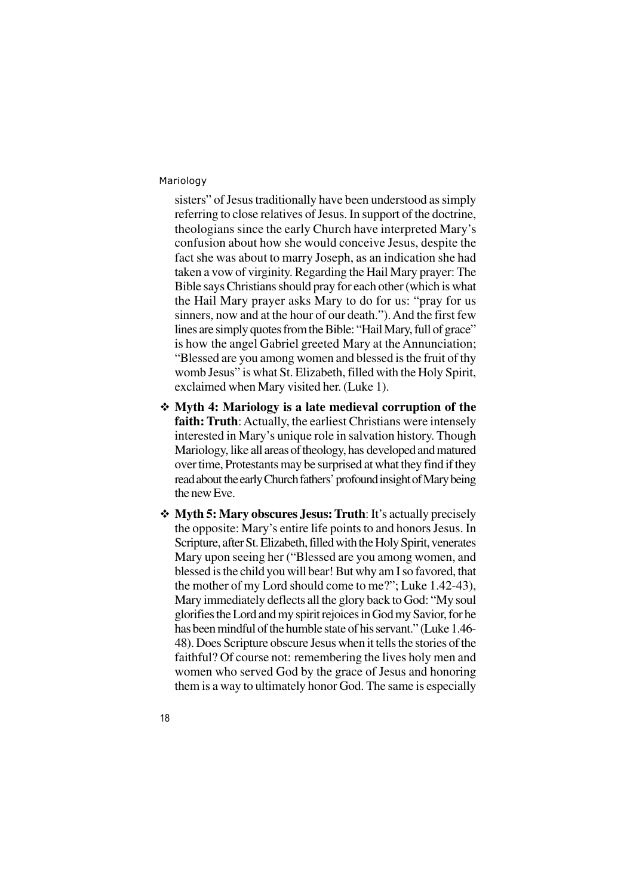sisters" of Jesus traditionally have been understood as simply referring to close relatives of Jesus. In support of the doctrine, theologians since the early Church have interpreted Mary's confusion about how she would conceive Jesus, despite the fact she was about to marry Joseph, as an indication she had taken a vow of virginity. Regarding the Hail Mary prayer: The Bible says Christians should pray for each other (which is what the Hail Mary prayer asks Mary to do for us: "pray for us sinners, now and at the hour of our death."). And the first few lines are simply quotes from the Bible: "Hail Mary, full of grace" is how the angel Gabriel greeted Mary at the Annunciation; "Blessed are you among women and blessed is the fruit of thy womb Jesus" is what St. Elizabeth, filled with the Holy Spirit, exclaimed when Mary visited her. (Luke 1).

- **Myth 4: Mariology is a late medieval corruption of the faith: Truth**: Actually, the earliest Christians were intensely interested in Mary's unique role in salvation history. Though Mariology, like all areas of theology, has developed and matured over time, Protestants may be surprised at what they find if they read about the early Church fathers' profound insight of Mary being the new Eve.
- **Myth 5: Mary obscures Jesus: Truth**: It's actually precisely the opposite: Mary's entire life points to and honors Jesus. In Scripture, after St. Elizabeth, filled with the Holy Spirit, venerates Mary upon seeing her ("Blessed are you among women, and blessed is the child you will bear! But why am I so favored, that the mother of my Lord should come to me?"; Luke 1.42-43), Mary immediately deflects all the glory back to God: "My soul glorifies the Lord and my spirit rejoices in God my Savior, for he has been mindful of the humble state of his servant." (Luke 1.46-48). Does Scripture obscure Jesus when it tells the stories of the faithful? Of course not: remembering the lives holy men and women who served God by the grace of Jesus and honoring them is a way to ultimately honor God. The same is especially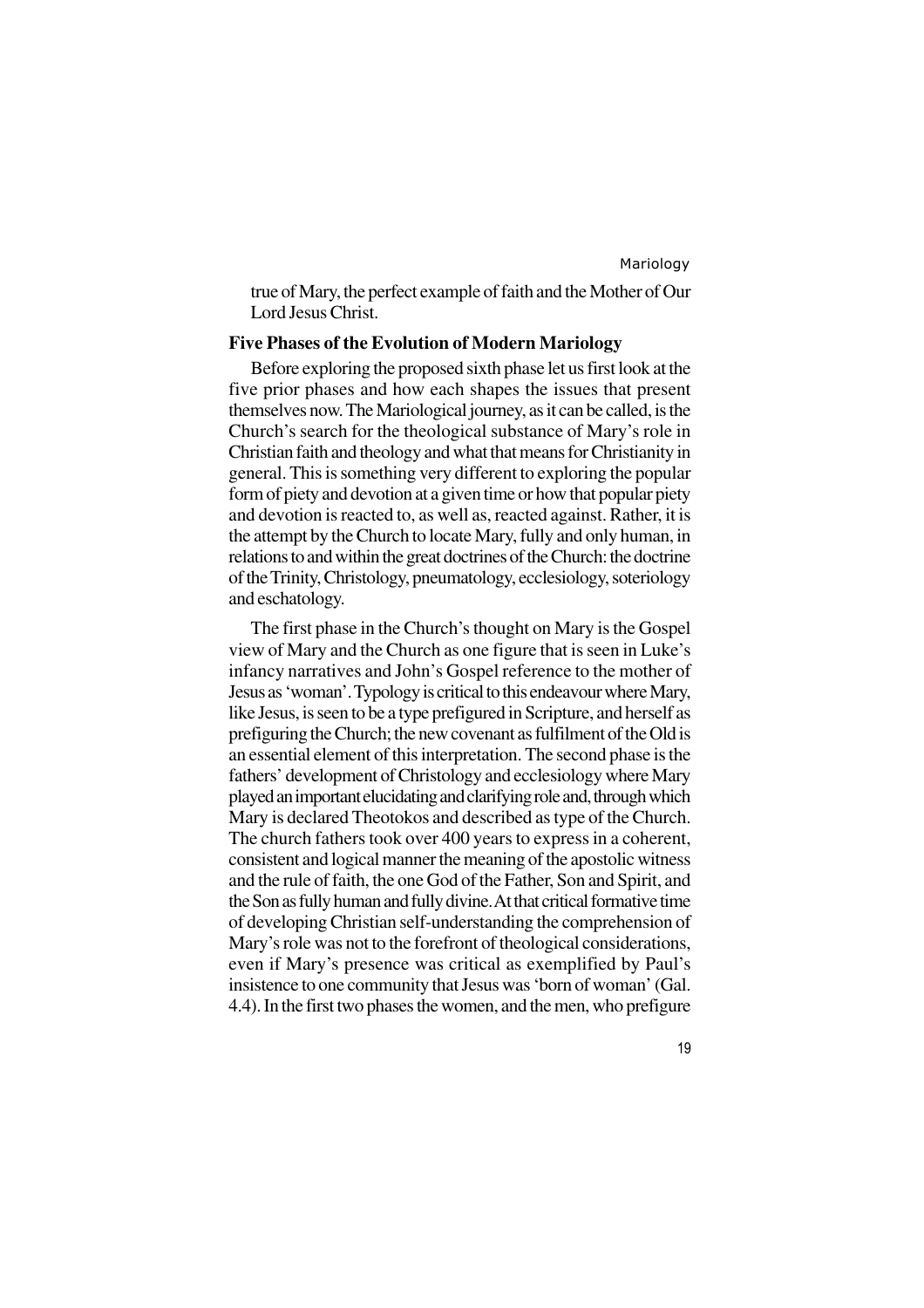true of Mary, the perfect example of faith and the Mother of Our Lord Jesus Christ.

## Five Phases of the Evolution of Modern Mariology

Before exploring the proposed sixth phase let us first look at the five prior phases and how each shapes the issues that present themselves now. The Mariological journey, as it can be called, is the Church's search for the theological substance of Mary's role in Christian faith and theology and what that means for Christianity in general. This is something very different to exploring the popular form of piety and devotion at a given time or how that popular piety and devotion is reacted to, as well as, reacted against. Rather, it is the attempt by the Church to locate Mary, fully and only human, in relations to and within the great doctrines of the Church: the doctrine of the Trinity, Christology, pneumatology, ecclesiology, soteriology and eschatology.

The first phase in the Church's thought on Mary is the Gospel view of Mary and the Church as one figure that is seen in Luke's infancy narratives and John's Gospel reference to the mother of Jesus as 'woman'. Typology is critical to this endeavour where Mary, like Jesus, is seen to be a type prefigured in Scripture, and herself as prefiguring the Church; the new covenant as fulfilment of the Old is an essential element of this interpretation. The second phase is the fathers' development of Christology and ecclesiology where Mary played an important elucidating and clarifying role and, through which Mary is declared Theotokos and described as type of the Church. The church fathers took over 400 years to express in a coherent, consistent and logical manner the meaning of the apostolic witness and the rule of faith, the one God of the Father, Son and Spirit, and the Son as fully human and fully divine. At that critical formative time of developing Christian self-understanding the comprehension of Mary's role was not to the forefront of theological considerations, even if Mary's presence was critical as exemplified by Paul's insistence to one community that Jesus was 'born of woman' (Gal. 4.4). In the first two phases the women, and the men, who prefigure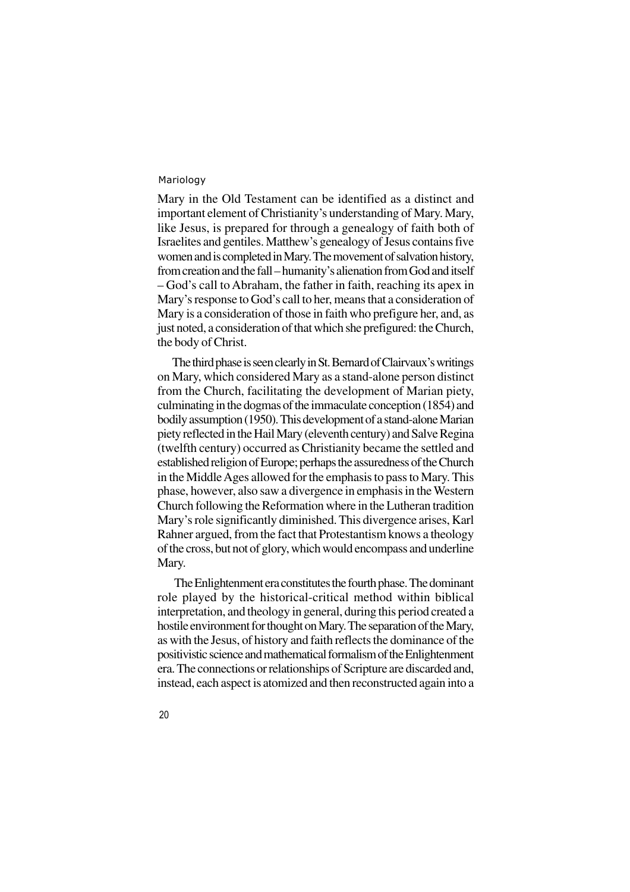Mary in the Old Testament can be identified as a distinct and important element of Christianity's understanding of Mary. Mary, like Jesus, is prepared for through a genealogy of faith both of Israelites and gentiles. Matthew's genealogy of Jesus contains five women and is completed in Mary. The movement of salvation history, from creation and the fall – humanity's alienation from God and itself – God's call to Abraham, the father in faith, reaching its apex in Mary's response to God's call to her, means that a consideration of Mary is a consideration of those in faith who prefigure her, and, as just noted, a consideration of that which she prefigured: the Church, the body of Christ.

The third phase is seen clearly in St. Bernard of Clairvaux's writings on Mary, which considered Mary as a stand-alone person distinct from the Church, facilitating the development of Marian piety, culminating in the dogmas of the immaculate conception (1854) and bodily assumption (1950). This development of a stand-alone Marian piety reflected in the Hail Mary (eleventh century) and Salve Regina (twelfth century) occurred as Christianity became the settled and established religion of Europe; perhaps the assuredness of the Church in the Middle Ages allowed for the emphasis to pass to Mary. This phase, however, also saw a divergence in emphasis in the Western Church following the Reformation where in the Lutheran tradition Mary's role significantly diminished. This divergence arises, Karl Rahner argued, from the fact that Protestantism knows a theology of the cross, but not of glory, which would encompass and underline Mary.

The Enlightenment era constitutes the fourth phase. The dominant role played by the historical-critical method within biblical interpretation, and theology in general, during this period created a hostile environment for thought on Mary. The separation of the Mary, as with the Jesus, of history and faith reflects the dominance of the positivistic science and mathematical formalism of the Enlightenment era. The connections or relationships of Scripture are discarded and, instead, each aspect is atomized and then reconstructed again into a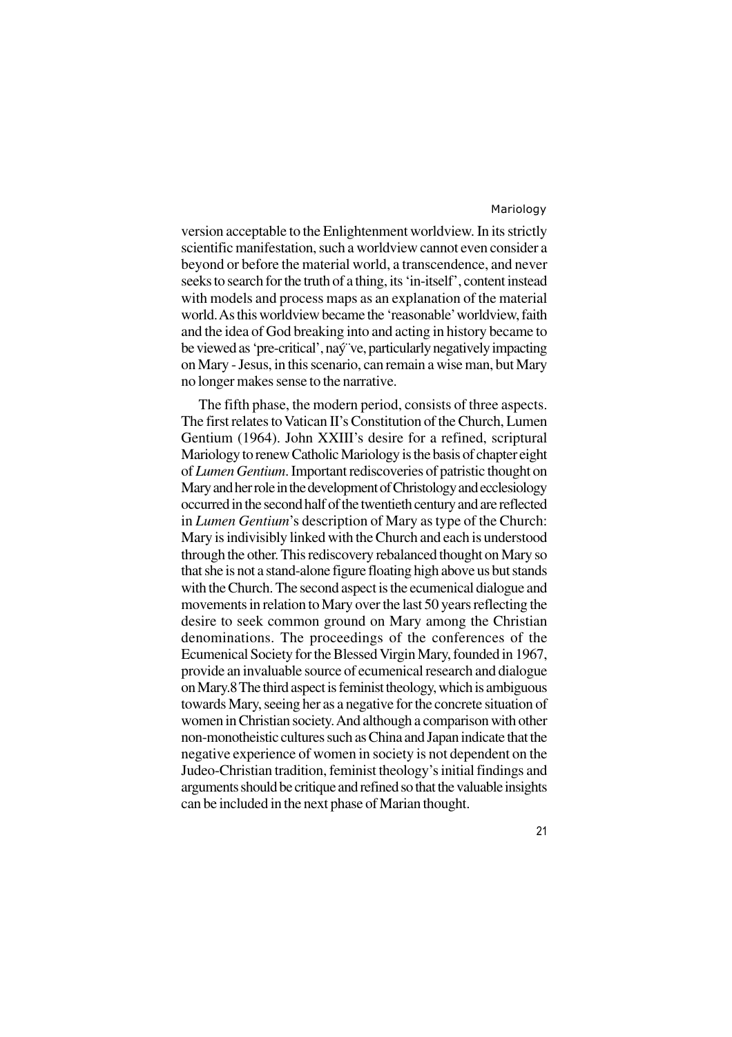version acceptable to the Enlightenment worldview. In its strictly scientific manifestation, such a worldview cannot even consider a beyond or before the material world, a transcendence, and never seeks to search for the truth of a thing, its 'in-itself', content instead with models and process maps as an explanation of the material world. As this worldview became the 'reasonable' worldview, faith and the idea of God breaking into and acting in history became to be viewed as 'pre-critical', naý¨ve, particularly negatively impacting on Mary - Jesus, in this scenario, can remain a wise man, but Mary no longer makes sense to the narrative.

The fifth phase, the modern period, consists of three aspects. The first relates to Vatican II's Constitution of the Church, Lumen Gentium (1964). John XXIII's desire for a refined, scriptural Mariology to renew Catholic Mariology is the basis of chapter eight of *Lumen Gentium*. Important rediscoveries of patristic thought on Mary and her role in the development of Christology and ecclesiology occurred in the second half of the twentieth century and are reflected in *Lumen Gentium*'s description of Mary as type of the Church: Mary is indivisibly linked with the Church and each is understood through the other. This rediscovery rebalanced thought on Mary so that she is not a stand-alone figure floating high above us but stands with the Church. The second aspect is the ecumenical dialogue and movements in relation to Mary over the last 50 years reflecting the desire to seek common ground on Mary among the Christian denominations. The proceedings of the conferences of the Ecumenical Society for the Blessed Virgin Mary, founded in 1967, provide an invaluable source of ecumenical research and dialogue on Mary.8 The third aspect is feminist theology, which is ambiguous towards Mary, seeing her as a negative for the concrete situation of women in Christian society. And although a comparison with other non-monotheistic cultures such as China and Japan indicate that the negative experience of women in society is not dependent on the Judeo-Christian tradition, feminist theology's initial findings and arguments should be critique and refined so that the valuable insights can be included in the next phase of Marian thought.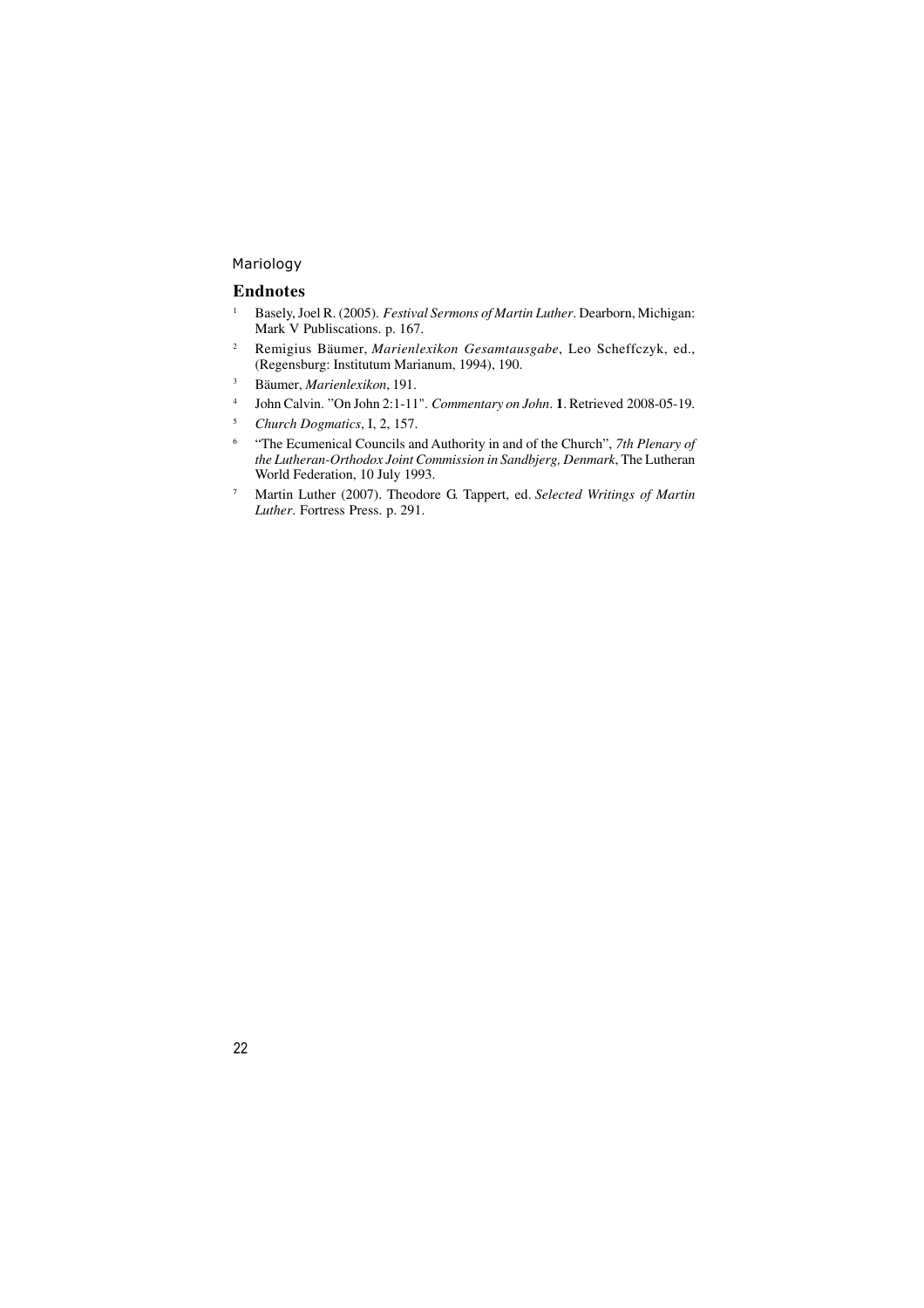## Endnotes

1. Basely, Joel R. (2005). *Festival Sermons of Martin Luther*. Dearborn, Michigan: Mark V Publiscations. p. 167.
2. Remigius Bäumer, *Marienlexikon Gesamtausgabe*, Leo Scheffczyk, ed., (Regensburg: Institutum Marianum, 1994), 190.
3. Bäumer, *Marienlexikon*, 191.
4. John Calvin. "On John 2:1-11". *Commentary on John*. **1**. Retrieved 2008-05-19.
5. *Church Dogmatics*, I, 2, 157.
6. "The Ecumenical Councils and Authority in and of the Church", *7th Plenary of the Lutheran-Orthodox Joint Commission in Sandbjerg, Denmark*, The Lutheran World Federation, 10 July 1993.
7. Martin Luther (2007). Theodore G. Tappert, ed. *Selected Writings of Martin Luther*. Fortress Press. p. 291.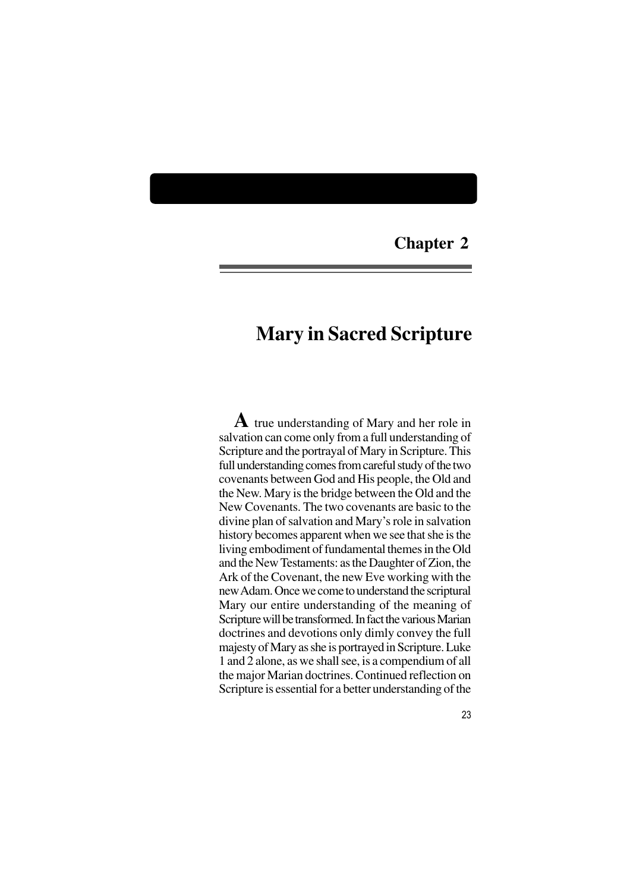## Chapter 2

# Mary in Sacred Scripture

A true understanding of Mary and her role in salvation can come only from a full understanding of Scripture and the portrayal of Mary in Scripture. This full understanding comes from careful study of the two covenants between God and His people, the Old and the New. Mary is the bridge between the Old and the New Covenants. The two covenants are basic to the divine plan of salvation and Mary's role in salvation history becomes apparent when we see that she is the living embodiment of fundamental themes in the Old and the New Testaments: as the Daughter of Zion, the Ark of the Covenant, the new Eve working with the new Adam. Once we come to understand the scriptural Mary our entire understanding of the meaning of Scripture will be transformed. In fact the various Marian doctrines and devotions only dimly convey the full majesty of Mary as she is portrayed in Scripture. Luke 1 and 2 alone, as we shall see, is a compendium of all the major Marian doctrines. Continued reflection on Scripture is essential for a better understanding of the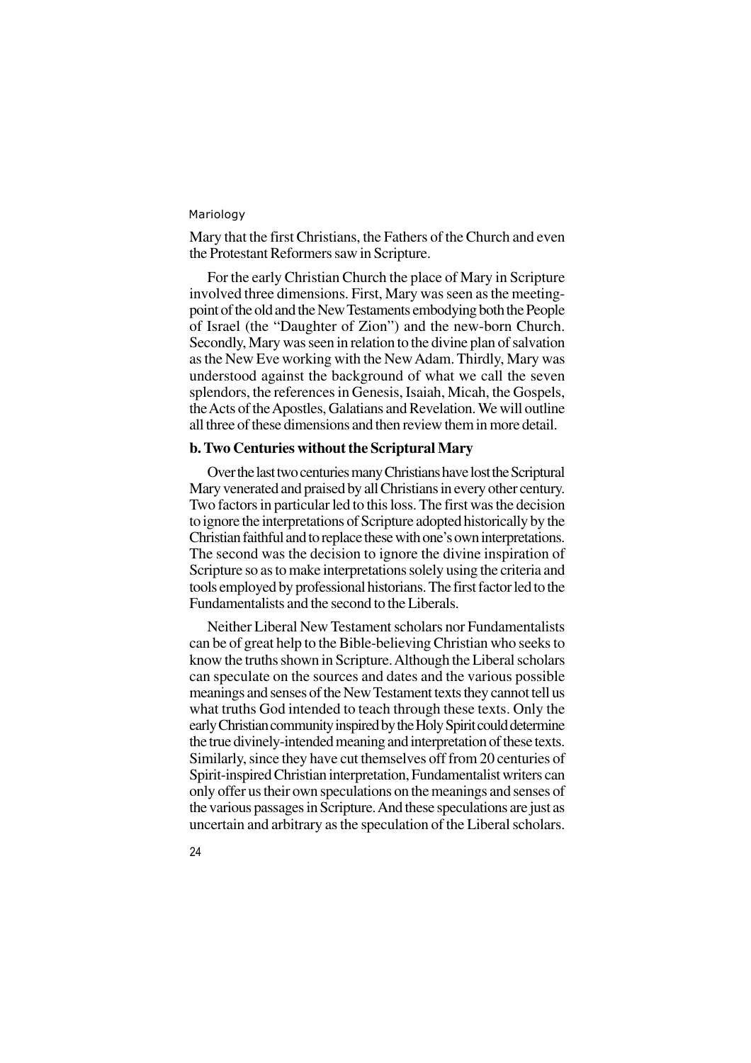Mary that the first Christians, the Fathers of the Church and even the Protestant Reformers saw in Scripture.

For the early Christian Church the place of Mary in Scripture involved three dimensions. First, Mary was seen as the meeting-point of the old and the New Testaments embodying both the People of Israel (the "Daughter of Zion") and the new-born Church. Secondly, Mary was seen in relation to the divine plan of salvation as the New Eve working with the New Adam. Thirdly, Mary was understood against the background of what we call the seven splendors, the references in Genesis, Isaiah, Micah, the Gospels, the Acts of the Apostles, Galatians and Revelation. We will outline all three of these dimensions and then review them in more detail.

### b. Two Centuries without the Scriptural Mary

Over the last two centuries many Christians have lost the Scriptural Mary venerated and praised by all Christians in every other century. Two factors in particular led to this loss. The first was the decision to ignore the interpretations of Scripture adopted historically by the Christian faithful and to replace these with one's own interpretations. The second was the decision to ignore the divine inspiration of Scripture so as to make interpretations solely using the criteria and tools employed by professional historians. The first factor led to the Fundamentalists and the second to the Liberals.

Neither Liberal New Testament scholars nor Fundamentalists can be of great help to the Bible-believing Christian who seeks to know the truths shown in Scripture. Although the Liberal scholars can speculate on the sources and dates and the various possible meanings and senses of the New Testament texts they cannot tell us what truths God intended to teach through these texts. Only the early Christian community inspired by the Holy Spirit could determine the true divinely-intended meaning and interpretation of these texts. Similarly, since they have cut themselves off from 20 centuries of Spirit-inspired Christian interpretation, Fundamentalist writers can only offer us their own speculations on the meanings and senses of the various passages in Scripture. And these speculations are just as uncertain and arbitrary as the speculation of the Liberal scholars.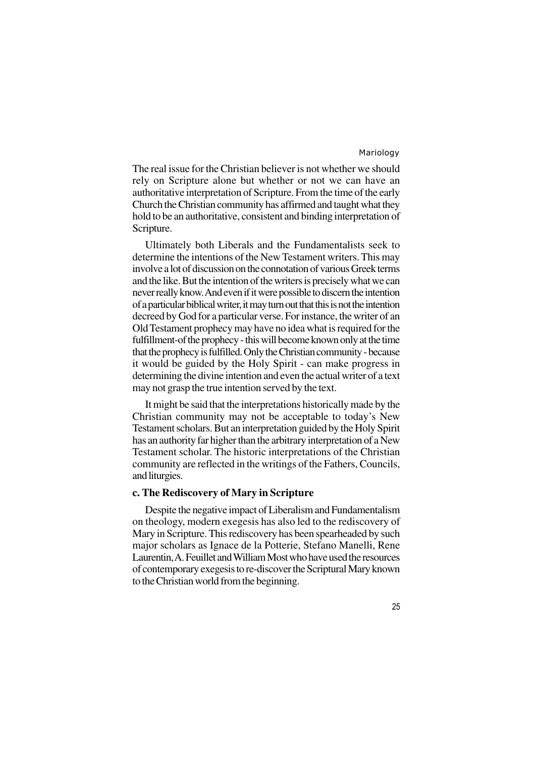The real issue for the Christian believer is not whether we should rely on Scripture alone but whether or not we can have an authoritative interpretation of Scripture. From the time of the early Church the Christian community has affirmed and taught what they hold to be an authoritative, consistent and binding interpretation of Scripture.

Ultimately both Liberals and the Fundamentalists seek to determine the intentions of the New Testament writers. This may involve a lot of discussion on the connotation of various Greek terms and the like. But the intention of the writers is precisely what we can never really know. And even if it were possible to discern the intention of a particular biblical writer, it may turn out that this is not the intention decreed by God for a particular verse. For instance, the writer of an Old Testament prophecy may have no idea what is required for the fulfillment-of the prophecy - this will become known only at the time that the prophecy is fulfilled. Only the Christian community - because it would be guided by the Holy Spirit - can make progress in determining the divine intention and even the actual writer of a text may not grasp the true intention served by the text.

It might be said that the interpretations historically made by the Christian community may not be acceptable to today's New Testament scholars. But an interpretation guided by the Holy Spirit has an authority far higher than the arbitrary interpretation of a New Testament scholar. The historic interpretations of the Christian community are reflected in the writings of the Fathers, Councils, and liturgies.

### c. The Rediscovery of Mary in Scripture

Despite the negative impact of Liberalism and Fundamentalism on theology, modern exegesis has also led to the rediscovery of Mary in Scripture. This rediscovery has been spearheaded by such major scholars as Ignace de la Potterie, Stefano Manelli, Rene Laurentin, A. Feuillet and William Most who have used the resources of contemporary exegesis to re-discover the Scriptural Mary known to the Christian world from the beginning.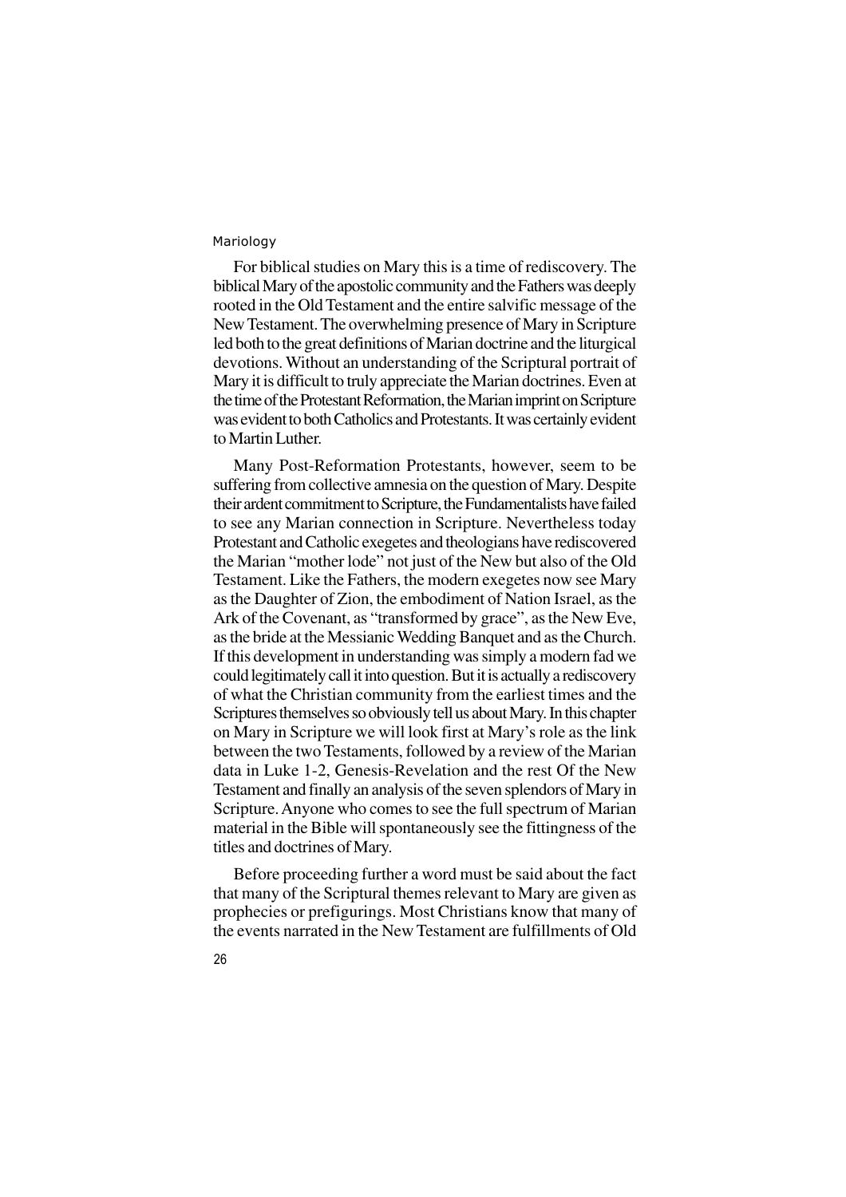For biblical studies on Mary this is a time of rediscovery. The biblical Mary of the apostolic community and the Fathers was deeply rooted in the Old Testament and the entire salvific message of the New Testament. The overwhelming presence of Mary in Scripture led both to the great definitions of Marian doctrine and the liturgical devotions. Without an understanding of the Scriptural portrait of Mary it is difficult to truly appreciate the Marian doctrines. Even at the time of the Protestant Reformation, the Marian imprint on Scripture was evident to both Catholics and Protestants. It was certainly evident to Martin Luther.

Many Post-Reformation Protestants, however, seem to be suffering from collective amnesia on the question of Mary. Despite their ardent commitment to Scripture, the Fundamentalists have failed to see any Marian connection in Scripture. Nevertheless today Protestant and Catholic exegetes and theologians have rediscovered the Marian "mother lode" not just of the New but also of the Old Testament. Like the Fathers, the modern exegetes now see Mary as the Daughter of Zion, the embodiment of Nation Israel, as the Ark of the Covenant, as "transformed by grace", as the New Eve, as the bride at the Messianic Wedding Banquet and as the Church. If this development in understanding was simply a modern fad we could legitimately call it into question. But it is actually a rediscovery of what the Christian community from the earliest times and the Scriptures themselves so obviously tell us about Mary. In this chapter on Mary in Scripture we will look first at Mary's role as the link between the two Testaments, followed by a review of the Marian data in Luke 1-2, Genesis-Revelation and the rest Of the New Testament and finally an analysis of the seven splendors of Mary in Scripture. Anyone who comes to see the full spectrum of Marian material in the Bible will spontaneously see the fittingness of the titles and doctrines of Mary.

Before proceeding further a word must be said about the fact that many of the Scriptural themes relevant to Mary are given as prophecies or prefigurings. Most Christians know that many of the events narrated in the New Testament are fulfillments of Old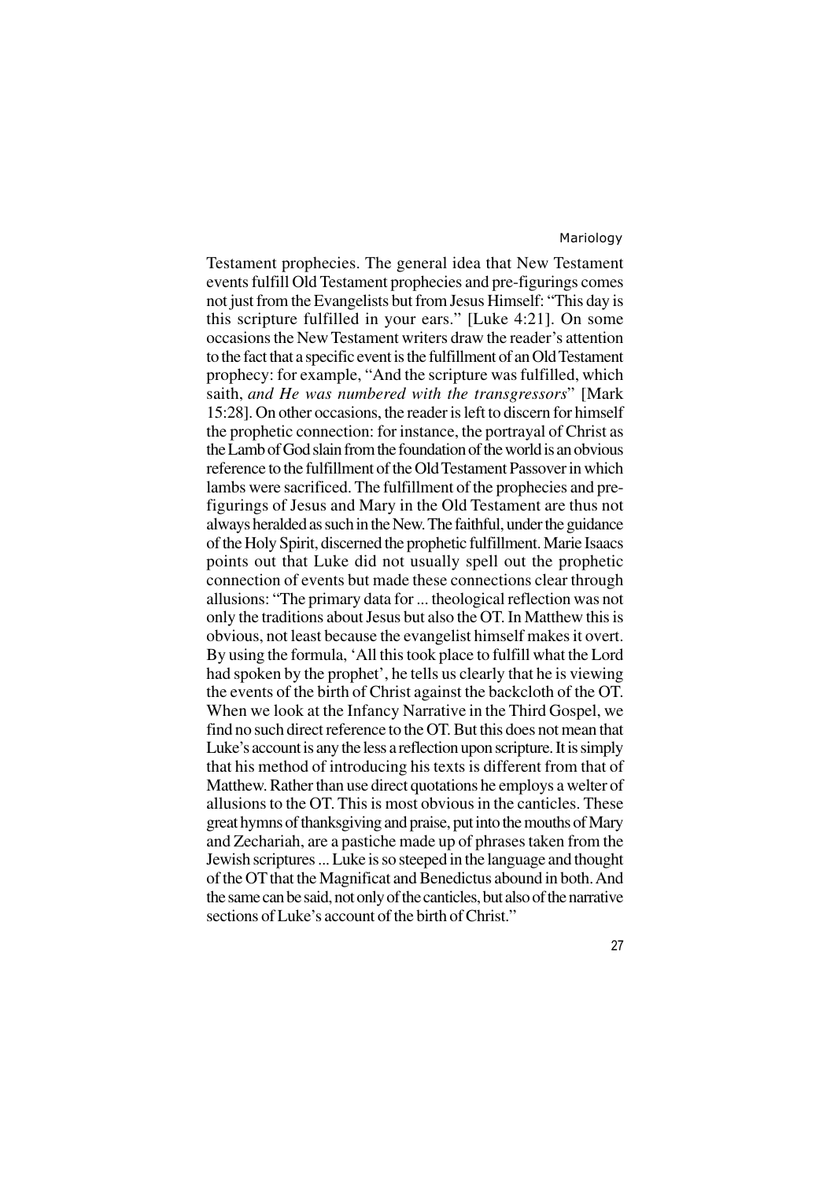Testament prophecies. The general idea that New Testament events fulfill Old Testament prophecies and pre-figurings comes not just from the Evangelists but from Jesus Himself: "This day is this scripture fulfilled in your ears." [Luke 4:21]. On some occasions the New Testament writers draw the reader's attention to the fact that a specific event is the fulfillment of an Old Testament prophecy: for example, "And the scripture was fulfilled, which saith, *and He was numbered with the transgressors*" [Mark 15:28]. On other occasions, the reader is left to discern for himself the prophetic connection: for instance, the portrayal of Christ as the Lamb of God slain from the foundation of the world is an obvious reference to the fulfillment of the Old Testament Passover in which lambs were sacrificed. The fulfillment of the prophecies and pre-figurings of Jesus and Mary in the Old Testament are thus not always heralded as such in the New. The faithful, under the guidance of the Holy Spirit, discerned the prophetic fulfillment. Marie Isaacs points out that Luke did not usually spell out the prophetic connection of events but made these connections clear through allusions: "The primary data for ... theological reflection was not only the traditions about Jesus but also the OT. In Matthew this is obvious, not least because the evangelist himself makes it overt. By using the formula, 'All this took place to fulfill what the Lord had spoken by the prophet', he tells us clearly that he is viewing the events of the birth of Christ against the backcloth of the OT. When we look at the Infancy Narrative in the Third Gospel, we find no such direct reference to the OT. But this does not mean that Luke's account is any the less a reflection upon scripture. It is simply that his method of introducing his texts is different from that of Matthew. Rather than use direct quotations he employs a welter of allusions to the OT. This is most obvious in the canticles. These great hymns of thanksgiving and praise, put into the mouths of Mary and Zechariah, are a pastiche made up of phrases taken from the Jewish scriptures ... Luke is so steeped in the language and thought of the OT that the Magnificat and Benedictus abound in both. And the same can be said, not only of the canticles, but also of the narrative sections of Luke's account of the birth of Christ."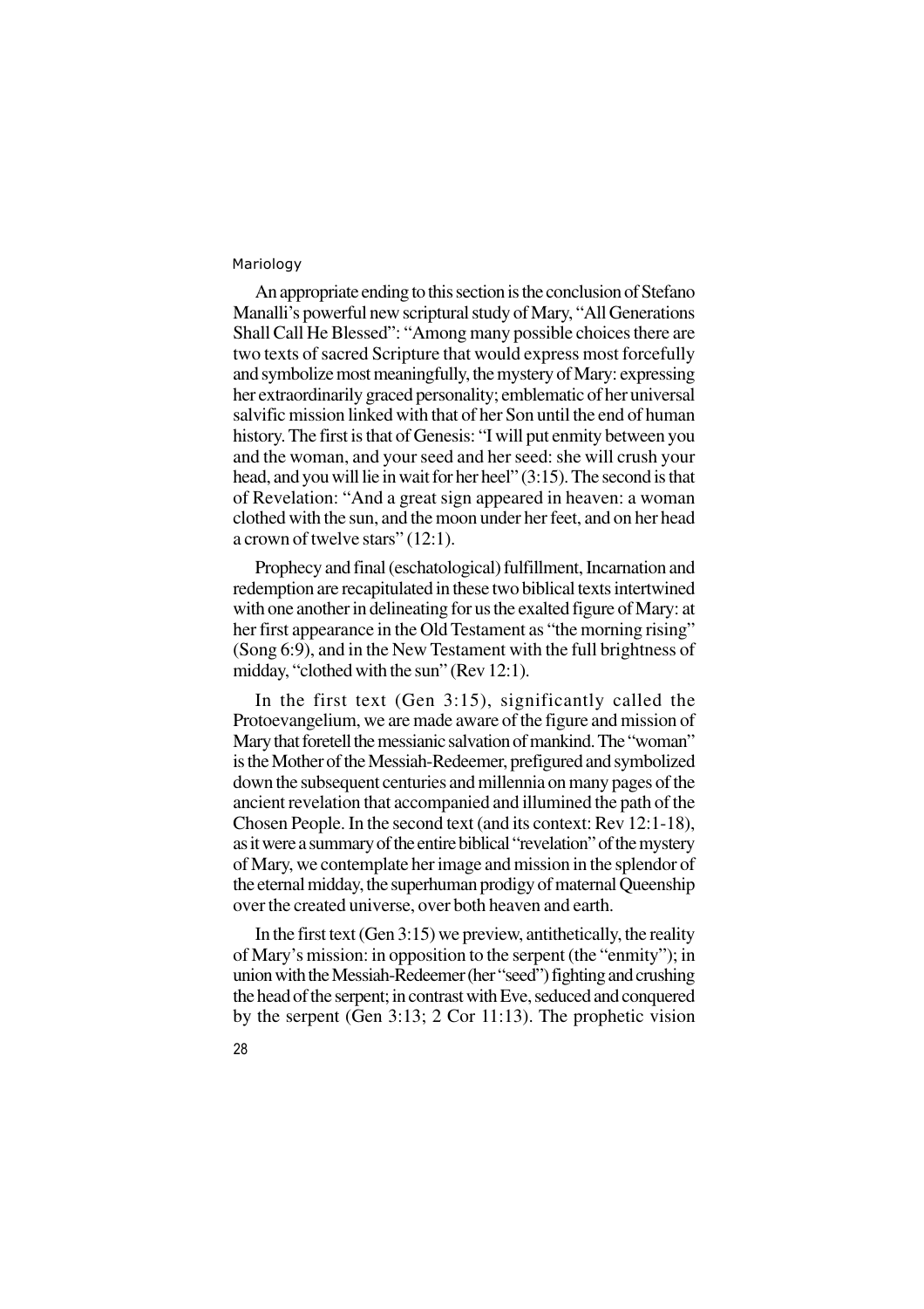An appropriate ending to this section is the conclusion of Stefano Manalli's powerful new scriptural study of Mary, "All Generations Shall Call He Blessed": "Among many possible choices there are two texts of sacred Scripture that would express most forcefully and symbolize most meaningfully, the mystery of Mary: expressing her extraordinarily graced personality; emblematic of her universal salvific mission linked with that of her Son until the end of human history. The first is that of Genesis: "I will put enmity between you and the woman, and your seed and her seed: she will crush your head, and you will lie in wait for her heel" (3:15). The second is that of Revelation: "And a great sign appeared in heaven: a woman clothed with the sun, and the moon under her feet, and on her head a crown of twelve stars" (12:1).

Prophecy and final (eschatological) fulfillment, Incarnation and redemption are recapitulated in these two biblical texts intertwined with one another in delineating for us the exalted figure of Mary: at her first appearance in the Old Testament as "the morning rising" (Song 6:9), and in the New Testament with the full brightness of midday, "clothed with the sun" (Rev 12:1).

In the first text (Gen 3:15), significantly called the Protoevangelium, we are made aware of the figure and mission of Mary that foretell the messianic salvation of mankind. The "woman" is the Mother of the Messiah-Redeemer, prefigured and symbolized down the subsequent centuries and millennia on many pages of the ancient revelation that accompanied and illumined the path of the Chosen People. In the second text (and its context: Rev 12:1-18), as it were a summary of the entire biblical "revelation" of the mystery of Mary, we contemplate her image and mission in the splendor of the eternal midday, the superhuman prodigy of maternal Queenship over the created universe, over both heaven and earth.

In the first text (Gen 3:15) we preview, antithetically, the reality of Mary's mission: in opposition to the serpent (the "enmity"); in union with the Messiah-Redeemer (her "seed") fighting and crushing the head of the serpent; in contrast with Eve, seduced and conquered by the serpent (Gen 3:13; 2 Cor 11:13). The prophetic vision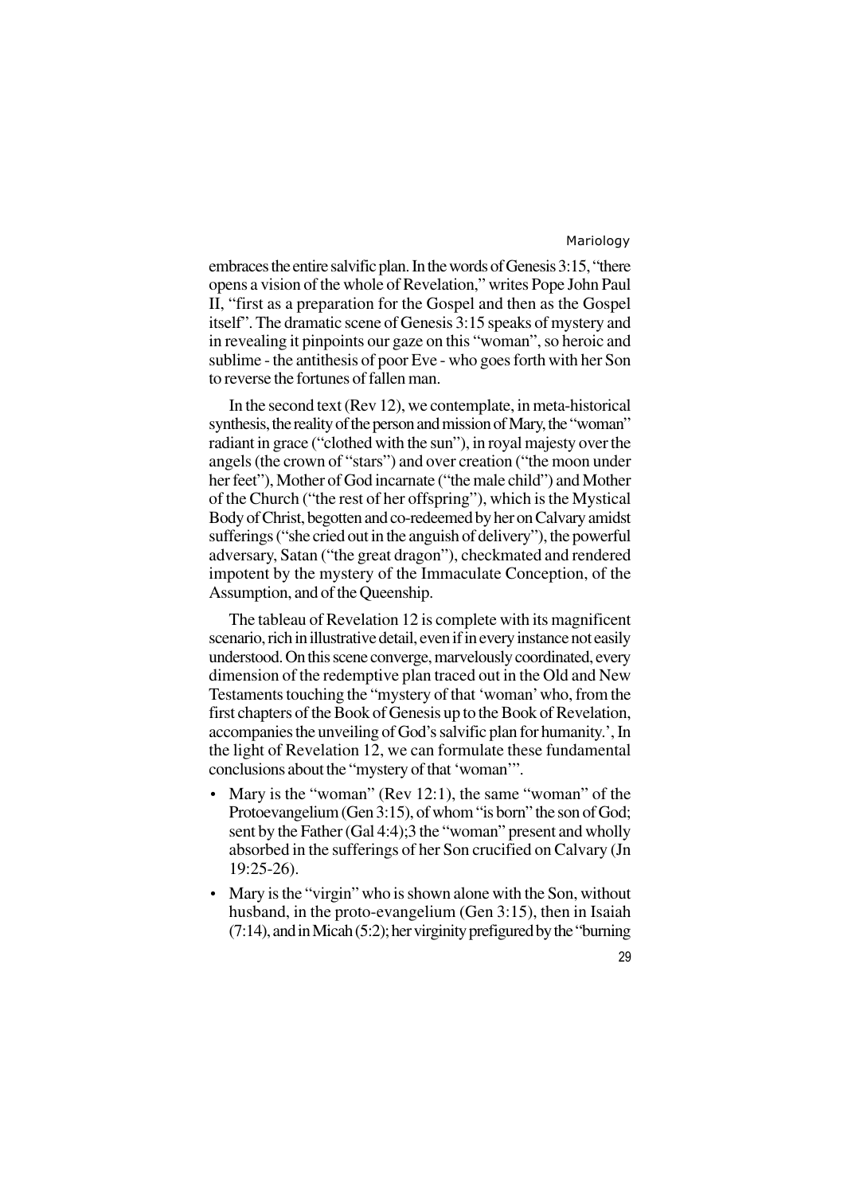embraces the entire salvific plan. In the words of Genesis 3:15, "there opens a vision of the whole of Revelation," writes Pope John Paul II, "first as a preparation for the Gospel and then as the Gospel itself". The dramatic scene of Genesis 3:15 speaks of mystery and in revealing it pinpoints our gaze on this "woman", so heroic and sublime - the antithesis of poor Eve - who goes forth with her Son to reverse the fortunes of fallen man.

In the second text (Rev 12), we contemplate, in meta-historical synthesis, the reality of the person and mission of Mary, the "woman" radiant in grace ("clothed with the sun"), in royal majesty over the angels (the crown of "stars") and over creation ("the moon under her feet"), Mother of God incarnate ("the male child") and Mother of the Church ("the rest of her offspring"), which is the Mystical Body of Christ, begotten and co-redeemed by her on Calvary amidst sufferings ("she cried out in the anguish of delivery"), the powerful adversary, Satan ("the great dragon"), checkmated and rendered impotent by the mystery of the Immaculate Conception, of the Assumption, and of the Queenship.

The tableau of Revelation 12 is complete with its magnificent scenario, rich in illustrative detail, even if in every instance not easily understood. On this scene converge, marvelously coordinated, every dimension of the redemptive plan traced out in the Old and New Testaments touching the "mystery of that 'woman' who, from the first chapters of the Book of Genesis up to the Book of Revelation, accompanies the unveiling of God's salvific plan for humanity.', In the light of Revelation 12, we can formulate these fundamental conclusions about the "mystery of that 'woman'".

- Mary is the "woman" (Rev 12:1), the same "woman" of the Protoevangelium (Gen 3:15), of whom "is born" the son of God; sent by the Father (Gal 4:4);3 the "woman" present and wholly absorbed in the sufferings of her Son crucified on Calvary (Jn 19:25-26).
- Mary is the "virgin" who is shown alone with the Son, without husband, in the proto-evangelium (Gen 3:15), then in Isaiah (7:14), and in Micah (5:2); her virginity prefigured by the "burning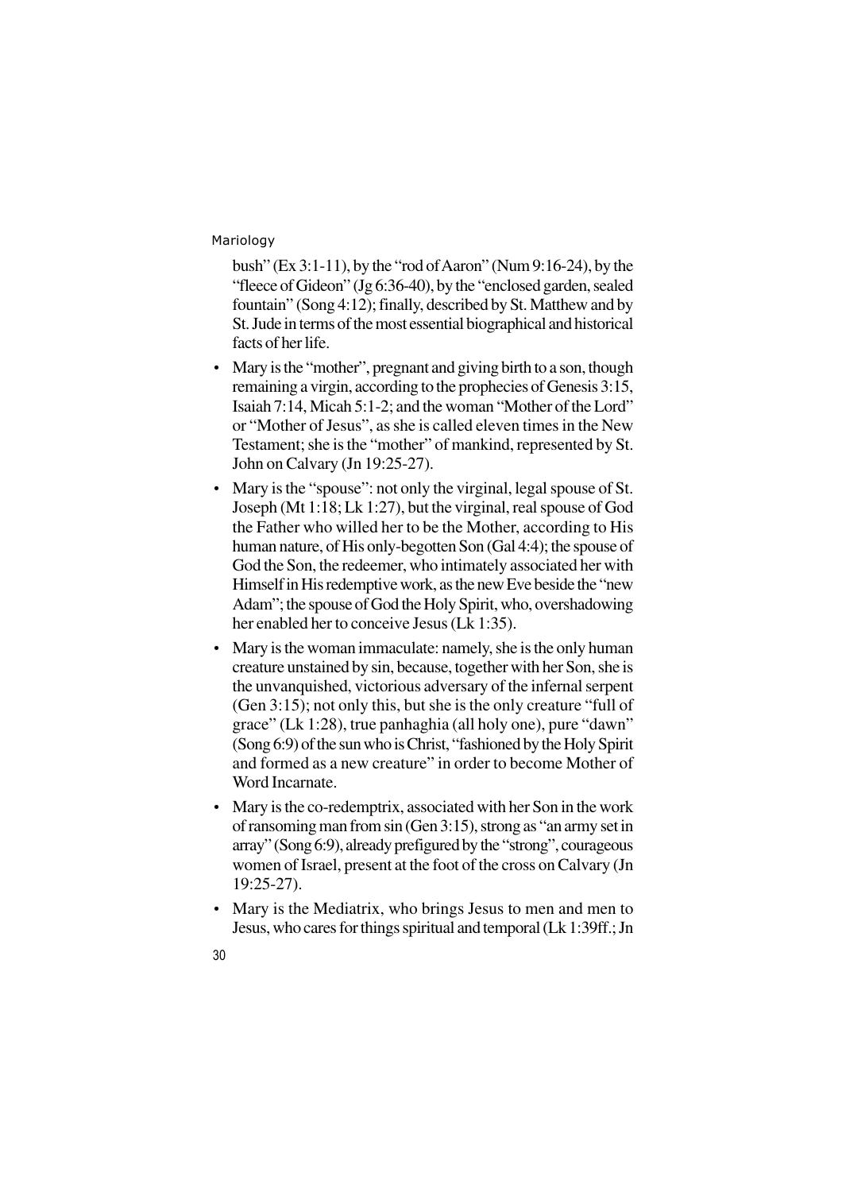bush" (Ex 3:1-11), by the "rod of Aaron" (Num 9:16-24), by the "fleece of Gideon" (Jg 6:36-40), by the "enclosed garden, sealed fountain" (Song 4:12); finally, described by St. Matthew and by St. Jude in terms of the most essential biographical and historical facts of her life.

- Mary is the "mother", pregnant and giving birth to a son, though remaining a virgin, according to the prophecies of Genesis 3:15, Isaiah 7:14, Micah 5:1-2; and the woman "Mother of the Lord" or "Mother of Jesus", as she is called eleven times in the New Testament; she is the "mother" of mankind, represented by St. John on Calvary (Jn 19:25-27).
- Mary is the "spouse": not only the virginal, legal spouse of St. Joseph (Mt 1:18; Lk 1:27), but the virginal, real spouse of God the Father who willed her to be the Mother, according to His human nature, of His only-begotten Son (Gal 4:4); the spouse of God the Son, the redeemer, who intimately associated her with Himself in His redemptive work, as the new Eve beside the "new Adam"; the spouse of God the Holy Spirit, who, overshadowing her enabled her to conceive Jesus (Lk 1:35).
- Mary is the woman immaculate: namely, she is the only human creature unstained by sin, because, together with her Son, she is the unvanquished, victorious adversary of the infernal serpent (Gen 3:15); not only this, but she is the only creature "full of grace" (Lk 1:28), true panhaghia (all holy one), pure "dawn" (Song 6:9) of the sun who is Christ, "fashioned by the Holy Spirit and formed as a new creature" in order to become Mother of Word Incarnate.
- Mary is the co-redemptrix, associated with her Son in the work of ransoming man from sin (Gen 3:15), strong as "an army set in array" (Song 6:9), already prefigured by the "strong", courageous women of Israel, present at the foot of the cross on Calvary (Jn 19:25-27).
- Mary is the Mediatrix, who brings Jesus to men and men to Jesus, who cares for things spiritual and temporal (Lk 1:39ff.; Jn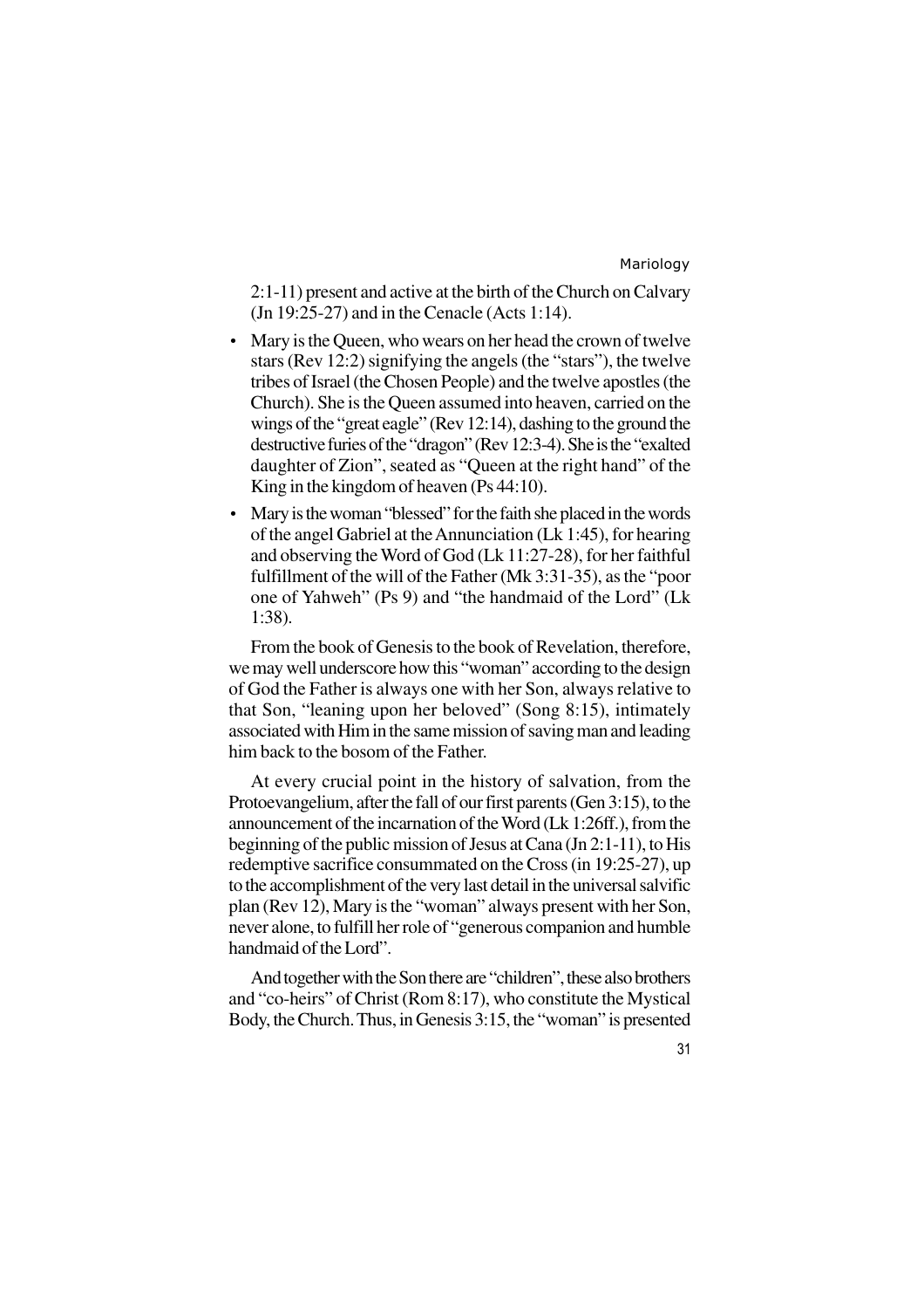2:1-11) present and active at the birth of the Church on Calvary (Jn 19:25-27) and in the Cenacle (Acts 1:14).

- Mary is the Queen, who wears on her head the crown of twelve stars (Rev 12:2) signifying the angels (the "stars"), the twelve tribes of Israel (the Chosen People) and the twelve apostles (the Church). She is the Queen assumed into heaven, carried on the wings of the "great eagle" (Rev 12:14), dashing to the ground the destructive furies of the "dragon" (Rev 12:3-4). She is the "exalted daughter of Zion", seated as "Queen at the right hand" of the King in the kingdom of heaven (Ps 44:10).
- Mary is the woman "blessed" for the faith she placed in the words of the angel Gabriel at the Annunciation (Lk 1:45), for hearing and observing the Word of God (Lk 11:27-28), for her faithful fulfillment of the will of the Father (Mk 3:31-35), as the "poor one of Yahweh" (Ps 9) and "the handmaid of the Lord" (Lk 1:38).

From the book of Genesis to the book of Revelation, therefore, we may well underscore how this "woman" according to the design of God the Father is always one with her Son, always relative to that Son, "leaning upon her beloved" (Song 8:15), intimately associated with Him in the same mission of saving man and leading him back to the bosom of the Father.

At every crucial point in the history of salvation, from the Protoevangelium, after the fall of our first parents (Gen 3:15), to the announcement of the incarnation of the Word (Lk 1:26ff.), from the beginning of the public mission of Jesus at Cana (Jn 2:1-11), to His redemptive sacrifice consummated on the Cross (in 19:25-27), up to the accomplishment of the very last detail in the universal salvific plan (Rev 12), Mary is the "woman" always present with her Son, never alone, to fulfill her role of "generous companion and humble handmaid of the Lord".

And together with the Son there are "children", these also brothers and "co-heirs" of Christ (Rom 8:17), who constitute the Mystical Body, the Church. Thus, in Genesis 3:15, the "woman" is presented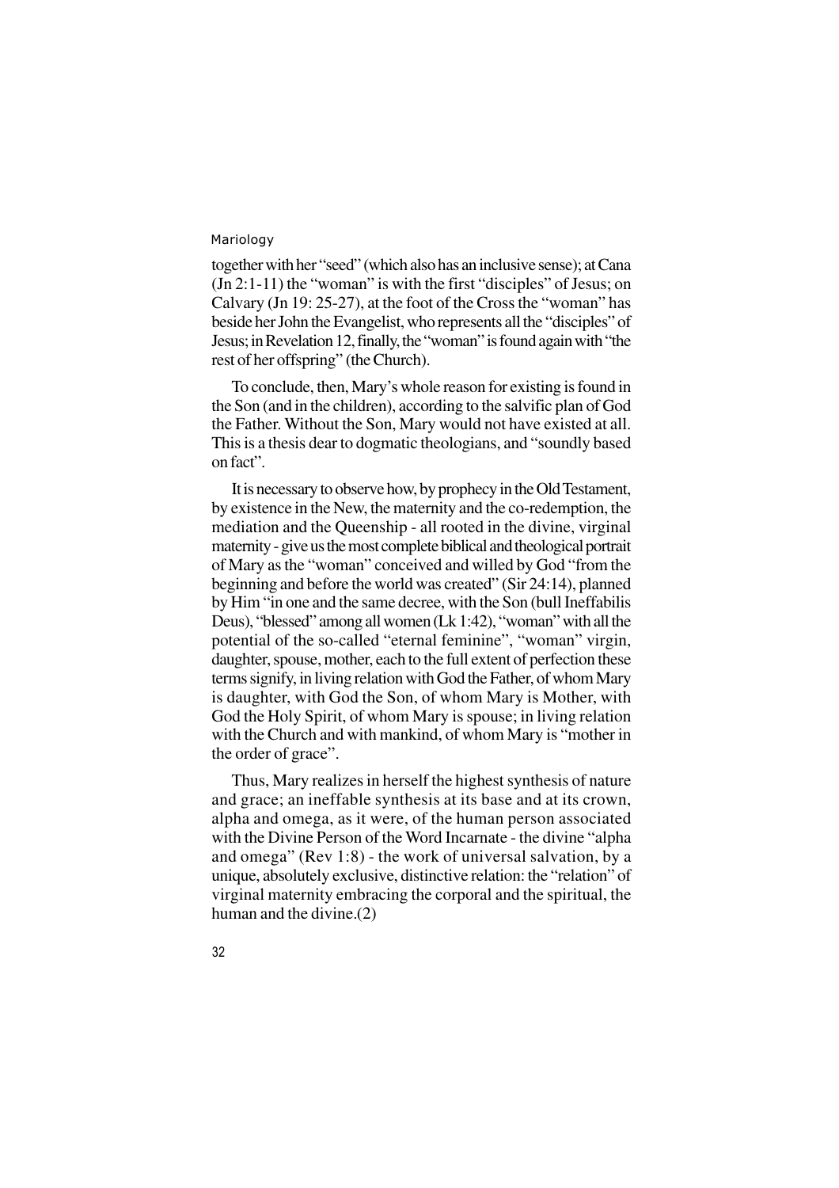together with her "seed" (which also has an inclusive sense); at Cana (Jn 2:1-11) the "woman" is with the first "disciples" of Jesus; on Calvary (Jn 19: 25-27), at the foot of the Cross the "woman" has beside her John the Evangelist, who represents all the "disciples" of Jesus; in Revelation 12, finally, the "woman" is found again with "the rest of her offspring" (the Church).

To conclude, then, Mary's whole reason for existing is found in the Son (and in the children), according to the salvific plan of God the Father. Without the Son, Mary would not have existed at all. This is a thesis dear to dogmatic theologians, and "soundly based on fact".

It is necessary to observe how, by prophecy in the Old Testament, by existence in the New, the maternity and the co-redemption, the mediation and the Queenship - all rooted in the divine, virginal maternity - give us the most complete biblical and theological portrait of Mary as the "woman" conceived and willed by God "from the beginning and before the world was created" (Sir 24:14), planned by Him "in one and the same decree, with the Son (bull Ineffabilis Deus), "blessed" among all women (Lk 1:42), "woman" with all the potential of the so-called "eternal feminine", "woman" virgin, daughter, spouse, mother, each to the full extent of perfection these terms signify, in living relation with God the Father, of whom Mary is daughter, with God the Son, of whom Mary is Mother, with God the Holy Spirit, of whom Mary is spouse; in living relation with the Church and with mankind, of whom Mary is "mother in the order of grace".

Thus, Mary realizes in herself the highest synthesis of nature and grace; an ineffable synthesis at its base and at its crown, alpha and omega, as it were, of the human person associated with the Divine Person of the Word Incarnate - the divine "alpha and omega" (Rev 1:8) - the work of universal salvation, by a unique, absolutely exclusive, distinctive relation: the "relation" of virginal maternity embracing the corporal and the spiritual, the human and the divine.(2)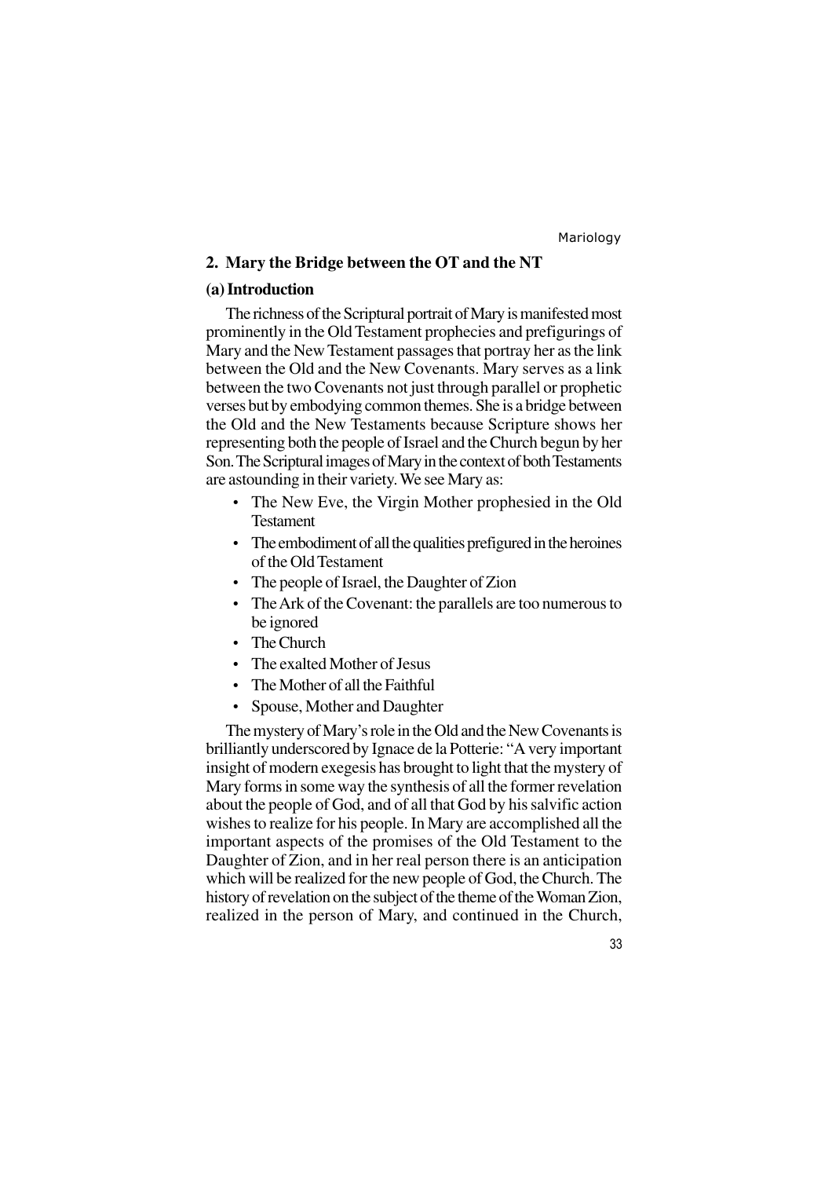## 2. Mary the Bridge between the OT and the NT

### (a) Introduction

The richness of the Scriptural portrait of Mary is manifested most prominently in the Old Testament prophecies and prefigurings of Mary and the New Testament passages that portray her as the link between the Old and the New Covenants. Mary serves as a link between the two Covenants not just through parallel or prophetic verses but by embodying common themes. She is a bridge between the Old and the New Testaments because Scripture shows her representing both the people of Israel and the Church begun by her Son. The Scriptural images of Mary in the context of both Testaments are astounding in their variety. We see Mary as:

- The New Eve, the Virgin Mother prophesied in the Old Testament
- The embodiment of all the qualities prefigured in the heroines of the Old Testament
- The people of Israel, the Daughter of Zion
- The Ark of the Covenant: the parallels are too numerous to be ignored
- The Church
- The exalted Mother of Jesus
- The Mother of all the Faithful
- Spouse, Mother and Daughter

The mystery of Mary's role in the Old and the New Covenants is brilliantly underscored by Ignace de la Potterie: "A very important insight of modern exegesis has brought to light that the mystery of Mary forms in some way the synthesis of all the former revelation about the people of God, and of all that God by his salvific action wishes to realize for his people. In Mary are accomplished all the important aspects of the promises of the Old Testament to the Daughter of Zion, and in her real person there is an anticipation which will be realized for the new people of God, the Church. The history of revelation on the subject of the theme of the Woman Zion, realized in the person of Mary, and continued in the Church,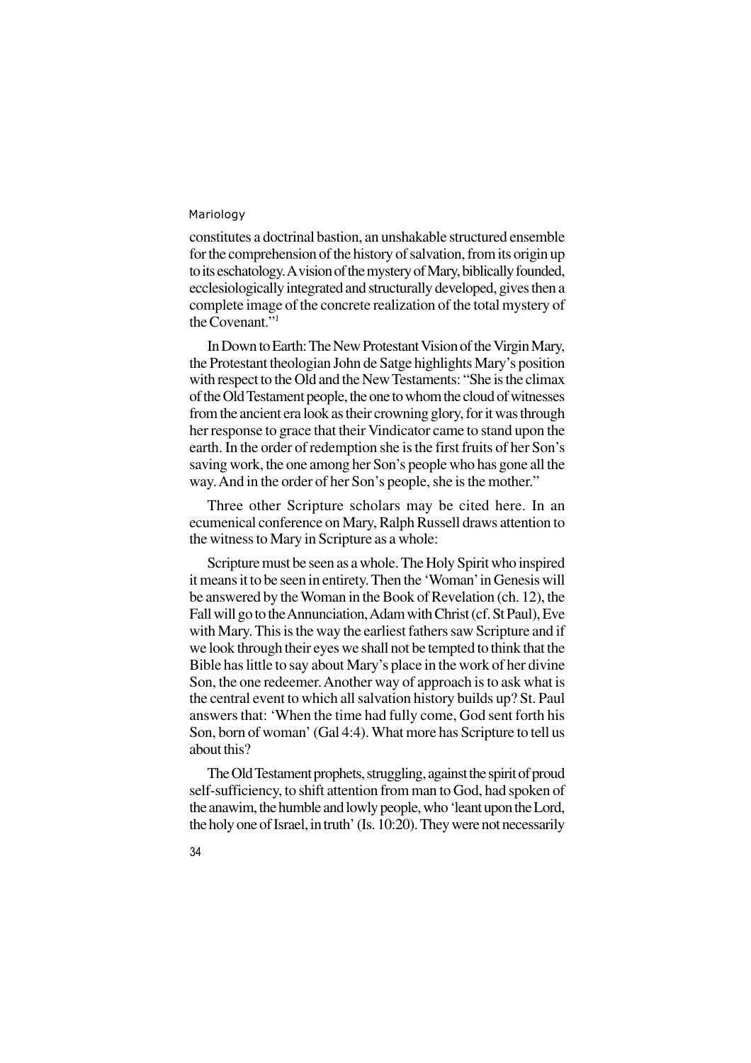constitutes a doctrinal bastion, an unshakable structured ensemble for the comprehension of the history of salvation, from its origin up to its eschatology. A vision of the mystery of Mary, biblically founded, ecclesiologically integrated and structurally developed, gives then a complete image of the concrete realization of the total mystery of the Covenant."[1]

In Down to Earth: The New Protestant Vision of the Virgin Mary, the Protestant theologian John de Satge highlights Mary's position with respect to the Old and the New Testaments: "She is the climax of the Old Testament people, the one to whom the cloud of witnesses from the ancient era look as their crowning glory, for it was through her response to grace that their Vindicator came to stand upon the earth. In the order of redemption she is the first fruits of her Son's saving work, the one among her Son's people who has gone all the way. And in the order of her Son's people, she is the mother."

Three other Scripture scholars may be cited here. In an ecumenical conference on Mary, Ralph Russell draws attention to the witness to Mary in Scripture as a whole:

Scripture must be seen as a whole. The Holy Spirit who inspired it means it to be seen in entirety. Then the 'Woman' in Genesis will be answered by the Woman in the Book of Revelation (ch. 12), the Fall will go to the Annunciation, Adam with Christ (cf. St Paul), Eve with Mary. This is the way the earliest fathers saw Scripture and if we look through their eyes we shall not be tempted to think that the Bible has little to say about Mary's place in the work of her divine Son, the one redeemer. Another way of approach is to ask what is the central event to which all salvation history builds up? St. Paul answers that: 'When the time had fully come, God sent forth his Son, born of woman' (Gal 4:4). What more has Scripture to tell us about this?

The Old Testament prophets, struggling, against the spirit of proud self-sufficiency, to shift attention from man to God, had spoken of the anawim, the humble and lowly people, who 'leant upon the Lord, the holy one of Israel, in truth' (Is. 10:20). They were not necessarily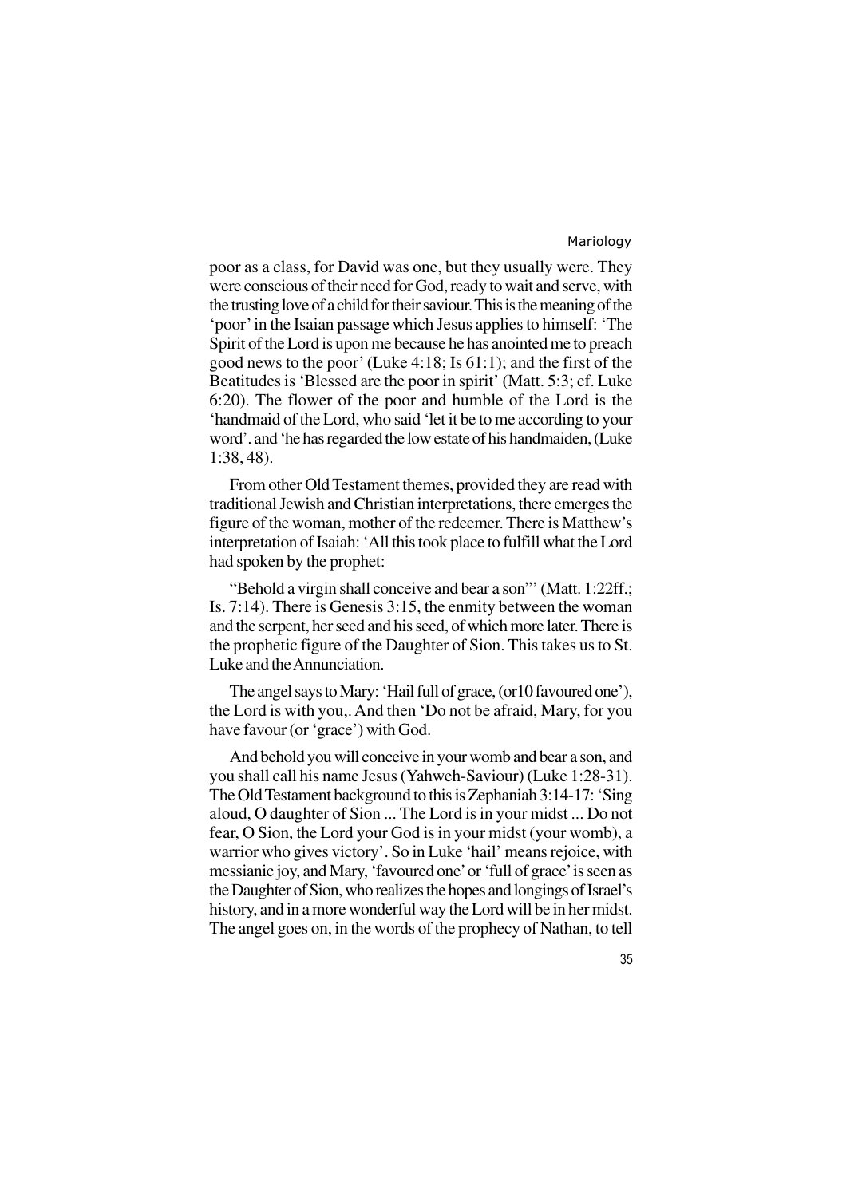poor as a class, for David was one, but they usually were. They were conscious of their need for God, ready to wait and serve, with the trusting love of a child for their saviour. This is the meaning of the 'poor' in the Isaian passage which Jesus applies to himself: 'The Spirit of the Lord is upon me because he has anointed me to preach good news to the poor' (Luke 4:18; Is 61:1); and the first of the Beatitudes is 'Blessed are the poor in spirit' (Matt. 5:3; cf. Luke 6:20). The flower of the poor and humble of the Lord is the 'handmaid of the Lord, who said 'let it be to me according to your word'. and 'he has regarded the low estate of his handmaiden, (Luke 1:38, 48).

From other Old Testament themes, provided they are read with traditional Jewish and Christian interpretations, there emerges the figure of the woman, mother of the redeemer. There is Matthew's interpretation of Isaiah: 'All this took place to fulfill what the Lord had spoken by the prophet:

"Behold a virgin shall conceive and bear a son"' (Matt. 1:22ff.; Is. 7:14). There is Genesis 3:15, the enmity between the woman and the serpent, her seed and his seed, of which more later. There is the prophetic figure of the Daughter of Sion. This takes us to St. Luke and the Annunciation.

The angel says to Mary: 'Hail full of grace, (or10 favoured one'), the Lord is with you,. And then 'Do not be afraid, Mary, for you have favour (or 'grace') with God.

And behold you will conceive in your womb and bear a son, and you shall call his name Jesus (Yahweh-Saviour) (Luke 1:28-31). The Old Testament background to this is Zephaniah 3:14-17: 'Sing aloud, O daughter of Sion ... The Lord is in your midst ... Do not fear, O Sion, the Lord your God is in your midst (your womb), a warrior who gives victory'. So in Luke 'hail' means rejoice, with messianic joy, and Mary, 'favoured one' or 'full of grace' is seen as the Daughter of Sion, who realizes the hopes and longings of Israel's history, and in a more wonderful way the Lord will be in her midst. The angel goes on, in the words of the prophecy of Nathan, to tell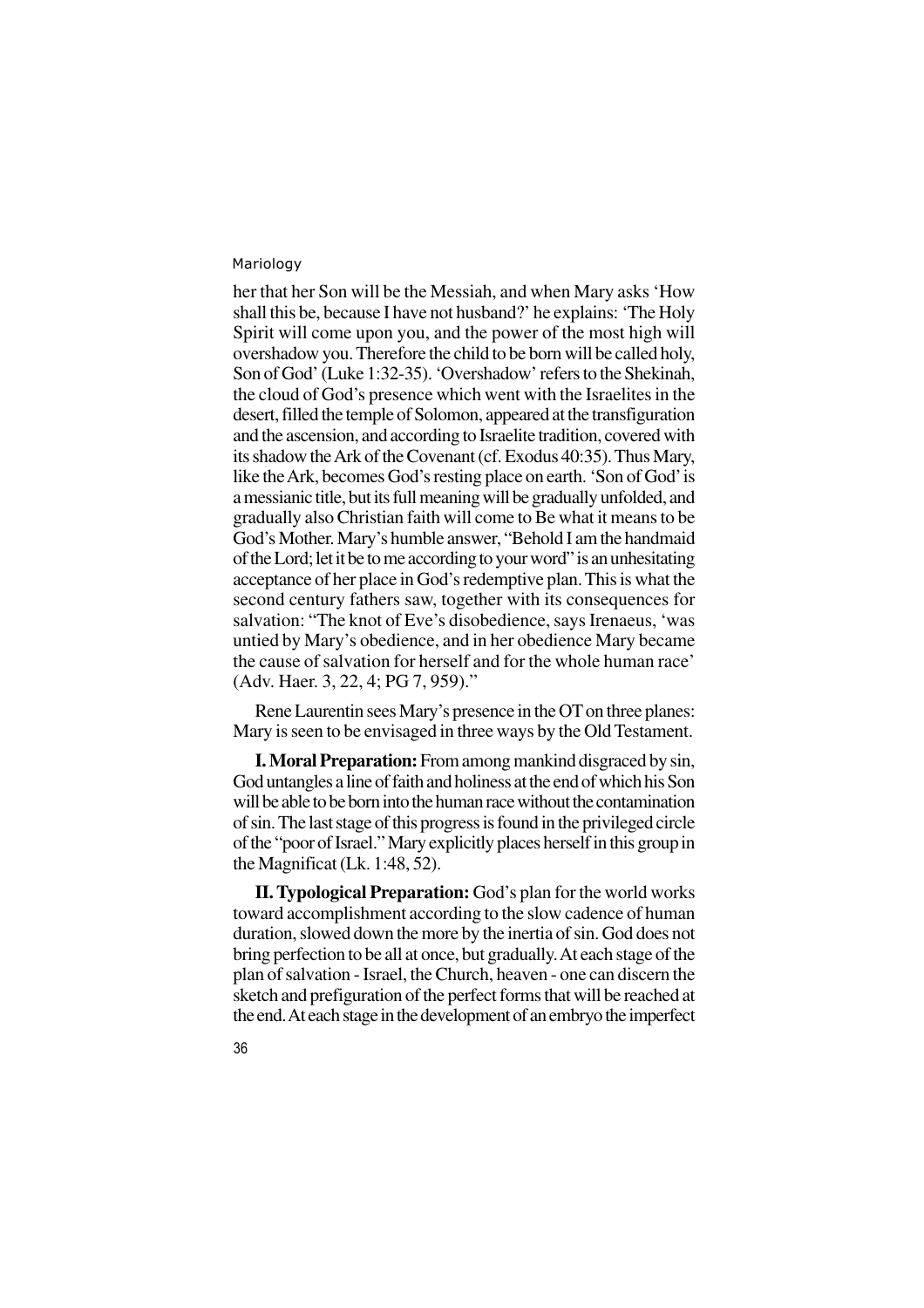her that her Son will be the Messiah, and when Mary asks 'How shall this be, because I have not husband?' he explains: 'The Holy Spirit will come upon you, and the power of the most high will overshadow you. Therefore the child to be born will be called holy, Son of God' (Luke 1:32-35). 'Overshadow' refers to the Shekinah, the cloud of God's presence which went with the Israelites in the desert, filled the temple of Solomon, appeared at the transfiguration and the ascension, and according to Israelite tradition, covered with its shadow the Ark of the Covenant (cf. Exodus 40:35). Thus Mary, like the Ark, becomes God's resting place on earth. 'Son of God' is a messianic title, but its full meaning will be gradually unfolded, and gradually also Christian faith will come to Be what it means to be God's Mother. Mary's humble answer, "Behold I am the handmaid of the Lord; let it be to me according to your word" is an unhesitating acceptance of her place in God's redemptive plan. This is what the second century fathers saw, together with its consequences for salvation: "The knot of Eve's disobedience, says Irenaeus, 'was untied by Mary's obedience, and in her obedience Mary became the cause of salvation for herself and for the whole human race' (Adv. Haer. 3, 22, 4; PG 7, 959)."

Rene Laurentin sees Mary's presence in the OT on three planes: Mary is seen to be envisaged in three ways by the Old Testament.

**I. Moral Preparation:** From among mankind disgraced by sin, God untangles a line of faith and holiness at the end of which his Son will be able to be born into the human race without the contamination of sin. The last stage of this progress is found in the privileged circle of the "poor of Israel." Mary explicitly places herself in this group in the Magnificat (Lk. 1:48, 52).

**II. Typological Preparation:** God's plan for the world works toward accomplishment according to the slow cadence of human duration, slowed down the more by the inertia of sin. God does not bring perfection to be all at once, but gradually. At each stage of the plan of salvation - Israel, the Church, heaven - one can discern the sketch and prefiguration of the perfect forms that will be reached at the end. At each stage in the development of an embryo the imperfect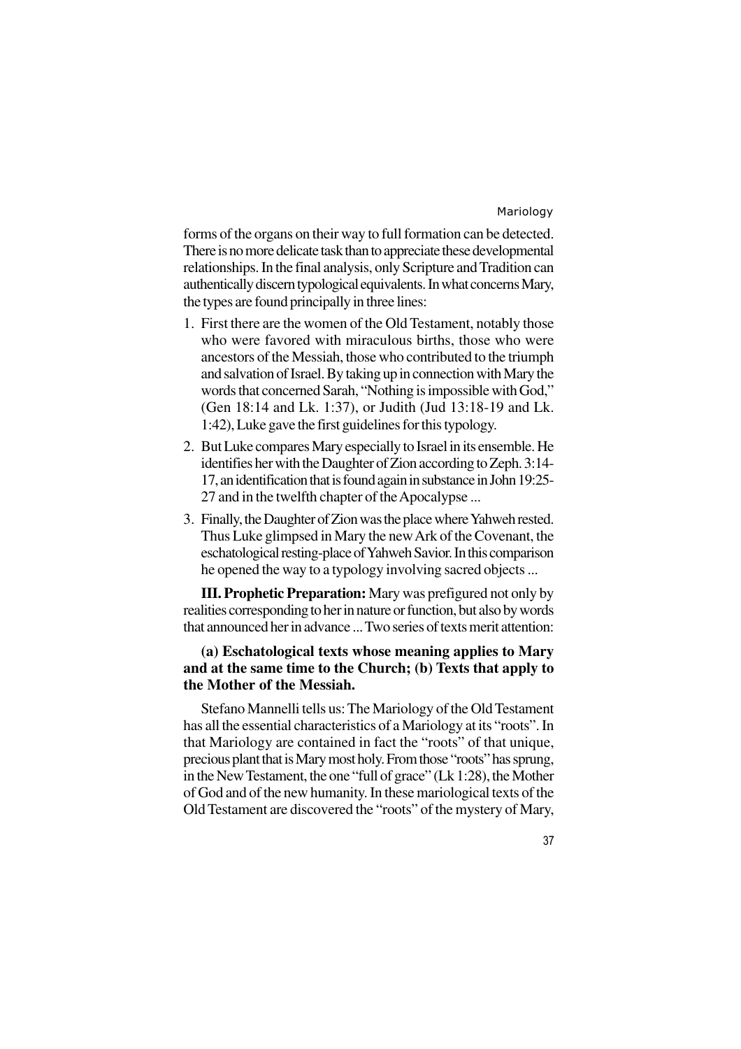forms of the organs on their way to full formation can be detected. There is no more delicate task than to appreciate these developmental relationships. In the final analysis, only Scripture and Tradition can authentically discern typological equivalents. In what concerns Mary, the types are found principally in three lines:

1. First there are the women of the Old Testament, notably those who were favored with miraculous births, those who were ancestors of the Messiah, those who contributed to the triumph and salvation of Israel. By taking up in connection with Mary the words that concerned Sarah, "Nothing is impossible with God," (Gen 18:14 and Lk. 1:37), or Judith (Jud 13:18-19 and Lk. 1:42), Luke gave the first guidelines for this typology.
2. But Luke compares Mary especially to Israel in its ensemble. He identifies her with the Daughter of Zion according to Zeph. 3:14-17, an identification that is found again in substance in John 19:25-27 and in the twelfth chapter of the Apocalypse ...
3. Finally, the Daughter of Zion was the place where Yahweh rested. Thus Luke glimpsed in Mary the new Ark of the Covenant, the eschatological resting-place of Yahweh Savior. In this comparison he opened the way to a typology involving sacred objects ...

**III. Prophetic Preparation:** Mary was prefigured not only by realities corresponding to her in nature or function, but also by words that announced her in advance ... Two series of texts merit attention:

**(a) Eschatological texts whose meaning applies to Mary and at the same time to the Church; (b) Texts that apply to the Mother of the Messiah.**

Stefano Mannelli tells us: The Mariology of the Old Testament has all the essential characteristics of a Mariology at its "roots". In that Mariology are contained in fact the "roots" of that unique, precious plant that is Mary most holy. From those "roots" has sprung, in the New Testament, the one "full of grace" (Lk 1:28), the Mother of God and of the new humanity. In these mariological texts of the Old Testament are discovered the "roots" of the mystery of Mary,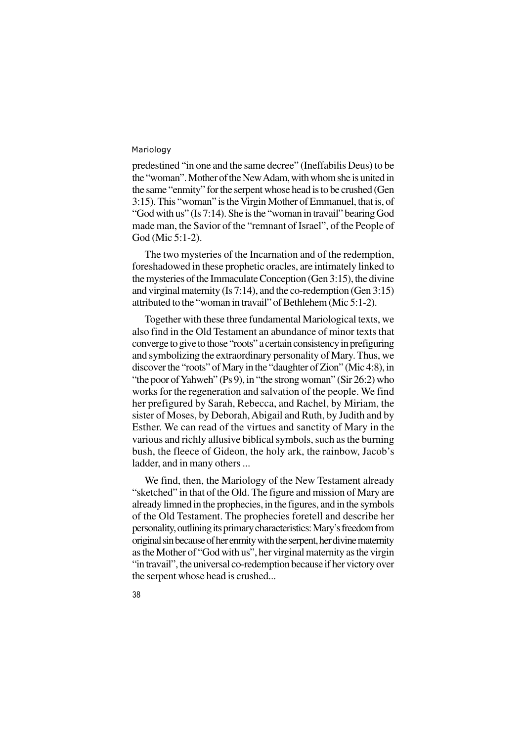predestined "in one and the same decree" (Ineffabilis Deus) to be the "woman". Mother of the New Adam, with whom she is united in the same "enmity" for the serpent whose head is to be crushed (Gen 3:15). This "woman" is the Virgin Mother of Emmanuel, that is, of "God with us" (Is 7:14). She is the "woman in travail" bearing God made man, the Savior of the "remnant of Israel", of the People of God (Mic 5:1-2).

The two mysteries of the Incarnation and of the redemption, foreshadowed in these prophetic oracles, are intimately linked to the mysteries of the Immaculate Conception (Gen 3:15), the divine and virginal maternity (Is 7:14), and the co-redemption (Gen 3:15) attributed to the "woman in travail" of Bethlehem (Mic 5:1-2).

Together with these three fundamental Mariological texts, we also find in the Old Testament an abundance of minor texts that converge to give to those "roots" a certain consistency in prefiguring and symbolizing the extraordinary personality of Mary. Thus, we discover the "roots" of Mary in the "daughter of Zion" (Mic 4:8), in "the poor of Yahweh" (Ps 9), in "the strong woman" (Sir 26:2) who works for the regeneration and salvation of the people. We find her prefigured by Sarah, Rebecca, and Rachel, by Miriam, the sister of Moses, by Deborah, Abigail and Ruth, by Judith and by Esther. We can read of the virtues and sanctity of Mary in the various and richly allusive biblical symbols, such as the burning bush, the fleece of Gideon, the holy ark, the rainbow, Jacob's ladder, and in many others ...

We find, then, the Mariology of the New Testament already "sketched" in that of the Old. The figure and mission of Mary are already limned in the prophecies, in the figures, and in the symbols of the Old Testament. The prophecies foretell and describe her personality, outlining its primary characteristics: Mary's freedom from original sin because of her enmity with the serpent, her divine maternity as the Mother of "God with us", her virginal maternity as the virgin "in travail", the universal co-redemption because if her victory over the serpent whose head is crushed...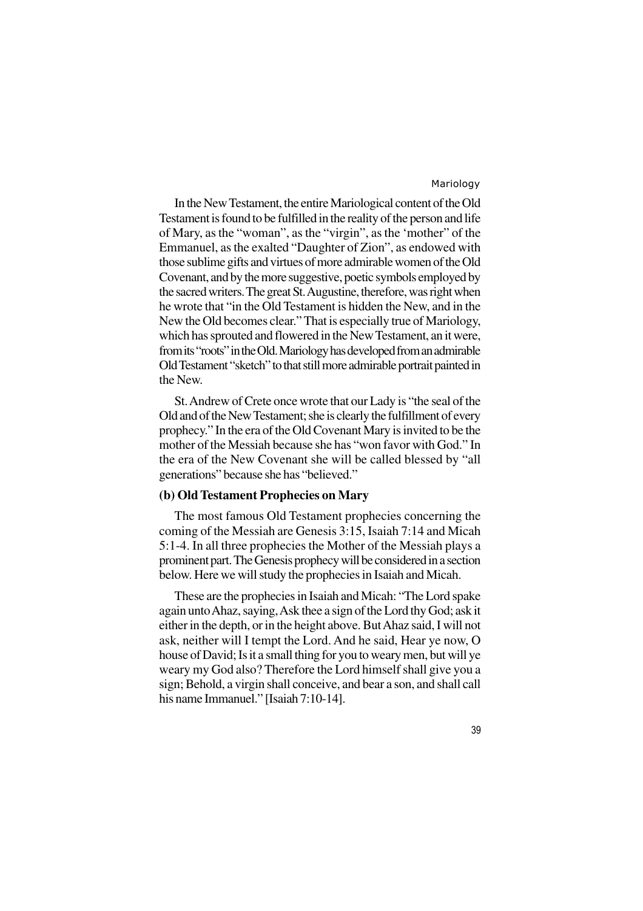In the New Testament, the entire Mariological content of the Old Testament is found to be fulfilled in the reality of the person and life of Mary, as the "woman", as the "virgin", as the 'mother" of the Emmanuel, as the exalted "Daughter of Zion", as endowed with those sublime gifts and virtues of more admirable women of the Old Covenant, and by the more suggestive, poetic symbols employed by the sacred writers. The great St. Augustine, therefore, was right when he wrote that "in the Old Testament is hidden the New, and in the New the Old becomes clear." That is especially true of Mariology, which has sprouted and flowered in the New Testament, an it were, from its "roots" in the Old. Mariology has developed from an admirable Old Testament "sketch" to that still more admirable portrait painted in the New.

St. Andrew of Crete once wrote that our Lady is "the seal of the Old and of the New Testament; she is clearly the fulfillment of every prophecy." In the era of the Old Covenant Mary is invited to be the mother of the Messiah because she has "won favor with God." In the era of the New Covenant she will be called blessed by "all generations" because she has "believed."

### (b) Old Testament Prophecies on Mary

The most famous Old Testament prophecies concerning the coming of the Messiah are Genesis 3:15, Isaiah 7:14 and Micah 5:1-4. In all three prophecies the Mother of the Messiah plays a prominent part. The Genesis prophecy will be considered in a section below. Here we will study the prophecies in Isaiah and Micah.

These are the prophecies in Isaiah and Micah: "The Lord spake again unto Ahaz, saying, Ask thee a sign of the Lord thy God; ask it either in the depth, or in the height above. But Ahaz said, I will not ask, neither will I tempt the Lord. And he said, Hear ye now, O house of David; Is it a small thing for you to weary men, but will ye weary my God also? Therefore the Lord himself shall give you a sign; Behold, a virgin shall conceive, and bear a son, and shall call his name Immanuel." [Isaiah 7:10-14].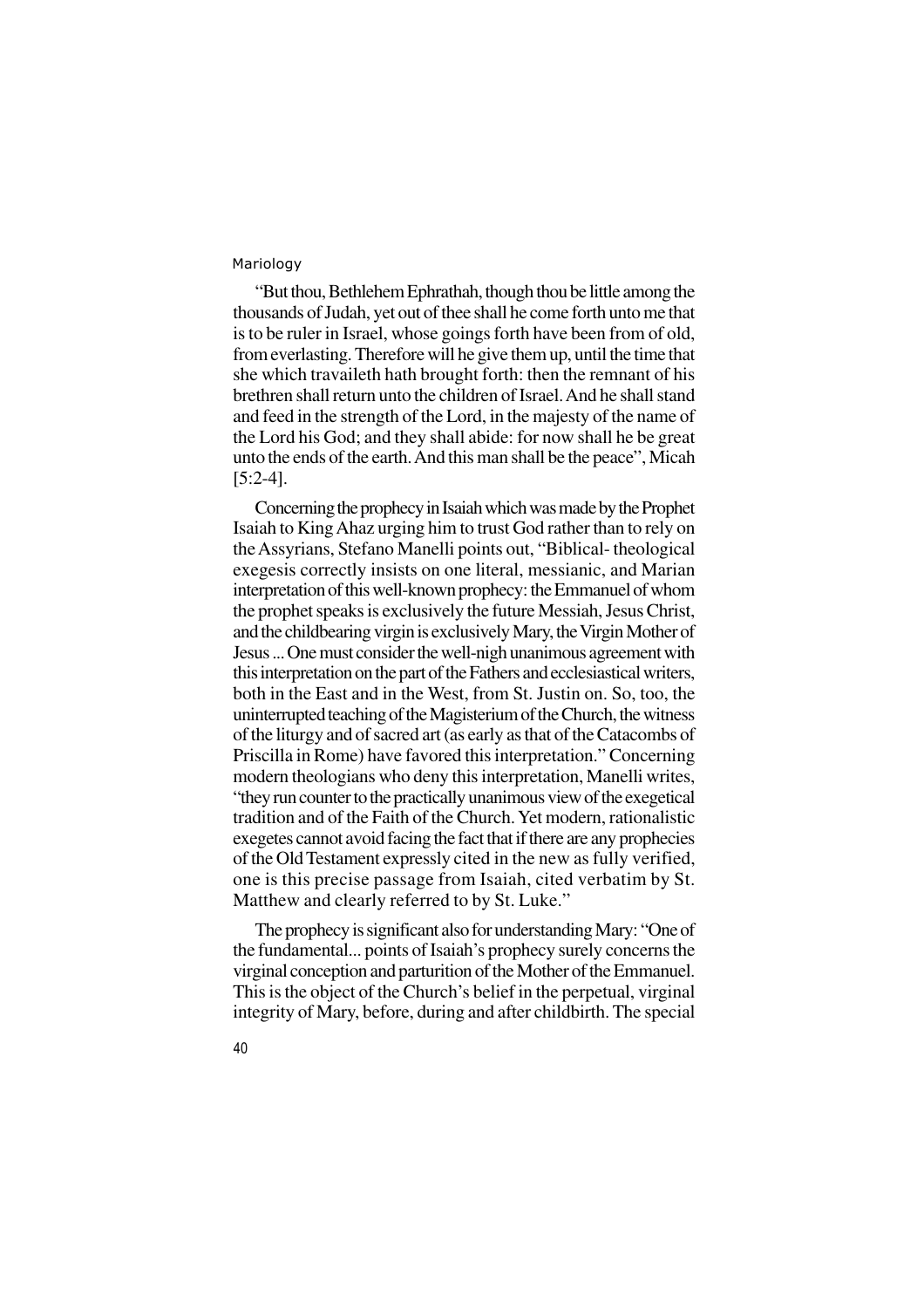"But thou, Bethlehem Ephrathah, though thou be little among the thousands of Judah, yet out of thee shall he come forth unto me that is to be ruler in Israel, whose goings forth have been from of old, from everlasting. Therefore will he give them up, until the time that she which travaileth hath brought forth: then the remnant of his brethren shall return unto the children of Israel. And he shall stand and feed in the strength of the Lord, in the majesty of the name of the Lord his God; and they shall abide: for now shall he be great unto the ends of the earth. And this man shall be the peace", Micah [5:2-4].

Concerning the prophecy in Isaiah which was made by the Prophet Isaiah to King Ahaz urging him to trust God rather than to rely on the Assyrians, Stefano Manelli points out, "Biblical- theological exegesis correctly insists on one literal, messianic, and Marian interpretation of this well-known prophecy: the Emmanuel of whom the prophet speaks is exclusively the future Messiah, Jesus Christ, and the childbearing virgin is exclusively Mary, the Virgin Mother of Jesus ... One must consider the well-nigh unanimous agreement with this interpretation on the part of the Fathers and ecclesiastical writers, both in the East and in the West, from St. Justin on. So, too, the uninterrupted teaching of the Magisterium of the Church, the witness of the liturgy and of sacred art (as early as that of the Catacombs of Priscilla in Rome) have favored this interpretation." Concerning modern theologians who deny this interpretation, Manelli writes, "they run counter to the practically unanimous view of the exegetical tradition and of the Faith of the Church. Yet modern, rationalistic exegetes cannot avoid facing the fact that if there are any prophecies of the Old Testament expressly cited in the new as fully verified, one is this precise passage from Isaiah, cited verbatim by St. Matthew and clearly referred to by St. Luke."

The prophecy is significant also for understanding Mary: "One of the fundamental... points of Isaiah's prophecy surely concerns the virginal conception and parturition of the Mother of the Emmanuel. This is the object of the Church's belief in the perpetual, virginal integrity of Mary, before, during and after childbirth. The special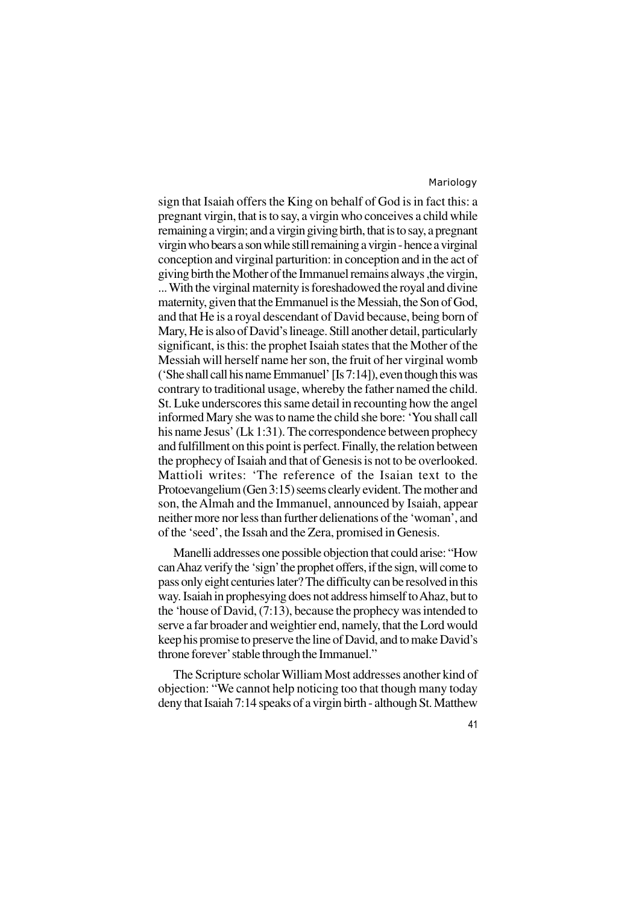sign that Isaiah offers the King on behalf of God is in fact this: a pregnant virgin, that is to say, a virgin who conceives a child while remaining a virgin; and a virgin giving birth, that is to say, a pregnant virgin who bears a son while still remaining a virgin - hence a virginal conception and virginal parturition: in conception and in the act of giving birth the Mother of the Immanuel remains always ,the virgin, ... With the virginal maternity is foreshadowed the royal and divine maternity, given that the Emmanuel is the Messiah, the Son of God, and that He is a royal descendant of David because, being born of Mary, He is also of David's lineage. Still another detail, particularly significant, is this: the prophet Isaiah states that the Mother of the Messiah will herself name her son, the fruit of her virginal womb ('She shall call his name Emmanuel' [Is 7:14]), even though this was contrary to traditional usage, whereby the father named the child. St. Luke underscores this same detail in recounting how the angel informed Mary she was to name the child she bore: 'You shall call his name Jesus' (Lk 1:31). The correspondence between prophecy and fulfillment on this point is perfect. Finally, the relation between the prophecy of Isaiah and that of Genesis is not to be overlooked. Mattioli writes: 'The reference of the Isaian text to the Protoevangelium (Gen 3:15) seems clearly evident. The mother and son, the Almah and the Immanuel, announced by Isaiah, appear neither more nor less than further delienations of the 'woman', and of the 'seed', the Issah and the Zera, promised in Genesis.

Manelli addresses one possible objection that could arise: "How can Ahaz verify the 'sign' the prophet offers, if the sign, will come to pass only eight centuries later? The difficulty can be resolved in this way. Isaiah in prophesying does not address himself to Ahaz, but to the 'house of David, (7:13), because the prophecy was intended to serve a far broader and weightier end, namely, that the Lord would keep his promise to preserve the line of David, and to make David's throne forever' stable through the Immanuel."

The Scripture scholar William Most addresses another kind of objection: "We cannot help noticing too that though many today deny that Isaiah 7:14 speaks of a virgin birth - although St. Matthew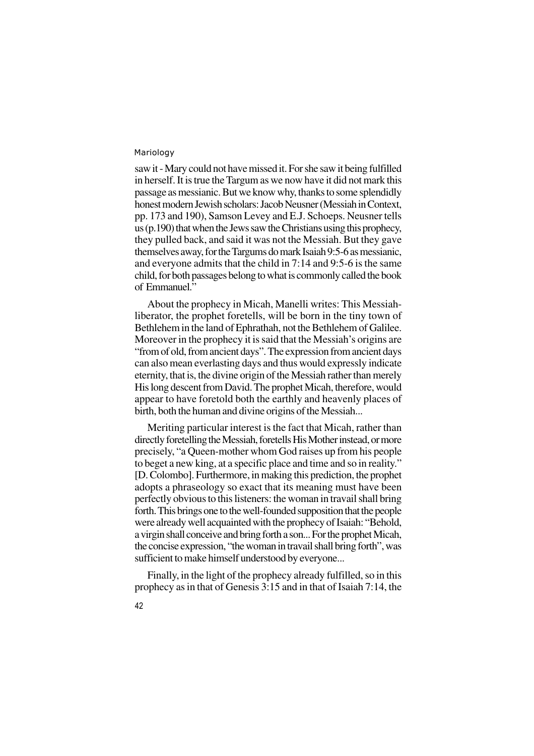saw it - Mary could not have missed it. For she saw it being fulfilled in herself. It is true the Targum as we now have it did not mark this passage as messianic. But we know why, thanks to some splendidly honest modern Jewish scholars: Jacob Neusner (Messiah in Context, pp. 173 and 190), Samson Levey and E.J. Schoeps. Neusner tells us (p.190) that when the Jews saw the Christians using this prophecy, they pulled back, and said it was not the Messiah. But they gave themselves away, for the Targums do mark Isaiah 9:5-6 as messianic, and everyone admits that the child in 7:14 and 9:5-6 is the same child, for both passages belong to what is commonly called the book of Emmanuel."

About the prophecy in Micah, Manelli writes: This Messiah-liberator, the prophet foretells, will be born in the tiny town of Bethlehem in the land of Ephrathah, not the Bethlehem of Galilee. Moreover in the prophecy it is said that the Messiah's origins are "from of old, from ancient days". The expression from ancient days can also mean everlasting days and thus would expressly indicate eternity, that is, the divine origin of the Messiah rather than merely His long descent from David. The prophet Micah, therefore, would appear to have foretold both the earthly and heavenly places of birth, both the human and divine origins of the Messiah...

Meriting particular interest is the fact that Micah, rather than directly foretelling the Messiah, foretells His Mother instead, or more precisely, "a Queen-mother whom God raises up from his people to beget a new king, at a specific place and time and so in reality." [D. Colombo]. Furthermore, in making this prediction, the prophet adopts a phraseology so exact that its meaning must have been perfectly obvious to this listeners: the woman in travail shall bring forth. This brings one to the well-founded supposition that the people were already well acquainted with the prophecy of Isaiah: "Behold, a virgin shall conceive and bring forth a son... For the prophet Micah, the concise expression, "the woman in travail shall bring forth", was sufficient to make himself understood by everyone...

Finally, in the light of the prophecy already fulfilled, so in this prophecy as in that of Genesis 3:15 and in that of Isaiah 7:14, the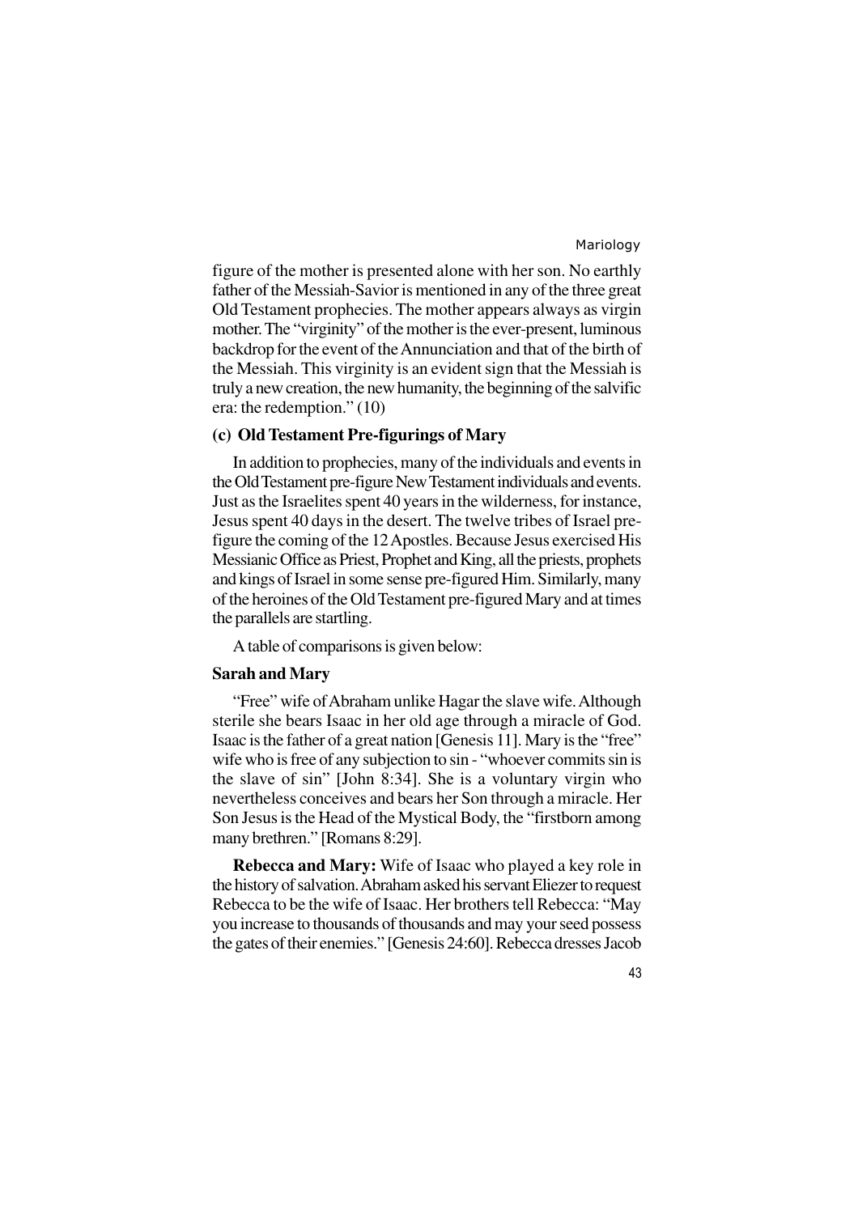figure of the mother is presented alone with her son. No earthly father of the Messiah-Savior is mentioned in any of the three great Old Testament prophecies. The mother appears always as virgin mother. The "virginity" of the mother is the ever-present, luminous backdrop for the event of the Annunciation and that of the birth of the Messiah. This virginity is an evident sign that the Messiah is truly a new creation, the new humanity, the beginning of the salvific era: the redemption." (10)

### (c) Old Testament Pre-figurings of Mary

In addition to prophecies, many of the individuals and events in the Old Testament pre-figure New Testament individuals and events. Just as the Israelites spent 40 years in the wilderness, for instance, Jesus spent 40 days in the desert. The twelve tribes of Israel pre-figure the coming of the 12 Apostles. Because Jesus exercised His Messianic Office as Priest, Prophet and King, all the priests, prophets and kings of Israel in some sense pre-figured Him. Similarly, many of the heroines of the Old Testament pre-figured Mary and at times the parallels are startling.

A table of comparisons is given below:

**Sarah and Mary**

"Free" wife of Abraham unlike Hagar the slave wife. Although sterile she bears Isaac in her old age through a miracle of God. Isaac is the father of a great nation [Genesis 11]. Mary is the "free" wife who is free of any subjection to sin - "whoever commits sin is the slave of sin" [John 8:34]. She is a voluntary virgin who nevertheless conceives and bears her Son through a miracle. Her Son Jesus is the Head of the Mystical Body, the "firstborn among many brethren." [Romans 8:29].

**Rebecca and Mary:** Wife of Isaac who played a key role in the history of salvation. Abraham asked his servant Eliezer to request Rebecca to be the wife of Isaac. Her brothers tell Rebecca: "May you increase to thousands of thousands and may your seed possess the gates of their enemies." [Genesis 24:60]. Rebecca dresses Jacob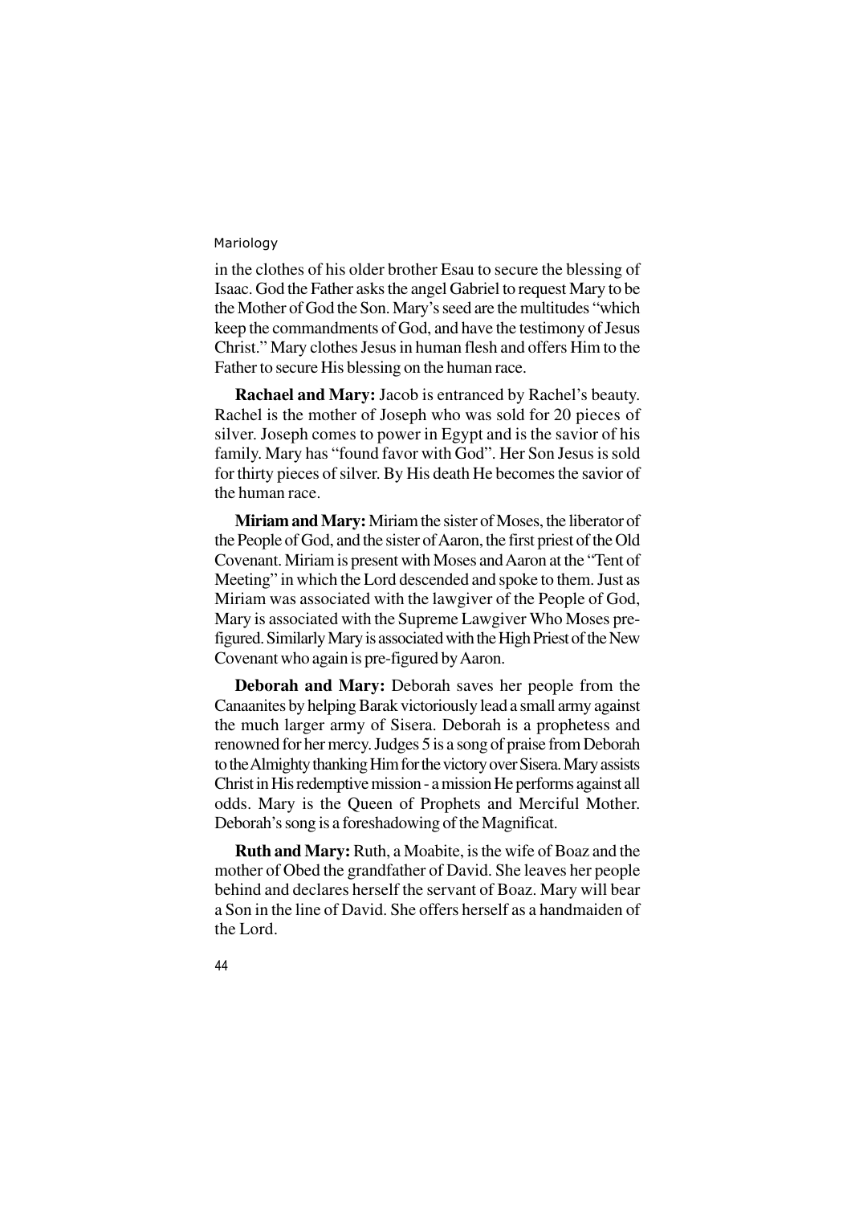in the clothes of his older brother Esau to secure the blessing of Isaac. God the Father asks the angel Gabriel to request Mary to be the Mother of God the Son. Mary's seed are the multitudes "which keep the commandments of God, and have the testimony of Jesus Christ." Mary clothes Jesus in human flesh and offers Him to the Father to secure His blessing on the human race.

**Rachael and Mary:** Jacob is entranced by Rachel's beauty. Rachel is the mother of Joseph who was sold for 20 pieces of silver. Joseph comes to power in Egypt and is the savior of his family. Mary has "found favor with God". Her Son Jesus is sold for thirty pieces of silver. By His death He becomes the savior of the human race.

**Miriam and Mary:** Miriam the sister of Moses, the liberator of the People of God, and the sister of Aaron, the first priest of the Old Covenant. Miriam is present with Moses and Aaron at the "Tent of Meeting" in which the Lord descended and spoke to them. Just as Miriam was associated with the lawgiver of the People of God, Mary is associated with the Supreme Lawgiver Who Moses pre-figured. Similarly Mary is associated with the High Priest of the New Covenant who again is pre-figured by Aaron.

**Deborah and Mary:** Deborah saves her people from the Canaanites by helping Barak victoriously lead a small army against the much larger army of Sisera. Deborah is a prophetess and renowned for her mercy. Judges 5 is a song of praise from Deborah to the Almighty thanking Him for the victory over Sisera. Mary assists Christ in His redemptive mission - a mission He performs against all odds. Mary is the Queen of Prophets and Merciful Mother. Deborah's song is a foreshadowing of the Magnificat.

**Ruth and Mary:** Ruth, a Moabite, is the wife of Boaz and the mother of Obed the grandfather of David. She leaves her people behind and declares herself the servant of Boaz. Mary will bear a Son in the line of David. She offers herself as a handmaiden of the Lord.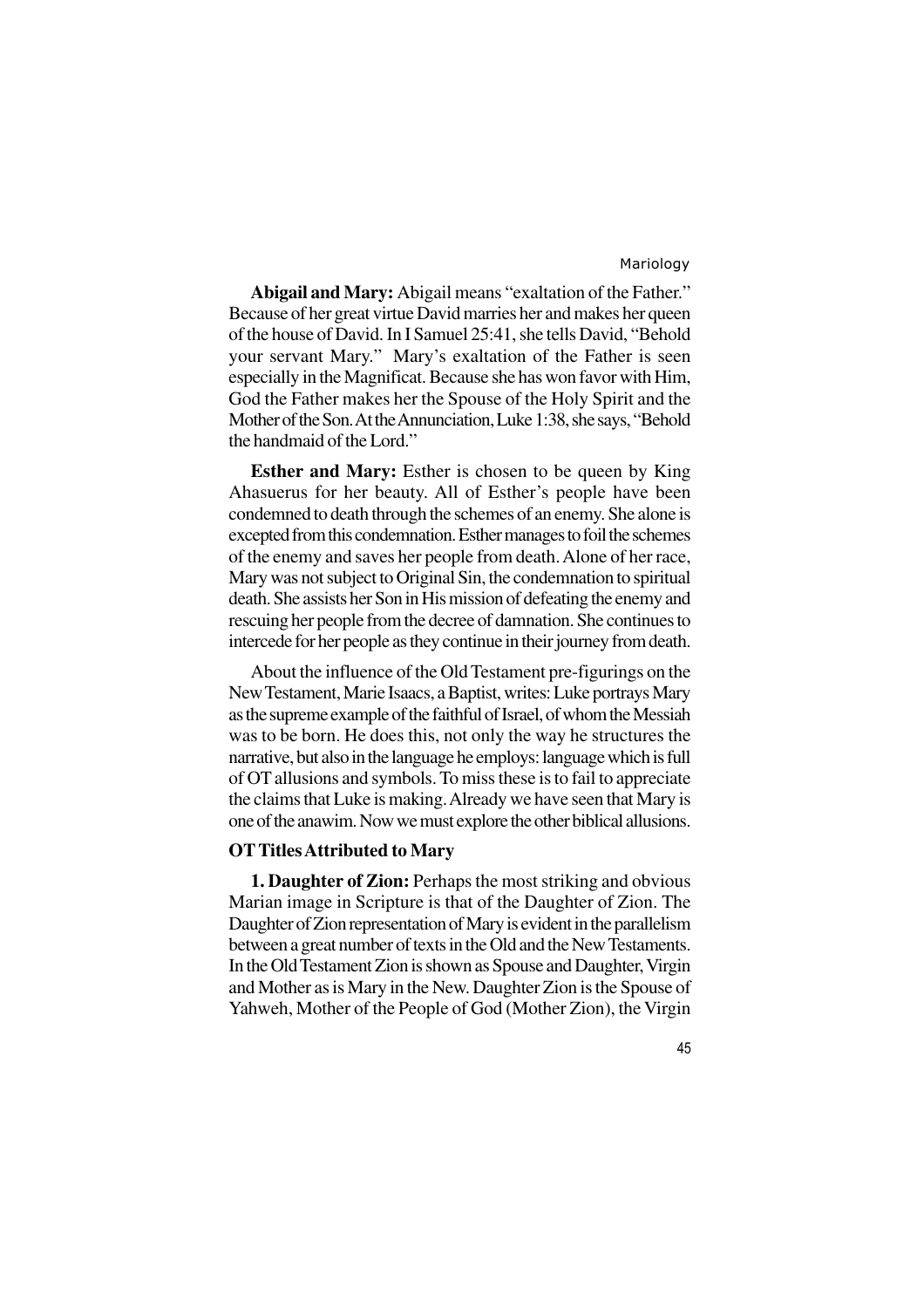**Abigail and Mary:** Abigail means "exaltation of the Father." Because of her great virtue David marries her and makes her queen of the house of David. In I Samuel 25:41, she tells David, "Behold your servant Mary." Mary's exaltation of the Father is seen especially in the Magnificat. Because she has won favor with Him, God the Father makes her the Spouse of the Holy Spirit and the Mother of the Son. At the Annunciation, Luke 1:38, she says, "Behold the handmaid of the Lord."

**Esther and Mary:** Esther is chosen to be queen by King Ahasuerus for her beauty. All of Esther's people have been condemned to death through the schemes of an enemy. She alone is excepted from this condemnation. Esther manages to foil the schemes of the enemy and saves her people from death. Alone of her race, Mary was not subject to Original Sin, the condemnation to spiritual death. She assists her Son in His mission of defeating the enemy and rescuing her people from the decree of damnation. She continues to intercede for her people as they continue in their journey from death.

About the influence of the Old Testament pre-figurings on the New Testament, Marie Isaacs, a Baptist, writes: Luke portrays Mary as the supreme example of the faithful of Israel, of whom the Messiah was to be born. He does this, not only the way he structures the narrative, but also in the language he employs: language which is full of OT allusions and symbols. To miss these is to fail to appreciate the claims that Luke is making. Already we have seen that Mary is one of the anawim. Now we must explore the other biblical allusions.

### OT Titles Attributed to Mary

**1. Daughter of Zion:** Perhaps the most striking and obvious Marian image in Scripture is that of the Daughter of Zion. The Daughter of Zion representation of Mary is evident in the parallelism between a great number of texts in the Old and the New Testaments. In the Old Testament Zion is shown as Spouse and Daughter, Virgin and Mother as is Mary in the New. Daughter Zion is the Spouse of Yahweh, Mother of the People of God (Mother Zion), the Virgin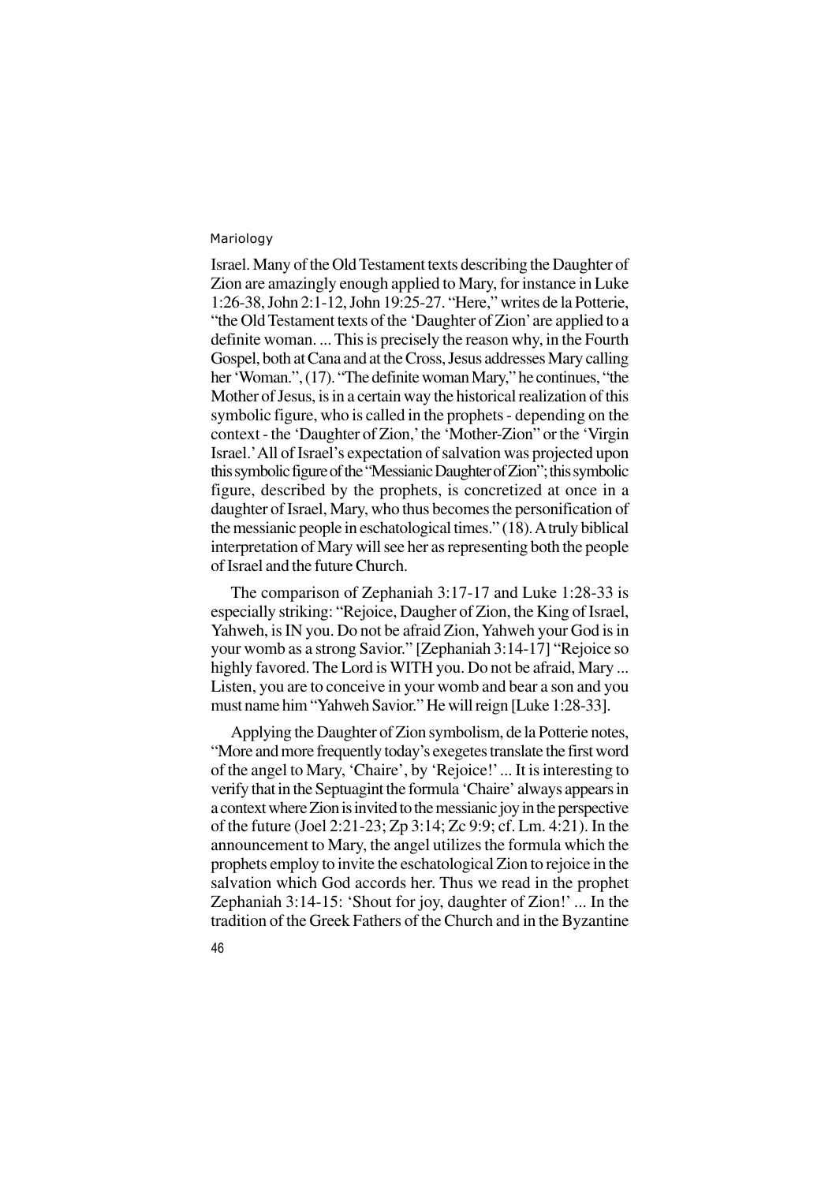Israel. Many of the Old Testament texts describing the Daughter of Zion are amazingly enough applied to Mary, for instance in Luke 1:26-38, John 2:1-12, John 19:25-27. "Here," writes de la Potterie, "the Old Testament texts of the 'Daughter of Zion' are applied to a definite woman. ... This is precisely the reason why, in the Fourth Gospel, both at Cana and at the Cross, Jesus addresses Mary calling her 'Woman.", (17). "The definite woman Mary," he continues, "the Mother of Jesus, is in a certain way the historical realization of this symbolic figure, who is called in the prophets - depending on the context - the 'Daughter of Zion,' the 'Mother-Zion" or the 'Virgin Israel.' All of Israel's expectation of salvation was projected upon this symbolic figure of the "Messianic Daughter of Zion"; this symbolic figure, described by the prophets, is concretized at once in a daughter of Israel, Mary, who thus becomes the personification of the messianic people in eschatological times." (18). A truly biblical interpretation of Mary will see her as representing both the people of Israel and the future Church.

The comparison of Zephaniah 3:17-17 and Luke 1:28-33 is especially striking: "Rejoice, Daugher of Zion, the King of Israel, Yahweh, is IN you. Do not be afraid Zion, Yahweh your God is in your womb as a strong Savior." [Zephaniah 3:14-17] "Rejoice so highly favored. The Lord is WITH you. Do not be afraid, Mary ... Listen, you are to conceive in your womb and bear a son and you must name him "Yahweh Savior." He will reign [Luke 1:28-33].

Applying the Daughter of Zion symbolism, de la Potterie notes, "More and more frequently today's exegetes translate the first word of the angel to Mary, 'Chaire', by 'Rejoice!' ... It is interesting to verify that in the Septuagint the formula 'Chaire' always appears in a context where Zion is invited to the messianic joy in the perspective of the future (Joel 2:21-23; Zp 3:14; Zc 9:9; cf. Lm. 4:21). In the announcement to Mary, the angel utilizes the formula which the prophets employ to invite the eschatological Zion to rejoice in the salvation which God accords her. Thus we read in the prophet Zephaniah 3:14-15: 'Shout for joy, daughter of Zion!' ... In the tradition of the Greek Fathers of the Church and in the Byzantine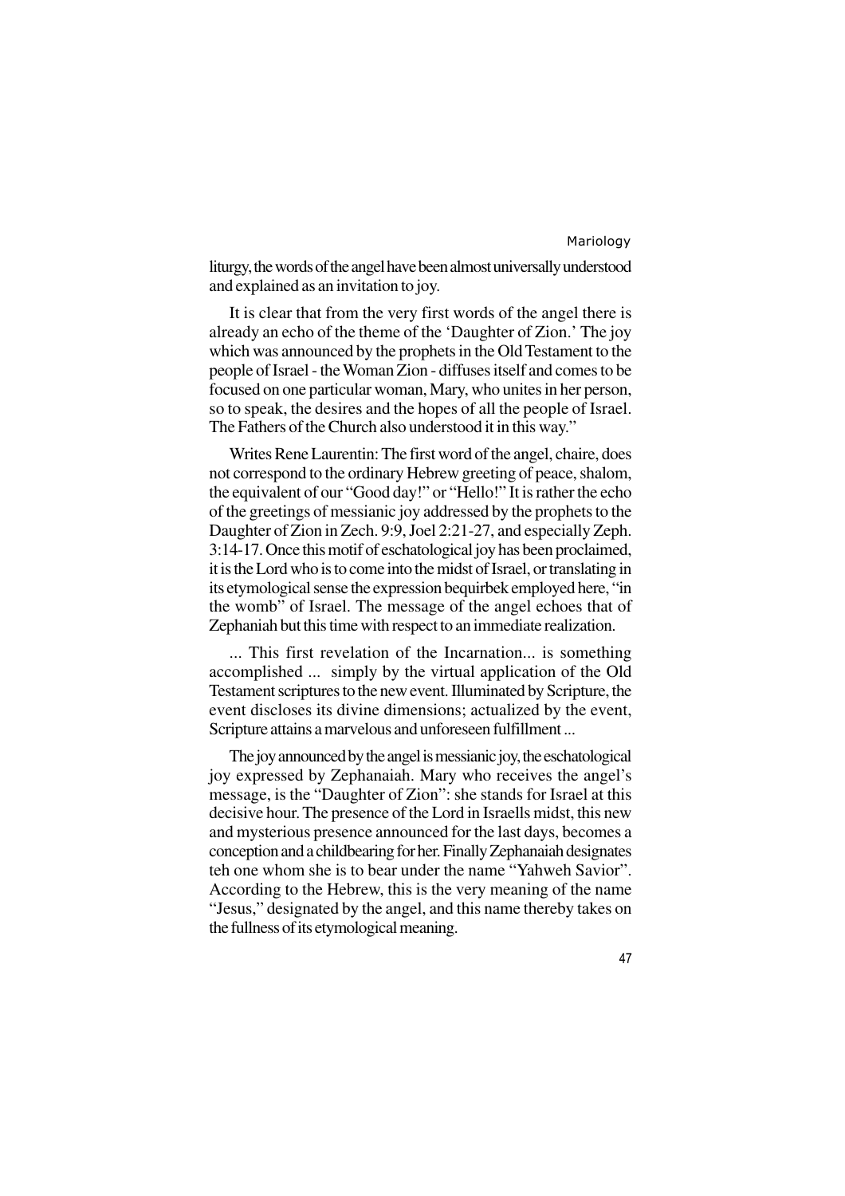liturgy, the words of the angel have been almost universally understood and explained as an invitation to joy.

It is clear that from the very first words of the angel there is already an echo of the theme of the 'Daughter of Zion.' The joy which was announced by the prophets in the Old Testament to the people of Israel - the Woman Zion - diffuses itself and comes to be focused on one particular woman, Mary, who unites in her person, so to speak, the desires and the hopes of all the people of Israel. The Fathers of the Church also understood it in this way."

Writes Rene Laurentin: The first word of the angel, chaire, does not correspond to the ordinary Hebrew greeting of peace, shalom, the equivalent of our "Good day!" or "Hello!" It is rather the echo of the greetings of messianic joy addressed by the prophets to the Daughter of Zion in Zech. 9:9, Joel 2:21-27, and especially Zeph. 3:14-17. Once this motif of eschatological joy has been proclaimed, it is the Lord who is to come into the midst of Israel, or translating in its etymological sense the expression bequirbek employed here, "in the womb" of Israel. The message of the angel echoes that of Zephaniah but this time with respect to an immediate realization.

... This first revelation of the Incarnation... is something accomplished ... simply by the virtual application of the Old Testament scriptures to the new event. Illuminated by Scripture, the event discloses its divine dimensions; actualized by the event, Scripture attains a marvelous and unforeseen fulfillment ...

The joy announced by the angel is messianic joy, the eschatological joy expressed by Zephanaiah. Mary who receives the angel's message, is the "Daughter of Zion": she stands for Israel at this decisive hour. The presence of the Lord in Israells midst, this new and mysterious presence announced for the last days, becomes a conception and a childbearing for her. Finally Zephanaiah designates teh one whom she is to bear under the name "Yahweh Savior". According to the Hebrew, this is the very meaning of the name "Jesus," designated by the angel, and this name thereby takes on the fullness of its etymological meaning.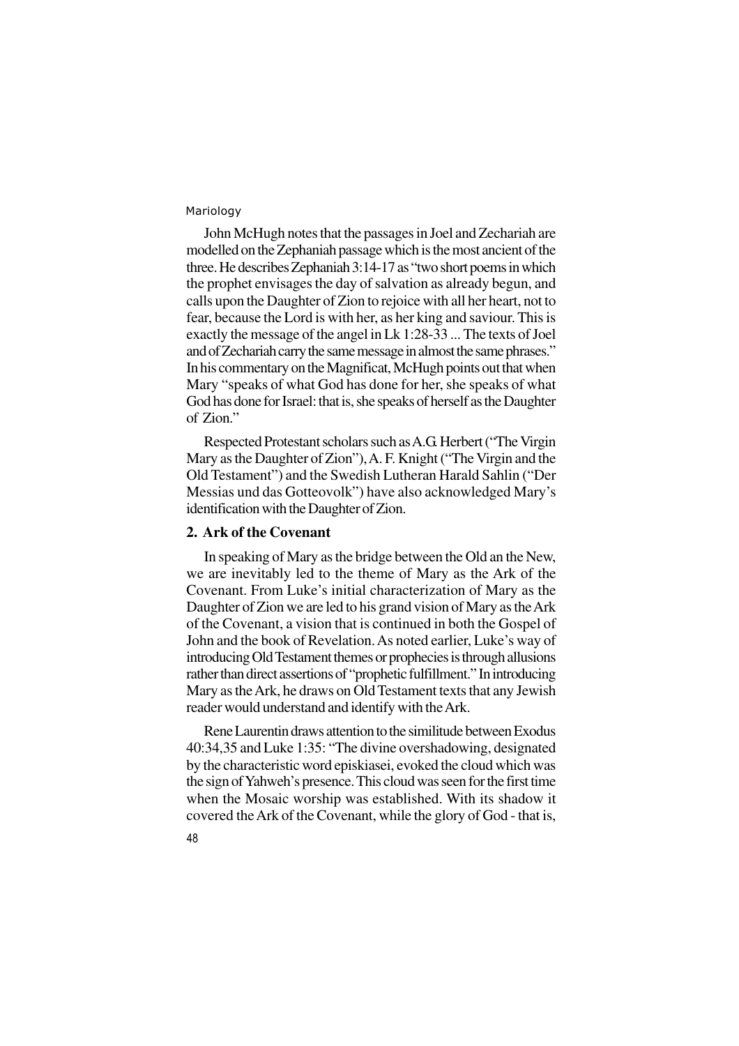John McHugh notes that the passages in Joel and Zechariah are modelled on the Zephaniah passage which is the most ancient of the three. He describes Zephaniah 3:14-17 as "two short poems in which the prophet envisages the day of salvation as already begun, and calls upon the Daughter of Zion to rejoice with all her heart, not to fear, because the Lord is with her, as her king and saviour. This is exactly the message of the angel in Lk 1:28-33 ... The texts of Joel and of Zechariah carry the same message in almost the same phrases." In his commentary on the Magnificat, McHugh points out that when Mary "speaks of what God has done for her, she speaks of what God has done for Israel: that is, she speaks of herself as the Daughter of Zion."

Respected Protestant scholars such as A.G. Herbert ("The Virgin Mary as the Daughter of Zion"), A. F. Knight ("The Virgin and the Old Testament") and the Swedish Lutheran Harald Sahlin ("Der Messias und das Gotteovolk") have also acknowledged Mary's identification with the Daughter of Zion.

## 2. Ark of the Covenant

In speaking of Mary as the bridge between the Old an the New, we are inevitably led to the theme of Mary as the Ark of the Covenant. From Luke's initial characterization of Mary as the Daughter of Zion we are led to his grand vision of Mary as the Ark of the Covenant, a vision that is continued in both the Gospel of John and the book of Revelation. As noted earlier, Luke's way of introducing Old Testament themes or prophecies is through allusions rather than direct assertions of "prophetic fulfillment." In introducing Mary as the Ark, he draws on Old Testament texts that any Jewish reader would understand and identify with the Ark.

Rene Laurentin draws attention to the similitude between Exodus 40:34,35 and Luke 1:35: "The divine overshadowing, designated by the characteristic word episkiasei, evoked the cloud which was the sign of Yahweh's presence. This cloud was seen for the first time when the Mosaic worship was established. With its shadow it covered the Ark of the Covenant, while the glory of God - that is,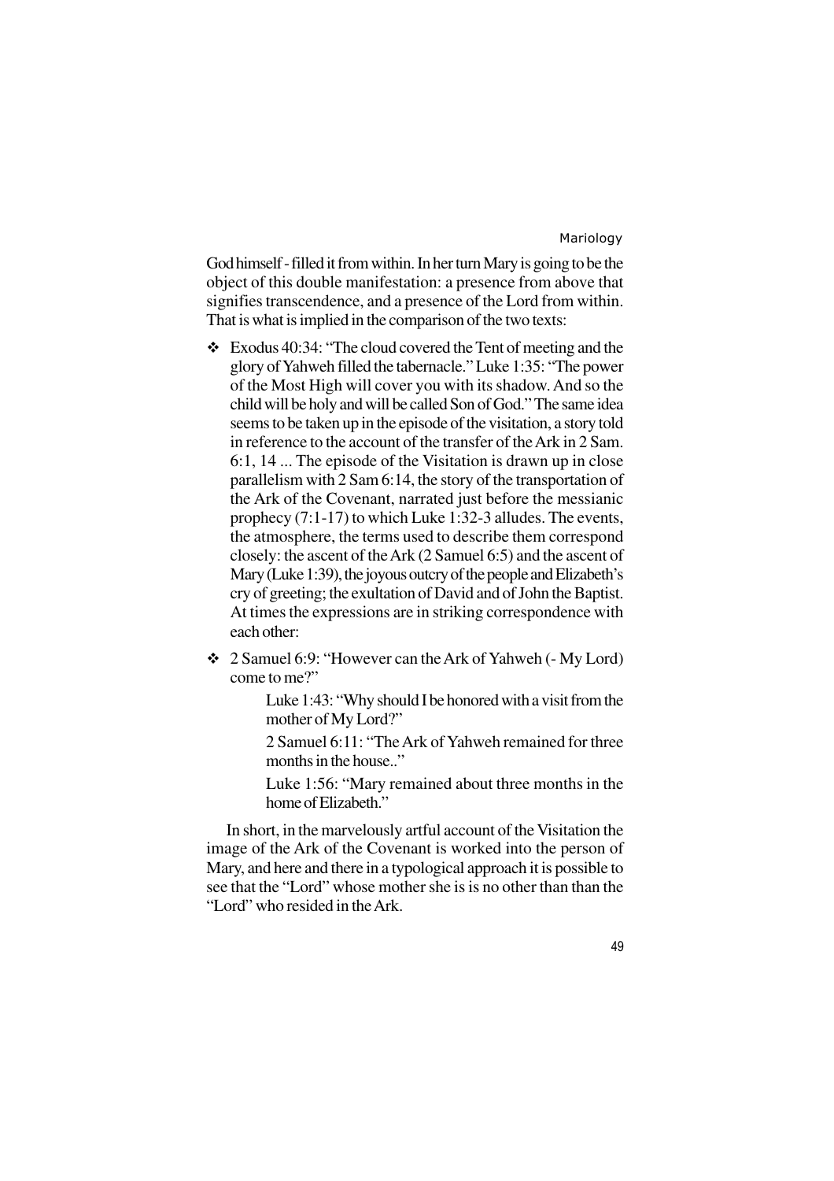God himself - filled it from within. In her turn Mary is going to be the object of this double manifestation: a presence from above that signifies transcendence, and a presence of the Lord from within. That is what is implied in the comparison of the two texts:

- Exodus 40:34: "The cloud covered the Tent of meeting and the glory of Yahweh filled the tabernacle." Luke 1:35: "The power of the Most High will cover you with its shadow. And so the child will be holy and will be called Son of God." The same idea seems to be taken up in the episode of the visitation, a story told in reference to the account of the transfer of the Ark in 2 Sam. 6:1, 14 ... The episode of the Visitation is drawn up in close parallelism with 2 Sam 6:14, the story of the transportation of the Ark of the Covenant, narrated just before the messianic prophecy (7:1-17) to which Luke 1:32-3 alludes. The events, the atmosphere, the terms used to describe them correspond closely: the ascent of the Ark (2 Samuel 6:5) and the ascent of Mary (Luke 1:39), the joyous outcry of the people and Elizabeth's cry of greeting; the exultation of David and of John the Baptist. At times the expressions are in striking correspondence with each other:

- 2 Samuel 6:9: "However can the Ark of Yahweh (- My Lord) come to me?"

  Luke 1:43: "Why should I be honored with a visit from the mother of My Lord?"

  2 Samuel 6:11: "The Ark of Yahweh remained for three months in the house.."

  Luke 1:56: "Mary remained about three months in the home of Elizabeth."

In short, in the marvelously artful account of the Visitation the image of the Ark of the Covenant is worked into the person of Mary, and here and there in a typological approach it is possible to see that the "Lord" whose mother she is is no other than than the "Lord" who resided in the Ark.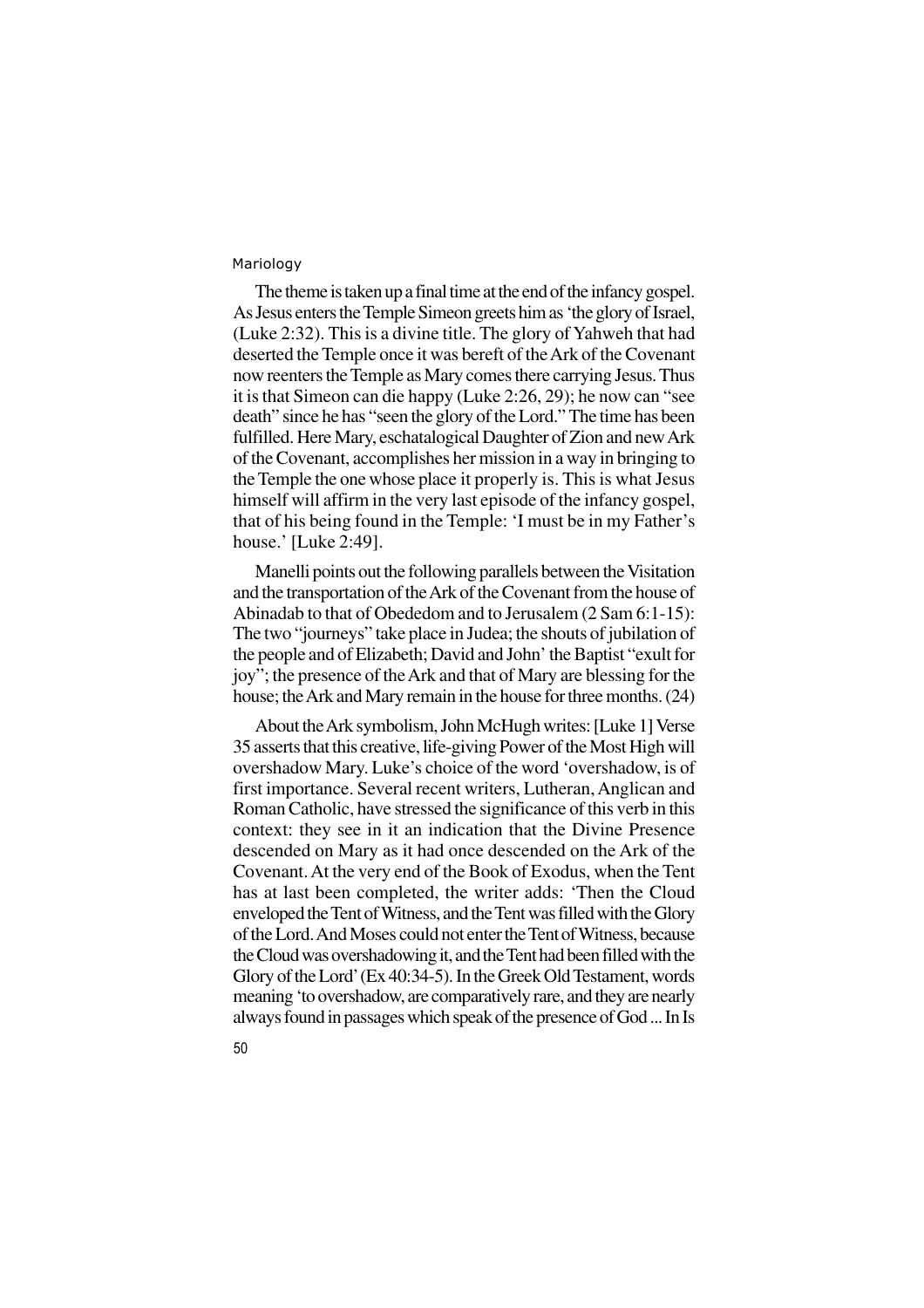The theme is taken up a final time at the end of the infancy gospel. As Jesus enters the Temple Simeon greets him as 'the glory of Israel, (Luke 2:32). This is a divine title. The glory of Yahweh that had deserted the Temple once it was bereft of the Ark of the Covenant now reenters the Temple as Mary comes there carrying Jesus. Thus it is that Simeon can die happy (Luke 2:26, 29); he now can "see death" since he has "seen the glory of the Lord." The time has been fulfilled. Here Mary, eschatalogical Daughter of Zion and new Ark of the Covenant, accomplishes her mission in a way in bringing to the Temple the one whose place it properly is. This is what Jesus himself will affirm in the very last episode of the infancy gospel, that of his being found in the Temple: 'I must be in my Father's house.' [Luke 2:49].

Manelli points out the following parallels between the Visitation and the transportation of the Ark of the Covenant from the house of Abinadab to that of Obededom and to Jerusalem (2 Sam 6:1-15): The two "journeys" take place in Judea; the shouts of jubilation of the people and of Elizabeth; David and John' the Baptist "exult for joy"; the presence of the Ark and that of Mary are blessing for the house; the Ark and Mary remain in the house for three months. (24)

About the Ark symbolism, John McHugh writes: [Luke 1] Verse 35 asserts that this creative, life-giving Power of the Most High will overshadow Mary. Luke's choice of the word 'overshadow, is of first importance. Several recent writers, Lutheran, Anglican and Roman Catholic, have stressed the significance of this verb in this context: they see in it an indication that the Divine Presence descended on Mary as it had once descended on the Ark of the Covenant. At the very end of the Book of Exodus, when the Tent has at last been completed, the writer adds: 'Then the Cloud enveloped the Tent of Witness, and the Tent was filled with the Glory of the Lord. And Moses could not enter the Tent of Witness, because the Cloud was overshadowing it, and the Tent had been filled with the Glory of the Lord' (Ex 40:34-5). In the Greek Old Testament, words meaning 'to overshadow, are comparatively rare, and they are nearly always found in passages which speak of the presence of God ... In Is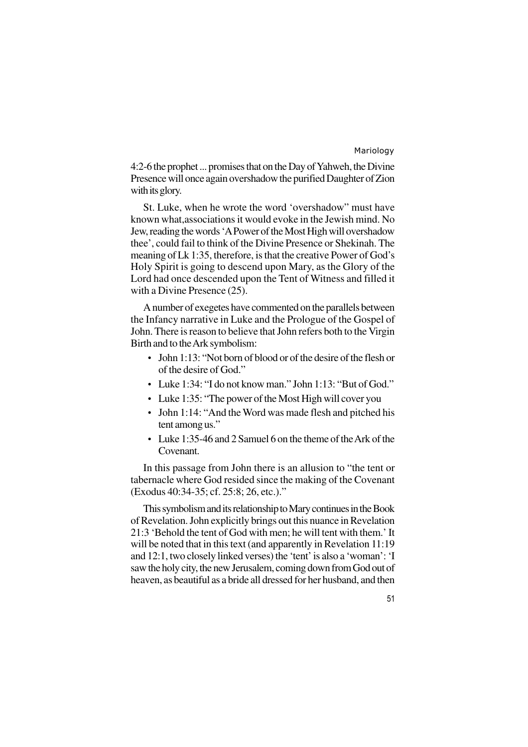4:2-6 the prophet ... promises that on the Day of Yahweh, the Divine Presence will once again overshadow the purified Daughter of Zion with its glory.

St. Luke, when he wrote the word 'overshadow" must have known what,associations it would evoke in the Jewish mind. No Jew, reading the words 'A Power of the Most High will overshadow thee', could fail to think of the Divine Presence or Shekinah. The meaning of Lk 1:35, therefore, is that the creative Power of God's Holy Spirit is going to descend upon Mary, as the Glory of the Lord had once descended upon the Tent of Witness and filled it with a Divine Presence (25).

A number of exegetes have commented on the parallels between the Infancy narrative in Luke and the Prologue of the Gospel of John. There is reason to believe that John refers both to the Virgin Birth and to the Ark symbolism:

- John 1:13: "Not born of blood or of the desire of the flesh or of the desire of God."
- Luke 1:34: "I do not know man." John 1:13: "But of God."
- Luke 1:35: "The power of the Most High will cover you
- John 1:14: "And the Word was made flesh and pitched his tent among us."
- Luke 1:35-46 and 2 Samuel 6 on the theme of the Ark of the Covenant.

In this passage from John there is an allusion to "the tent or tabernacle where God resided since the making of the Covenant (Exodus 40:34-35; cf. 25:8; 26, etc.)."

This symbolism and its relationship to Mary continues in the Book of Revelation. John explicitly brings out this nuance in Revelation 21:3 'Behold the tent of God with men; he will tent with them.' It will be noted that in this text (and apparently in Revelation 11:19 and 12:1, two closely linked verses) the 'tent' is also a 'woman': 'I saw the holy city, the new Jerusalem, coming down from God out of heaven, as beautiful as a bride all dressed for her husband, and then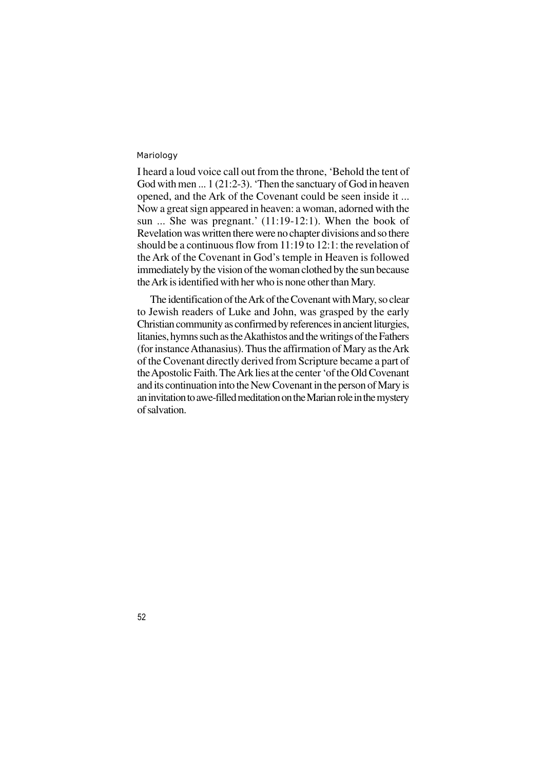I heard a loud voice call out from the throne, 'Behold the tent of God with men ... 1 (21:2-3). 'Then the sanctuary of God in heaven opened, and the Ark of the Covenant could be seen inside it ... Now a great sign appeared in heaven: a woman, adorned with the sun ... She was pregnant.' (11:19-12:1). When the book of Revelation was written there were no chapter divisions and so there should be a continuous flow from 11:19 to 12:1: the revelation of the Ark of the Covenant in God's temple in Heaven is followed immediately by the vision of the woman clothed by the sun because the Ark is identified with her who is none other than Mary.

The identification of the Ark of the Covenant with Mary, so clear to Jewish readers of Luke and John, was grasped by the early Christian community as confirmed by references in ancient liturgies, litanies, hymns such as the Akathistos and the writings of the Fathers (for instance Athanasius). Thus the affirmation of Mary as the Ark of the Covenant directly derived from Scripture became a part of the Apostolic Faith. The Ark lies at the center 'of the Old Covenant and its continuation into the New Covenant in the person of Mary is an invitation to awe-filled meditation on the Marian role in the mystery of salvation.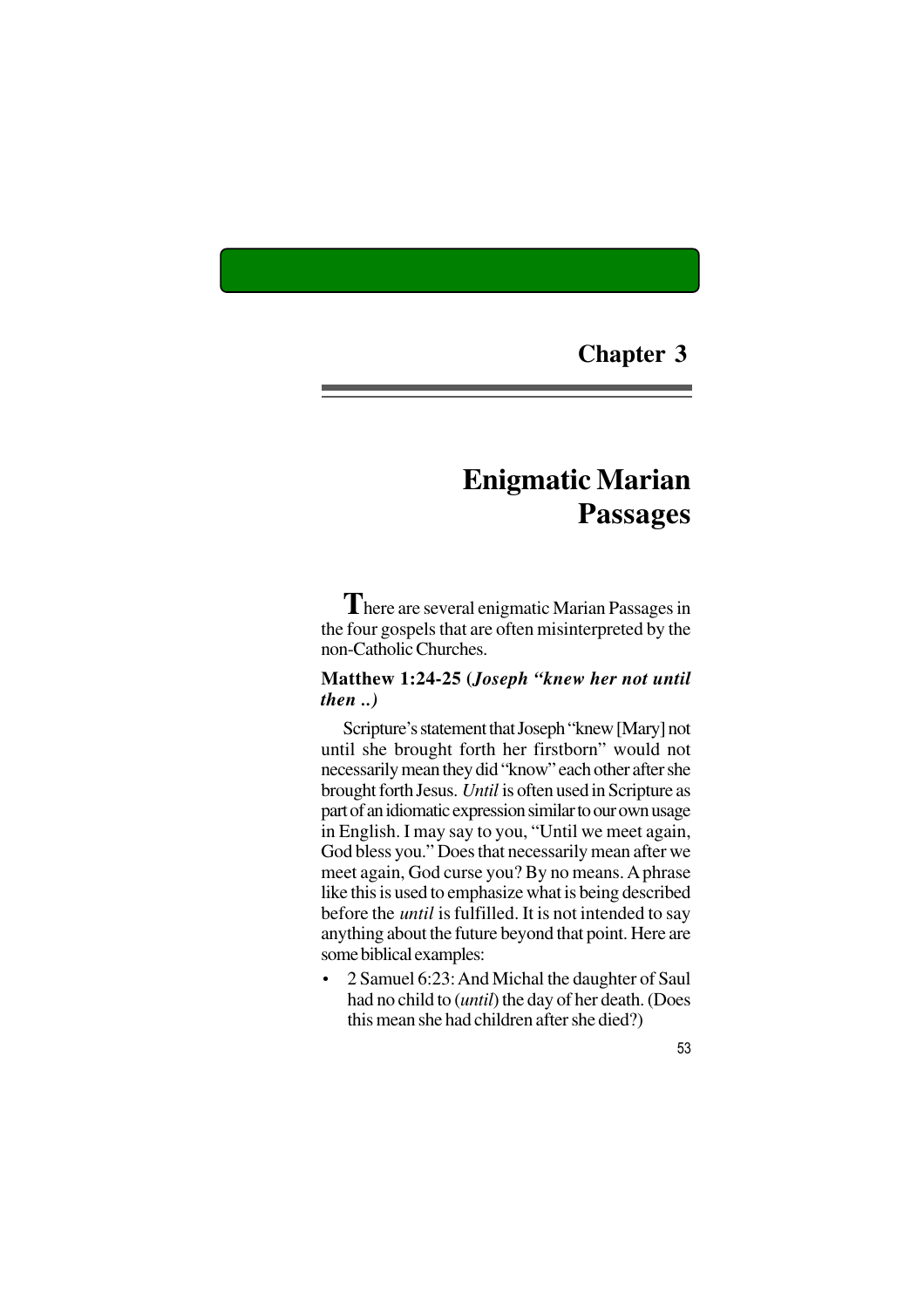# Chapter 3

# Enigmatic Marian Passages

There are several enigmatic Marian Passages in the four gospels that are often misinterpreted by the non-Catholic Churches.

### Matthew 1:24-25 (*Joseph "knew her not until then ..)*

Scripture's statement that Joseph "knew [Mary] not until she brought forth her firstborn" would not necessarily mean they did "know" each other after she brought forth Jesus. *Until* is often used in Scripture as part of an idiomatic expression similar to our own usage in English. I may say to you, "Until we meet again, God bless you." Does that necessarily mean after we meet again, God curse you? By no means. A phrase like this is used to emphasize what is being described before the *until* is fulfilled. It is not intended to say anything about the future beyond that point. Here are some biblical examples:

- 2 Samuel 6:23: And Michal the daughter of Saul had no child to (*until*) the day of her death. (Does this mean she had children after she died?)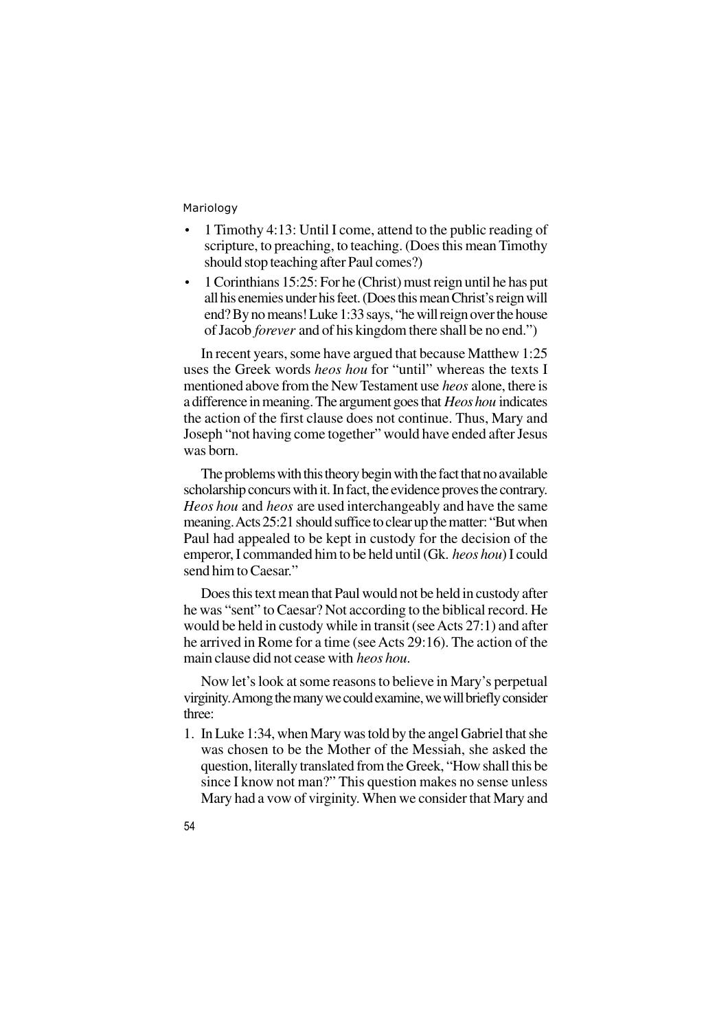- 1 Timothy 4:13: Until I come, attend to the public reading of scripture, to preaching, to teaching. (Does this mean Timothy should stop teaching after Paul comes?)
- 1 Corinthians 15:25: For he (Christ) must reign until he has put all his enemies under his feet. (Does this mean Christ's reign will end? By no means! Luke 1:33 says, "he will reign over the house of Jacob *forever* and of his kingdom there shall be no end.")

In recent years, some have argued that because Matthew 1:25 uses the Greek words *heos hou* for "until" whereas the texts I mentioned above from the New Testament use *heos* alone, there is a difference in meaning. The argument goes that *Heos hou* indicates the action of the first clause does not continue. Thus, Mary and Joseph "not having come together" would have ended after Jesus was born.

The problems with this theory begin with the fact that no available scholarship concurs with it. In fact, the evidence proves the contrary. *Heos hou* and *heos* are used interchangeably and have the same meaning. Acts 25:21 should suffice to clear up the matter: "But when Paul had appealed to be kept in custody for the decision of the emperor, I commanded him to be held until (Gk. *heos hou*) I could send him to Caesar."

Does this text mean that Paul would not be held in custody after he was "sent" to Caesar? Not according to the biblical record. He would be held in custody while in transit (see Acts 27:1) and after he arrived in Rome for a time (see Acts 29:16). The action of the main clause did not cease with *heos hou*.

Now let's look at some reasons to believe in Mary's perpetual virginity. Among the many we could examine, we will briefly consider three:

1. In Luke 1:34, when Mary was told by the angel Gabriel that she was chosen to be the Mother of the Messiah, she asked the question, literally translated from the Greek, "How shall this be since I know not man?" This question makes no sense unless Mary had a vow of virginity. When we consider that Mary and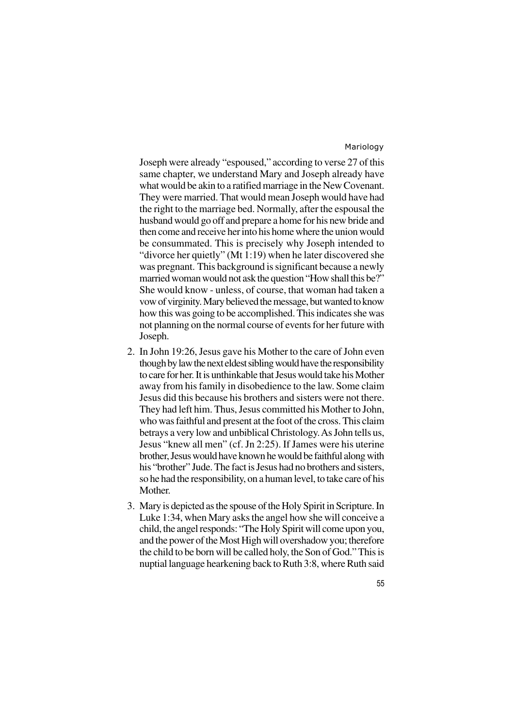Joseph were already "espoused," according to verse 27 of this same chapter, we understand Mary and Joseph already have what would be akin to a ratified marriage in the New Covenant. They were married. That would mean Joseph would have had the right to the marriage bed. Normally, after the espousal the husband would go off and prepare a home for his new bride and then come and receive her into his home where the union would be consummated. This is precisely why Joseph intended to "divorce her quietly" (Mt 1:19) when he later discovered she was pregnant. This background is significant because a newly married woman would not ask the question "How shall this be?" She would know - unless, of course, that woman had taken a vow of virginity. Mary believed the message, but wanted to know how this was going to be accomplished. This indicates she was not planning on the normal course of events for her future with Joseph.

2. In John 19:26, Jesus gave his Mother to the care of John even though by law the next eldest sibling would have the responsibility to care for her. It is unthinkable that Jesus would take his Mother away from his family in disobedience to the law. Some claim Jesus did this because his brothers and sisters were not there. They had left him. Thus, Jesus committed his Mother to John, who was faithful and present at the foot of the cross. This claim betrays a very low and unbiblical Christology. As John tells us, Jesus "knew all men" (cf. Jn 2:25). If James were his uterine brother, Jesus would have known he would be faithful along with his "brother" Jude. The fact is Jesus had no brothers and sisters, so he had the responsibility, on a human level, to take care of his Mother.

3. Mary is depicted as the spouse of the Holy Spirit in Scripture. In Luke 1:34, when Mary asks the angel how she will conceive a child, the angel responds: "The Holy Spirit will come upon you, and the power of the Most High will overshadow you; therefore the child to be born will be called holy, the Son of God." This is nuptial language hearkening back to Ruth 3:8, where Ruth said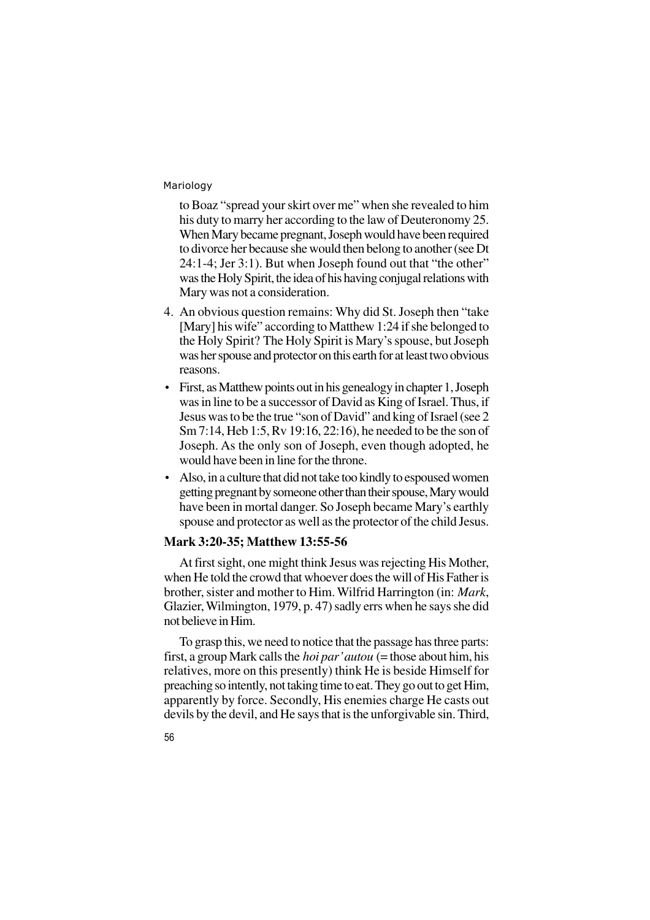to Boaz "spread your skirt over me" when she revealed to him his duty to marry her according to the law of Deuteronomy 25. When Mary became pregnant, Joseph would have been required to divorce her because she would then belong to another (see Dt 24:1-4; Jer 3:1). But when Joseph found out that "the other" was the Holy Spirit, the idea of his having conjugal relations with Mary was not a consideration.

4. An obvious question remains: Why did St. Joseph then "take [Mary] his wife" according to Matthew 1:24 if she belonged to the Holy Spirit? The Holy Spirit is Mary's spouse, but Joseph was her spouse and protector on this earth for at least two obvious reasons.

- First, as Matthew points out in his genealogy in chapter 1, Joseph was in line to be a successor of David as King of Israel. Thus, if Jesus was to be the true "son of David" and king of Israel (see 2 Sm 7:14, Heb 1:5, Rv 19:16, 22:16), he needed to be the son of Joseph. As the only son of Joseph, even though adopted, he would have been in line for the throne.
- Also, in a culture that did not take too kindly to espoused women getting pregnant by someone other than their spouse, Mary would have been in mortal danger. So Joseph became Mary's earthly spouse and protector as well as the protector of the child Jesus.

**Mark 3:20-35; Matthew 13:55-56**

At first sight, one might think Jesus was rejecting His Mother, when He told the crowd that whoever does the will of His Father is brother, sister and mother to Him. Wilfrid Harrington (in: *Mark*, Glazier, Wilmington, 1979, p. 47) sadly errs when he says she did not believe in Him.

To grasp this, we need to notice that the passage has three parts: first, a group Mark calls the *hoi par' autou* (= those about him, his relatives, more on this presently) think He is beside Himself for preaching so intently, not taking time to eat. They go out to get Him, apparently by force. Secondly, His enemies charge He casts out devils by the devil, and He says that is the unforgivable sin. Third,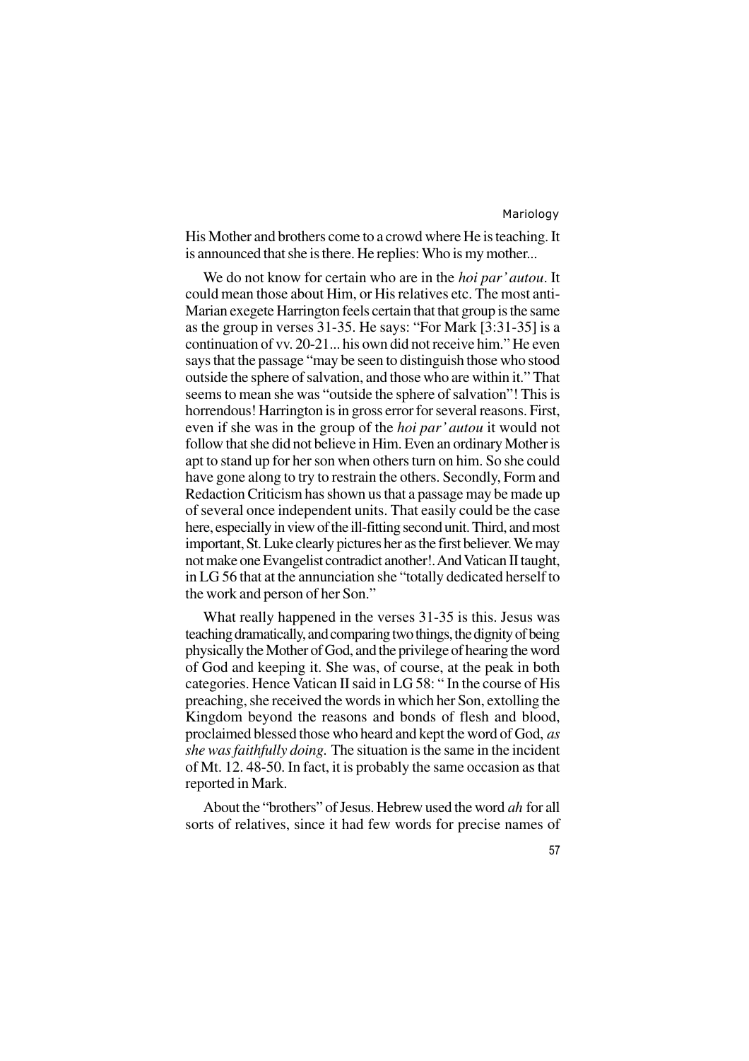His Mother and brothers come to a crowd where He is teaching. It is announced that she is there. He replies: Who is my mother...

We do not know for certain who are in the *hoi par' autou*. It could mean those about Him, or His relatives etc. The most anti-Marian exegete Harrington feels certain that that group is the same as the group in verses 31-35. He says: "For Mark [3:31-35] is a continuation of vv. 20-21... his own did not receive him." He even says that the passage "may be seen to distinguish those who stood outside the sphere of salvation, and those who are within it." That seems to mean she was "outside the sphere of salvation"! This is horrendous! Harrington is in gross error for several reasons. First, even if she was in the group of the *hoi par' autou* it would not follow that she did not believe in Him. Even an ordinary Mother is apt to stand up for her son when others turn on him. So she could have gone along to try to restrain the others. Secondly, Form and Redaction Criticism has shown us that a passage may be made up of several once independent units. That easily could be the case here, especially in view of the ill-fitting second unit. Third, and most important, St. Luke clearly pictures her as the first believer. We may not make one Evangelist contradict another!. And Vatican II taught, in LG 56 that at the annunciation she "totally dedicated herself to the work and person of her Son."

What really happened in the verses 31-35 is this. Jesus was teaching dramatically, and comparing two things, the dignity of being physically the Mother of God, and the privilege of hearing the word of God and keeping it. She was, of course, at the peak in both categories. Hence Vatican II said in LG 58: " In the course of His preaching, she received the words in which her Son, extolling the Kingdom beyond the reasons and bonds of flesh and blood, proclaimed blessed those who heard and kept the word of God, *as she was faithfully doing*. The situation is the same in the incident of Mt. 12. 48-50. In fact, it is probably the same occasion as that reported in Mark.

About the "brothers" of Jesus. Hebrew used the word *ah* for all sorts of relatives, since it had few words for precise names of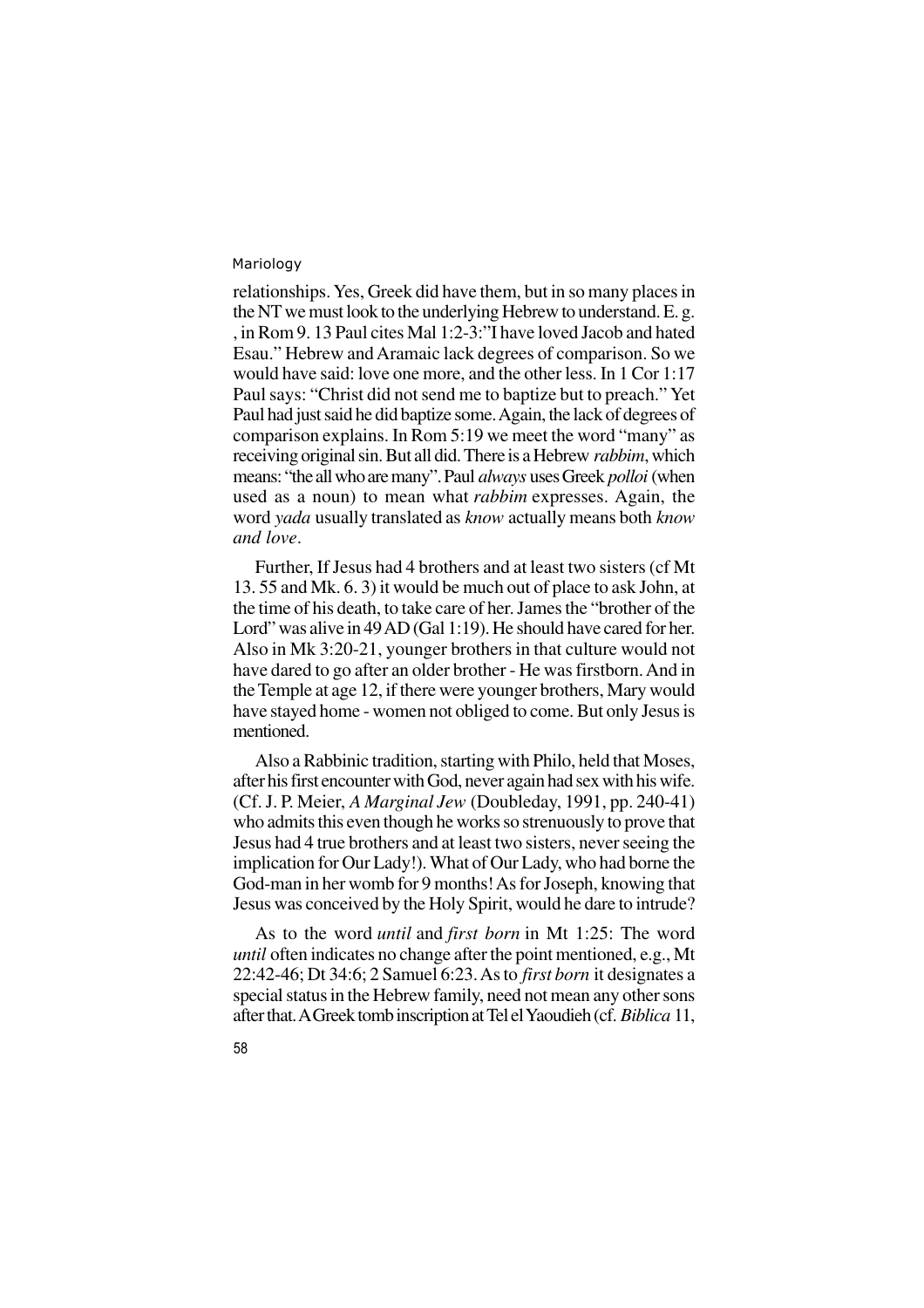relationships. Yes, Greek did have them, but in so many places in the NT we must look to the underlying Hebrew to understand. E. g. , in Rom 9. 13 Paul cites Mal 1:2-3:"I have loved Jacob and hated Esau." Hebrew and Aramaic lack degrees of comparison. So we would have said: love one more, and the other less. In 1 Cor 1:17 Paul says: "Christ did not send me to baptize but to preach." Yet Paul had just said he did baptize some. Again, the lack of degrees of comparison explains. In Rom 5:19 we meet the word "many" as receiving original sin. But all did. There is a Hebrew *rabbim*, which means: "the all who are many". Paul *always* uses Greek *polloi* (when used as a noun) to mean what *rabbim* expresses. Again, the word *yada* usually translated as *know* actually means both *know and love*.

Further, If Jesus had 4 brothers and at least two sisters (cf Mt 13. 55 and Mk. 6. 3) it would be much out of place to ask John, at the time of his death, to take care of her. James the "brother of the Lord" was alive in 49 AD (Gal 1:19). He should have cared for her. Also in Mk 3:20-21, younger brothers in that culture would not have dared to go after an older brother - He was firstborn. And in the Temple at age 12, if there were younger brothers, Mary would have stayed home - women not obliged to come. But only Jesus is mentioned.

Also a Rabbinic tradition, starting with Philo, held that Moses, after his first encounter with God, never again had sex with his wife. (Cf. J. P. Meier, *A Marginal Jew* (Doubleday, 1991, pp. 240-41) who admits this even though he works so strenuously to prove that Jesus had 4 true brothers and at least two sisters, never seeing the implication for Our Lady!). What of Our Lady, who had borne the God-man in her womb for 9 months! As for Joseph, knowing that Jesus was conceived by the Holy Spirit, would he dare to intrude?

As to the word *until* and *first born* in Mt 1:25: The word *until* often indicates no change after the point mentioned, e.g., Mt 22:42-46; Dt 34:6; 2 Samuel 6:23. As to *first born* it designates a special status in the Hebrew family, need not mean any other sons after that. A Greek tomb inscription at Tel el Yaoudieh (cf. *Biblica* 11,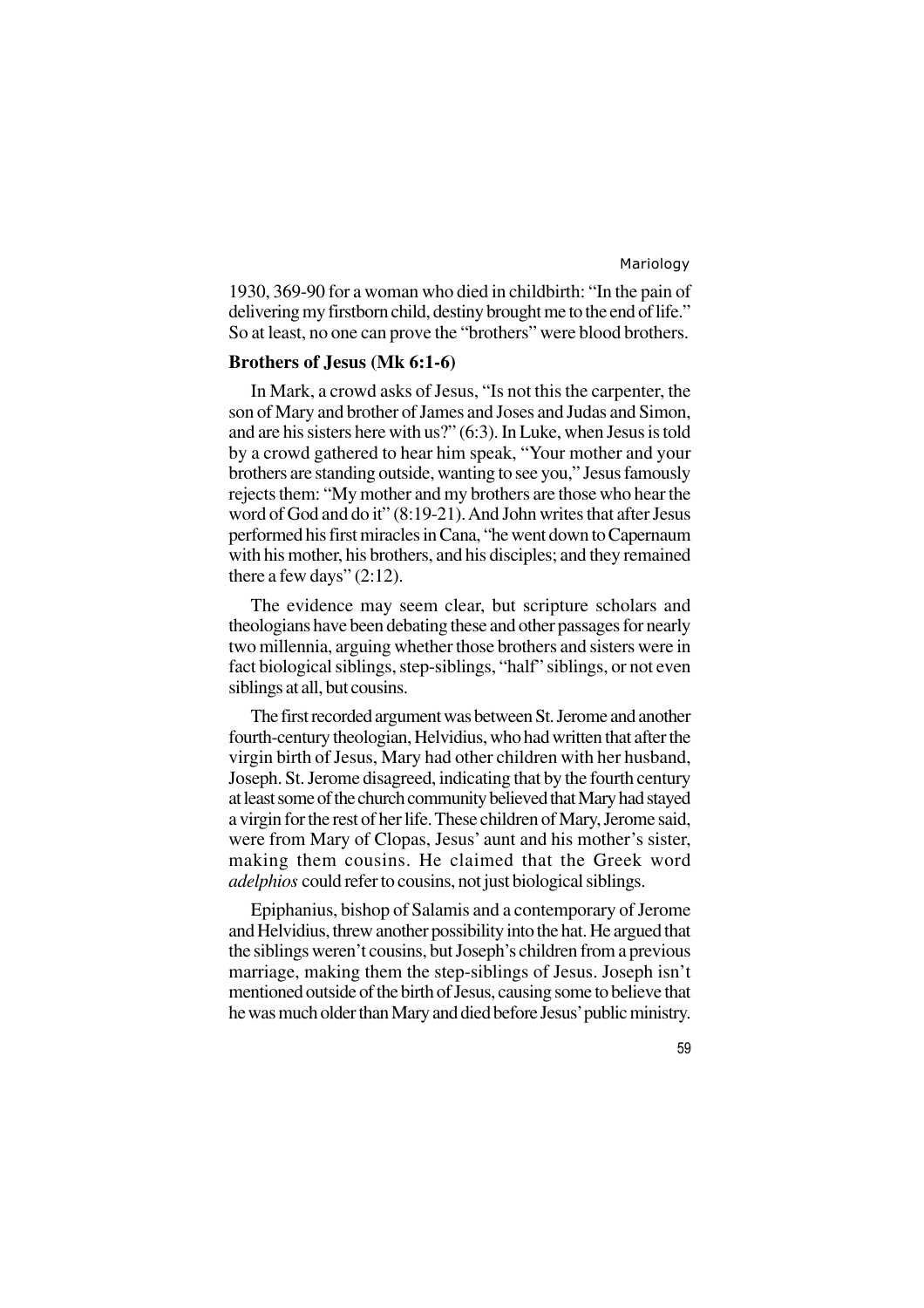1930, 369-90 for a woman who died in childbirth: "In the pain of delivering my firstborn child, destiny brought me to the end of life." So at least, no one can prove the "brothers" were blood brothers.

### Brothers of Jesus (Mk 6:1-6)

In Mark, a crowd asks of Jesus, "Is not this the carpenter, the son of Mary and brother of James and Joses and Judas and Simon, and are his sisters here with us?" (6:3). In Luke, when Jesus is told by a crowd gathered to hear him speak, "Your mother and your brothers are standing outside, wanting to see you," Jesus famously rejects them: "My mother and my brothers are those who hear the word of God and do it" (8:19-21). And John writes that after Jesus performed his first miracles in Cana, "he went down to Capernaum with his mother, his brothers, and his disciples; and they remained there a few days" (2:12).

The evidence may seem clear, but scripture scholars and theologians have been debating these and other passages for nearly two millennia, arguing whether those brothers and sisters were in fact biological siblings, step-siblings, "half" siblings, or not even siblings at all, but cousins.

The first recorded argument was between St. Jerome and another fourth-century theologian, Helvidius, who had written that after the virgin birth of Jesus, Mary had other children with her husband, Joseph. St. Jerome disagreed, indicating that by the fourth century at least some of the church community believed that Mary had stayed a virgin for the rest of her life. These children of Mary, Jerome said, were from Mary of Clopas, Jesus' aunt and his mother's sister, making them cousins. He claimed that the Greek word *adelphios* could refer to cousins, not just biological siblings.

Epiphanius, bishop of Salamis and a contemporary of Jerome and Helvidius, threw another possibility into the hat. He argued that the siblings weren't cousins, but Joseph's children from a previous marriage, making them the step-siblings of Jesus. Joseph isn't mentioned outside of the birth of Jesus, causing some to believe that he was much older than Mary and died before Jesus' public ministry.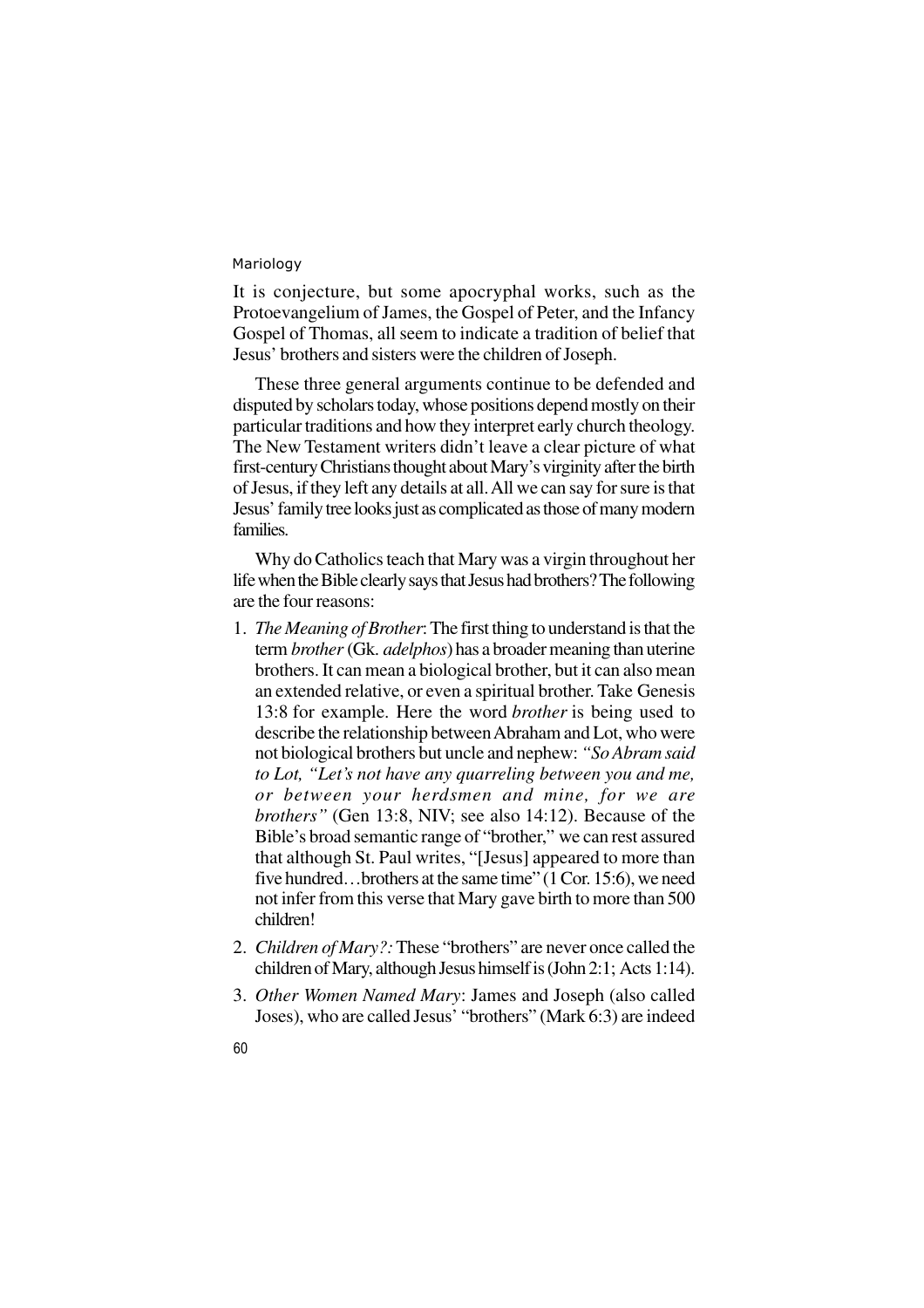It is conjecture, but some apocryphal works, such as the Protoevangelium of James, the Gospel of Peter, and the Infancy Gospel of Thomas, all seem to indicate a tradition of belief that Jesus' brothers and sisters were the children of Joseph.

These three general arguments continue to be defended and disputed by scholars today, whose positions depend mostly on their particular traditions and how they interpret early church theology. The New Testament writers didn't leave a clear picture of what first-century Christians thought about Mary's virginity after the birth of Jesus, if they left any details at all. All we can say for sure is that Jesus' family tree looks just as complicated as those of many modern families.

Why do Catholics teach that Mary was a virgin throughout her life when the Bible clearly says that Jesus had brothers? The following are the four reasons:

1. *The Meaning of Brother*: The first thing to understand is that the term *brother* (Gk. *adelphos*) has a broader meaning than uterine brothers. It can mean a biological brother, but it can also mean an extended relative, or even a spiritual brother. Take Genesis 13:8 for example. Here the word *brother* is being used to describe the relationship between Abraham and Lot, who were not biological brothers but uncle and nephew: *"So Abram said to Lot, "Let's not have any quarreling between you and me, or between your herdsmen and mine, for we are brothers"* (Gen 13:8, NIV; see also 14:12). Because of the Bible's broad semantic range of "brother," we can rest assured that although St. Paul writes, "[Jesus] appeared to more than five hundred…brothers at the same time" (1 Cor. 15:6), we need not infer from this verse that Mary gave birth to more than 500 children!
2. *Children of Mary?:* These "brothers" are never once called the children of Mary, although Jesus himself is (John 2:1; Acts 1:14).
3. *Other Women Named Mary*: James and Joseph (also called Joses), who are called Jesus' "brothers" (Mark 6:3) are indeed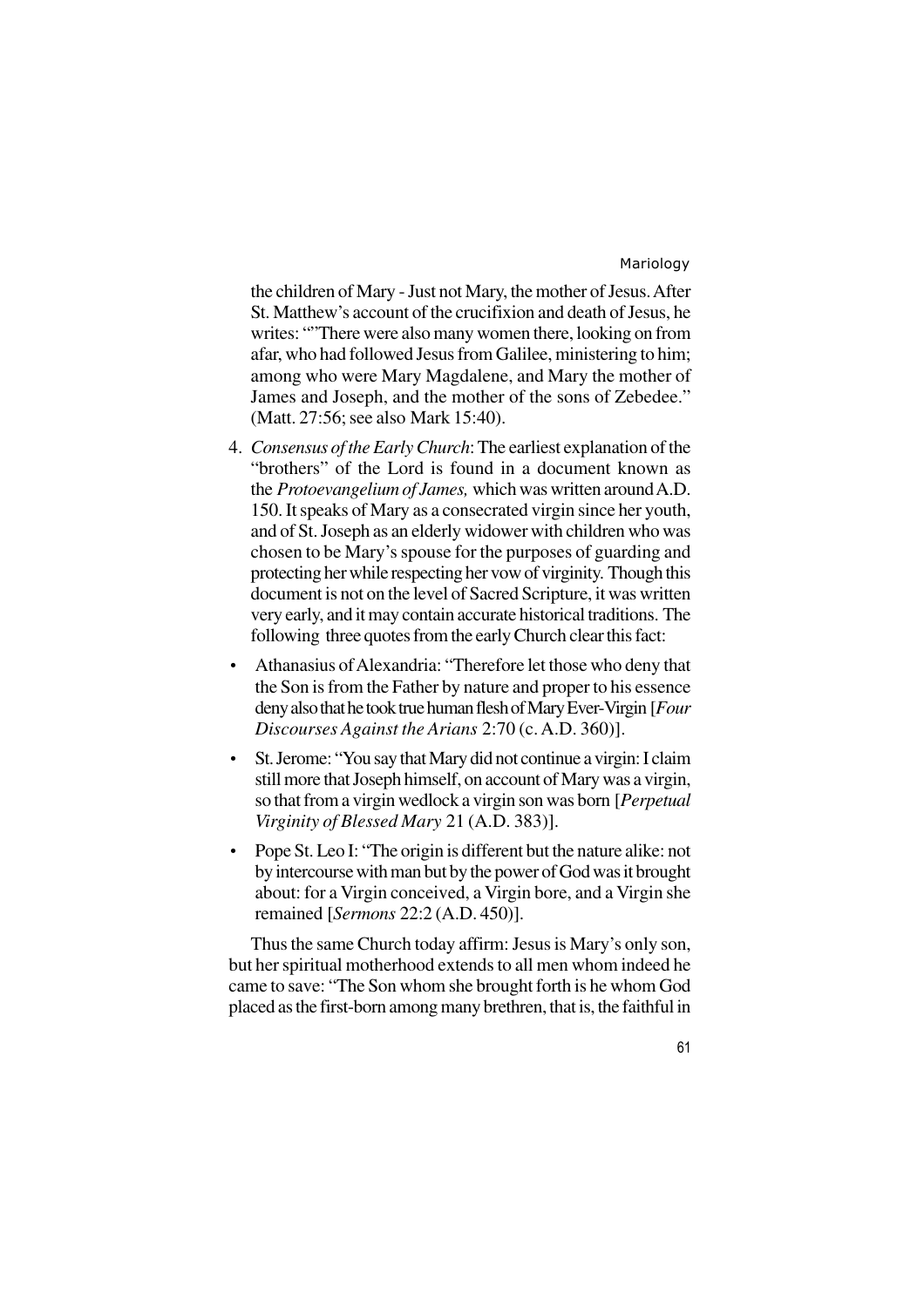the children of Mary - Just not Mary, the mother of Jesus. After St. Matthew's account of the crucifixion and death of Jesus, he writes: ""There were also many women there, looking on from afar, who had followed Jesus from Galilee, ministering to him; among who were Mary Magdalene, and Mary the mother of James and Joseph, and the mother of the sons of Zebedee." (Matt. 27:56; see also Mark 15:40).

4. *Consensus of the Early Church*: The earliest explanation of the "brothers" of the Lord is found in a document known as the *Protoevangelium of James,* which was written around A.D. 150. It speaks of Mary as a consecrated virgin since her youth, and of St. Joseph as an elderly widower with children who was chosen to be Mary's spouse for the purposes of guarding and protecting her while respecting her vow of virginity. Though this document is not on the level of Sacred Scripture, it was written very early, and it may contain accurate historical traditions. The following three quotes from the early Church clear this fact:

- Athanasius of Alexandria: "Therefore let those who deny that the Son is from the Father by nature and proper to his essence deny also that he took true human flesh of Mary Ever-Virgin [*Four Discourses Against the Arians* 2:70 (c. A.D. 360)].
- St. Jerome: "You say that Mary did not continue a virgin: I claim still more that Joseph himself, on account of Mary was a virgin, so that from a virgin wedlock a virgin son was born [*Perpetual Virginity of Blessed Mary* 21 (A.D. 383)].
- Pope St. Leo I: "The origin is different but the nature alike: not by intercourse with man but by the power of God was it brought about: for a Virgin conceived, a Virgin bore, and a Virgin she remained [*Sermons* 22:2 (A.D. 450)].

Thus the same Church today affirm: Jesus is Mary's only son, but her spiritual motherhood extends to all men whom indeed he came to save: "The Son whom she brought forth is he whom God placed as the first-born among many brethren, that is, the faithful in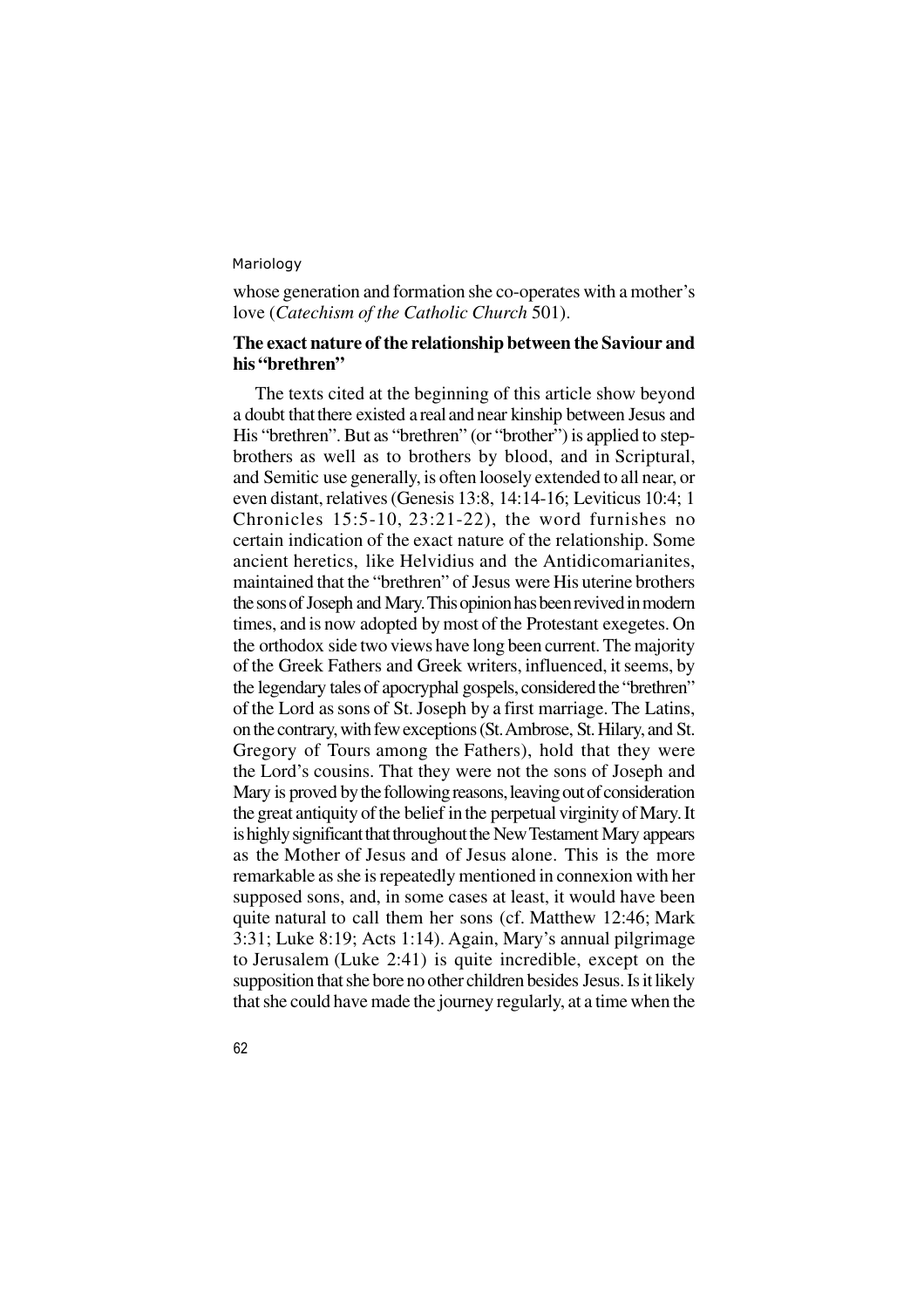whose generation and formation she co-operates with a mother's love (*Catechism of the Catholic Church* 501).

**The exact nature of the relationship between the Saviour and his "brethren"**

The texts cited at the beginning of this article show beyond a doubt that there existed a real and near kinship between Jesus and His "brethren". But as "brethren" (or "brother") is applied to step-brothers as well as to brothers by blood, and in Scriptural, and Semitic use generally, is often loosely extended to all near, or even distant, relatives (Genesis 13:8, 14:14-16; Leviticus 10:4; 1 Chronicles 15:5-10, 23:21-22), the word furnishes no certain indication of the exact nature of the relationship. Some ancient heretics, like Helvidius and the Antidicomarianites, maintained that the "brethren" of Jesus were His uterine brothers the sons of Joseph and Mary. This opinion has been revived in modern times, and is now adopted by most of the Protestant exegetes. On the orthodox side two views have long been current. The majority of the Greek Fathers and Greek writers, influenced, it seems, by the legendary tales of apocryphal gospels, considered the "brethren" of the Lord as sons of St. Joseph by a first marriage. The Latins, on the contrary, with few exceptions (St. Ambrose, St. Hilary, and St. Gregory of Tours among the Fathers), hold that they were the Lord's cousins. That they were not the sons of Joseph and Mary is proved by the following reasons, leaving out of consideration the great antiquity of the belief in the perpetual virginity of Mary. It is highly significant that throughout the New Testament Mary appears as the Mother of Jesus and of Jesus alone. This is the more remarkable as she is repeatedly mentioned in connexion with her supposed sons, and, in some cases at least, it would have been quite natural to call them her sons (cf. Matthew 12:46; Mark 3:31; Luke 8:19; Acts 1:14). Again, Mary's annual pilgrimage to Jerusalem (Luke 2:41) is quite incredible, except on the supposition that she bore no other children besides Jesus. Is it likely that she could have made the journey regularly, at a time when the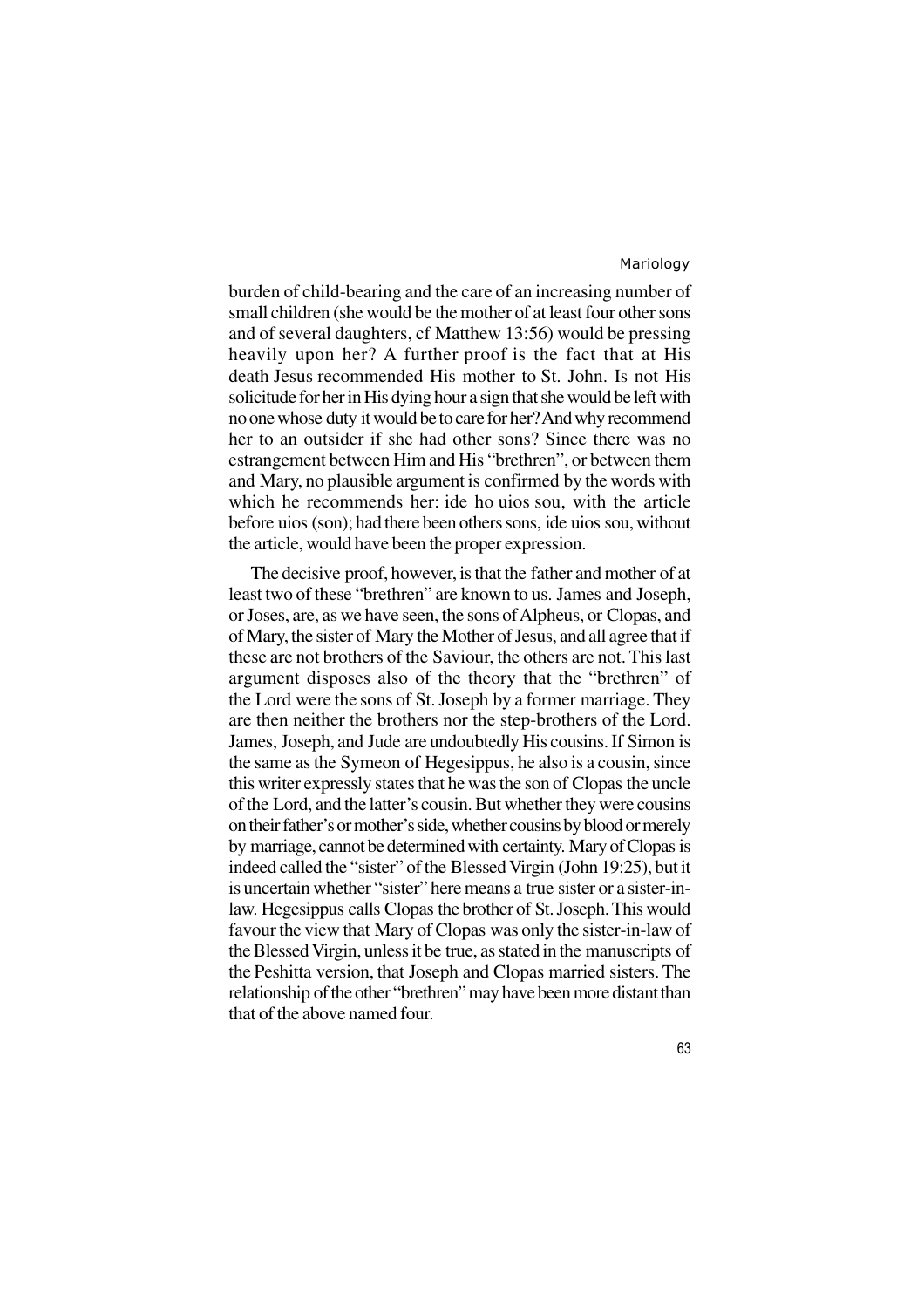burden of child-bearing and the care of an increasing number of small children (she would be the mother of at least four other sons and of several daughters, cf Matthew 13:56) would be pressing heavily upon her? A further proof is the fact that at His death Jesus recommended His mother to St. John. Is not His solicitude for her in His dying hour a sign that she would be left with no one whose duty it would be to care for her? And why recommend her to an outsider if she had other sons? Since there was no estrangement between Him and His "brethren", or between them and Mary, no plausible argument is confirmed by the words with which he recommends her: ide ho uios sou, with the article before uios (son); had there been others sons, ide uios sou, without the article, would have been the proper expression.

The decisive proof, however, is that the father and mother of at least two of these "brethren" are known to us. James and Joseph, or Joses, are, as we have seen, the sons of Alpheus, or Clopas, and of Mary, the sister of Mary the Mother of Jesus, and all agree that if these are not brothers of the Saviour, the others are not. This last argument disposes also of the theory that the "brethren" of the Lord were the sons of St. Joseph by a former marriage. They are then neither the brothers nor the step-brothers of the Lord. James, Joseph, and Jude are undoubtedly His cousins. If Simon is the same as the Symeon of Hegesippus, he also is a cousin, since this writer expressly states that he was the son of Clopas the uncle of the Lord, and the latter's cousin. But whether they were cousins on their father's or mother's side, whether cousins by blood or merely by marriage, cannot be determined with certainty. Mary of Clopas is indeed called the "sister" of the Blessed Virgin (John 19:25), but it is uncertain whether "sister" here means a true sister or a sister-in-law. Hegesippus calls Clopas the brother of St. Joseph. This would favour the view that Mary of Clopas was only the sister-in-law of the Blessed Virgin, unless it be true, as stated in the manuscripts of the Peshitta version, that Joseph and Clopas married sisters. The relationship of the other "brethren" may have been more distant than that of the above named four.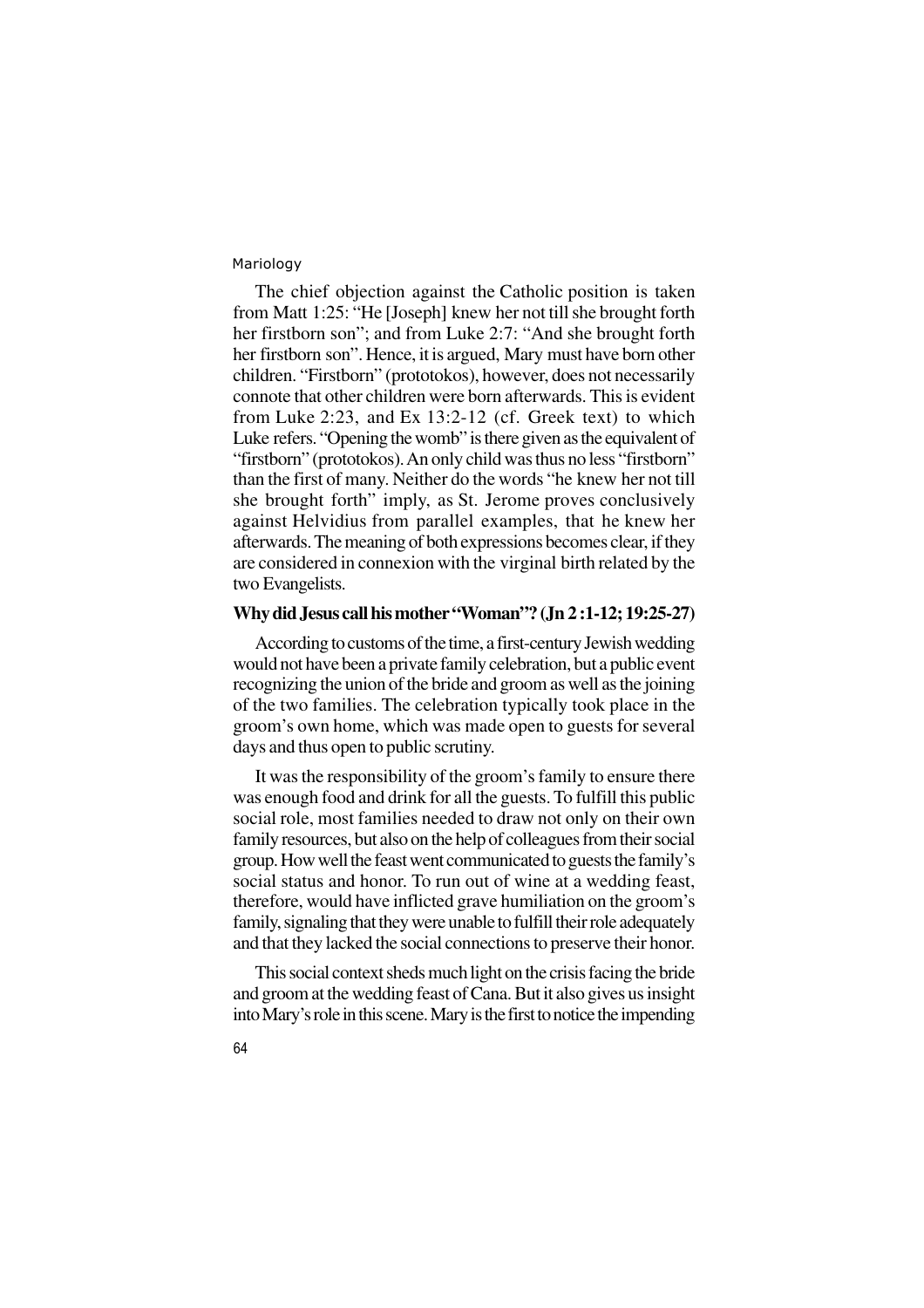The chief objection against the Catholic position is taken from Matt 1:25: "He [Joseph] knew her not till she brought forth her firstborn son"; and from Luke 2:7: "And she brought forth her firstborn son". Hence, it is argued, Mary must have born other children. "Firstborn" (prototokos), however, does not necessarily connote that other children were born afterwards. This is evident from Luke 2:23, and Ex 13:2-12 (cf. Greek text) to which Luke refers. "Opening the womb" is there given as the equivalent of "firstborn" (prototokos). An only child was thus no less "firstborn" than the first of many. Neither do the words "he knew her not till she brought forth" imply, as St. Jerome proves conclusively against Helvidius from parallel examples, that he knew her afterwards. The meaning of both expressions becomes clear, if they are considered in connexion with the virginal birth related by the two Evangelists.

### Why did Jesus call his mother "Woman"? (Jn 2:1-12; 19:25-27)

According to customs of the time, a first-century Jewish wedding would not have been a private family celebration, but a public event recognizing the union of the bride and groom as well as the joining of the two families. The celebration typically took place in the groom's own home, which was made open to guests for several days and thus open to public scrutiny.

It was the responsibility of the groom's family to ensure there was enough food and drink for all the guests. To fulfill this public social role, most families needed to draw not only on their own family resources, but also on the help of colleagues from their social group. How well the feast went communicated to guests the family's social status and honor. To run out of wine at a wedding feast, therefore, would have inflicted grave humiliation on the groom's family, signaling that they were unable to fulfill their role adequately and that they lacked the social connections to preserve their honor.

This social context sheds much light on the crisis facing the bride and groom at the wedding feast of Cana. But it also gives us insight into Mary's role in this scene. Mary is the first to notice the impending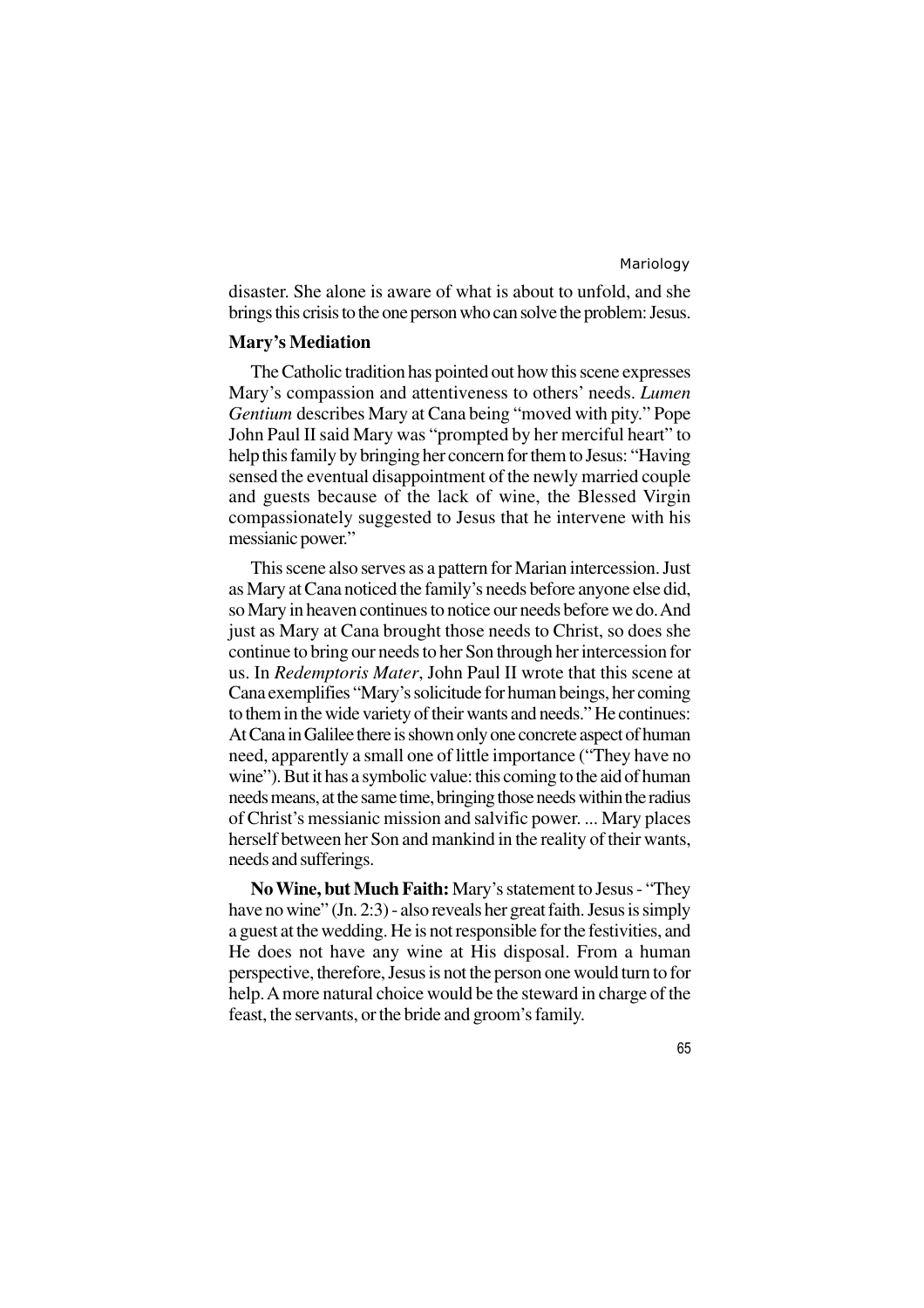disaster. She alone is aware of what is about to unfold, and she brings this crisis to the one person who can solve the problem: Jesus.

### Mary's Mediation

The Catholic tradition has pointed out how this scene expresses Mary's compassion and attentiveness to others' needs. *Lumen Gentium* describes Mary at Cana being "moved with pity." Pope John Paul II said Mary was "prompted by her merciful heart" to help this family by bringing her concern for them to Jesus: "Having sensed the eventual disappointment of the newly married couple and guests because of the lack of wine, the Blessed Virgin compassionately suggested to Jesus that he intervene with his messianic power."

This scene also serves as a pattern for Marian intercession. Just as Mary at Cana noticed the family's needs before anyone else did, so Mary in heaven continues to notice our needs before we do. And just as Mary at Cana brought those needs to Christ, so does she continue to bring our needs to her Son through her intercession for us. In *Redemptoris Mater*, John Paul II wrote that this scene at Cana exemplifies "Mary's solicitude for human beings, her coming to them in the wide variety of their wants and needs." He continues: At Cana in Galilee there is shown only one concrete aspect of human need, apparently a small one of little importance ("They have no wine"). But it has a symbolic value: this coming to the aid of human needs means, at the same time, bringing those needs within the radius of Christ's messianic mission and salvific power. ... Mary places herself between her Son and mankind in the reality of their wants, needs and sufferings.

**No Wine, but Much Faith:** Mary's statement to Jesus - "They have no wine" (Jn. 2:3) - also reveals her great faith. Jesus is simply a guest at the wedding. He is not responsible for the festivities, and He does not have any wine at His disposal. From a human perspective, therefore, Jesus is not the person one would turn to for help. A more natural choice would be the steward in charge of the feast, the servants, or the bride and groom's family.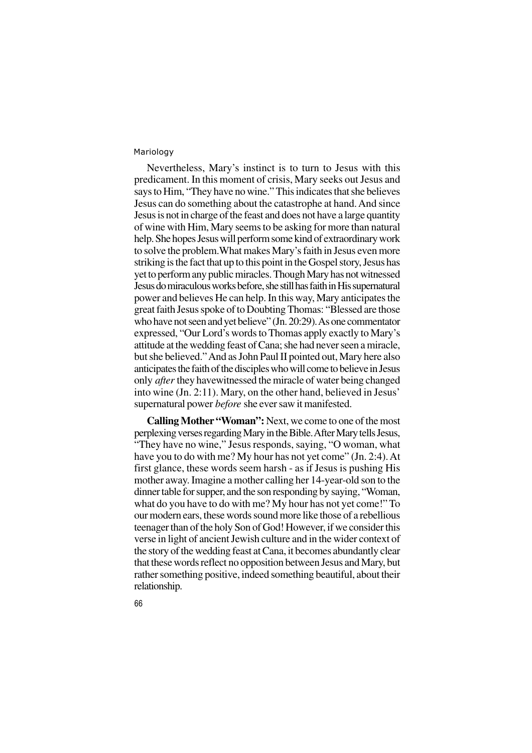Nevertheless, Mary's instinct is to turn to Jesus with this predicament. In this moment of crisis, Mary seeks out Jesus and says to Him, "They have no wine." This indicates that she believes Jesus can do something about the catastrophe at hand. And since Jesus is not in charge of the feast and does not have a large quantity of wine with Him, Mary seems to be asking for more than natural help. She hopes Jesus will perform some kind of extraordinary work to solve the problem.What makes Mary's faith in Jesus even more striking is the fact that up to this point in the Gospel story, Jesus has yet to perform any public miracles. Though Mary has not witnessed Jesus do miraculous works before, she still has faith in His supernatural power and believes He can help. In this way, Mary anticipates the great faith Jesus spoke of to Doubting Thomas: "Blessed are those who have not seen and yet believe" (Jn. 20:29). As one commentator expressed, "Our Lord's words to Thomas apply exactly to Mary's attitude at the wedding feast of Cana; she had never seen a miracle, but she believed." And as John Paul II pointed out, Mary here also anticipates the faith of the disciples who will come to believe in Jesus only *after* they havewitnessed the miracle of water being changed into wine (Jn. 2:11). Mary, on the other hand, believed in Jesus' supernatural power *before* she ever saw it manifested.

**Calling Mother "Woman":** Next, we come to one of the most perplexing verses regarding Mary in the Bible. After Mary tells Jesus, "They have no wine," Jesus responds, saying, "O woman, what have you to do with me? My hour has not yet come" (Jn. 2:4). At first glance, these words seem harsh - as if Jesus is pushing His mother away. Imagine a mother calling her 14-year-old son to the dinner table for supper, and the son responding by saying, "Woman, what do you have to do with me? My hour has not yet come!" To our modern ears, these words sound more like those of a rebellious teenager than of the holy Son of God! However, if we consider this verse in light of ancient Jewish culture and in the wider context of the story of the wedding feast at Cana, it becomes abundantly clear that these words reflect no opposition between Jesus and Mary, but rather something positive, indeed something beautiful, about their relationship.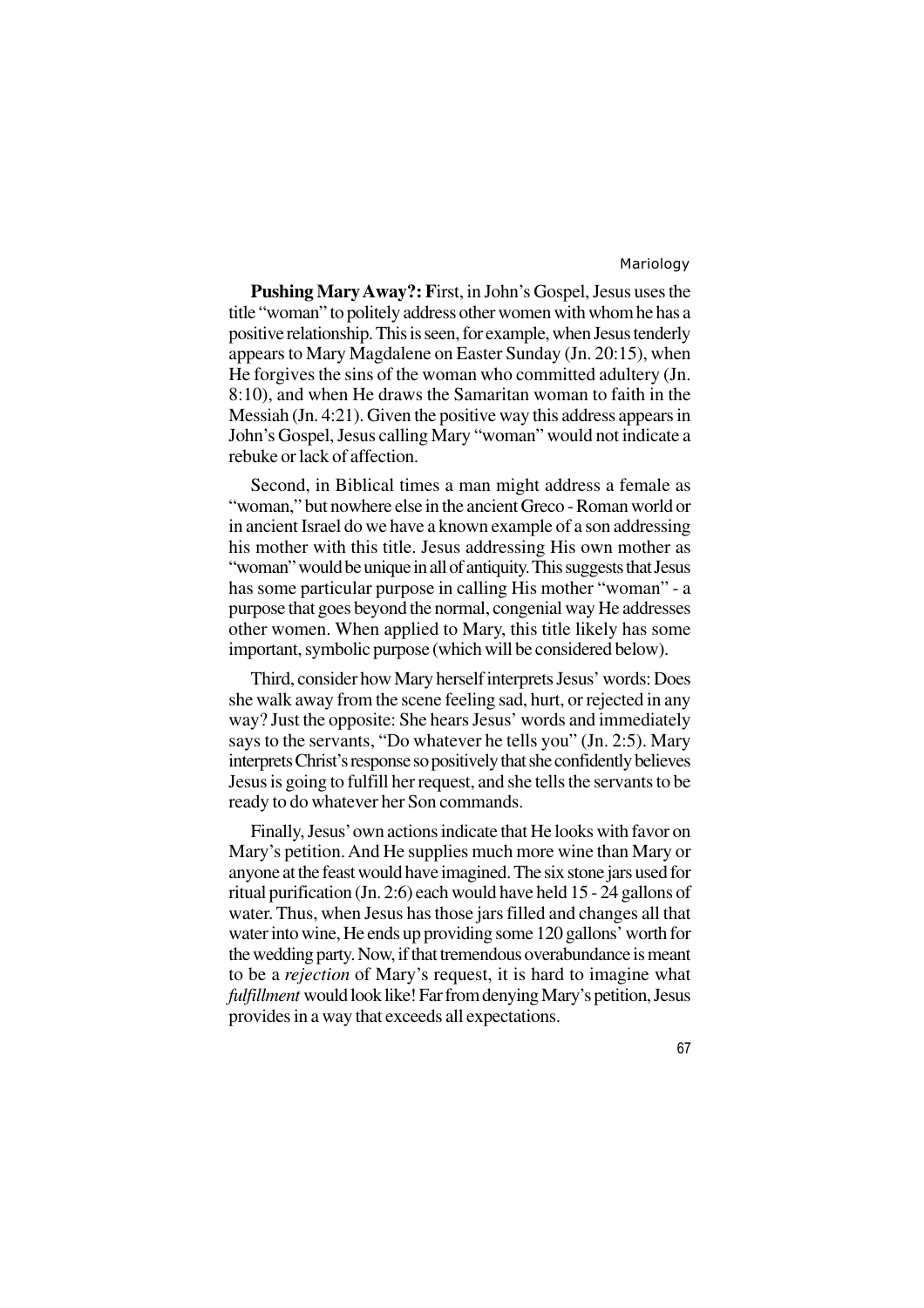**Pushing Mary Away?: F**irst, in John's Gospel, Jesus uses the title "woman" to politely address other women with whom he has a positive relationship. This is seen, for example, when Jesus tenderly appears to Mary Magdalene on Easter Sunday (Jn. 20:15), when He forgives the sins of the woman who committed adultery (Jn. 8:10), and when He draws the Samaritan woman to faith in the Messiah (Jn. 4:21). Given the positive way this address appears in John's Gospel, Jesus calling Mary "woman" would not indicate a rebuke or lack of affection.

Second, in Biblical times a man might address a female as "woman," but nowhere else in the ancient Greco - Roman world or in ancient Israel do we have a known example of a son addressing his mother with this title. Jesus addressing His own mother as "woman" would be unique in all of antiquity. This suggests that Jesus has some particular purpose in calling His mother "woman" - a purpose that goes beyond the normal, congenial way He addresses other women. When applied to Mary, this title likely has some important, symbolic purpose (which will be considered below).

Third, consider how Mary herself interprets Jesus' words: Does she walk away from the scene feeling sad, hurt, or rejected in any way? Just the opposite: She hears Jesus' words and immediately says to the servants, "Do whatever he tells you" (Jn. 2:5). Mary interprets Christ's response so positively that she confidently believes Jesus is going to fulfill her request, and she tells the servants to be ready to do whatever her Son commands.

Finally, Jesus' own actions indicate that He looks with favor on Mary's petition. And He supplies much more wine than Mary or anyone at the feast would have imagined. The six stone jars used for ritual purification (Jn. 2:6) each would have held 15 - 24 gallons of water. Thus, when Jesus has those jars filled and changes all that water into wine, He ends up providing some 120 gallons' worth for the wedding party. Now, if that tremendous overabundance is meant to be a *rejection* of Mary's request, it is hard to imagine what *fulfillment* would look like! Far from denying Mary's petition, Jesus provides in a way that exceeds all expectations.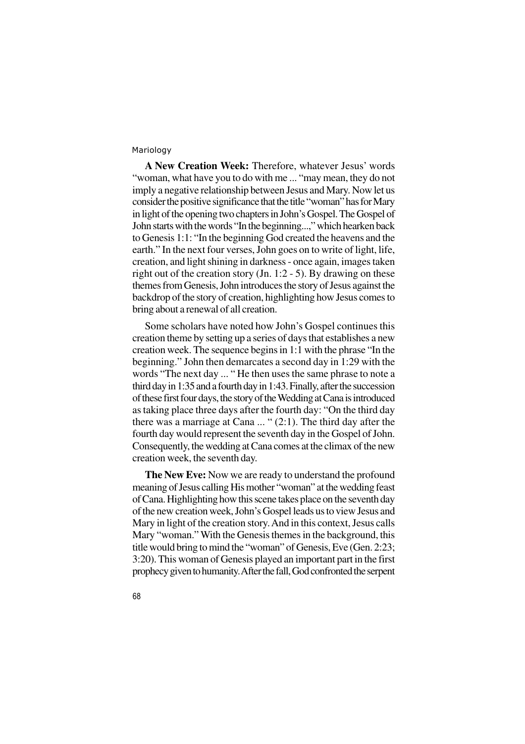**A New Creation Week:** Therefore, whatever Jesus' words "woman, what have you to do with me ... "may mean, they do not imply a negative relationship between Jesus and Mary. Now let us consider the positive significance that the title "woman" has for Mary in light of the opening two chapters in John's Gospel. The Gospel of John starts with the words "In the beginning...," which hearken back to Genesis 1:1: "In the beginning God created the heavens and the earth." In the next four verses, John goes on to write of light, life, creation, and light shining in darkness - once again, images taken right out of the creation story (Jn. 1:2 - 5). By drawing on these themes from Genesis, John introduces the story of Jesus against the backdrop of the story of creation, highlighting how Jesus comes to bring about a renewal of all creation.

Some scholars have noted how John's Gospel continues this creation theme by setting up a series of days that establishes a new creation week. The sequence begins in 1:1 with the phrase "In the beginning." John then demarcates a second day in 1:29 with the words "The next day ... " He then uses the same phrase to note a third day in 1:35 and a fourth day in 1:43. Finally, after the succession of these first four days, the story of the Wedding at Cana is introduced as taking place three days after the fourth day: "On the third day there was a marriage at Cana ... " (2:1). The third day after the fourth day would represent the seventh day in the Gospel of John. Consequently, the wedding at Cana comes at the climax of the new creation week, the seventh day.

**The New Eve:** Now we are ready to understand the profound meaning of Jesus calling His mother "woman" at the wedding feast of Cana. Highlighting how this scene takes place on the seventh day of the new creation week, John's Gospel leads us to view Jesus and Mary in light of the creation story. And in this context, Jesus calls Mary "woman." With the Genesis themes in the background, this title would bring to mind the "woman" of Genesis, Eve (Gen. 2:23; 3:20). This woman of Genesis played an important part in the first prophecy given to humanity. After the fall, God confronted the serpent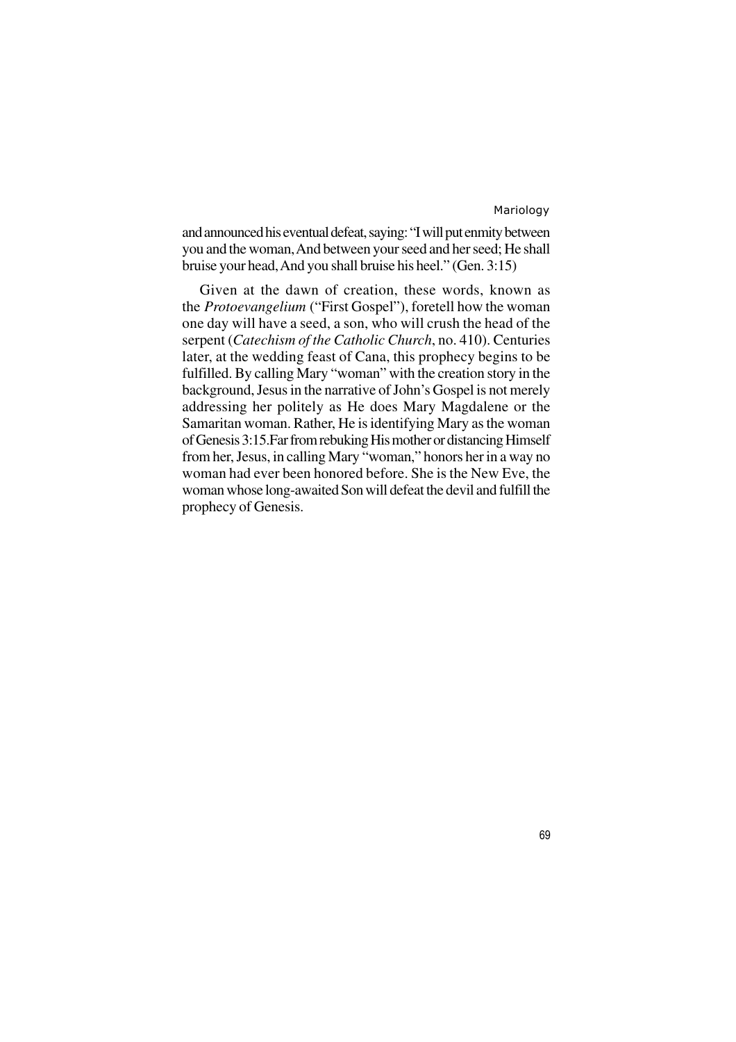and announced his eventual defeat, saying: "I will put enmity between you and the woman, And between your seed and her seed; He shall bruise your head, And you shall bruise his heel." (Gen. 3:15)

Given at the dawn of creation, these words, known as the *Protoevangelium* ("First Gospel"), foretell how the woman one day will have a seed, a son, who will crush the head of the serpent (*Catechism of the Catholic Church*, no. 410). Centuries later, at the wedding feast of Cana, this prophecy begins to be fulfilled. By calling Mary "woman" with the creation story in the background, Jesus in the narrative of John's Gospel is not merely addressing her politely as He does Mary Magdalene or the Samaritan woman. Rather, He is identifying Mary as the woman of Genesis 3:15.Far from rebuking His mother or distancing Himself from her, Jesus, in calling Mary "woman," honors her in a way no woman had ever been honored before. She is the New Eve, the woman whose long-awaited Son will defeat the devil and fulfill the prophecy of Genesis.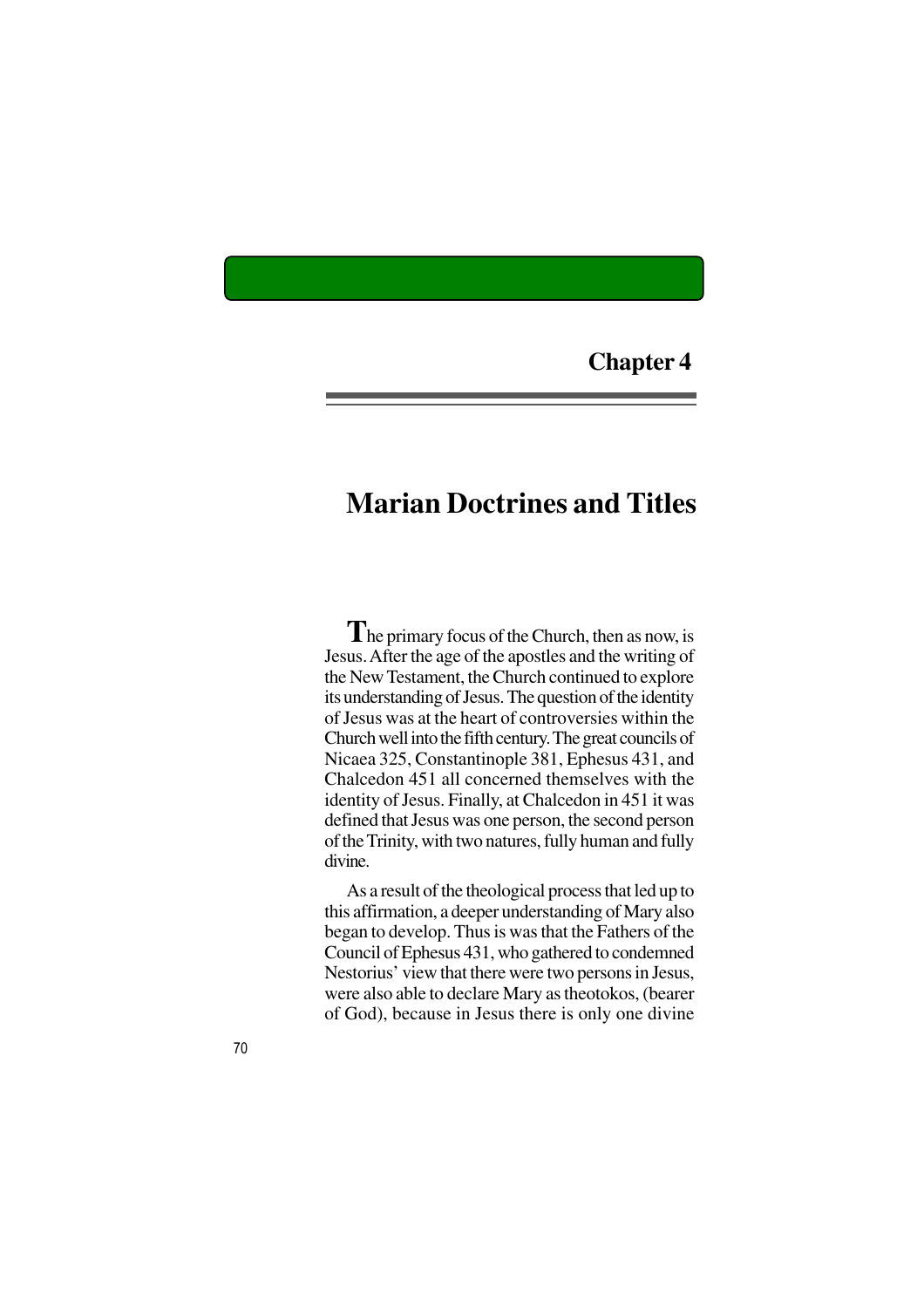## Chapter 4

# Marian Doctrines and Titles

The primary focus of the Church, then as now, is Jesus. After the age of the apostles and the writing of the New Testament, the Church continued to explore its understanding of Jesus. The question of the identity of Jesus was at the heart of controversies within the Church well into the fifth century. The great councils of Nicaea 325, Constantinople 381, Ephesus 431, and Chalcedon 451 all concerned themselves with the identity of Jesus. Finally, at Chalcedon in 451 it was defined that Jesus was one person, the second person of the Trinity, with two natures, fully human and fully divine.

As a result of the theological process that led up to this affirmation, a deeper understanding of Mary also began to develop. Thus is was that the Fathers of the Council of Ephesus 431, who gathered to condemned Nestorius' view that there were two persons in Jesus, were also able to declare Mary as theotokos, (bearer of God), because in Jesus there is only one divine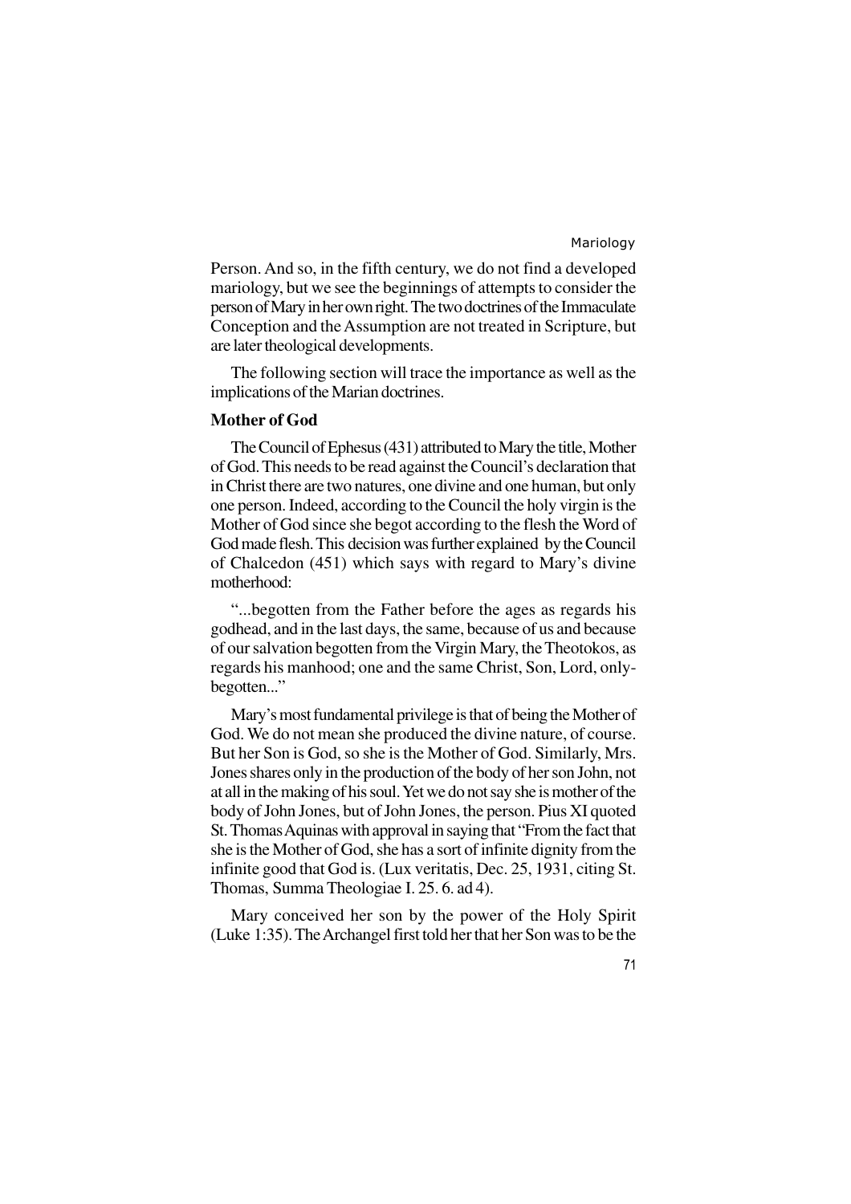Person. And so, in the fifth century, we do not find a developed mariology, but we see the beginnings of attempts to consider the person of Mary in her own right. The two doctrines of the Immaculate Conception and the Assumption are not treated in Scripture, but are later theological developments.

The following section will trace the importance as well as the implications of the Marian doctrines.

### Mother of God

The Council of Ephesus (431) attributed to Mary the title, Mother of God. This needs to be read against the Council's declaration that in Christ there are two natures, one divine and one human, but only one person. Indeed, according to the Council the holy virgin is the Mother of God since she begot according to the flesh the Word of God made flesh. This decision was further explained by the Council of Chalcedon (451) which says with regard to Mary's divine motherhood:

"...begotten from the Father before the ages as regards his godhead, and in the last days, the same, because of us and because of our salvation begotten from the Virgin Mary, the Theotokos, as regards his manhood; one and the same Christ, Son, Lord, only-begotten..."

Mary's most fundamental privilege is that of being the Mother of God. We do not mean she produced the divine nature, of course. But her Son is God, so she is the Mother of God. Similarly, Mrs. Jones shares only in the production of the body of her son John, not at all in the making of his soul. Yet we do not say she is mother of the body of John Jones, but of John Jones, the person. Pius XI quoted St. Thomas Aquinas with approval in saying that "From the fact that she is the Mother of God, she has a sort of infinite dignity from the infinite good that God is. (Lux veritatis, Dec. 25, 1931, citing St. Thomas, Summa Theologiae I. 25. 6. ad 4).

Mary conceived her son by the power of the Holy Spirit (Luke 1:35). The Archangel first told her that her Son was to be the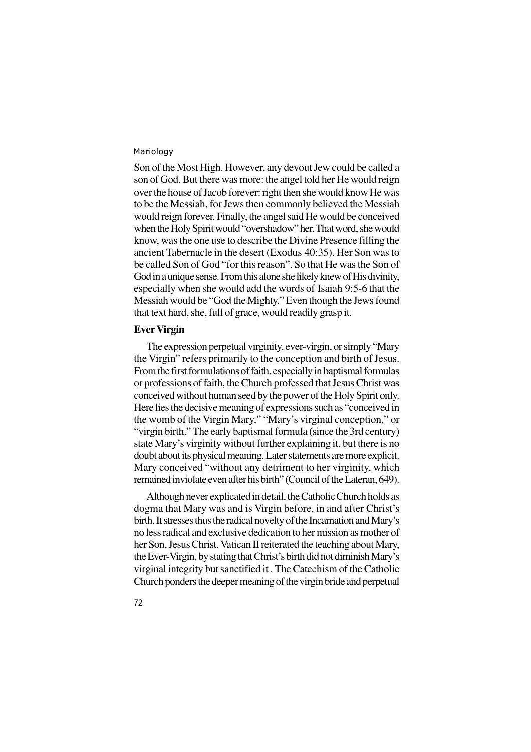Son of the Most High. However, any devout Jew could be called a son of God. But there was more: the angel told her He would reign over the house of Jacob forever: right then she would know He was to be the Messiah, for Jews then commonly believed the Messiah would reign forever. Finally, the angel said He would be conceived when the Holy Spirit would "overshadow" her. That word, she would know, was the one use to describe the Divine Presence filling the ancient Tabernacle in the desert (Exodus 40:35). Her Son was to be called Son of God "for this reason". So that He was the Son of God in a unique sense. From this alone she likely knew of His divinity, especially when she would add the words of Isaiah 9:5-6 that the Messiah would be "God the Mighty." Even though the Jews found that text hard, she, full of grace, would readily grasp it.

**Ever Virgin**

The expression perpetual virginity, ever-virgin, or simply "Mary the Virgin" refers primarily to the conception and birth of Jesus. From the first formulations of faith, especially in baptismal formulas or professions of faith, the Church professed that Jesus Christ was conceived without human seed by the power of the Holy Spirit only. Here lies the decisive meaning of expressions such as "conceived in the womb of the Virgin Mary," "Mary's virginal conception," or "virgin birth." The early baptismal formula (since the 3rd century) state Mary's virginity without further explaining it, but there is no doubt about its physical meaning. Later statements are more explicit. Mary conceived "without any detriment to her virginity, which remained inviolate even after his birth" (Council of the Lateran, 649).

Although never explicated in detail, the Catholic Church holds as dogma that Mary was and is Virgin before, in and after Christ's birth. It stresses thus the radical novelty of the Incarnation and Mary's no less radical and exclusive dedication to her mission as mother of her Son, Jesus Christ. Vatican II reiterated the teaching about Mary, the Ever-Virgin, by stating that Christ's birth did not diminish Mary's virginal integrity but sanctified it . The Catechism of the Catholic Church ponders the deeper meaning of the virgin bride and perpetual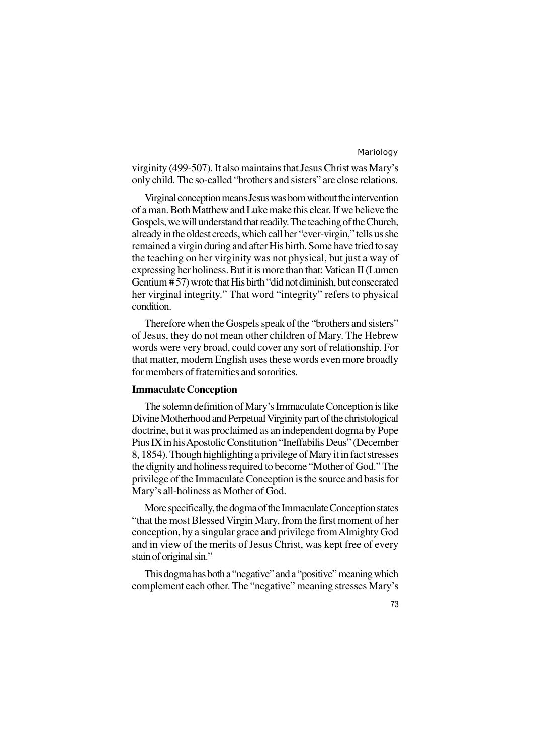virginity (499-507). It also maintains that Jesus Christ was Mary's only child. The so-called "brothers and sisters" are close relations.

Virginal conception means Jesus was born without the intervention of a man. Both Matthew and Luke make this clear. If we believe the Gospels, we will understand that readily. The teaching of the Church, already in the oldest creeds, which call her "ever-virgin," tells us she remained a virgin during and after His birth. Some have tried to say the teaching on her virginity was not physical, but just a way of expressing her holiness. But it is more than that: Vatican II (Lumen Gentium # 57) wrote that His birth "did not diminish, but consecrated her virginal integrity." That word "integrity" refers to physical condition.

Therefore when the Gospels speak of the "brothers and sisters" of Jesus, they do not mean other children of Mary. The Hebrew words were very broad, could cover any sort of relationship. For that matter, modern English uses these words even more broadly for members of fraternities and sororities.

### Immaculate Conception

The solemn definition of Mary's Immaculate Conception is like Divine Motherhood and Perpetual Virginity part of the christological doctrine, but it was proclaimed as an independent dogma by Pope Pius IX in his Apostolic Constitution "Ineffabilis Deus" (December 8, 1854). Though highlighting a privilege of Mary it in fact stresses the dignity and holiness required to become "Mother of God." The privilege of the Immaculate Conception is the source and basis for Mary's all-holiness as Mother of God.

More specifically, the dogma of the Immaculate Conception states "that the most Blessed Virgin Mary, from the first moment of her conception, by a singular grace and privilege from Almighty God and in view of the merits of Jesus Christ, was kept free of every stain of original sin."

This dogma has both a "negative" and a "positive" meaning which complement each other. The "negative" meaning stresses Mary's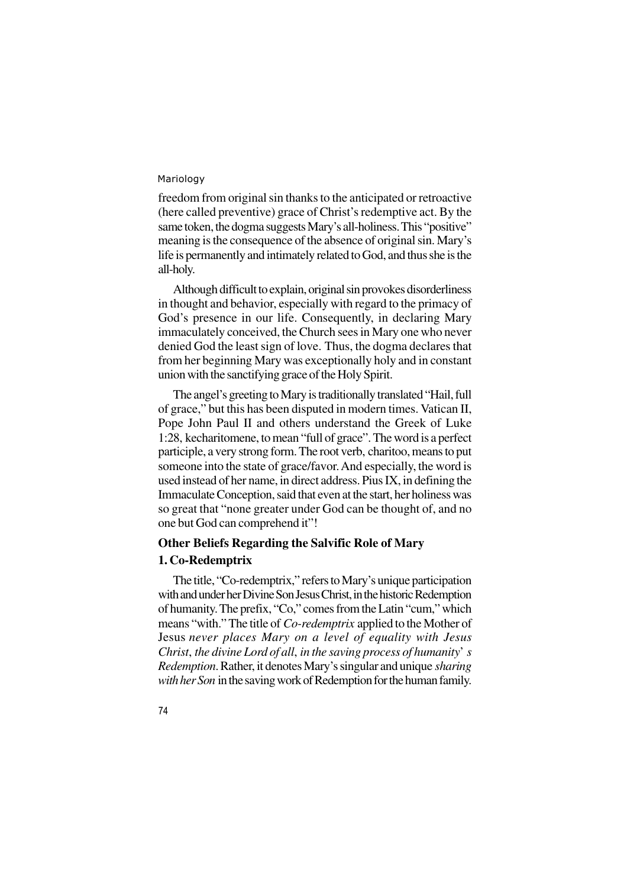freedom from original sin thanks to the anticipated or retroactive (here called preventive) grace of Christ's redemptive act. By the same token, the dogma suggests Mary's all-holiness. This "positive" meaning is the consequence of the absence of original sin. Mary's life is permanently and intimately related to God, and thus she is the all-holy.

Although difficult to explain, original sin provokes disorderliness in thought and behavior, especially with regard to the primacy of God's presence in our life. Consequently, in declaring Mary immaculately conceived, the Church sees in Mary one who never denied God the least sign of love. Thus, the dogma declares that from her beginning Mary was exceptionally holy and in constant union with the sanctifying grace of the Holy Spirit.

The angel's greeting to Mary is traditionally translated "Hail, full of grace," but this has been disputed in modern times. Vatican II, Pope John Paul II and others understand the Greek of Luke 1:28, kecharitomene, to mean "full of grace". The word is a perfect participle, a very strong form. The root verb, charitoo, means to put someone into the state of grace/favor. And especially, the word is used instead of her name, in direct address. Pius IX, in defining the Immaculate Conception, said that even at the start, her holiness was so great that "none greater under God can be thought of, and no one but God can comprehend it"!

## Other Beliefs Regarding the Salvific Role of Mary

### 1. Co-Redemptrix

The title, "Co-redemptrix," refers to Mary's unique participation with and under her Divine Son Jesus Christ, in the historic Redemption of humanity. The prefix, "Co," comes from the Latin "cum," which means "with." The title of *Co-redemptrix* applied to the Mother of Jesus *never places Mary on a level of equality with Jesus Christ*, *the divine Lord of all*, *in the saving process of humanity' s Redemption*. Rather, it denotes Mary's singular and unique *sharing with her Son* in the saving work of Redemption for the human family.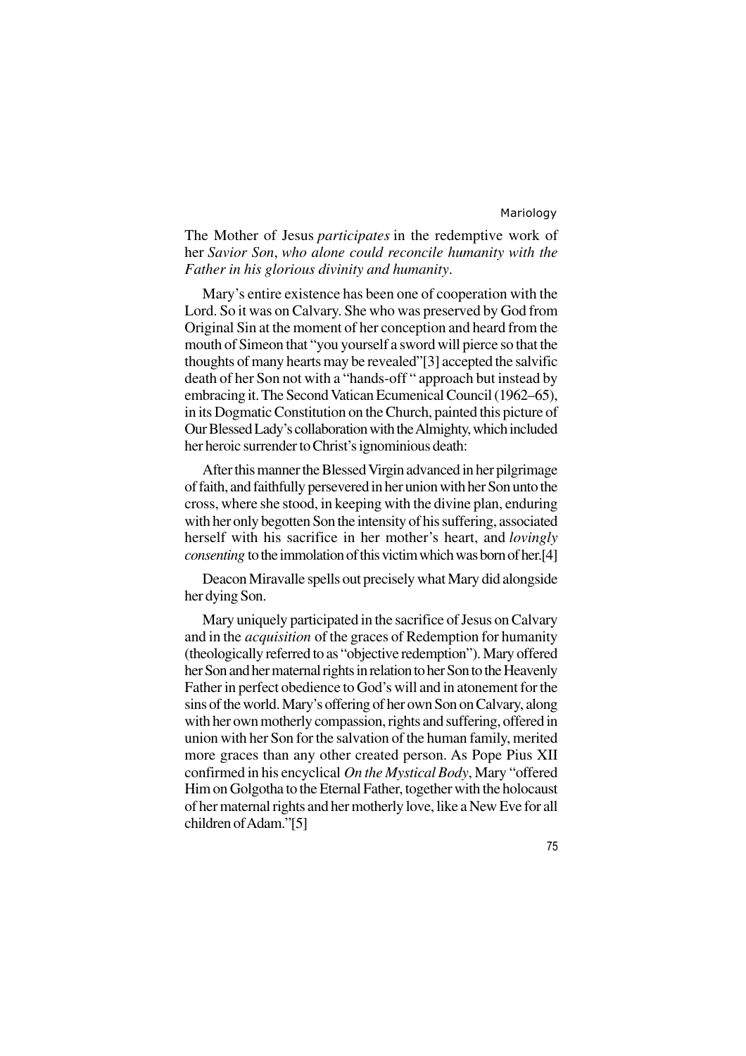The Mother of Jesus *participates* in the redemptive work of her *Savior Son*, *who alone could reconcile humanity with the Father in his glorious divinity and humanity*.

Mary's entire existence has been one of cooperation with the Lord. So it was on Calvary. She who was preserved by God from Original Sin at the moment of her conception and heard from the mouth of Simeon that "you yourself a sword will pierce so that the thoughts of many hearts may be revealed"[3] accepted the salvific death of her Son not with a "hands-off " approach but instead by embracing it. The Second Vatican Ecumenical Council (1962–65), in its Dogmatic Constitution on the Church, painted this picture of Our Blessed Lady's collaboration with the Almighty, which included her heroic surrender to Christ's ignominious death:

After this manner the Blessed Virgin advanced in her pilgrimage of faith, and faithfully persevered in her union with her Son unto the cross, where she stood, in keeping with the divine plan, enduring with her only begotten Son the intensity of his suffering, associated herself with his sacrifice in her mother's heart, and *lovingly consenting* to the immolation of this victim which was born of her.[4]

Deacon Miravalle spells out precisely what Mary did alongside her dying Son.

Mary uniquely participated in the sacrifice of Jesus on Calvary and in the *acquisition* of the graces of Redemption for humanity (theologically referred to as "objective redemption"). Mary offered her Son and her maternal rights in relation to her Son to the Heavenly Father in perfect obedience to God's will and in atonement for the sins of the world. Mary's offering of her own Son on Calvary, along with her own motherly compassion, rights and suffering, offered in union with her Son for the salvation of the human family, merited more graces than any other created person. As Pope Pius XII confirmed in his encyclical *On the Mystical Body*, Mary "offered Him on Golgotha to the Eternal Father, together with the holocaust of her maternal rights and her motherly love, like a New Eve for all children of Adam."[5]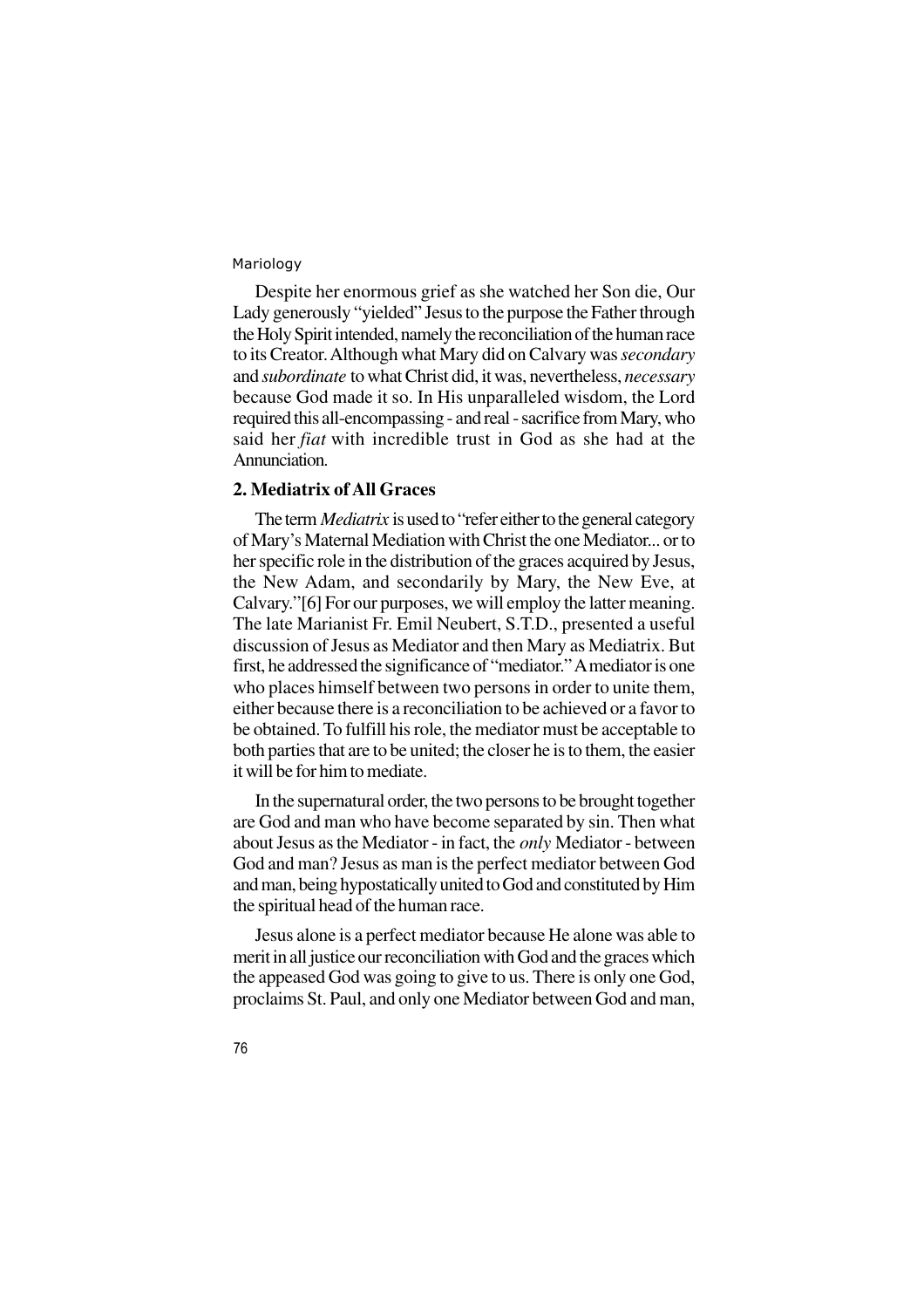Despite her enormous grief as she watched her Son die, Our Lady generously "yielded" Jesus to the purpose the Father through the Holy Spirit intended, namely the reconciliation of the human race to its Creator. Although what Mary did on Calvary was *secondary* and *subordinate* to what Christ did, it was, nevertheless, *necessary* because God made it so. In His unparalleled wisdom, the Lord required this all-encompassing - and real - sacrifice from Mary, who said her *fiat* with incredible trust in God as she had at the Annunciation.

## 2. Mediatrix of All Graces

The term *Mediatrix* is used to "refer either to the general category of Mary's Maternal Mediation with Christ the one Mediator... or to her specific role in the distribution of the graces acquired by Jesus, the New Adam, and secondarily by Mary, the New Eve, at Calvary."[6] For our purposes, we will employ the latter meaning. The late Marianist Fr. Emil Neubert, S.T.D., presented a useful discussion of Jesus as Mediator and then Mary as Mediatrix. But first, he addressed the significance of "mediator." A mediator is one who places himself between two persons in order to unite them, either because there is a reconciliation to be achieved or a favor to be obtained. To fulfill his role, the mediator must be acceptable to both parties that are to be united; the closer he is to them, the easier it will be for him to mediate.

In the supernatural order, the two persons to be brought together are God and man who have become separated by sin. Then what about Jesus as the Mediator - in fact, the *only* Mediator - between God and man? Jesus as man is the perfect mediator between God and man, being hypostatically united to God and constituted by Him the spiritual head of the human race.

Jesus alone is a perfect mediator because He alone was able to merit in all justice our reconciliation with God and the graces which the appeased God was going to give to us. There is only one God, proclaims St. Paul, and only one Mediator between God and man,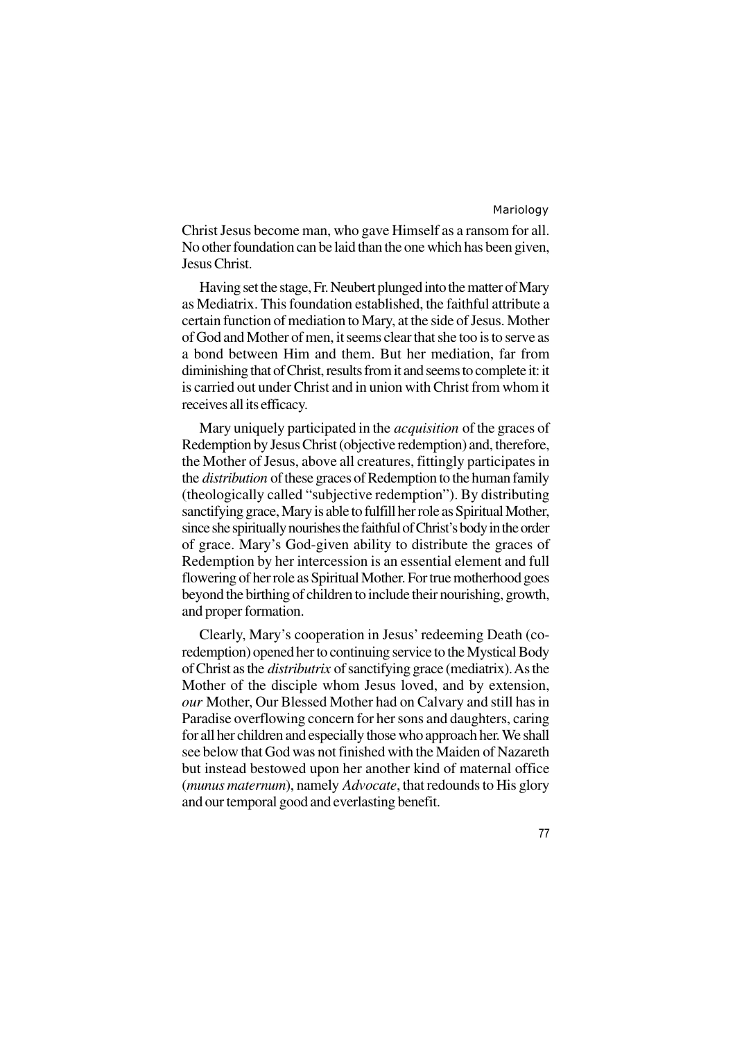Christ Jesus become man, who gave Himself as a ransom for all. No other foundation can be laid than the one which has been given, Jesus Christ.

Having set the stage, Fr. Neubert plunged into the matter of Mary as Mediatrix. This foundation established, the faithful attribute a certain function of mediation to Mary, at the side of Jesus. Mother of God and Mother of men, it seems clear that she too is to serve as a bond between Him and them. But her mediation, far from diminishing that of Christ, results from it and seems to complete it: it is carried out under Christ and in union with Christ from whom it receives all its efficacy.

Mary uniquely participated in the *acquisition* of the graces of Redemption by Jesus Christ (objective redemption) and, therefore, the Mother of Jesus, above all creatures, fittingly participates in the *distribution* of these graces of Redemption to the human family (theologically called "subjective redemption"). By distributing sanctifying grace, Mary is able to fulfill her role as Spiritual Mother, since she spiritually nourishes the faithful of Christ's body in the order of grace. Mary's God-given ability to distribute the graces of Redemption by her intercession is an essential element and full flowering of her role as Spiritual Mother. For true motherhood goes beyond the birthing of children to include their nourishing, growth, and proper formation.

Clearly, Mary's cooperation in Jesus' redeeming Death (co-redemption) opened her to continuing service to the Mystical Body of Christ as the *distributrix* of sanctifying grace (mediatrix). As the Mother of the disciple whom Jesus loved, and by extension, *our* Mother, Our Blessed Mother had on Calvary and still has in Paradise overflowing concern for her sons and daughters, caring for all her children and especially those who approach her. We shall see below that God was not finished with the Maiden of Nazareth but instead bestowed upon her another kind of maternal office (*munus maternum*), namely *Advocate*, that redounds to His glory and our temporal good and everlasting benefit.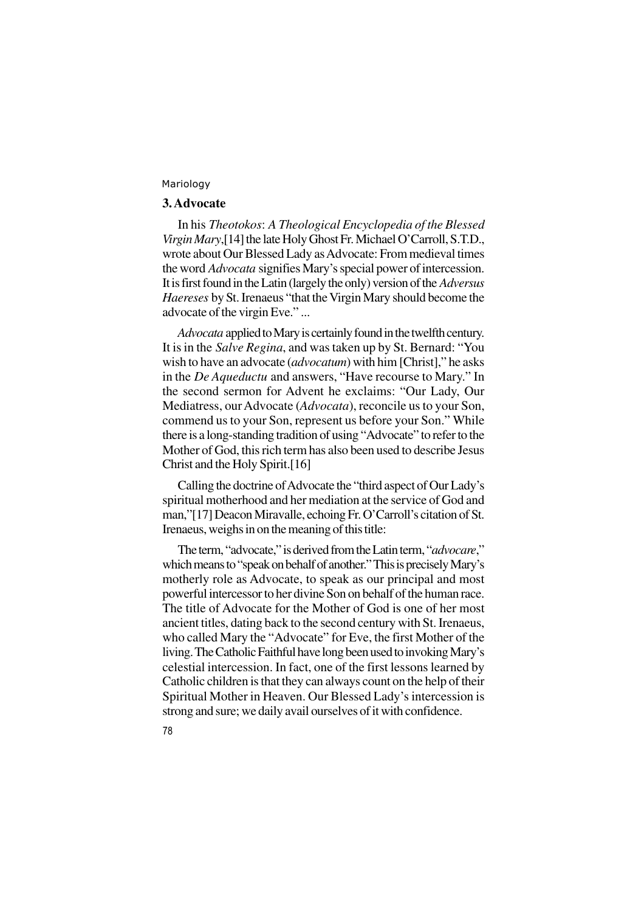### 3. Advocate

In his *Theotokos*: *A Theological Encyclopedia of the Blessed Virgin Mary*,[14] the late Holy Ghost Fr. Michael O'Carroll, S.T.D., wrote about Our Blessed Lady as Advocate: From medieval times the word *Advocata* signifies Mary's special power of intercession. It is first found in the Latin (largely the only) version of the *Adversus Haereses* by St. Irenaeus "that the Virgin Mary should become the advocate of the virgin Eve." ...

*Advocata* applied to Mary is certainly found in the twelfth century. It is in the *Salve Regina*, and was taken up by St. Bernard: "You wish to have an advocate (*advocatum*) with him [Christ]," he asks in the *De Aqueductu* and answers, "Have recourse to Mary." In the second sermon for Advent he exclaims: "Our Lady, Our Mediatress, our Advocate (*Advocata*), reconcile us to your Son, commend us to your Son, represent us before your Son." While there is a long-standing tradition of using "Advocate" to refer to the Mother of God, this rich term has also been used to describe Jesus Christ and the Holy Spirit.[16]

Calling the doctrine of Advocate the "third aspect of Our Lady's spiritual motherhood and her mediation at the service of God and man,"[17] Deacon Miravalle, echoing Fr. O'Carroll's citation of St. Irenaeus, weighs in on the meaning of this title:

The term, "advocate," is derived from the Latin term, "*advocare*," which means to "speak on behalf of another." This is precisely Mary's motherly role as Advocate, to speak as our principal and most powerful intercessor to her divine Son on behalf of the human race. The title of Advocate for the Mother of God is one of her most ancient titles, dating back to the second century with St. Irenaeus, who called Mary the "Advocate" for Eve, the first Mother of the living. The Catholic Faithful have long been used to invoking Mary's celestial intercession. In fact, one of the first lessons learned by Catholic children is that they can always count on the help of their Spiritual Mother in Heaven. Our Blessed Lady's intercession is strong and sure; we daily avail ourselves of it with confidence.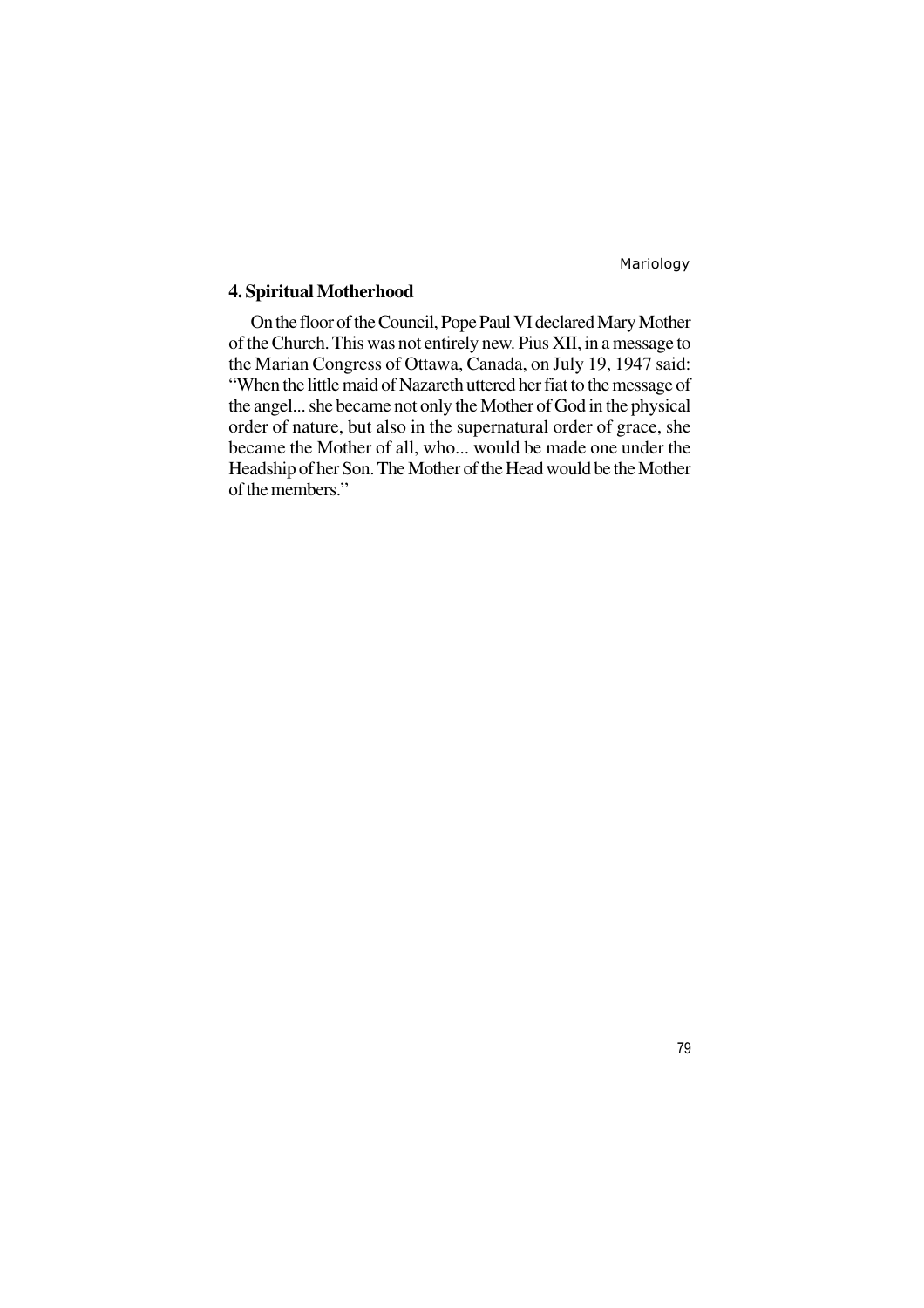## 4. Spiritual Motherhood

On the floor of the Council, Pope Paul VI declared Mary Mother of the Church. This was not entirely new. Pius XII, in a message to the Marian Congress of Ottawa, Canada, on July 19, 1947 said: "When the little maid of Nazareth uttered her fiat to the message of the angel... she became not only the Mother of God in the physical order of nature, but also in the supernatural order of grace, she became the Mother of all, who... would be made one under the Headship of her Son. The Mother of the Head would be the Mother of the members."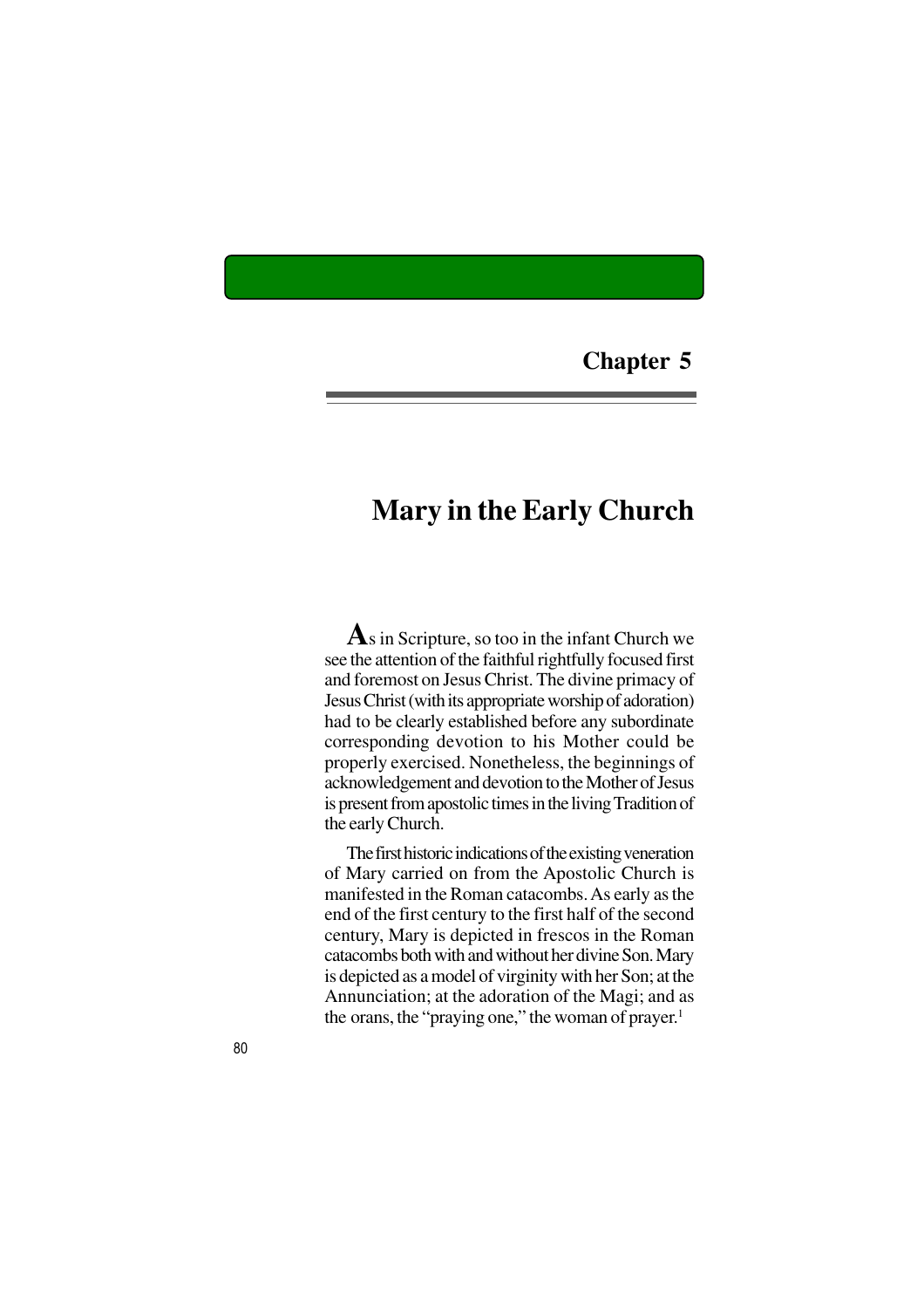## Chapter 5

# Mary in the Early Church

As in Scripture, so too in the infant Church we see the attention of the faithful rightfully focused first and foremost on Jesus Christ. The divine primacy of Jesus Christ (with its appropriate worship of adoration) had to be clearly established before any subordinate corresponding devotion to his Mother could be properly exercised. Nonetheless, the beginnings of acknowledgement and devotion to the Mother of Jesus is present from apostolic times in the living Tradition of the early Church.

The first historic indications of the existing veneration of Mary carried on from the Apostolic Church is manifested in the Roman catacombs. As early as the end of the first century to the first half of the second century, Mary is depicted in frescos in the Roman catacombs both with and without her divine Son. Mary is depicted as a model of virginity with her Son; at the Annunciation; at the adoration of the Magi; and as the orans, the "praying one," the woman of prayer.[1]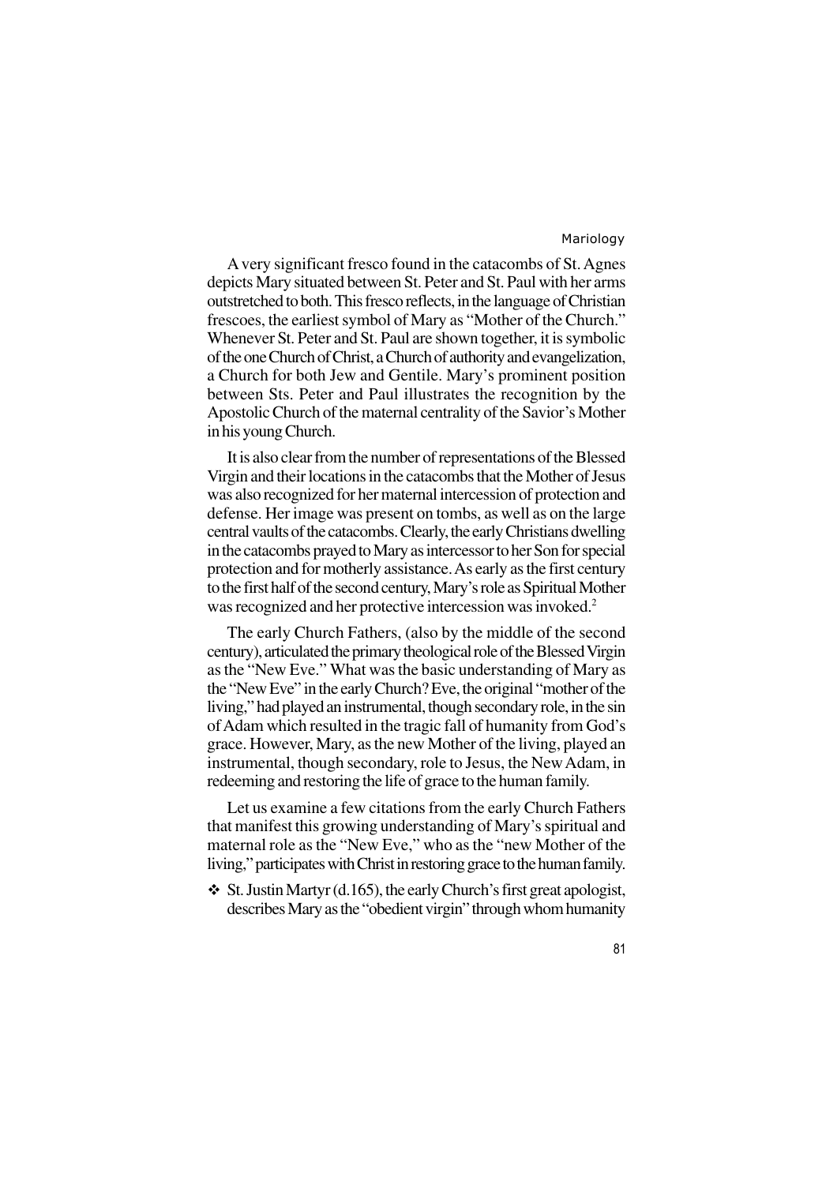A very significant fresco found in the catacombs of St. Agnes depicts Mary situated between St. Peter and St. Paul with her arms outstretched to both. This fresco reflects, in the language of Christian frescoes, the earliest symbol of Mary as "Mother of the Church." Whenever St. Peter and St. Paul are shown together, it is symbolic of the one Church of Christ, a Church of authority and evangelization, a Church for both Jew and Gentile. Mary's prominent position between Sts. Peter and Paul illustrates the recognition by the Apostolic Church of the maternal centrality of the Savior's Mother in his young Church.

It is also clear from the number of representations of the Blessed Virgin and their locations in the catacombs that the Mother of Jesus was also recognized for her maternal intercession of protection and defense. Her image was present on tombs, as well as on the large central vaults of the catacombs. Clearly, the early Christians dwelling in the catacombs prayed to Mary as intercessor to her Son for special protection and for motherly assistance. As early as the first century to the first half of the second century, Mary's role as Spiritual Mother was recognized and her protective intercession was invoked.[2]

The early Church Fathers, (also by the middle of the second century), articulated the primary theological role of the Blessed Virgin as the "New Eve." What was the basic understanding of Mary as the "New Eve" in the early Church? Eve, the original "mother of the living," had played an instrumental, though secondary role, in the sin of Adam which resulted in the tragic fall of humanity from God's grace. However, Mary, as the new Mother of the living, played an instrumental, though secondary, role to Jesus, the New Adam, in redeeming and restoring the life of grace to the human family.

Let us examine a few citations from the early Church Fathers that manifest this growing understanding of Mary's spiritual and maternal role as the "New Eve," who as the "new Mother of the living," participates with Christ in restoring grace to the human family.

- St. Justin Martyr (d.165), the early Church's first great apologist, describes Mary as the "obedient virgin" through whom humanity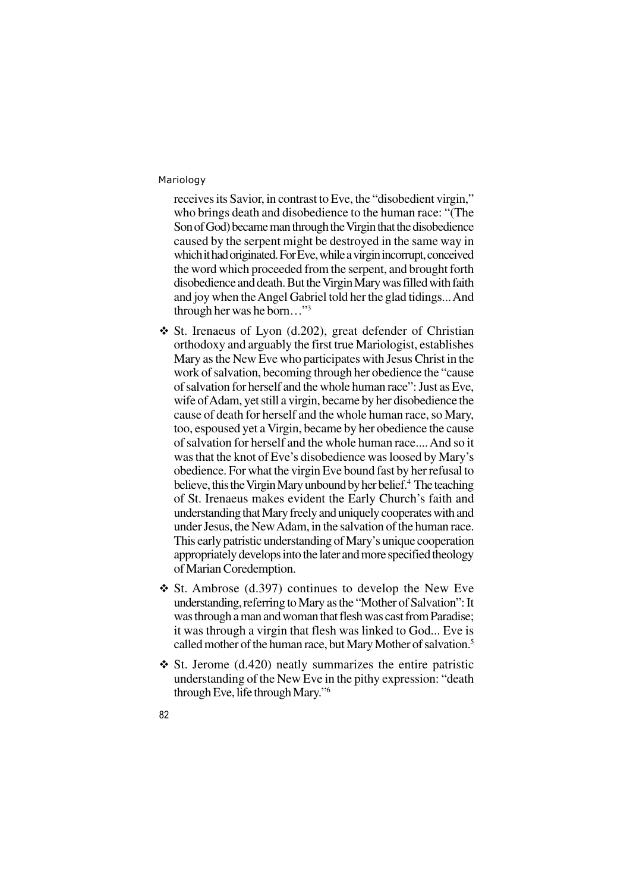receives its Savior, in contrast to Eve, the "disobedient virgin," who brings death and disobedience to the human race: "(The Son of God) became man through the Virgin that the disobedience caused by the serpent might be destroyed in the same way in which it had originated. For Eve, while a virgin incorrupt, conceived the word which proceeded from the serpent, and brought forth disobedience and death. But the Virgin Mary was filled with faith and joy when the Angel Gabriel told her the glad tidings... And through her was he born…"[3]

- St. Irenaeus of Lyon (d.202), great defender of Christian orthodoxy and arguably the first true Mariologist, establishes Mary as the New Eve who participates with Jesus Christ in the work of salvation, becoming through her obedience the "cause of salvation for herself and the whole human race": Just as Eve, wife of Adam, yet still a virgin, became by her disobedience the cause of death for herself and the whole human race, so Mary, too, espoused yet a Virgin, became by her obedience the cause of salvation for herself and the whole human race.... And so it was that the knot of Eve's disobedience was loosed by Mary's obedience. For what the virgin Eve bound fast by her refusal to believe, this the Virgin Mary unbound by her belief.[4] The teaching of St. Irenaeus makes evident the Early Church's faith and understanding that Mary freely and uniquely cooperates with and under Jesus, the New Adam, in the salvation of the human race. This early patristic understanding of Mary's unique cooperation appropriately develops into the later and more specified theology of Marian Coredemption.
- St. Ambrose (d.397) continues to develop the New Eve understanding, referring to Mary as the "Mother of Salvation": It was through a man and woman that flesh was cast from Paradise; it was through a virgin that flesh was linked to God... Eve is called mother of the human race, but Mary Mother of salvation.[5]
- St. Jerome (d.420) neatly summarizes the entire patristic understanding of the New Eve in the pithy expression: "death through Eve, life through Mary."[6]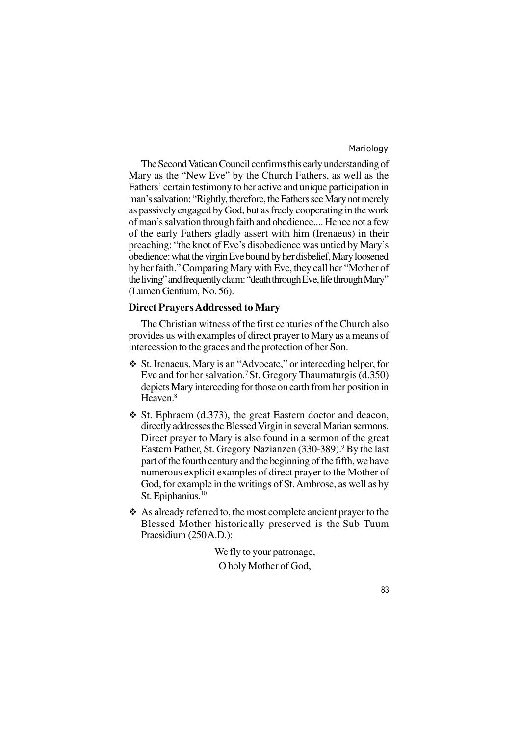The Second Vatican Council confirms this early understanding of Mary as the "New Eve" by the Church Fathers, as well as the Fathers' certain testimony to her active and unique participation in man's salvation: "Rightly, therefore, the Fathers see Mary not merely as passively engaged by God, but as freely cooperating in the work of man's salvation through faith and obedience.... Hence not a few of the early Fathers gladly assert with him (Irenaeus) in their preaching: "the knot of Eve's disobedience was untied by Mary's obedience: what the virgin Eve bound by her disbelief, Mary loosened by her faith." Comparing Mary with Eve, they call her "Mother of the living" and frequently claim: "death through Eve, life through Mary" (Lumen Gentium, No. 56).

**Direct Prayers Addressed to Mary**

The Christian witness of the first centuries of the Church also provides us with examples of direct prayer to Mary as a means of intercession to the graces and the protection of her Son.

- St. Irenaeus, Mary is an "Advocate," or interceding helper, for Eve and for her salvation.[7] St. Gregory Thaumaturgis (d.350) depicts Mary interceding for those on earth from her position in Heaven.[8]
- St. Ephraem (d.373), the great Eastern doctor and deacon, directly addresses the Blessed Virgin in several Marian sermons. Direct prayer to Mary is also found in a sermon of the great Eastern Father, St. Gregory Nazianzen (330-389).[9] By the last part of the fourth century and the beginning of the fifth, we have numerous explicit examples of direct prayer to the Mother of God, for example in the writings of St. Ambrose, as well as by St. Epiphanius.[10]
- As already referred to, the most complete ancient prayer to the Blessed Mother historically preserved is the Sub Tuum Praesidium (250 A.D.):

  We fly to your patronage,  
  O holy Mother of God,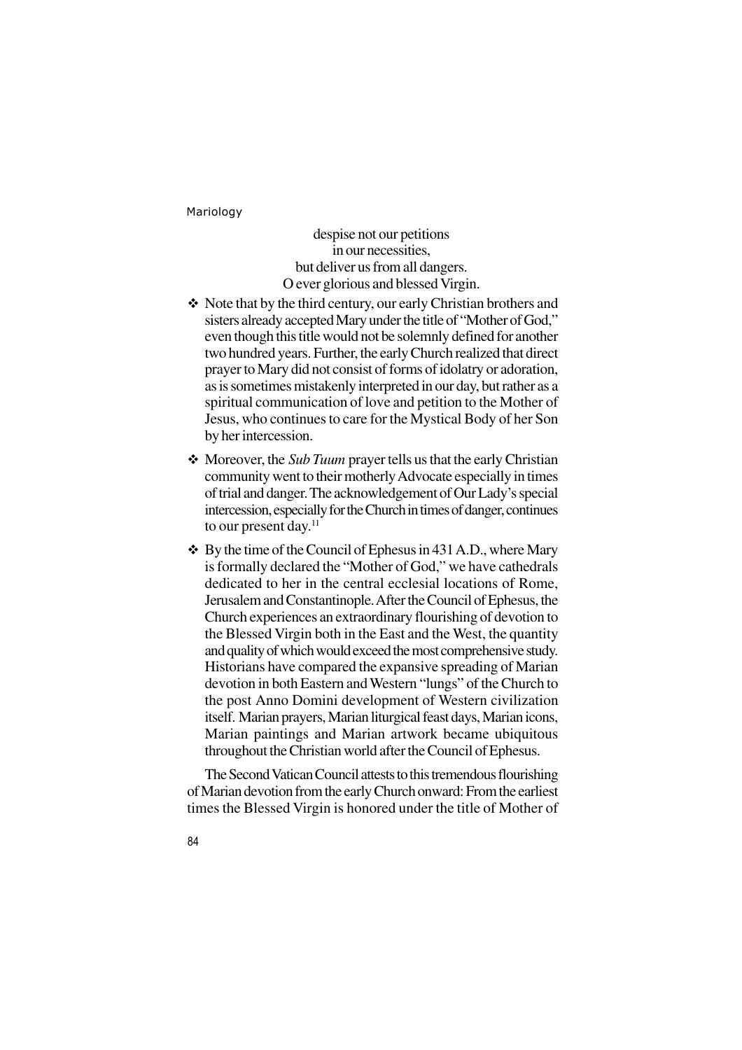despise not our petitions
in our necessities,
but deliver us from all dangers.
O ever glorious and blessed Virgin.

- ❖ Note that by the third century, our early Christian brothers and sisters already accepted Mary under the title of "Mother of God," even though this title would not be solemnly defined for another two hundred years. Further, the early Church realized that direct prayer to Mary did not consist of forms of idolatry or adoration, as is sometimes mistakenly interpreted in our day, but rather as a spiritual communication of love and petition to the Mother of Jesus, who continues to care for the Mystical Body of her Son by her intercession.
- ❖ Moreover, the *Sub Tuum* prayer tells us that the early Christian community went to their motherly Advocate especially in times of trial and danger. The acknowledgement of Our Lady's special intercession, especially for the Church in times of danger, continues to our present day.[11]
- ❖ By the time of the Council of Ephesus in 431 A.D., where Mary is formally declared the "Mother of God," we have cathedrals dedicated to her in the central ecclesial locations of Rome, Jerusalem and Constantinople. After the Council of Ephesus, the Church experiences an extraordinary flourishing of devotion to the Blessed Virgin both in the East and the West, the quantity and quality of which would exceed the most comprehensive study. Historians have compared the expansive spreading of Marian devotion in both Eastern and Western "lungs" of the Church to the post Anno Domini development of Western civilization itself. Marian prayers, Marian liturgical feast days, Marian icons, Marian paintings and Marian artwork became ubiquitous throughout the Christian world after the Council of Ephesus.

The Second Vatican Council attests to this tremendous flourishing of Marian devotion from the early Church onward: From the earliest times the Blessed Virgin is honored under the title of Mother of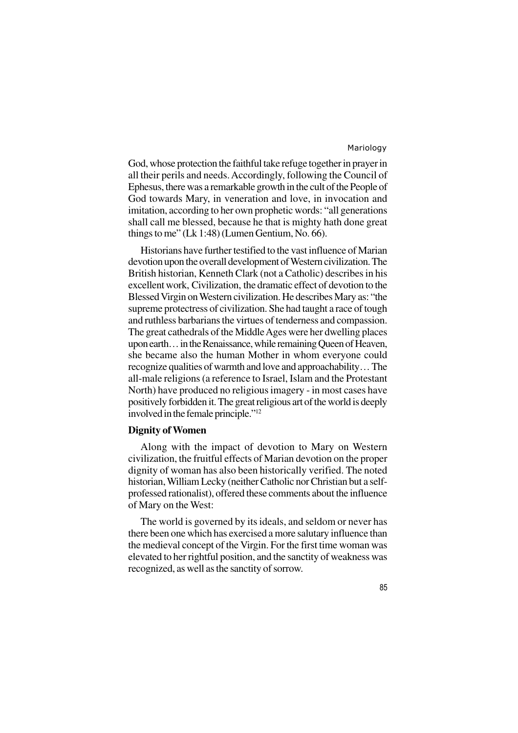God, whose protection the faithful take refuge together in prayer in all their perils and needs. Accordingly, following the Council of Ephesus, there was a remarkable growth in the cult of the People of God towards Mary, in veneration and love, in invocation and imitation, according to her own prophetic words: "all generations shall call me blessed, because he that is mighty hath done great things to me" (Lk 1:48) (Lumen Gentium, No. 66).

Historians have further testified to the vast influence of Marian devotion upon the overall development of Western civilization. The British historian, Kenneth Clark (not a Catholic) describes in his excellent work, Civilization, the dramatic effect of devotion to the Blessed Virgin on Western civilization. He describes Mary as: "the supreme protectress of civilization. She had taught a race of tough and ruthless barbarians the virtues of tenderness and compassion. The great cathedrals of the Middle Ages were her dwelling places upon earth… in the Renaissance, while remaining Queen of Heaven, she became also the human Mother in whom everyone could recognize qualities of warmth and love and approachability… The all-male religions (a reference to Israel, Islam and the Protestant North) have produced no religious imagery - in most cases have positively forbidden it. The great religious art of the world is deeply involved in the female principle."[12]

**Dignity of Women**

Along with the impact of devotion to Mary on Western civilization, the fruitful effects of Marian devotion on the proper dignity of woman has also been historically verified. The noted historian, William Lecky (neither Catholic nor Christian but a self-professed rationalist), offered these comments about the influence of Mary on the West:

The world is governed by its ideals, and seldom or never has there been one which has exercised a more salutary influence than the medieval concept of the Virgin. For the first time woman was elevated to her rightful position, and the sanctity of weakness was recognized, as well as the sanctity of sorrow.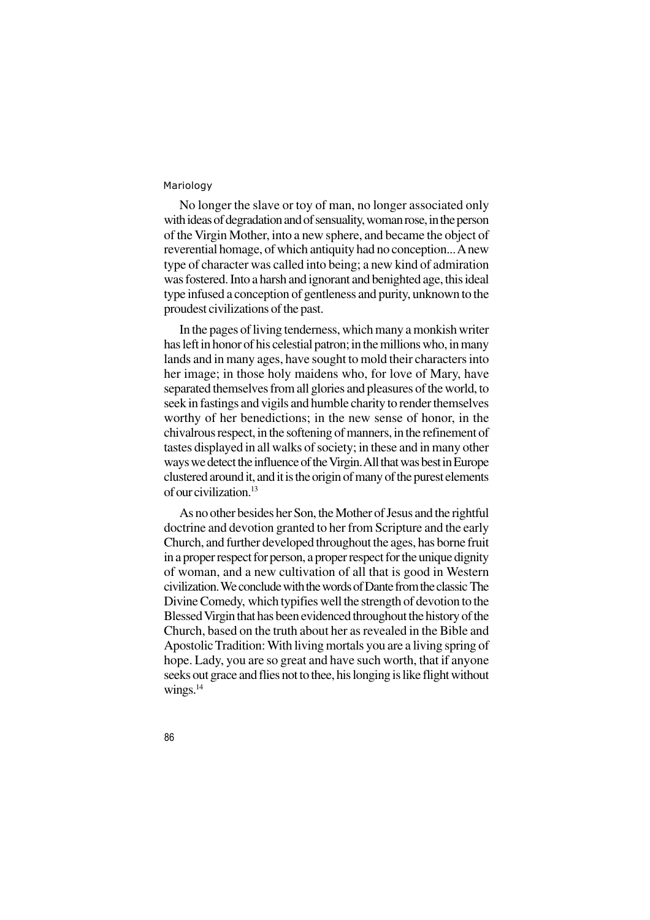No longer the slave or toy of man, no longer associated only with ideas of degradation and of sensuality, woman rose, in the person of the Virgin Mother, into a new sphere, and became the object of reverential homage, of which antiquity had no conception... A new type of character was called into being; a new kind of admiration was fostered. Into a harsh and ignorant and benighted age, this ideal type infused a conception of gentleness and purity, unknown to the proudest civilizations of the past.

In the pages of living tenderness, which many a monkish writer has left in honor of his celestial patron; in the millions who, in many lands and in many ages, have sought to mold their characters into her image; in those holy maidens who, for love of Mary, have separated themselves from all glories and pleasures of the world, to seek in fastings and vigils and humble charity to render themselves worthy of her benedictions; in the new sense of honor, in the chivalrous respect, in the softening of manners, in the refinement of tastes displayed in all walks of society; in these and in many other ways we detect the influence of the Virgin. All that was best in Europe clustered around it, and it is the origin of many of the purest elements of our civilization.[13]

As no other besides her Son, the Mother of Jesus and the rightful doctrine and devotion granted to her from Scripture and the early Church, and further developed throughout the ages, has borne fruit in a proper respect for person, a proper respect for the unique dignity of woman, and a new cultivation of all that is good in Western civilization. We conclude with the words of Dante from the classic The Divine Comedy, which typifies well the strength of devotion to the Blessed Virgin that has been evidenced throughout the history of the Church, based on the truth about her as revealed in the Bible and Apostolic Tradition: With living mortals you are a living spring of hope. Lady, you are so great and have such worth, that if anyone seeks out grace and flies not to thee, his longing is like flight without wings.[14]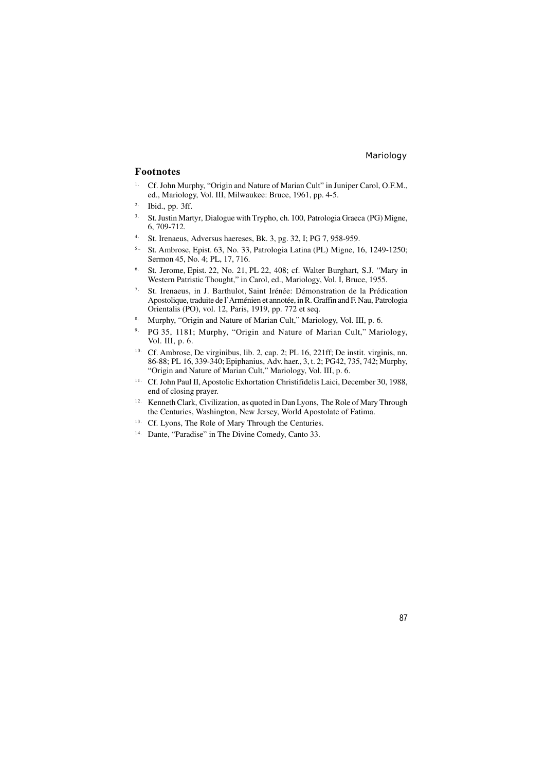## Footnotes

1. Cf. John Murphy, "Origin and Nature of Marian Cult" in Juniper Carol, O.F.M., ed., Mariology, Vol. III, Milwaukee: Bruce, 1961, pp. 4-5.
2. Ibid., pp. 3ff.
3. St. Justin Martyr, Dialogue with Trypho, ch. 100, Patrologia Graeca (PG) Migne, 6, 709-712.
4. St. Irenaeus, Adversus haereses, Bk. 3, pg. 32, I; PG 7, 958-959.
5. St. Ambrose, Epist. 63, No. 33, Patrologia Latina (PL) Migne, 16, 1249-1250; Sermon 45, No. 4; PL, 17, 716.
6. St. Jerome, Epist. 22, No. 21, PL 22, 408; cf. Walter Burghart, S.J. "Mary in Western Patristic Thought," in Carol, ed., Mariology, Vol. I, Bruce, 1955.
7. St. Irenaeus, in J. Barthulot, Saint Irénée: Démonstration de la Prédication Apostolique, traduite de l'Arménien et annotée, in R. Graffin and F. Nau, Patrologia Orientalis (PO), vol. 12, Paris, 1919, pp. 772 et seq.
8. Murphy, "Origin and Nature of Marian Cult," Mariology, Vol. III, p. 6.
9. PG 35, 1181; Murphy, "Origin and Nature of Marian Cult," Mariology, Vol. III, p. 6.
10. Cf. Ambrose, De virginibus, lib. 2, cap. 2; PL 16, 221ff; De instit. virginis, nn. 86-88; PL 16, 339-340; Epiphanius, Adv. haer., 3, t. 2; PG42, 735, 742; Murphy, "Origin and Nature of Marian Cult," Mariology, Vol. III, p. 6.
11. Cf. John Paul II, Apostolic Exhortation Christifidelis Laici, December 30, 1988, end of closing prayer.
12. Kenneth Clark, Civilization, as quoted in Dan Lyons, The Role of Mary Through the Centuries, Washington, New Jersey, World Apostolate of Fatima.
13. Cf. Lyons, The Role of Mary Through the Centuries.
14. Dante, "Paradise" in The Divine Comedy, Canto 33.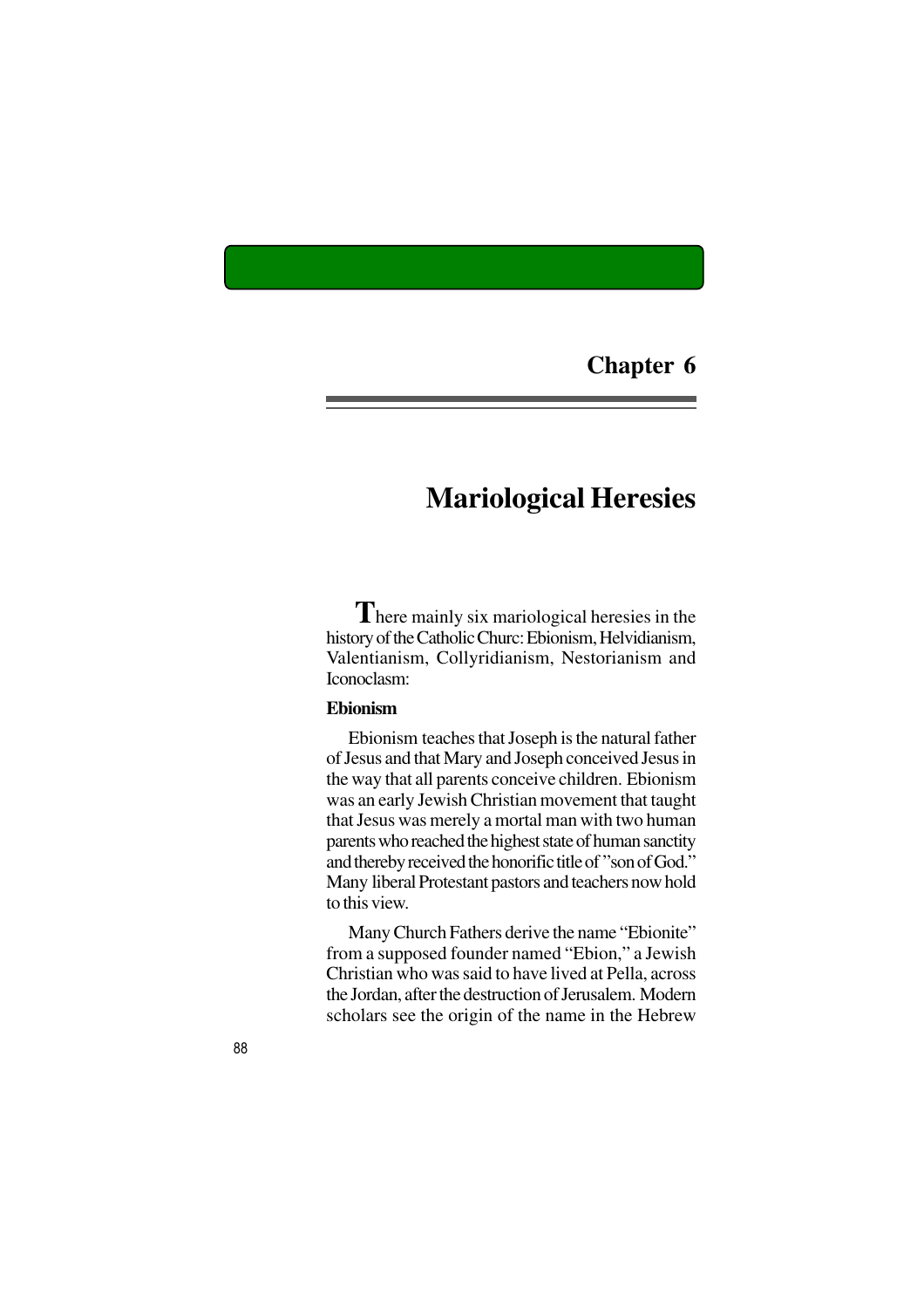## Chapter 6

# Mariological Heresies

There mainly six mariological heresies in the history of the Catholic Churc: Ebionism, Helvidianism, Valentianism, Collyridianism, Nestorianism and Iconoclasm:

**Ebionism**

Ebionism teaches that Joseph is the natural father of Jesus and that Mary and Joseph conceived Jesus in the way that all parents conceive children. Ebionism was an early Jewish Christian movement that taught that Jesus was merely a mortal man with two human parents who reached the highest state of human sanctity and thereby received the honorific title of "son of God." Many liberal Protestant pastors and teachers now hold to this view.

Many Church Fathers derive the name "Ebionite" from a supposed founder named "Ebion," a Jewish Christian who was said to have lived at Pella, across the Jordan, after the destruction of Jerusalem. Modern scholars see the origin of the name in the Hebrew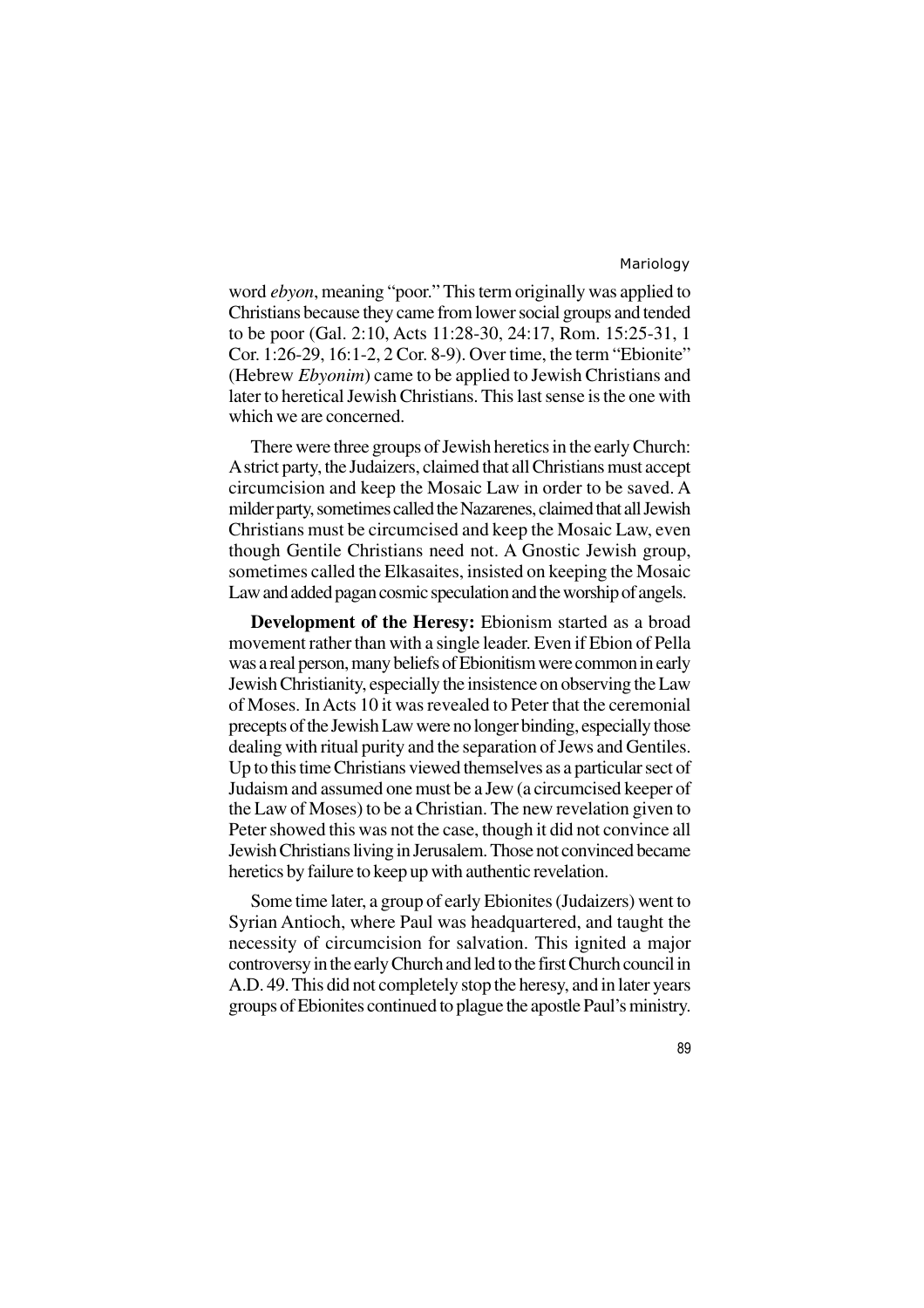word *ebyon*, meaning "poor." This term originally was applied to Christians because they came from lower social groups and tended to be poor (Gal. 2:10, Acts 11:28-30, 24:17, Rom. 15:25-31, 1 Cor. 1:26-29, 16:1-2, 2 Cor. 8-9). Over time, the term "Ebionite" (Hebrew *Ebyonim*) came to be applied to Jewish Christians and later to heretical Jewish Christians. This last sense is the one with which we are concerned.

There were three groups of Jewish heretics in the early Church: A strict party, the Judaizers, claimed that all Christians must accept circumcision and keep the Mosaic Law in order to be saved. A milder party, sometimes called the Nazarenes, claimed that all Jewish Christians must be circumcised and keep the Mosaic Law, even though Gentile Christians need not. A Gnostic Jewish group, sometimes called the Elkasaites, insisted on keeping the Mosaic Law and added pagan cosmic speculation and the worship of angels.

**Development of the Heresy:** Ebionism started as a broad movement rather than with a single leader. Even if Ebion of Pella was a real person, many beliefs of Ebionitism were common in early Jewish Christianity, especially the insistence on observing the Law of Moses. In Acts 10 it was revealed to Peter that the ceremonial precepts of the Jewish Law were no longer binding, especially those dealing with ritual purity and the separation of Jews and Gentiles. Up to this time Christians viewed themselves as a particular sect of Judaism and assumed one must be a Jew (a circumcised keeper of the Law of Moses) to be a Christian. The new revelation given to Peter showed this was not the case, though it did not convince all Jewish Christians living in Jerusalem. Those not convinced became heretics by failure to keep up with authentic revelation.

Some time later, a group of early Ebionites (Judaizers) went to Syrian Antioch, where Paul was headquartered, and taught the necessity of circumcision for salvation. This ignited a major controversy in the early Church and led to the first Church council in A.D. 49. This did not completely stop the heresy, and in later years groups of Ebionites continued to plague the apostle Paul's ministry.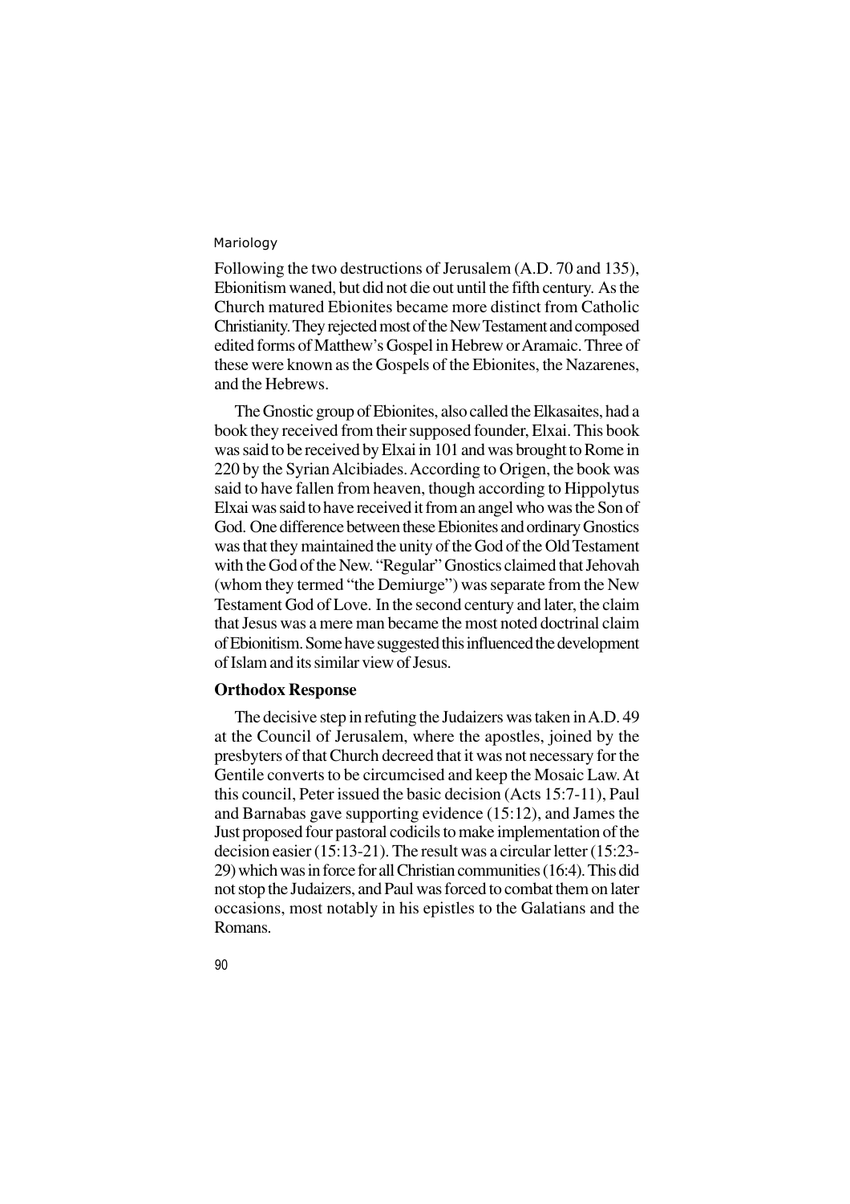Following the two destructions of Jerusalem (A.D. 70 and 135), Ebionitism waned, but did not die out until the fifth century. As the Church matured Ebionites became more distinct from Catholic Christianity. They rejected most of the New Testament and composed edited forms of Matthew's Gospel in Hebrew or Aramaic. Three of these were known as the Gospels of the Ebionites, the Nazarenes, and the Hebrews.

The Gnostic group of Ebionites, also called the Elkasaites, had a book they received from their supposed founder, Elxai. This book was said to be received by Elxai in 101 and was brought to Rome in 220 by the Syrian Alcibiades. According to Origen, the book was said to have fallen from heaven, though according to Hippolytus Elxai was said to have received it from an angel who was the Son of God. One difference between these Ebionites and ordinary Gnostics was that they maintained the unity of the God of the Old Testament with the God of the New. "Regular" Gnostics claimed that Jehovah (whom they termed "the Demiurge") was separate from the New Testament God of Love. In the second century and later, the claim that Jesus was a mere man became the most noted doctrinal claim of Ebionitism. Some have suggested this influenced the development of Islam and its similar view of Jesus.

**Orthodox Response**

The decisive step in refuting the Judaizers was taken in A.D. 49 at the Council of Jerusalem, where the apostles, joined by the presbyters of that Church decreed that it was not necessary for the Gentile converts to be circumcised and keep the Mosaic Law. At this council, Peter issued the basic decision (Acts 15:7-11), Paul and Barnabas gave supporting evidence (15:12), and James the Just proposed four pastoral codicils to make implementation of the decision easier (15:13-21). The result was a circular letter (15:23-29) which was in force for all Christian communities (16:4). This did not stop the Judaizers, and Paul was forced to combat them on later occasions, most notably in his epistles to the Galatians and the Romans.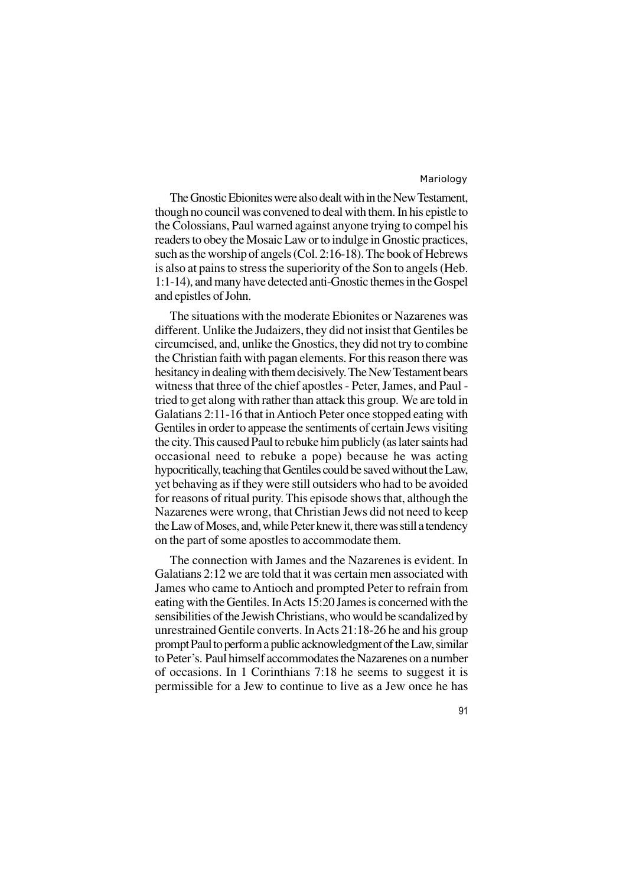The Gnostic Ebionites were also dealt with in the New Testament, though no council was convened to deal with them. In his epistle to the Colossians, Paul warned against anyone trying to compel his readers to obey the Mosaic Law or to indulge in Gnostic practices, such as the worship of angels (Col. 2:16-18). The book of Hebrews is also at pains to stress the superiority of the Son to angels (Heb. 1:1-14), and many have detected anti-Gnostic themes in the Gospel and epistles of John.

The situations with the moderate Ebionites or Nazarenes was different. Unlike the Judaizers, they did not insist that Gentiles be circumcised, and, unlike the Gnostics, they did not try to combine the Christian faith with pagan elements. For this reason there was hesitancy in dealing with them decisively. The New Testament bears witness that three of the chief apostles - Peter, James, and Paul - tried to get along with rather than attack this group. We are told in Galatians 2:11-16 that in Antioch Peter once stopped eating with Gentiles in order to appease the sentiments of certain Jews visiting the city. This caused Paul to rebuke him publicly (as later saints had occasional need to rebuke a pope) because he was acting hypocritically, teaching that Gentiles could be saved without the Law, yet behaving as if they were still outsiders who had to be avoided for reasons of ritual purity. This episode shows that, although the Nazarenes were wrong, that Christian Jews did not need to keep the Law of Moses, and, while Peter knew it, there was still a tendency on the part of some apostles to accommodate them.

The connection with James and the Nazarenes is evident. In Galatians 2:12 we are told that it was certain men associated with James who came to Antioch and prompted Peter to refrain from eating with the Gentiles. In Acts 15:20 James is concerned with the sensibilities of the Jewish Christians, who would be scandalized by unrestrained Gentile converts. In Acts 21:18-26 he and his group prompt Paul to perform a public acknowledgment of the Law, similar to Peter's. Paul himself accommodates the Nazarenes on a number of occasions. In 1 Corinthians 7:18 he seems to suggest it is permissible for a Jew to continue to live as a Jew once he has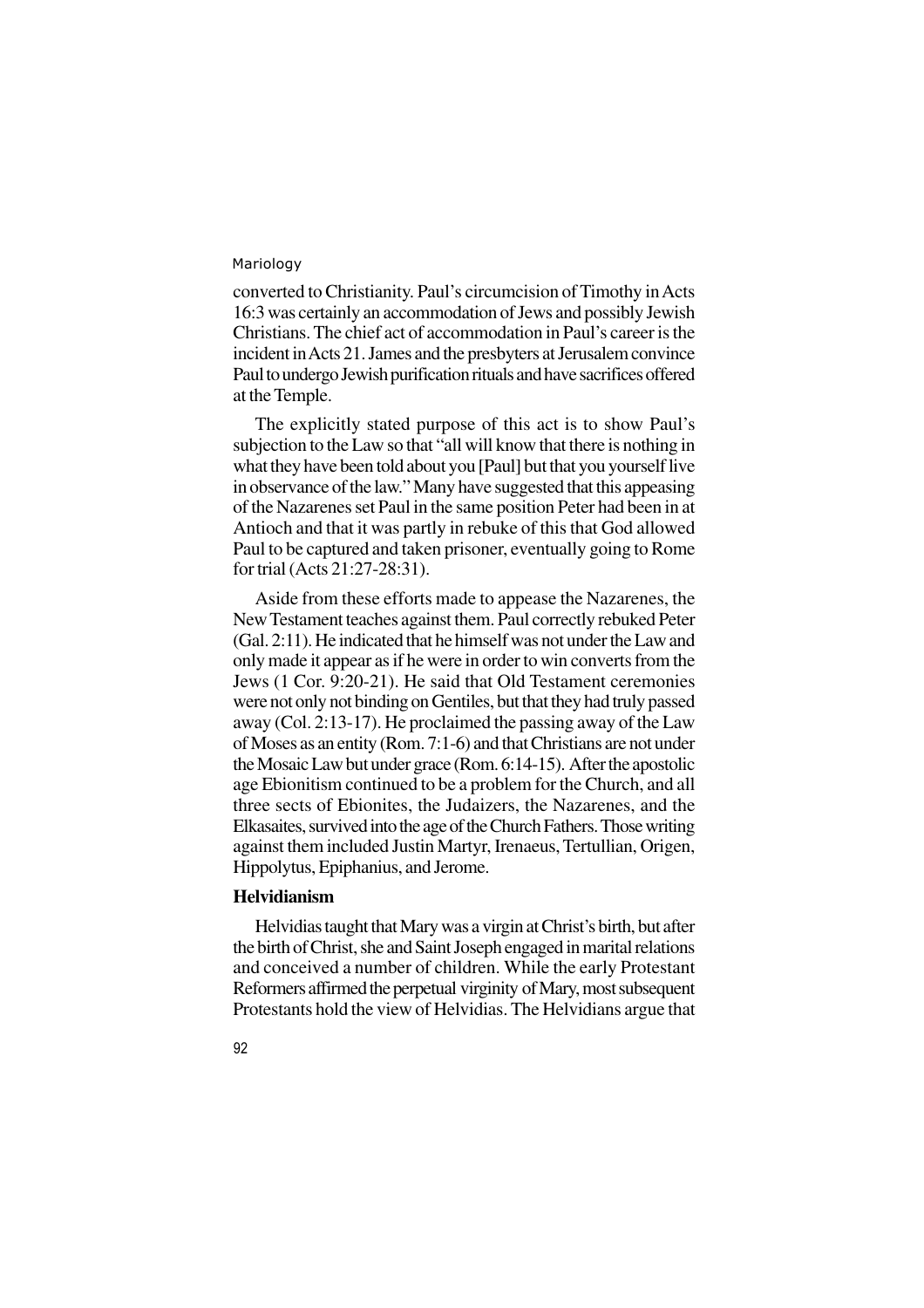converted to Christianity. Paul's circumcision of Timothy in Acts 16:3 was certainly an accommodation of Jews and possibly Jewish Christians. The chief act of accommodation in Paul's career is the incident in Acts 21. James and the presbyters at Jerusalem convince Paul to undergo Jewish purification rituals and have sacrifices offered at the Temple.

The explicitly stated purpose of this act is to show Paul's subjection to the Law so that "all will know that there is nothing in what they have been told about you [Paul] but that you yourself live in observance of the law." Many have suggested that this appeasing of the Nazarenes set Paul in the same position Peter had been in at Antioch and that it was partly in rebuke of this that God allowed Paul to be captured and taken prisoner, eventually going to Rome for trial (Acts 21:27-28:31).

Aside from these efforts made to appease the Nazarenes, the New Testament teaches against them. Paul correctly rebuked Peter (Gal. 2:11). He indicated that he himself was not under the Law and only made it appear as if he were in order to win converts from the Jews (1 Cor. 9:20-21). He said that Old Testament ceremonies were not only not binding on Gentiles, but that they had truly passed away (Col. 2:13-17). He proclaimed the passing away of the Law of Moses as an entity (Rom. 7:1-6) and that Christians are not under the Mosaic Law but under grace (Rom. 6:14-15). After the apostolic age Ebionitism continued to be a problem for the Church, and all three sects of Ebionites, the Judaizers, the Nazarenes, and the Elkasaites, survived into the age of the Church Fathers. Those writing against them included Justin Martyr, Irenaeus, Tertullian, Origen, Hippolytus, Epiphanius, and Jerome.

### Helvidianism

Helvidias taught that Mary was a virgin at Christ's birth, but after the birth of Christ, she and Saint Joseph engaged in marital relations and conceived a number of children. While the early Protestant Reformers affirmed the perpetual virginity of Mary, most subsequent Protestants hold the view of Helvidias. The Helvidians argue that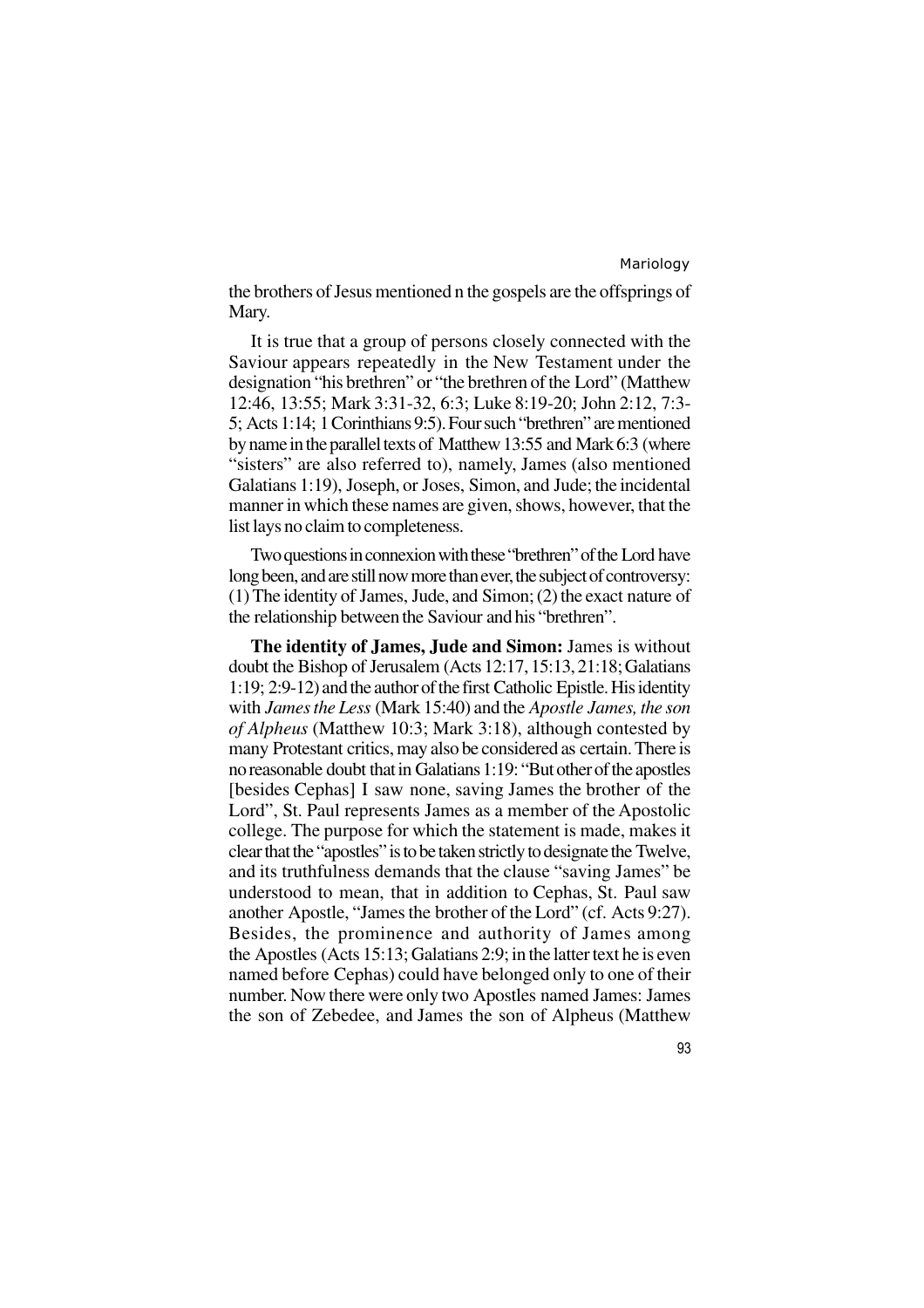the brothers of Jesus mentioned n the gospels are the offsprings of Mary.

It is true that a group of persons closely connected with the Saviour appears repeatedly in the New Testament under the designation "his brethren" or "the brethren of the Lord" (Matthew 12:46, 13:55; Mark 3:31-32, 6:3; Luke 8:19-20; John 2:12, 7:3-5; Acts 1:14; 1 Corinthians 9:5). Four such "brethren" are mentioned by name in the parallel texts of Matthew 13:55 and Mark 6:3 (where "sisters" are also referred to), namely, James (also mentioned Galatians 1:19), Joseph, or Joses, Simon, and Jude; the incidental manner in which these names are given, shows, however, that the list lays no claim to completeness.

Two questions in connexion with these "brethren" of the Lord have long been, and are still now more than ever, the subject of controversy: (1) The identity of James, Jude, and Simon; (2) the exact nature of the relationship between the Saviour and his "brethren".

**The identity of James, Jude and Simon:** James is without doubt the Bishop of Jerusalem (Acts 12:17, 15:13, 21:18; Galatians 1:19; 2:9-12) and the author of the first Catholic Epistle. His identity with *James the Less* (Mark 15:40) and the *Apostle James, the son of Alpheus* (Matthew 10:3; Mark 3:18), although contested by many Protestant critics, may also be considered as certain. There is no reasonable doubt that in Galatians 1:19: "But other of the apostles [besides Cephas] I saw none, saving James the brother of the Lord", St. Paul represents James as a member of the Apostolic college. The purpose for which the statement is made, makes it clear that the "apostles" is to be taken strictly to designate the Twelve, and its truthfulness demands that the clause "saving James" be understood to mean, that in addition to Cephas, St. Paul saw another Apostle, "James the brother of the Lord" (cf. Acts 9:27). Besides, the prominence and authority of James among the Apostles (Acts 15:13; Galatians 2:9; in the latter text he is even named before Cephas) could have belonged only to one of their number. Now there were only two Apostles named James: James the son of Zebedee, and James the son of Alpheus (Matthew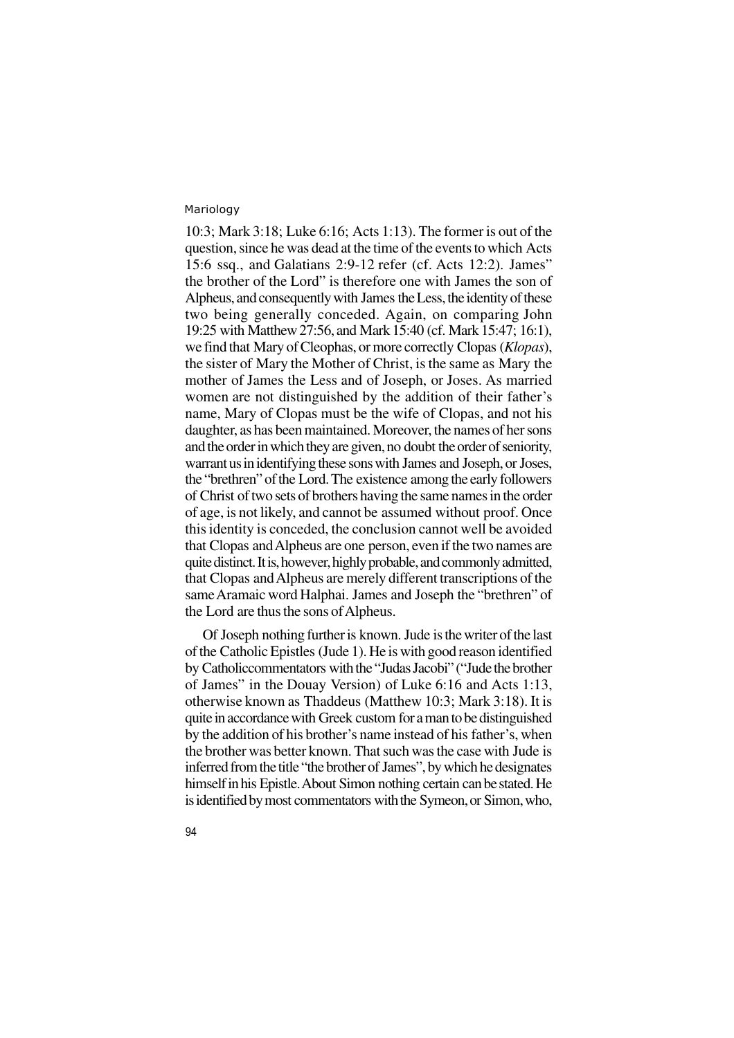10:3; Mark 3:18; Luke 6:16; Acts 1:13). The former is out of the question, since he was dead at the time of the events to which Acts 15:6 ssq., and Galatians 2:9-12 refer (cf. Acts 12:2). James" the brother of the Lord" is therefore one with James the son of Alpheus, and consequently with James the Less, the identity of these two being generally conceded. Again, on comparing John 19:25 with Matthew 27:56, and Mark 15:40 (cf. Mark 15:47; 16:1), we find that Mary of Cleophas, or more correctly Clopas (*Klopas*), the sister of Mary the Mother of Christ, is the same as Mary the mother of James the Less and of Joseph, or Joses. As married women are not distinguished by the addition of their father's name, Mary of Clopas must be the wife of Clopas, and not his daughter, as has been maintained. Moreover, the names of her sons and the order in which they are given, no doubt the order of seniority, warrant us in identifying these sons with James and Joseph, or Joses, the "brethren" of the Lord. The existence among the early followers of Christ of two sets of brothers having the same names in the order of age, is not likely, and cannot be assumed without proof. Once this identity is conceded, the conclusion cannot well be avoided that Clopas and Alpheus are one person, even if the two names are quite distinct. It is, however, highly probable, and commonly admitted, that Clopas and Alpheus are merely different transcriptions of the same Aramaic word Halphai. James and Joseph the "brethren" of the Lord are thus the sons of Alpheus.

Of Joseph nothing further is known. Jude is the writer of the last of the Catholic Epistles (Jude 1). He is with good reason identified by Catholiccommentators with the "Judas Jacobi" ("Jude the brother of James" in the Douay Version) of Luke 6:16 and Acts 1:13, otherwise known as Thaddeus (Matthew 10:3; Mark 3:18). It is quite in accordance with Greek custom for a man to be distinguished by the addition of his brother's name instead of his father's, when the brother was better known. That such was the case with Jude is inferred from the title "the brother of James", by which he designates himself in his Epistle. About Simon nothing certain can be stated. He is identified by most commentators with the Symeon, or Simon, who,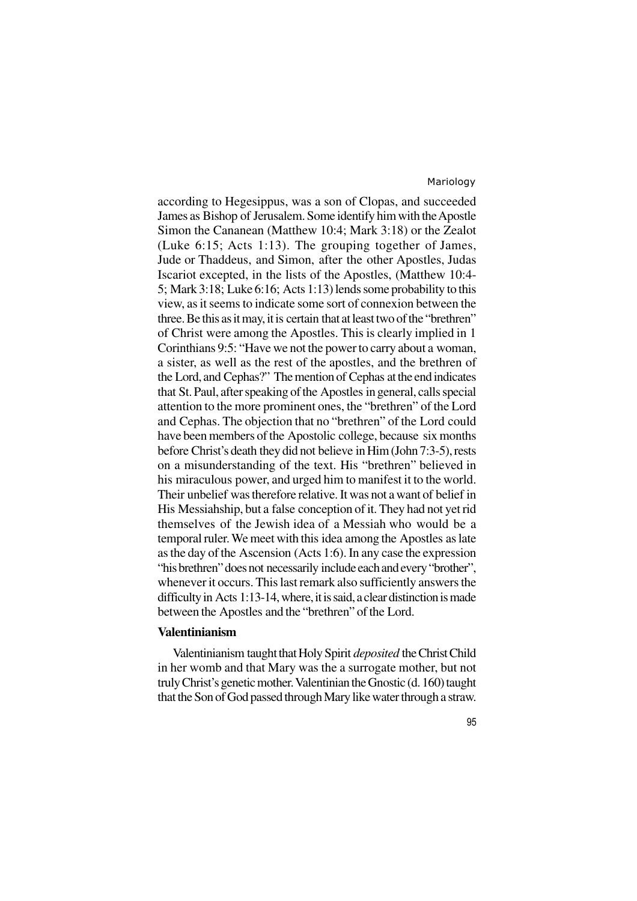according to Hegesippus, was a son of Clopas, and succeeded James as Bishop of Jerusalem. Some identify him with the Apostle Simon the Cananean (Matthew 10:4; Mark 3:18) or the Zealot (Luke 6:15; Acts 1:13). The grouping together of James, Jude or Thaddeus, and Simon, after the other Apostles, Judas Iscariot excepted, in the lists of the Apostles, (Matthew 10:4-5; Mark 3:18; Luke 6:16; Acts 1:13) lends some probability to this view, as it seems to indicate some sort of connexion between the three. Be this as it may, it is certain that at least two of the "brethren" of Christ were among the Apostles. This is clearly implied in 1 Corinthians 9:5: "Have we not the power to carry about a woman, a sister, as well as the rest of the apostles, and the brethren of the Lord, and Cephas?" The mention of Cephas at the end indicates that St. Paul, after speaking of the Apostles in general, calls special attention to the more prominent ones, the "brethren" of the Lord and Cephas. The objection that no "brethren" of the Lord could have been members of the Apostolic college, because six months before Christ's death they did not believe in Him (John 7:3-5), rests on a misunderstanding of the text. His "brethren" believed in his miraculous power, and urged him to manifest it to the world. Their unbelief was therefore relative. It was not a want of belief in His Messiahship, but a false conception of it. They had not yet rid themselves of the Jewish idea of a Messiah who would be a temporal ruler. We meet with this idea among the Apostles as late as the day of the Ascension (Acts 1:6). In any case the expression "his brethren" does not necessarily include each and every "brother", whenever it occurs. This last remark also sufficiently answers the difficulty in Acts 1:13-14, where, it is said, a clear distinction is made between the Apostles and the "brethren" of the Lord.

**Valentinianism**

Valentinianism taught that Holy Spirit *deposited* the Christ Child in her womb and that Mary was the a surrogate mother, but not truly Christ's genetic mother. Valentinian the Gnostic (d. 160) taught that the Son of God passed through Mary like water through a straw.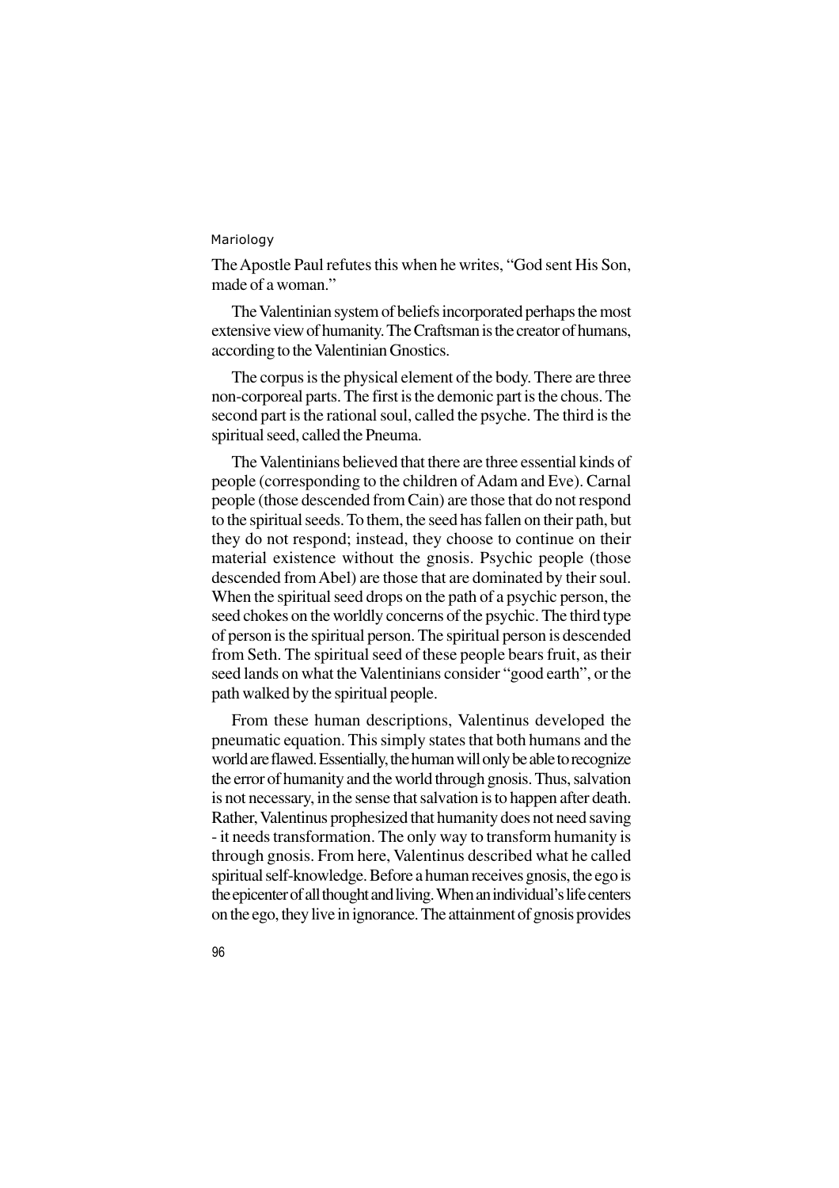The Apostle Paul refutes this when he writes, "God sent His Son, made of a woman."

The Valentinian system of beliefs incorporated perhaps the most extensive view of humanity. The Craftsman is the creator of humans, according to the Valentinian Gnostics.

The corpus is the physical element of the body. There are three non-corporeal parts. The first is the demonic part is the chous. The second part is the rational soul, called the psyche. The third is the spiritual seed, called the Pneuma.

The Valentinians believed that there are three essential kinds of people (corresponding to the children of Adam and Eve). Carnal people (those descended from Cain) are those that do not respond to the spiritual seeds. To them, the seed has fallen on their path, but they do not respond; instead, they choose to continue on their material existence without the gnosis. Psychic people (those descended from Abel) are those that are dominated by their soul. When the spiritual seed drops on the path of a psychic person, the seed chokes on the worldly concerns of the psychic. The third type of person is the spiritual person. The spiritual person is descended from Seth. The spiritual seed of these people bears fruit, as their seed lands on what the Valentinians consider "good earth", or the path walked by the spiritual people.

From these human descriptions, Valentinus developed the pneumatic equation. This simply states that both humans and the world are flawed. Essentially, the human will only be able to recognize the error of humanity and the world through gnosis. Thus, salvation is not necessary, in the sense that salvation is to happen after death. Rather, Valentinus prophesized that humanity does not need saving - it needs transformation. The only way to transform humanity is through gnosis. From here, Valentinus described what he called spiritual self-knowledge. Before a human receives gnosis, the ego is the epicenter of all thought and living. When an individual's life centers on the ego, they live in ignorance. The attainment of gnosis provides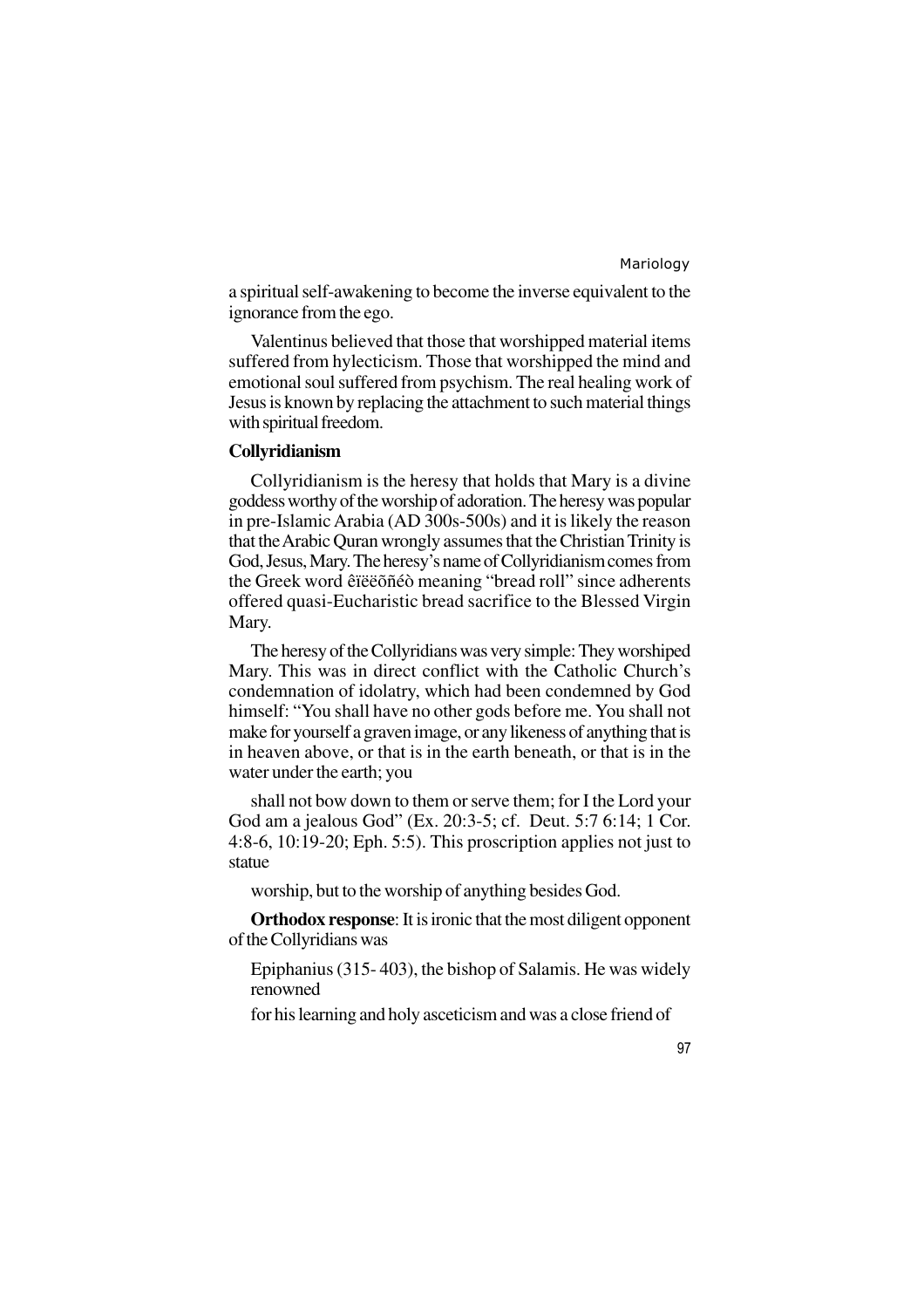a spiritual self-awakening to become the inverse equivalent to the ignorance from the ego.

Valentinus believed that those that worshipped material items suffered from hylecticism. Those that worshipped the mind and emotional soul suffered from psychism. The real healing work of Jesus is known by replacing the attachment to such material things with spiritual freedom.

**Collyridianism**

Collyridianism is the heresy that holds that Mary is a divine goddess worthy of the worship of adoration. The heresy was popular in pre-Islamic Arabia (AD 300s-500s) and it is likely the reason that the Arabic Quran wrongly assumes that the Christian Trinity is God, Jesus, Mary. The heresy's name of Collyridianism comes from the Greek word êïëëõñéò meaning "bread roll" since adherents offered quasi-Eucharistic bread sacrifice to the Blessed Virgin Mary.

The heresy of the Collyridians was very simple: They worshiped Mary. This was in direct conflict with the Catholic Church's condemnation of idolatry, which had been condemned by God himself: "You shall have no other gods before me. You shall not make for yourself a graven image, or any likeness of anything that is in heaven above, or that is in the earth beneath, or that is in the water under the earth; you

shall not bow down to them or serve them; for I the Lord your God am a jealous God" (Ex. 20:3-5; cf. Deut. 5:7 6:14; 1 Cor. 4:8-6, 10:19-20; Eph. 5:5). This proscription applies not just to statue

worship, but to the worship of anything besides God.

**Orthodox response**: It is ironic that the most diligent opponent of the Collyridians was

Epiphanius (315- 403), the bishop of Salamis. He was widely renowned

for his learning and holy asceticism and was a close friend of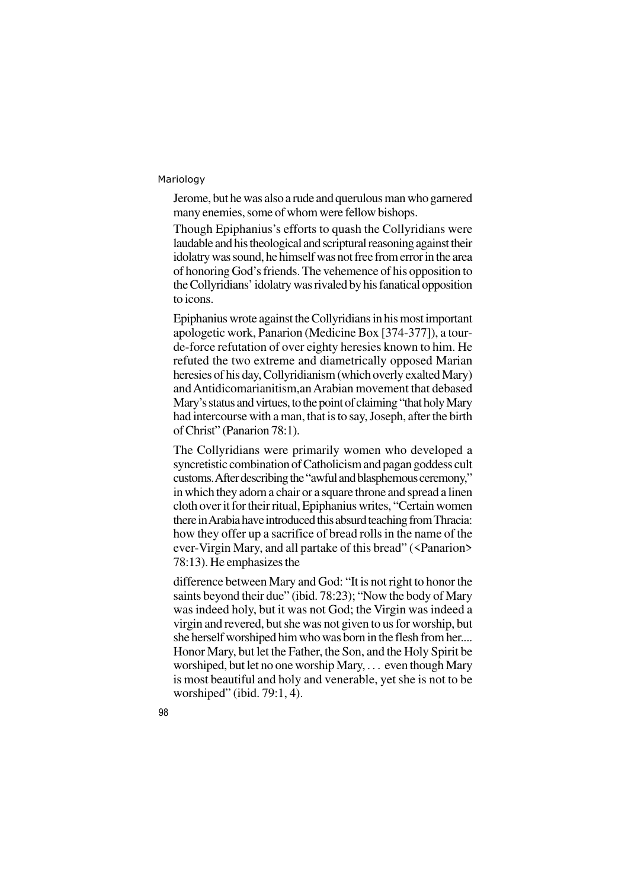Jerome, but he was also a rude and querulous man who garnered many enemies, some of whom were fellow bishops.

Though Epiphanius's efforts to quash the Collyridians were laudable and his theological and scriptural reasoning against their idolatry was sound, he himself was not free from error in the area of honoring God's friends. The vehemence of his opposition to the Collyridians' idolatry was rivaled by his fanatical opposition to icons.

Epiphanius wrote against the Collyridians in his most important apologetic work, Panarion (Medicine Box [374-377]), a tour-de-force refutation of over eighty heresies known to him. He refuted the two extreme and diametrically opposed Marian heresies of his day, Collyridianism (which overly exalted Mary) and Antidicomarianitism,an Arabian movement that debased Mary's status and virtues, to the point of claiming "that holy Mary had intercourse with a man, that is to say, Joseph, after the birth of Christ" (Panarion 78:1).

The Collyridians were primarily women who developed a syncretistic combination of Catholicism and pagan goddess cult customs. After describing the "awful and blasphemous ceremony," in which they adorn a chair or a square throne and spread a linen cloth over it for their ritual, Epiphanius writes, "Certain women there in Arabia have introduced this absurd teaching from Thracia: how they offer up a sacrifice of bread rolls in the name of the ever-Virgin Mary, and all partake of this bread" (<Panarion> 78:13). He emphasizes the

difference between Mary and God: "It is not right to honor the saints beyond their due" (ibid. 78:23); "Now the body of Mary was indeed holy, but it was not God; the Virgin was indeed a virgin and revered, but she was not given to us for worship, but she herself worshiped him who was born in the flesh from her.... Honor Mary, but let the Father, the Son, and the Holy Spirit be worshiped, but let no one worship Mary, . . . even though Mary is most beautiful and holy and venerable, yet she is not to be worshiped" (ibid. 79:1, 4).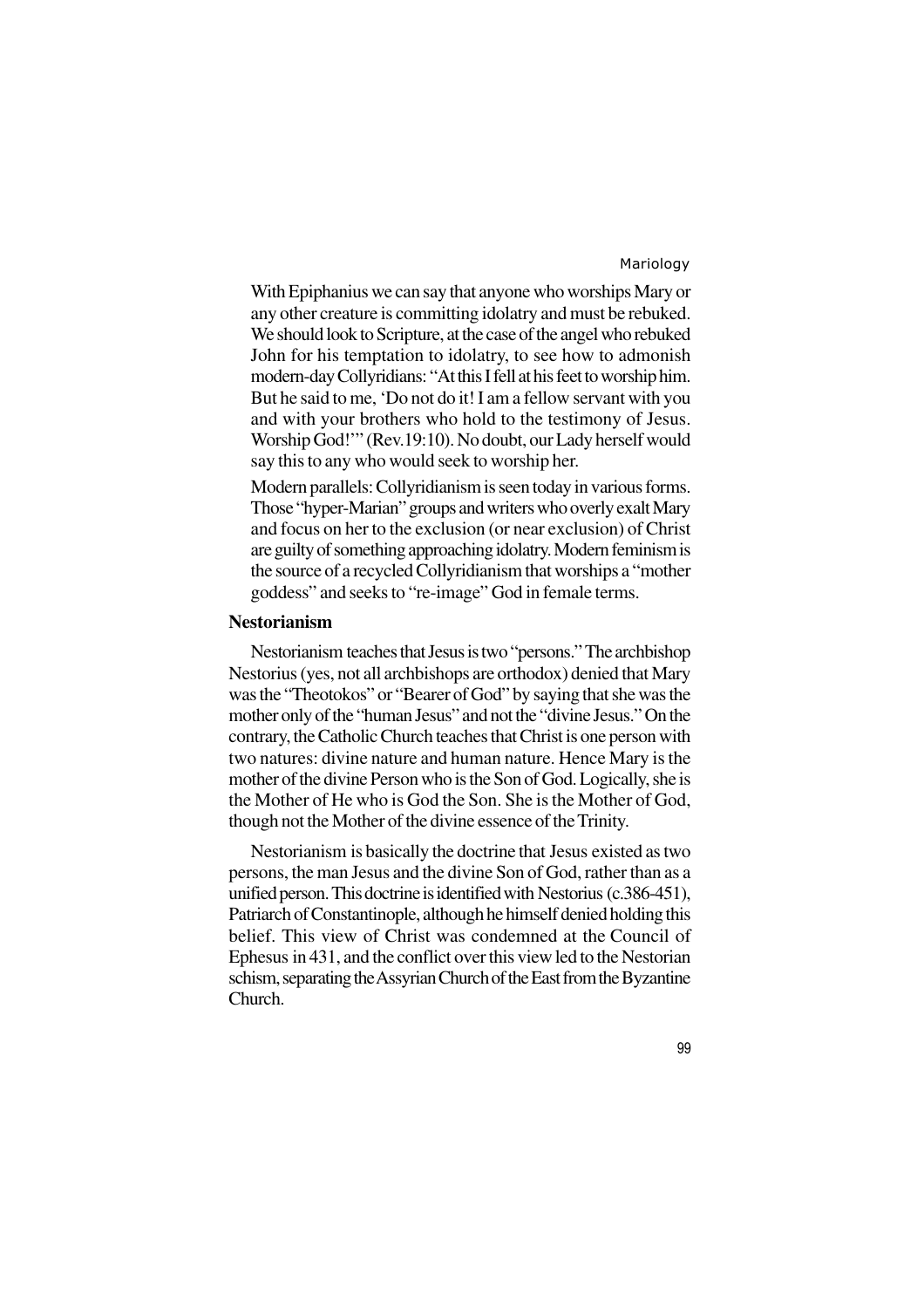With Epiphanius we can say that anyone who worships Mary or any other creature is committing idolatry and must be rebuked. We should look to Scripture, at the case of the angel who rebuked John for his temptation to idolatry, to see how to admonish modern-day Collyridians: "At this I fell at his feet to worship him. But he said to me, 'Do not do it! I am a fellow servant with you and with your brothers who hold to the testimony of Jesus. Worship God!'" (Rev.19:10). No doubt, our Lady herself would say this to any who would seek to worship her.

Modern parallels: Collyridianism is seen today in various forms. Those "hyper-Marian" groups and writers who overly exalt Mary and focus on her to the exclusion (or near exclusion) of Christ are guilty of something approaching idolatry. Modern feminism is the source of a recycled Collyridianism that worships a "mother goddess" and seeks to "re-image" God in female terms.

**Nestorianism**

Nestorianism teaches that Jesus is two "persons." The archbishop Nestorius (yes, not all archbishops are orthodox) denied that Mary was the "Theotokos" or "Bearer of God" by saying that she was the mother only of the "human Jesus" and not the "divine Jesus." On the contrary, the Catholic Church teaches that Christ is one person with two natures: divine nature and human nature. Hence Mary is the mother of the divine Person who is the Son of God. Logically, she is the Mother of He who is God the Son. She is the Mother of God, though not the Mother of the divine essence of the Trinity.

Nestorianism is basically the doctrine that Jesus existed as two persons, the man Jesus and the divine Son of God, rather than as a unified person. This doctrine is identified with Nestorius (c.386-451), Patriarch of Constantinople, although he himself denied holding this belief. This view of Christ was condemned at the Council of Ephesus in 431, and the conflict over this view led to the Nestorian schism, separating the Assyrian Church of the East from the Byzantine Church.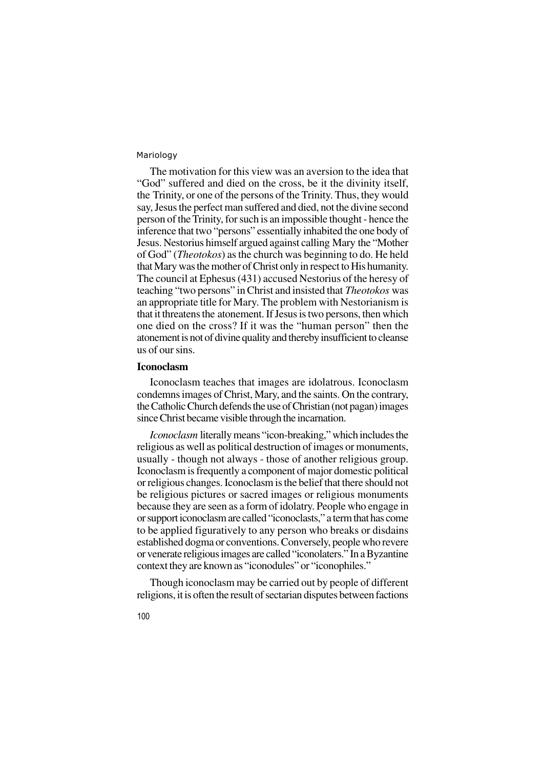The motivation for this view was an aversion to the idea that "God" suffered and died on the cross, be it the divinity itself, the Trinity, or one of the persons of the Trinity. Thus, they would say, Jesus the perfect man suffered and died, not the divine second person of the Trinity, for such is an impossible thought - hence the inference that two "persons" essentially inhabited the one body of Jesus. Nestorius himself argued against calling Mary the "Mother of God" (*Theotokos*) as the church was beginning to do. He held that Mary was the mother of Christ only in respect to His humanity. The council at Ephesus (431) accused Nestorius of the heresy of teaching "two persons" in Christ and insisted that *Theotokos* was an appropriate title for Mary. The problem with Nestorianism is that it threatens the atonement. If Jesus is two persons, then which one died on the cross? If it was the "human person" then the atonement is not of divine quality and thereby insufficient to cleanse us of our sins.

### Iconoclasm

Iconoclasm teaches that images are idolatrous. Iconoclasm condemns images of Christ, Mary, and the saints. On the contrary, the Catholic Church defends the use of Christian (not pagan) images since Christ became visible through the incarnation.

*Iconoclasm* literally means "icon-breaking," which includes the religious as well as political destruction of images or monuments, usually - though not always - those of another religious group. Iconoclasm is frequently a component of major domestic political or religious changes. Iconoclasm is the belief that there should not be religious pictures or sacred images or religious monuments because they are seen as a form of idolatry. People who engage in or support iconoclasm are called "iconoclasts," a term that has come to be applied figuratively to any person who breaks or disdains established dogma or conventions. Conversely, people who revere or venerate religious images are called "iconolaters." In a Byzantine context they are known as "iconodules" or "iconophiles."

Though iconoclasm may be carried out by people of different religions, it is often the result of sectarian disputes between factions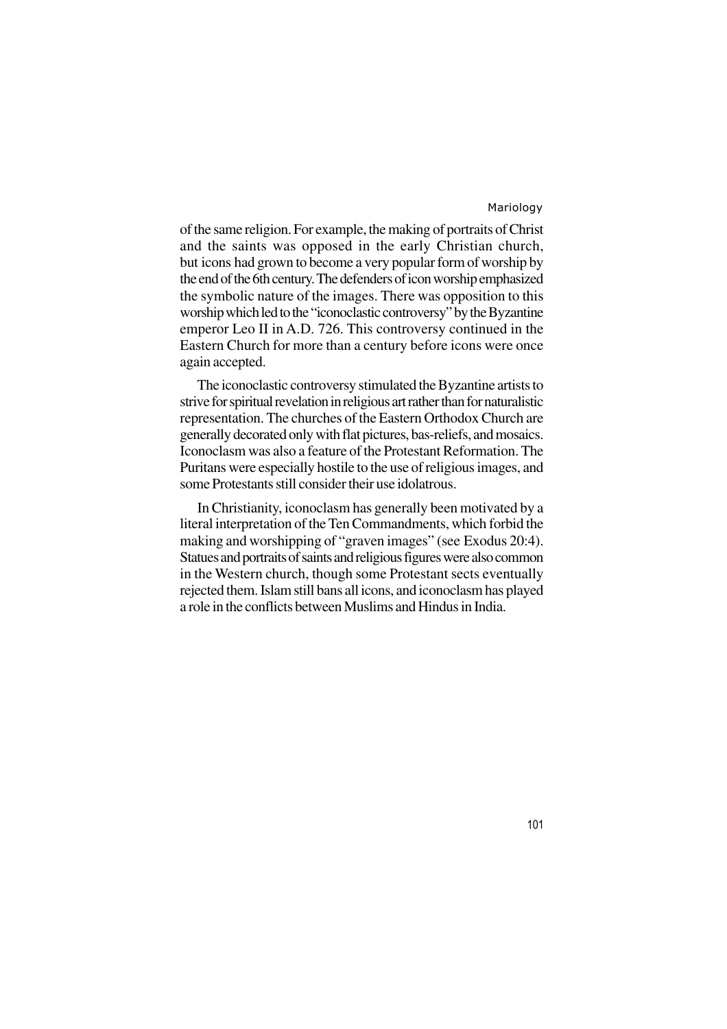of the same religion. For example, the making of portraits of Christ and the saints was opposed in the early Christian church, but icons had grown to become a very popular form of worship by the end of the 6th century. The defenders of icon worship emphasized the symbolic nature of the images. There was opposition to this worship which led to the "iconoclastic controversy" by the Byzantine emperor Leo II in A.D. 726. This controversy continued in the Eastern Church for more than a century before icons were once again accepted.

The iconoclastic controversy stimulated the Byzantine artists to strive for spiritual revelation in religious art rather than for naturalistic representation. The churches of the Eastern Orthodox Church are generally decorated only with flat pictures, bas-reliefs, and mosaics. Iconoclasm was also a feature of the Protestant Reformation. The Puritans were especially hostile to the use of religious images, and some Protestants still consider their use idolatrous.

In Christianity, iconoclasm has generally been motivated by a literal interpretation of the Ten Commandments, which forbid the making and worshipping of "graven images" (see Exodus 20:4). Statues and portraits of saints and religious figures were also common in the Western church, though some Protestant sects eventually rejected them. Islam still bans all icons, and iconoclasm has played a role in the conflicts between Muslims and Hindus in India.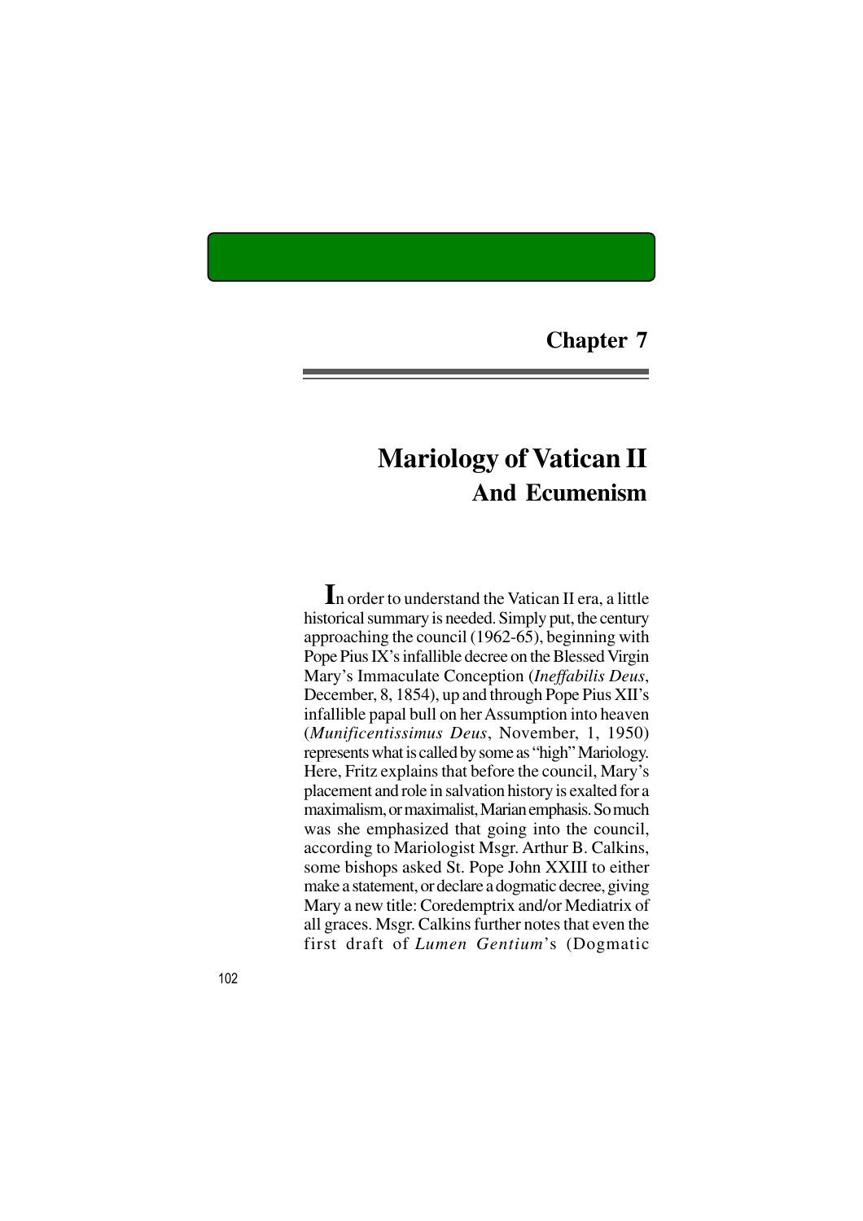## Chapter 7

# Mariology of Vatican II
## And Ecumenism

In order to understand the Vatican II era, a little historical summary is needed. Simply put, the century approaching the council (1962-65), beginning with Pope Pius IX's infallible decree on the Blessed Virgin Mary's Immaculate Conception (*Ineffabilis Deus*, December, 8, 1854), up and through Pope Pius XII's infallible papal bull on her Assumption into heaven (*Munificentissimus Deus*, November, 1, 1950) represents what is called by some as "high" Mariology. Here, Fritz explains that before the council, Mary's placement and role in salvation history is exalted for a maximalism, or maximalist, Marian emphasis. So much was she emphasized that going into the council, according to Mariologist Msgr. Arthur B. Calkins, some bishops asked St. Pope John XXIII to either make a statement, or declare a dogmatic decree, giving Mary a new title: Coredemptrix and/or Mediatrix of all graces. Msgr. Calkins further notes that even the first draft of *Lumen Gentium*'s (Dogmatic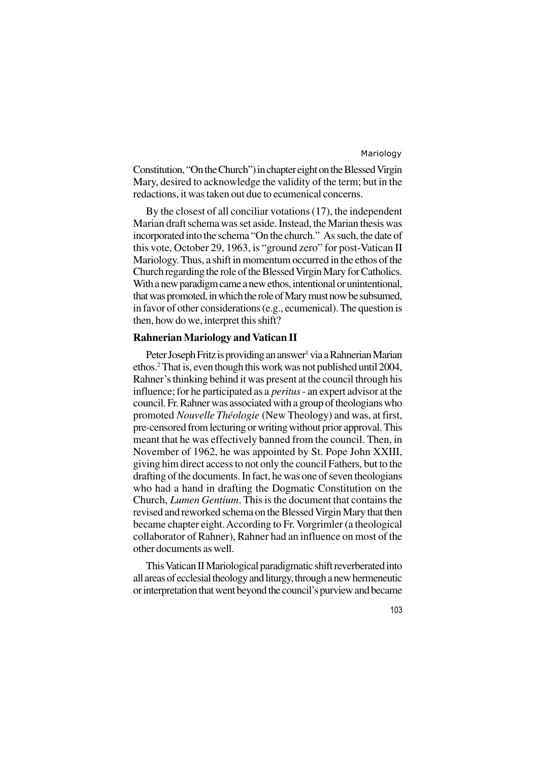Constitution, "On the Church") in chapter eight on the Blessed Virgin Mary, desired to acknowledge the validity of the term; but in the redactions, it was taken out due to ecumenical concerns.

By the closest of all conciliar votations (17), the independent Marian draft schema was set aside. Instead, the Marian thesis was incorporated into the schema "On the church." As such, the date of this vote, October 29, 1963, is "ground zero" for post-Vatican II Mariology. Thus, a shift in momentum occurred in the ethos of the Church regarding the role of the Blessed Virgin Mary for Catholics. With a new paradigm came a new ethos, intentional or unintentional, that was promoted, in which the role of Mary must now be subsumed, in favor of other considerations (e.g., ecumenical). The question is then, how do we, interpret this shift?

## Rahnerian Mariology and Vatican II

Peter Joseph Fritz is providing an answer[1] via a Rahnerian Marian ethos.[2] That is, even though this work was not published until 2004, Rahner's thinking behind it was present at the council through his influence; for he participated as a *peritus* - an expert advisor at the council. Fr. Rahner was associated with a group of theologians who promoted *Nouvelle Théologie* (New Theology) and was, at first, pre-censored from lecturing or writing without prior approval. This meant that he was effectively banned from the council. Then, in November of 1962, he was appointed by St. Pope John XXIII, giving him direct access to not only the council Fathers, but to the drafting of the documents. In fact, he was one of seven theologians who had a hand in drafting the Dogmatic Constitution on the Church, *Lumen Gentium*. This is the document that contains the revised and reworked schema on the Blessed Virgin Mary that then became chapter eight. According to Fr. Vorgrimler (a theological collaborator of Rahner), Rahner had an influence on most of the other documents as well.

This Vatican II Mariological paradigmatic shift reverberated into all areas of ecclesial theology and liturgy, through a new hermeneutic or interpretation that went beyond the council's purview and became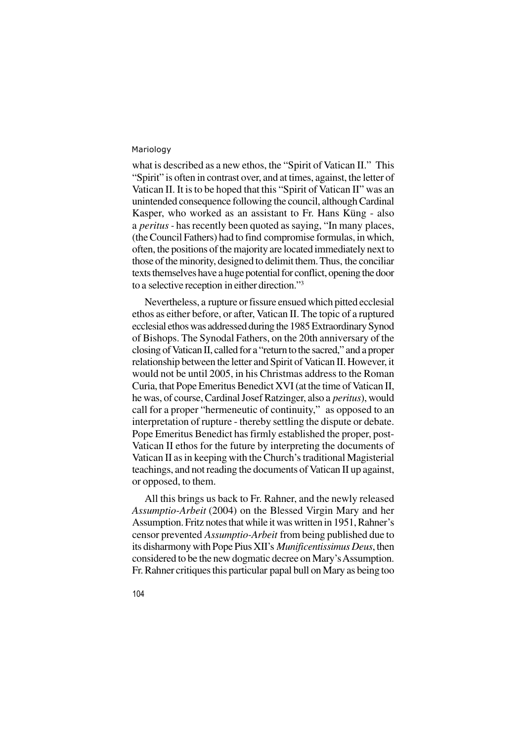what is described as a new ethos, the "Spirit of Vatican II." This "Spirit" is often in contrast over, and at times, against, the letter of Vatican II. It is to be hoped that this "Spirit of Vatican II" was an unintended consequence following the council, although Cardinal Kasper, who worked as an assistant to Fr. Hans Küng - also a *peritus* - has recently been quoted as saying, "In many places, (the Council Fathers) had to find compromise formulas, in which, often, the positions of the majority are located immediately next to those of the minority, designed to delimit them. Thus, the conciliar texts themselves have a huge potential for conflict, opening the door to a selective reception in either direction."[3]

Nevertheless, a rupture or fissure ensued which pitted ecclesial ethos as either before, or after, Vatican II. The topic of a ruptured ecclesial ethos was addressed during the 1985 Extraordinary Synod of Bishops. The Synodal Fathers, on the 20th anniversary of the closing of Vatican II, called for a "return to the sacred," and a proper relationship between the letter and Spirit of Vatican II. However, it would not be until 2005, in his Christmas address to the Roman Curia, that Pope Emeritus Benedict XVI (at the time of Vatican II, he was, of course, Cardinal Josef Ratzinger, also a *peritus*), would call for a proper "hermeneutic of continuity," as opposed to an interpretation of rupture - thereby settling the dispute or debate. Pope Emeritus Benedict has firmly established the proper, post-Vatican II ethos for the future by interpreting the documents of Vatican II as in keeping with the Church's traditional Magisterial teachings, and not reading the documents of Vatican II up against, or opposed, to them.

All this brings us back to Fr. Rahner, and the newly released *Assumptio-Arbeit* (2004) on the Blessed Virgin Mary and her Assumption. Fritz notes that while it was written in 1951, Rahner's censor prevented *Assumptio-Arbeit* from being published due to its disharmony with Pope Pius XII's *Munificentissimus Deus*, then considered to be the new dogmatic decree on Mary's Assumption. Fr. Rahner critiques this particular papal bull on Mary as being too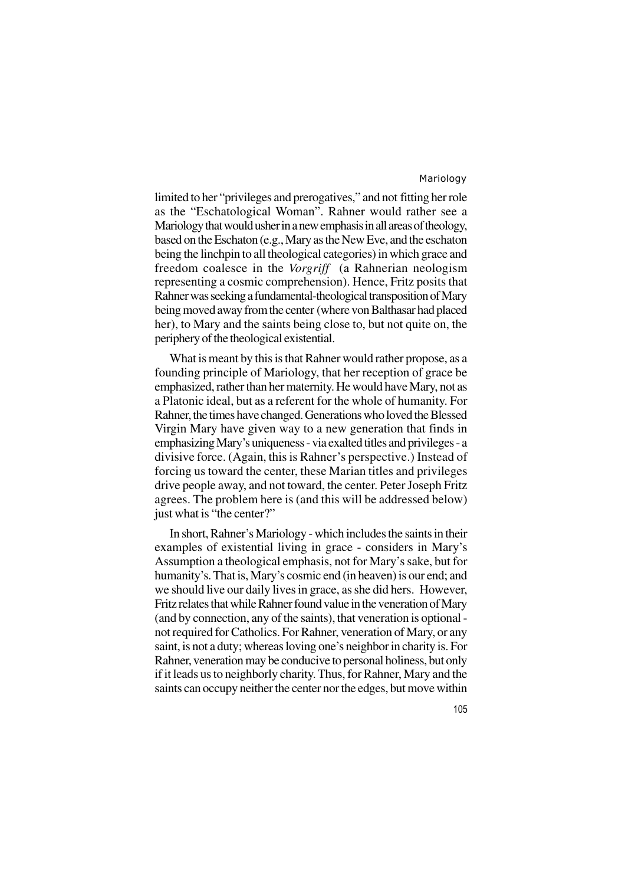limited to her "privileges and prerogatives," and not fitting her role as the "Eschatological Woman". Rahner would rather see a Mariology that would usher in a new emphasis in all areas of theology, based on the Eschaton (e.g., Mary as the New Eve, and the eschaton being the linchpin to all theological categories) in which grace and freedom coalesce in the *Vorgriff* (a Rahnerian neologism representing a cosmic comprehension). Hence, Fritz posits that Rahner was seeking a fundamental-theological transposition of Mary being moved away from the center (where von Balthasar had placed her), to Mary and the saints being close to, but not quite on, the periphery of the theological existential.

What is meant by this is that Rahner would rather propose, as a founding principle of Mariology, that her reception of grace be emphasized, rather than her maternity. He would have Mary, not as a Platonic ideal, but as a referent for the whole of humanity. For Rahner, the times have changed. Generations who loved the Blessed Virgin Mary have given way to a new generation that finds in emphasizing Mary's uniqueness - via exalted titles and privileges - a divisive force. (Again, this is Rahner's perspective.) Instead of forcing us toward the center, these Marian titles and privileges drive people away, and not toward, the center. Peter Joseph Fritz agrees. The problem here is (and this will be addressed below) just what is "the center?"

In short, Rahner's Mariology - which includes the saints in their examples of existential living in grace - considers in Mary's Assumption a theological emphasis, not for Mary's sake, but for humanity's. That is, Mary's cosmic end (in heaven) is our end; and we should live our daily lives in grace, as she did hers. However, Fritz relates that while Rahner found value in the veneration of Mary (and by connection, any of the saints), that veneration is optional - not required for Catholics. For Rahner, veneration of Mary, or any saint, is not a duty; whereas loving one's neighbor in charity is. For Rahner, veneration may be conducive to personal holiness, but only if it leads us to neighborly charity. Thus, for Rahner, Mary and the saints can occupy neither the center nor the edges, but move within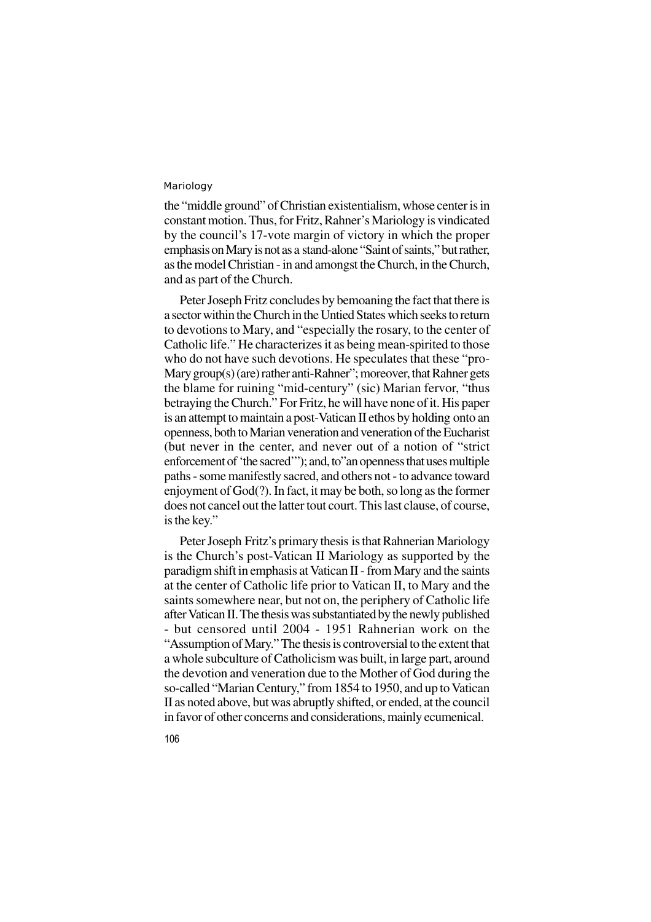the "middle ground" of Christian existentialism, whose center is in constant motion. Thus, for Fritz, Rahner's Mariology is vindicated by the council's 17-vote margin of victory in which the proper emphasis on Mary is not as a stand-alone "Saint of saints," but rather, as the model Christian - in and amongst the Church, in the Church, and as part of the Church.

Peter Joseph Fritz concludes by bemoaning the fact that there is a sector within the Church in the Untied States which seeks to return to devotions to Mary, and "especially the rosary, to the center of Catholic life." He characterizes it as being mean-spirited to those who do not have such devotions. He speculates that these "pro-Mary group(s) (are) rather anti-Rahner"; moreover, that Rahner gets the blame for ruining "mid-century" (sic) Marian fervor, "thus betraying the Church." For Fritz, he will have none of it. His paper is an attempt to maintain a post-Vatican II ethos by holding onto an openness, both to Marian veneration and veneration of the Eucharist (but never in the center, and never out of a notion of "strict enforcement of 'the sacred'"); and, to"an openness that uses multiple paths - some manifestly sacred, and others not - to advance toward enjoyment of God(?). In fact, it may be both, so long as the former does not cancel out the latter tout court. This last clause, of course, is the key."

Peter Joseph Fritz's primary thesis is that Rahnerian Mariology is the Church's post-Vatican II Mariology as supported by the paradigm shift in emphasis at Vatican II - from Mary and the saints at the center of Catholic life prior to Vatican II, to Mary and the saints somewhere near, but not on, the periphery of Catholic life after Vatican II. The thesis was substantiated by the newly published - but censored until 2004 - 1951 Rahnerian work on the "Assumption of Mary." The thesis is controversial to the extent that a whole subculture of Catholicism was built, in large part, around the devotion and veneration due to the Mother of God during the so-called "Marian Century," from 1854 to 1950, and up to Vatican II as noted above, but was abruptly shifted, or ended, at the council in favor of other concerns and considerations, mainly ecumenical.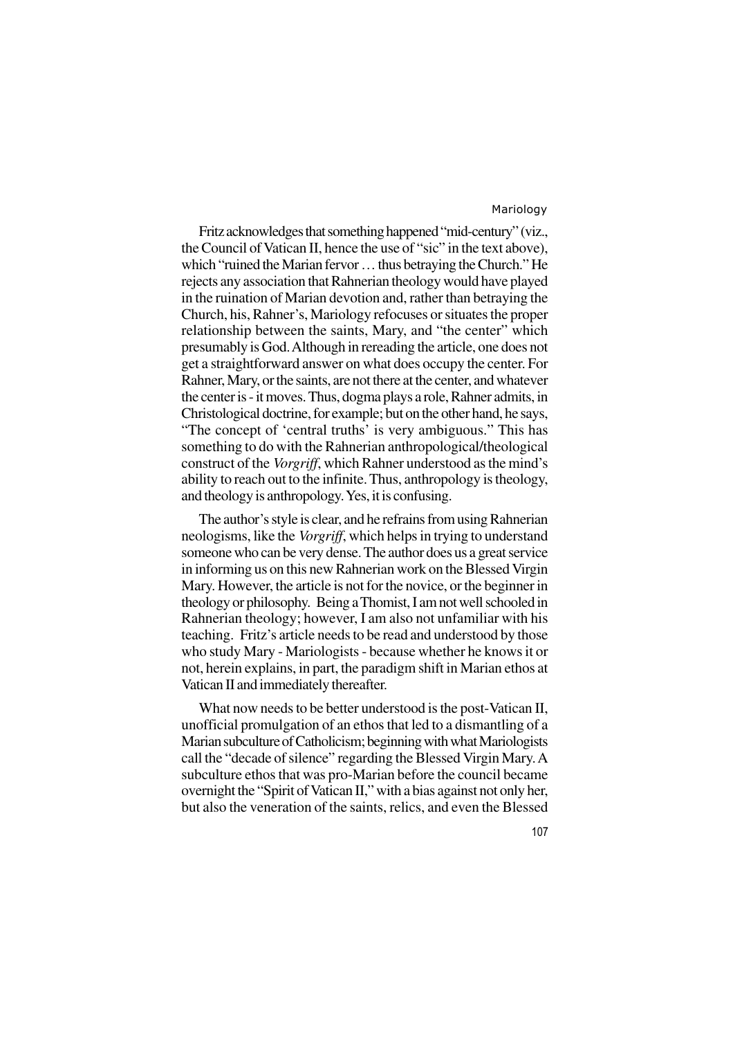Fritz acknowledges that something happened "mid-century" (viz., the Council of Vatican II, hence the use of "sic" in the text above), which "ruined the Marian fervor … thus betraying the Church." He rejects any association that Rahnerian theology would have played in the ruination of Marian devotion and, rather than betraying the Church, his, Rahner's, Mariology refocuses or situates the proper relationship between the saints, Mary, and "the center" which presumably is God. Although in rereading the article, one does not get a straightforward answer on what does occupy the center. For Rahner, Mary, or the saints, are not there at the center, and whatever the center is - it moves. Thus, dogma plays a role, Rahner admits, in Christological doctrine, for example; but on the other hand, he says, "The concept of 'central truths' is very ambiguous." This has something to do with the Rahnerian anthropological/theological construct of the *Vorgriff*, which Rahner understood as the mind's ability to reach out to the infinite. Thus, anthropology is theology, and theology is anthropology. Yes, it is confusing.

The author's style is clear, and he refrains from using Rahnerian neologisms, like the *Vorgriff*, which helps in trying to understand someone who can be very dense. The author does us a great service in informing us on this new Rahnerian work on the Blessed Virgin Mary. However, the article is not for the novice, or the beginner in theology or philosophy. Being a Thomist, I am not well schooled in Rahnerian theology; however, I am also not unfamiliar with his teaching. Fritz's article needs to be read and understood by those who study Mary - Mariologists - because whether he knows it or not, herein explains, in part, the paradigm shift in Marian ethos at Vatican II and immediately thereafter.

What now needs to be better understood is the post-Vatican II, unofficial promulgation of an ethos that led to a dismantling of a Marian subculture of Catholicism; beginning with what Mariologists call the "decade of silence" regarding the Blessed Virgin Mary. A subculture ethos that was pro-Marian before the council became overnight the "Spirit of Vatican II," with a bias against not only her, but also the veneration of the saints, relics, and even the Blessed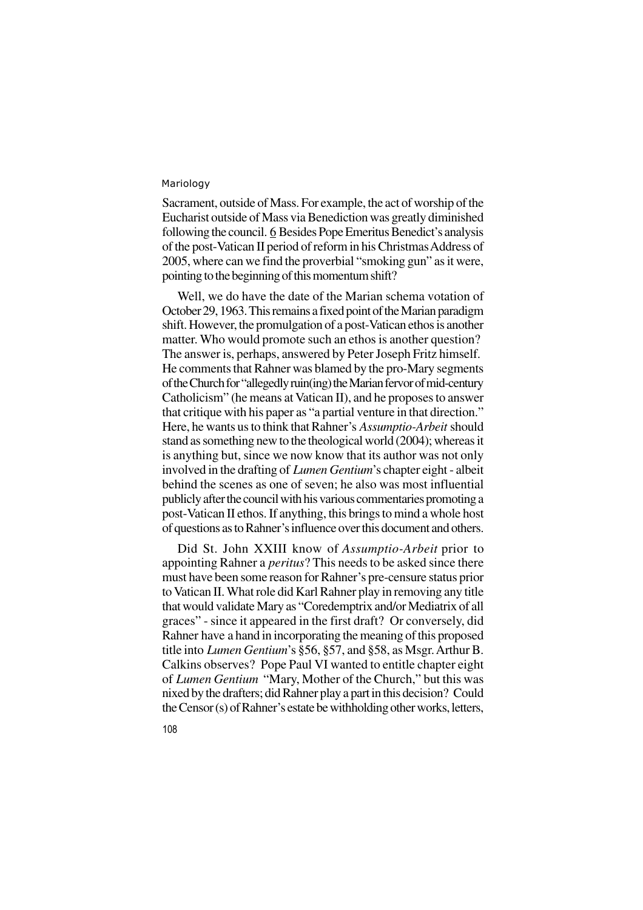Sacrament, outside of Mass. For example, the act of worship of the Eucharist outside of Mass via Benediction was greatly diminished following the council. 6 Besides Pope Emeritus Benedict's analysis of the post-Vatican II period of reform in his Christmas Address of 2005, where can we find the proverbial "smoking gun" as it were, pointing to the beginning of this momentum shift?

Well, we do have the date of the Marian schema votation of October 29, 1963. This remains a fixed point of the Marian paradigm shift. However, the promulgation of a post-Vatican ethos is another matter. Who would promote such an ethos is another question? The answer is, perhaps, answered by Peter Joseph Fritz himself. He comments that Rahner was blamed by the pro-Mary segments of the Church for "allegedly ruin(ing) the Marian fervor of mid-century Catholicism" (he means at Vatican II), and he proposes to answer that critique with his paper as "a partial venture in that direction." Here, he wants us to think that Rahner's *Assumptio-Arbeit* should stand as something new to the theological world (2004); whereas it is anything but, since we now know that its author was not only involved in the drafting of *Lumen Gentium*'s chapter eight - albeit behind the scenes as one of seven; he also was most influential publicly after the council with his various commentaries promoting a post-Vatican II ethos. If anything, this brings to mind a whole host of questions as to Rahner's influence over this document and others.

Did St. John XXIII know of *Assumptio-Arbeit* prior to appointing Rahner a *peritus*? This needs to be asked since there must have been some reason for Rahner's pre-censure status prior to Vatican II. What role did Karl Rahner play in removing any title that would validate Mary as "Coredemptrix and/or Mediatrix of all graces" - since it appeared in the first draft? Or conversely, did Rahner have a hand in incorporating the meaning of this proposed title into *Lumen Gentium*'s §56, §57, and §58, as Msgr. Arthur B. Calkins observes? Pope Paul VI wanted to entitle chapter eight of *Lumen Gentium* "Mary, Mother of the Church," but this was nixed by the drafters; did Rahner play a part in this decision? Could the Censor (s) of Rahner's estate be withholding other works, letters,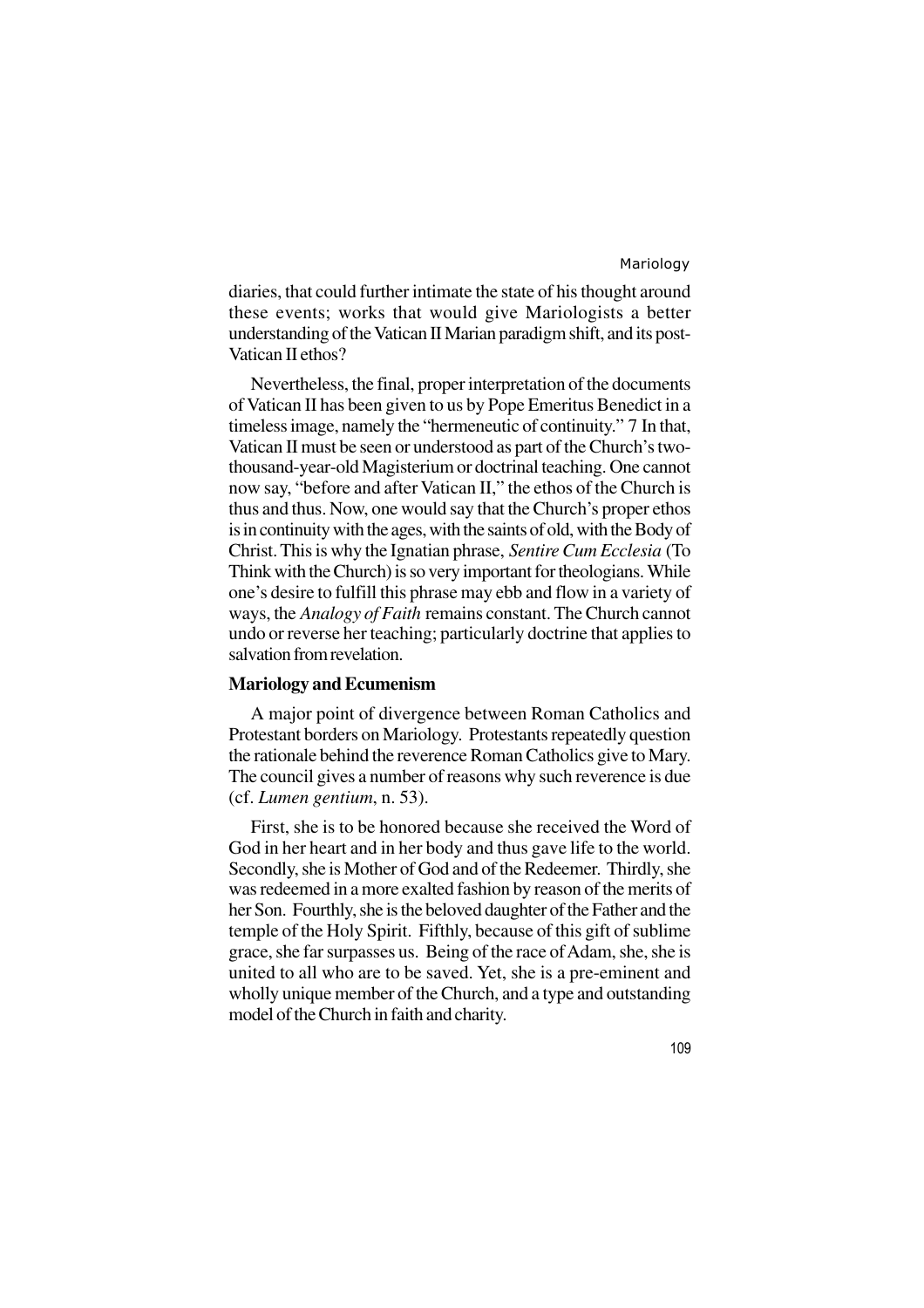diaries, that could further intimate the state of his thought around these events; works that would give Mariologists a better understanding of the Vatican II Marian paradigm shift, and its post-Vatican II ethos?

Nevertheless, the final, proper interpretation of the documents of Vatican II has been given to us by Pope Emeritus Benedict in a timeless image, namely the "hermeneutic of continuity." 7 In that, Vatican II must be seen or understood as part of the Church's two-thousand-year-old Magisterium or doctrinal teaching. One cannot now say, "before and after Vatican II," the ethos of the Church is thus and thus. Now, one would say that the Church's proper ethos is in continuity with the ages, with the saints of old, with the Body of Christ. This is why the Ignatian phrase, *Sentire Cum Ecclesia* (To Think with the Church) is so very important for theologians. While one's desire to fulfill this phrase may ebb and flow in a variety of ways, the *Analogy of Faith* remains constant. The Church cannot undo or reverse her teaching; particularly doctrine that applies to salvation from revelation.

## Mariology and Ecumenism

A major point of divergence between Roman Catholics and Protestant borders on Mariology. Protestants repeatedly question the rationale behind the reverence Roman Catholics give to Mary. The council gives a number of reasons why such reverence is due (cf. *Lumen gentium*, n. 53).

First, she is to be honored because she received the Word of God in her heart and in her body and thus gave life to the world. Secondly, she is Mother of God and of the Redeemer. Thirdly, she was redeemed in a more exalted fashion by reason of the merits of her Son. Fourthly, she is the beloved daughter of the Father and the temple of the Holy Spirit. Fifthly, because of this gift of sublime grace, she far surpasses us. Being of the race of Adam, she, she is united to all who are to be saved. Yet, she is a pre-eminent and wholly unique member of the Church, and a type and outstanding model of the Church in faith and charity.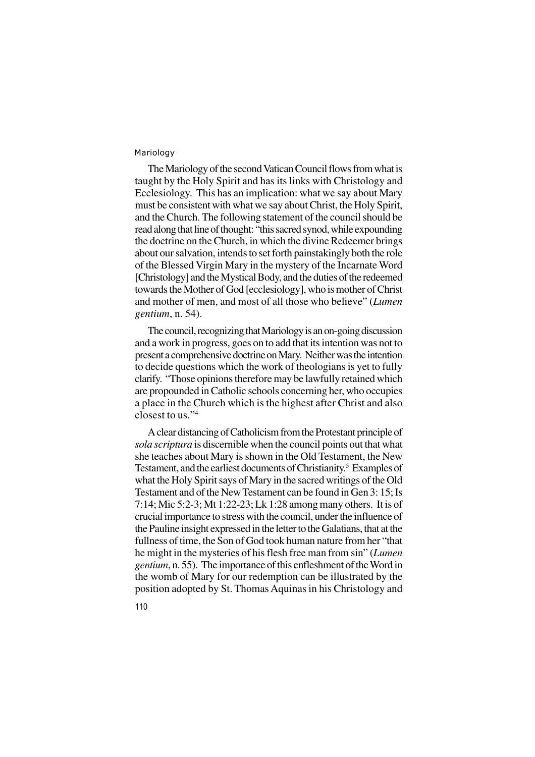The Mariology of the second Vatican Council flows from what is taught by the Holy Spirit and has its links with Christology and Ecclesiology. This has an implication: what we say about Mary must be consistent with what we say about Christ, the Holy Spirit, and the Church. The following statement of the council should be read along that line of thought: "this sacred synod, while expounding the doctrine on the Church, in which the divine Redeemer brings about our salvation, intends to set forth painstakingly both the role of the Blessed Virgin Mary in the mystery of the Incarnate Word [Christology] and the Mystical Body, and the duties of the redeemed towards the Mother of God [ecclesiology], who is mother of Christ and mother of men, and most of all those who believe" (*Lumen gentium*, n. 54).

The council, recognizing that Mariology is an on-going discussion and a work in progress, goes on to add that its intention was not to present a comprehensive doctrine on Mary. Neither was the intention to decide questions which the work of theologians is yet to fully clarify. "Those opinions therefore may be lawfully retained which are propounded in Catholic schools concerning her, who occupies a place in the Church which is the highest after Christ and also closest to us."[4]

A clear distancing of Catholicism from the Protestant principle of *sola scriptura* is discernible when the council points out that what she teaches about Mary is shown in the Old Testament, the New Testament, and the earliest documents of Christianity.[5] Examples of what the Holy Spirit says of Mary in the sacred writings of the Old Testament and of the New Testament can be found in Gen 3: 15; Is 7:14; Mic 5:2-3; Mt 1:22-23; Lk 1:28 among many others. It is of crucial importance to stress with the council, under the influence of the Pauline insight expressed in the letter to the Galatians, that at the fullness of time, the Son of God took human nature from her "that he might in the mysteries of his flesh free man from sin" (*Lumen gentium*, n. 55). The importance of this enfleshment of the Word in the womb of Mary for our redemption can be illustrated by the position adopted by St. Thomas Aquinas in his Christology and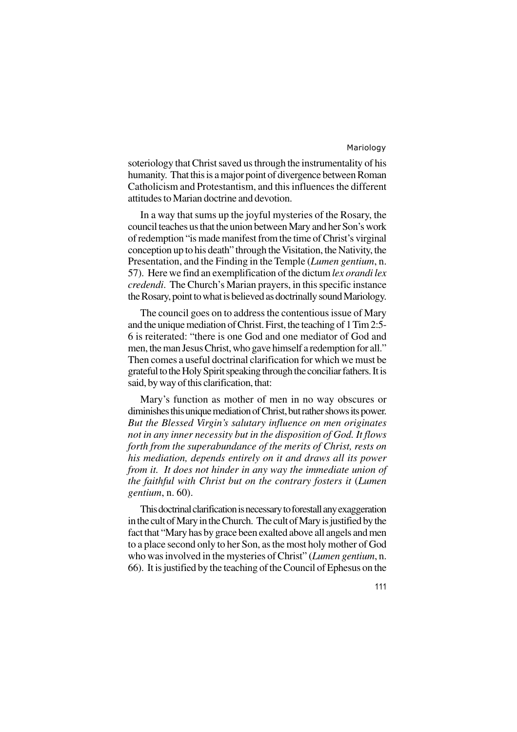soteriology that Christ saved us through the instrumentality of his humanity. That this is a major point of divergence between Roman Catholicism and Protestantism, and this influences the different attitudes to Marian doctrine and devotion.

In a way that sums up the joyful mysteries of the Rosary, the council teaches us that the union between Mary and her Son's work of redemption "is made manifest from the time of Christ's virginal conception up to his death" through the Visitation, the Nativity, the Presentation, and the Finding in the Temple (*Lumen gentium*, n. 57). Here we find an exemplification of the dictum *lex orandi lex credendi*. The Church's Marian prayers, in this specific instance the Rosary, point to what is believed as doctrinally sound Mariology.

The council goes on to address the contentious issue of Mary and the unique mediation of Christ. First, the teaching of 1 Tim 2:5-6 is reiterated: "there is one God and one mediator of God and men, the man Jesus Christ, who gave himself a redemption for all." Then comes a useful doctrinal clarification for which we must be grateful to the Holy Spirit speaking through the conciliar fathers. It is said, by way of this clarification, that:

Mary's function as mother of men in no way obscures or diminishes this unique mediation of Christ, but rather shows its power. *But the Blessed Virgin's salutary influence on men originates not in any inner necessity but in the disposition of God. It flows forth from the superabundance of the merits of Christ, rests on his mediation, depends entirely on it and draws all its power from it. It does not hinder in any way the immediate union of the faithful with Christ but on the contrary fosters it* (*Lumen gentium*, n. 60).

This doctrinal clarification is necessary to forestall any exaggeration in the cult of Mary in the Church. The cult of Mary is justified by the fact that "Mary has by grace been exalted above all angels and men to a place second only to her Son, as the most holy mother of God who was involved in the mysteries of Christ" (*Lumen gentium*, n. 66). It is justified by the teaching of the Council of Ephesus on the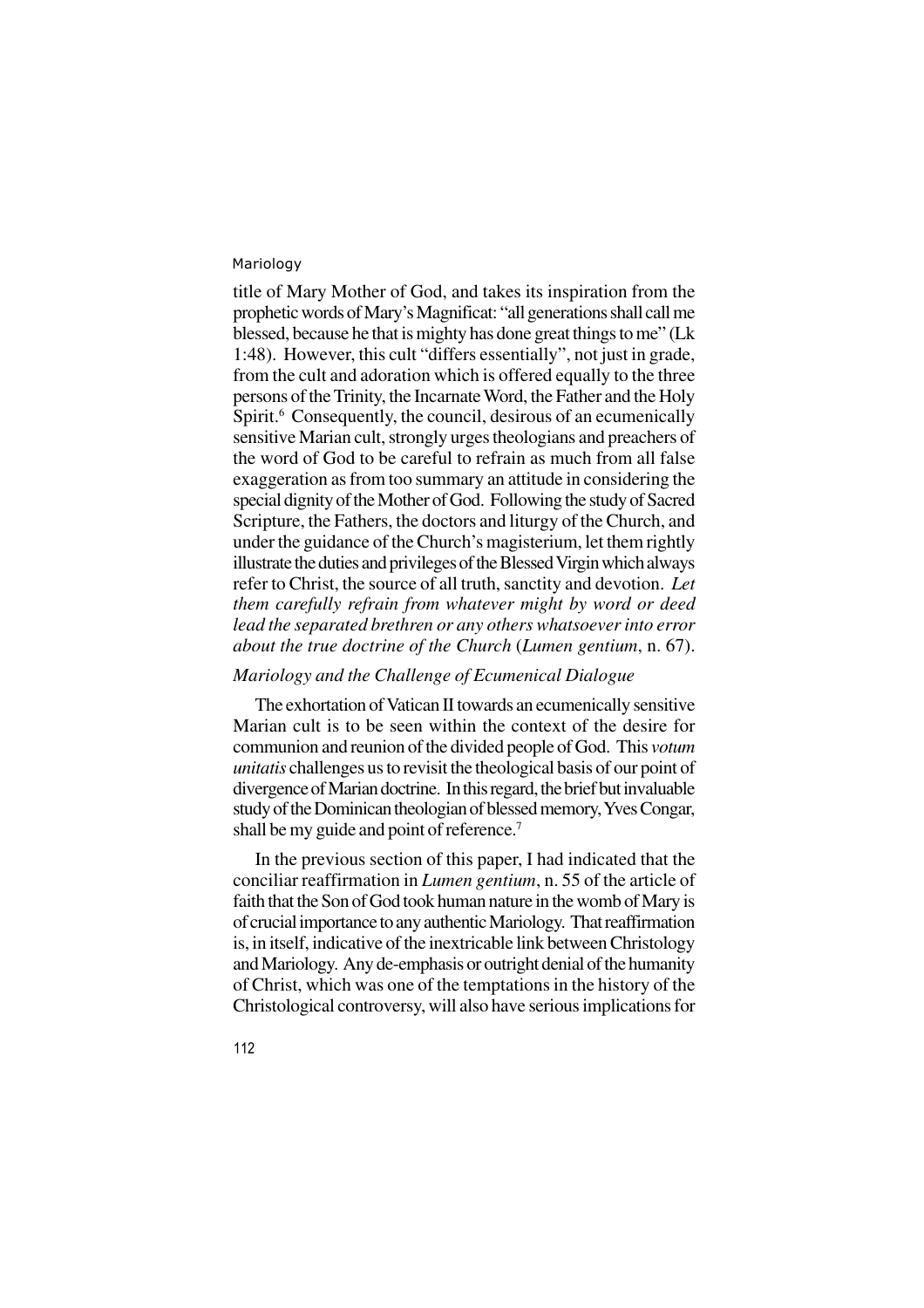title of Mary Mother of God, and takes its inspiration from the prophetic words of Mary's Magnificat: "all generations shall call me blessed, because he that is mighty has done great things to me" (Lk 1:48). However, this cult "differs essentially", not just in grade, from the cult and adoration which is offered equally to the three persons of the Trinity, the Incarnate Word, the Father and the Holy Spirit.[6] Consequently, the council, desirous of an ecumenically sensitive Marian cult, strongly urges theologians and preachers of the word of God to be careful to refrain as much from all false exaggeration as from too summary an attitude in considering the special dignity of the Mother of God. Following the study of Sacred Scripture, the Fathers, the doctors and liturgy of the Church, and under the guidance of the Church's magisterium, let them rightly illustrate the duties and privileges of the Blessed Virgin which always refer to Christ, the source of all truth, sanctity and devotion. *Let them carefully refrain from whatever might by word or deed lead the separated brethren or any others whatsoever into error about the true doctrine of the Church* (*Lumen gentium*, n. 67).

*Mariology and the Challenge of Ecumenical Dialogue*

The exhortation of Vatican II towards an ecumenically sensitive Marian cult is to be seen within the context of the desire for communion and reunion of the divided people of God. This *votum unitatis* challenges us to revisit the theological basis of our point of divergence of Marian doctrine. In this regard, the brief but invaluable study of the Dominican theologian of blessed memory, Yves Congar, shall be my guide and point of reference.[7]

In the previous section of this paper, I had indicated that the conciliar reaffirmation in *Lumen gentium*, n. 55 of the article of faith that the Son of God took human nature in the womb of Mary is of crucial importance to any authentic Mariology. That reaffirmation is, in itself, indicative of the inextricable link between Christology and Mariology. Any de-emphasis or outright denial of the humanity of Christ, which was one of the temptations in the history of the Christological controversy, will also have serious implications for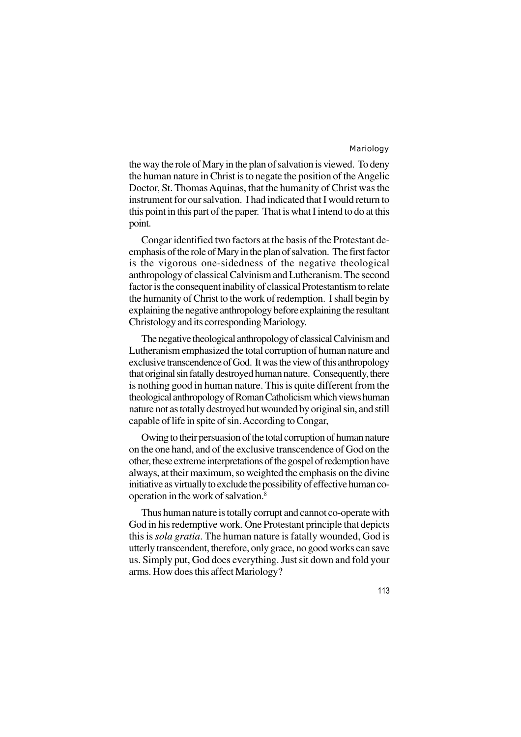the way the role of Mary in the plan of salvation is viewed. To deny the human nature in Christ is to negate the position of the Angelic Doctor, St. Thomas Aquinas, that the humanity of Christ was the instrument for our salvation. I had indicated that I would return to this point in this part of the paper. That is what I intend to do at this point.

Congar identified two factors at the basis of the Protestant de-emphasis of the role of Mary in the plan of salvation. The first factor is the vigorous one-sidedness of the negative theological anthropology of classical Calvinism and Lutheranism. The second factor is the consequent inability of classical Protestantism to relate the humanity of Christ to the work of redemption. I shall begin by explaining the negative anthropology before explaining the resultant Christology and its corresponding Mariology.

The negative theological anthropology of classical Calvinism and Lutheranism emphasized the total corruption of human nature and exclusive transcendence of God. It was the view of this anthropology that original sin fatally destroyed human nature. Consequently, there is nothing good in human nature. This is quite different from the theological anthropology of Roman Catholicism which views human nature not as totally destroyed but wounded by original sin, and still capable of life in spite of sin. According to Congar,

Owing to their persuasion of the total corruption of human nature on the one hand, and of the exclusive transcendence of God on the other, these extreme interpretations of the gospel of redemption have always, at their maximum, so weighted the emphasis on the divine initiative as virtually to exclude the possibility of effective human co-operation in the work of salvation.[8]

Thus human nature is totally corrupt and cannot co-operate with God in his redemptive work. One Protestant principle that depicts this is *sola gratia*. The human nature is fatally wounded, God is utterly transcendent, therefore, only grace, no good works can save us. Simply put, God does everything. Just sit down and fold your arms. How does this affect Mariology?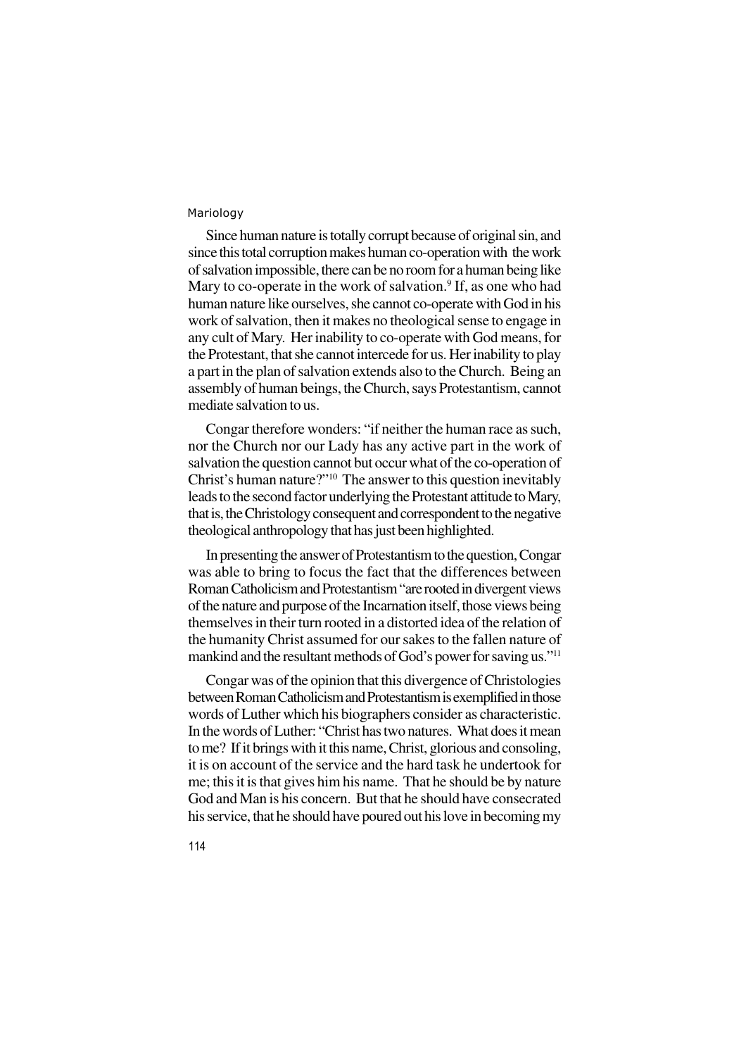Since human nature is totally corrupt because of original sin, and since this total corruption makes human co-operation with the work of salvation impossible, there can be no room for a human being like Mary to co-operate in the work of salvation.[9] If, as one who had human nature like ourselves, she cannot co-operate with God in his work of salvation, then it makes no theological sense to engage in any cult of Mary. Her inability to co-operate with God means, for the Protestant, that she cannot intercede for us. Her inability to play a part in the plan of salvation extends also to the Church. Being an assembly of human beings, the Church, says Protestantism, cannot mediate salvation to us.

Congar therefore wonders: "if neither the human race as such, nor the Church nor our Lady has any active part in the work of salvation the question cannot but occur what of the co-operation of Christ's human nature?"[10] The answer to this question inevitably leads to the second factor underlying the Protestant attitude to Mary, that is, the Christology consequent and correspondent to the negative theological anthropology that has just been highlighted.

In presenting the answer of Protestantism to the question, Congar was able to bring to focus the fact that the differences between Roman Catholicism and Protestantism "are rooted in divergent views of the nature and purpose of the Incarnation itself, those views being themselves in their turn rooted in a distorted idea of the relation of the humanity Christ assumed for our sakes to the fallen nature of mankind and the resultant methods of God's power for saving us."[11]

Congar was of the opinion that this divergence of Christologies between Roman Catholicism and Protestantism is exemplified in those words of Luther which his biographers consider as characteristic. In the words of Luther: "Christ has two natures. What does it mean to me? If it brings with it this name, Christ, glorious and consoling, it is on account of the service and the hard task he undertook for me; this it is that gives him his name. That he should be by nature God and Man is his concern. But that he should have consecrated his service, that he should have poured out his love in becoming my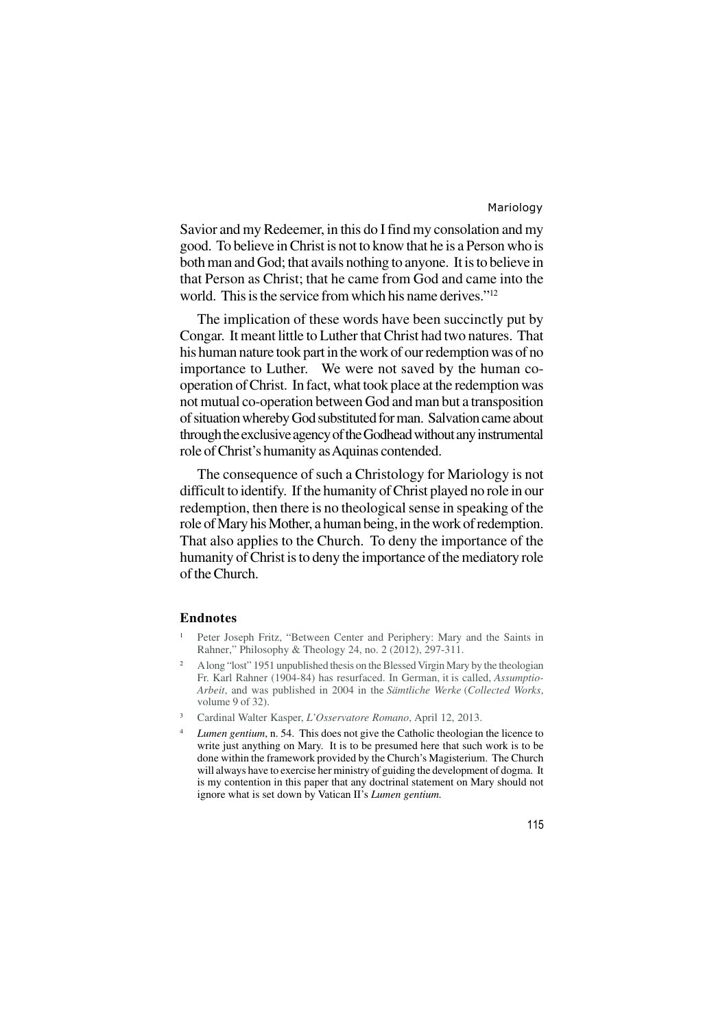Savior and my Redeemer, in this do I find my consolation and my good. To believe in Christ is not to know that he is a Person who is both man and God; that avails nothing to anyone. It is to believe in that Person as Christ; that he came from God and came into the world. This is the service from which his name derives."[12]

The implication of these words have been succinctly put by Congar. It meant little to Luther that Christ had two natures. That his human nature took part in the work of our redemption was of no importance to Luther. We were not saved by the human co-operation of Christ. In fact, what took place at the redemption was not mutual co-operation between God and man but a transposition of situation whereby God substituted for man. Salvation came about through the exclusive agency of the Godhead without any instrumental role of Christ's humanity as Aquinas contended.

The consequence of such a Christology for Mariology is not difficult to identify. If the humanity of Christ played no role in our redemption, then there is no theological sense in speaking of the role of Mary his Mother, a human being, in the work of redemption. That also applies to the Church. To deny the importance of the humanity of Christ is to deny the importance of the mediatory role of the Church.

## Endnotes

1. Peter Joseph Fritz, "Between Center and Periphery: Mary and the Saints in Rahner," Philosophy & Theology 24, no. 2 (2012), 297-311.
2. A long "lost" 1951 unpublished thesis on the Blessed Virgin Mary by the theologian Fr. Karl Rahner (1904-84) has resurfaced. In German, it is called, *Assumptio-Arbeit*, and was published in 2004 in the *Sämtliche Werke* (*Collected Works*, volume 9 of 32).
3. Cardinal Walter Kasper, *L'Osservatore Romano*, April 12, 2013.
4. *Lumen gentium*, n. 54. This does not give the Catholic theologian the licence to write just anything on Mary. It is to be presumed here that such work is to be done within the framework provided by the Church's Magisterium. The Church will always have to exercise her ministry of guiding the development of dogma. It is my contention in this paper that any doctrinal statement on Mary should not ignore what is set down by Vatican II's *Lumen gentium.*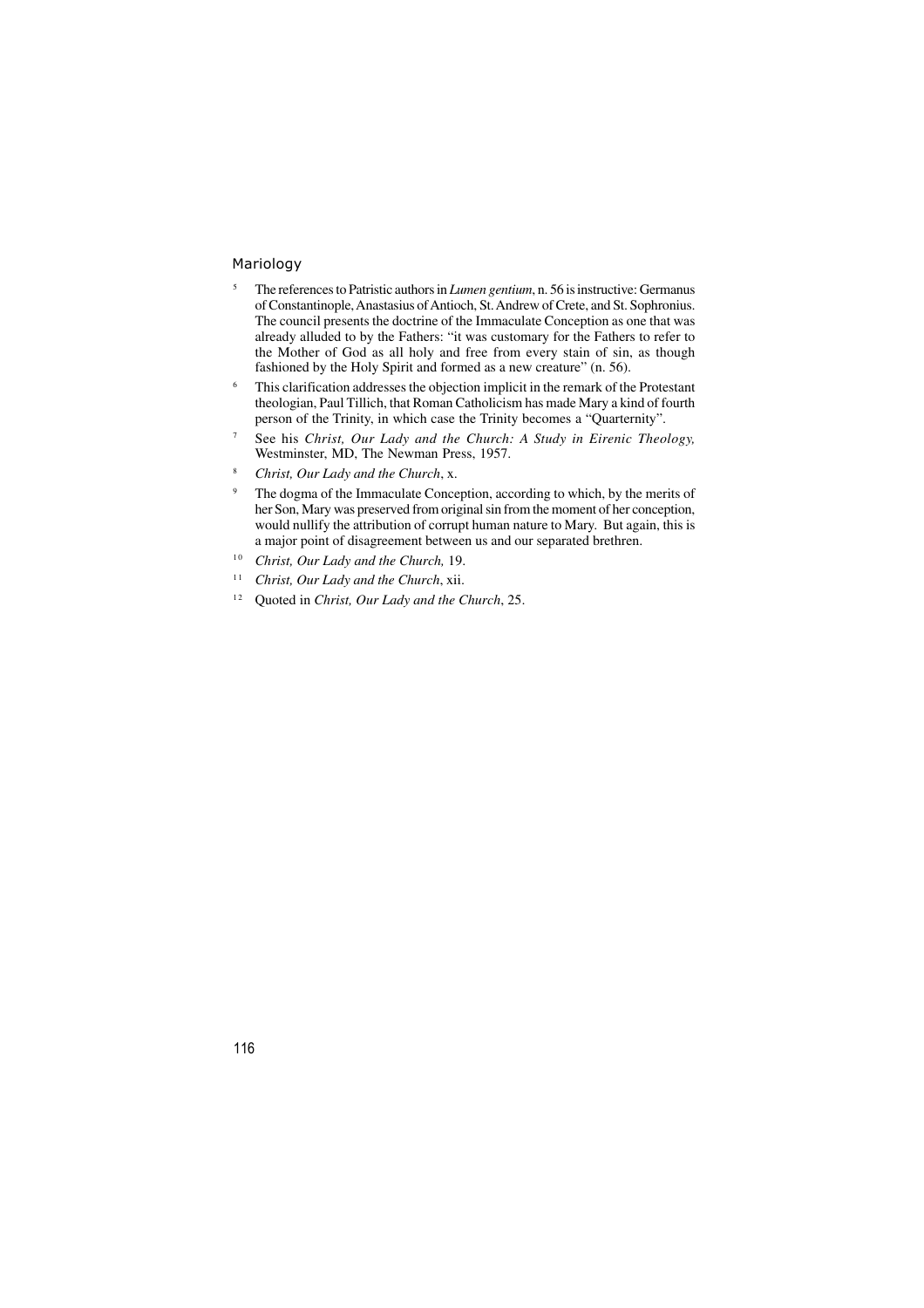[5] The references to Patristic authors in *Lumen gentium*, n. 56 is instructive: Germanus of Constantinople, Anastasius of Antioch, St. Andrew of Crete, and St. Sophronius. The council presents the doctrine of the Immaculate Conception as one that was already alluded to by the Fathers: "it was customary for the Fathers to refer to the Mother of God as all holy and free from every stain of sin, as though fashioned by the Holy Spirit and formed as a new creature" (n. 56).

[6] This clarification addresses the objection implicit in the remark of the Protestant theologian, Paul Tillich, that Roman Catholicism has made Mary a kind of fourth person of the Trinity, in which case the Trinity becomes a "Quarternity".

[7] See his *Christ, Our Lady and the Church: A Study in Eirenic Theology,* Westminster, MD, The Newman Press, 1957.

[8] *Christ, Our Lady and the Church*, x.

[9] The dogma of the Immaculate Conception, according to which, by the merits of her Son, Mary was preserved from original sin from the moment of her conception, would nullify the attribution of corrupt human nature to Mary. But again, this is a major point of disagreement between us and our separated brethren.

[10] *Christ, Our Lady and the Church,* 19.

[11] *Christ, Our Lady and the Church*, xii.

[12] Quoted in *Christ, Our Lady and the Church*, 25.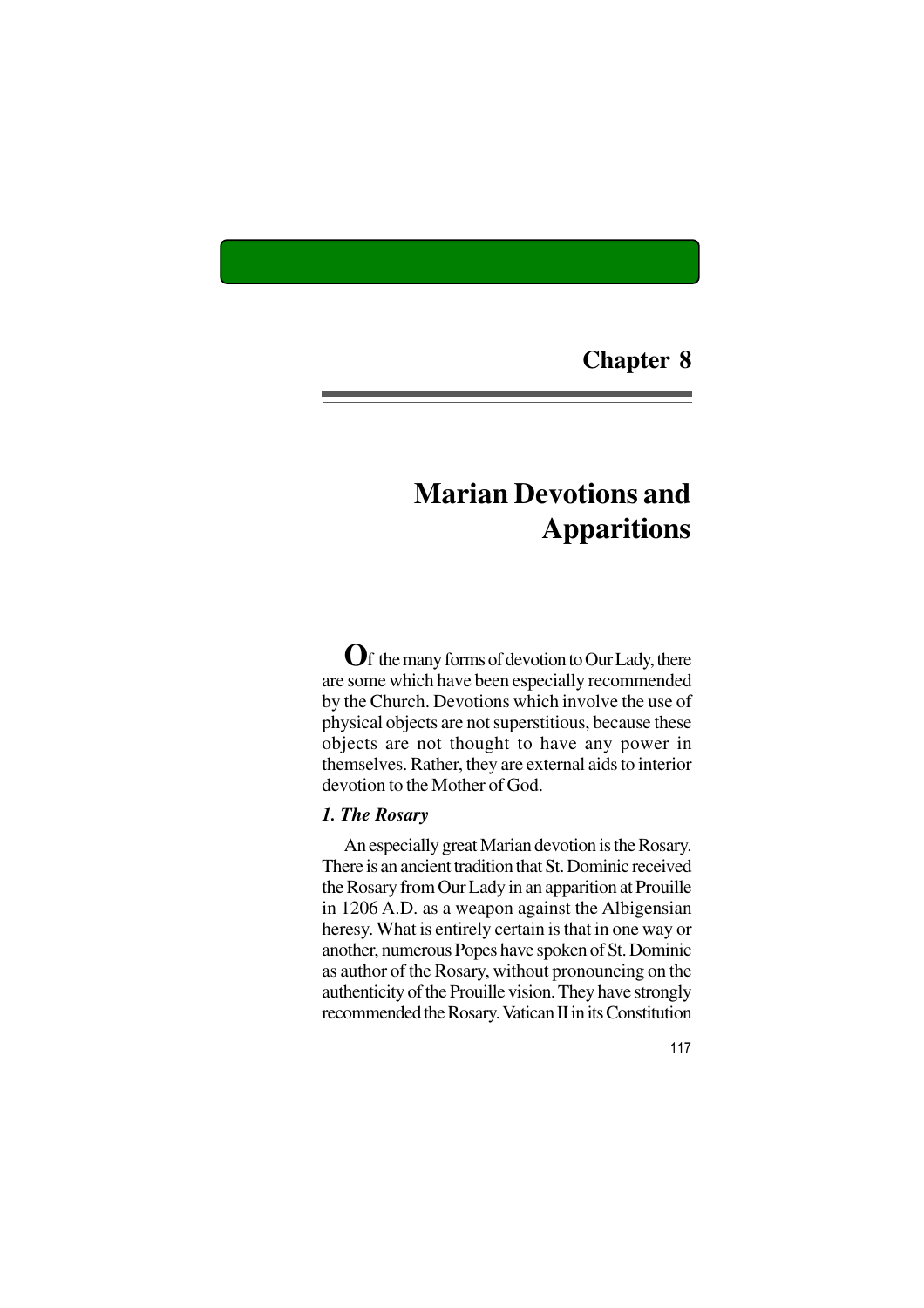# Chapter 8

# Marian Devotions and Apparitions

Of the many forms of devotion to Our Lady, there are some which have been especially recommended by the Church. Devotions which involve the use of physical objects are not superstitious, because these objects are not thought to have any power in themselves. Rather, they are external aids to interior devotion to the Mother of God.

### *1. The Rosary*

An especially great Marian devotion is the Rosary. There is an ancient tradition that St. Dominic received the Rosary from Our Lady in an apparition at Prouille in 1206 A.D. as a weapon against the Albigensian heresy. What is entirely certain is that in one way or another, numerous Popes have spoken of St. Dominic as author of the Rosary, without pronouncing on the authenticity of the Prouille vision. They have strongly recommended the Rosary. Vatican II in its Constitution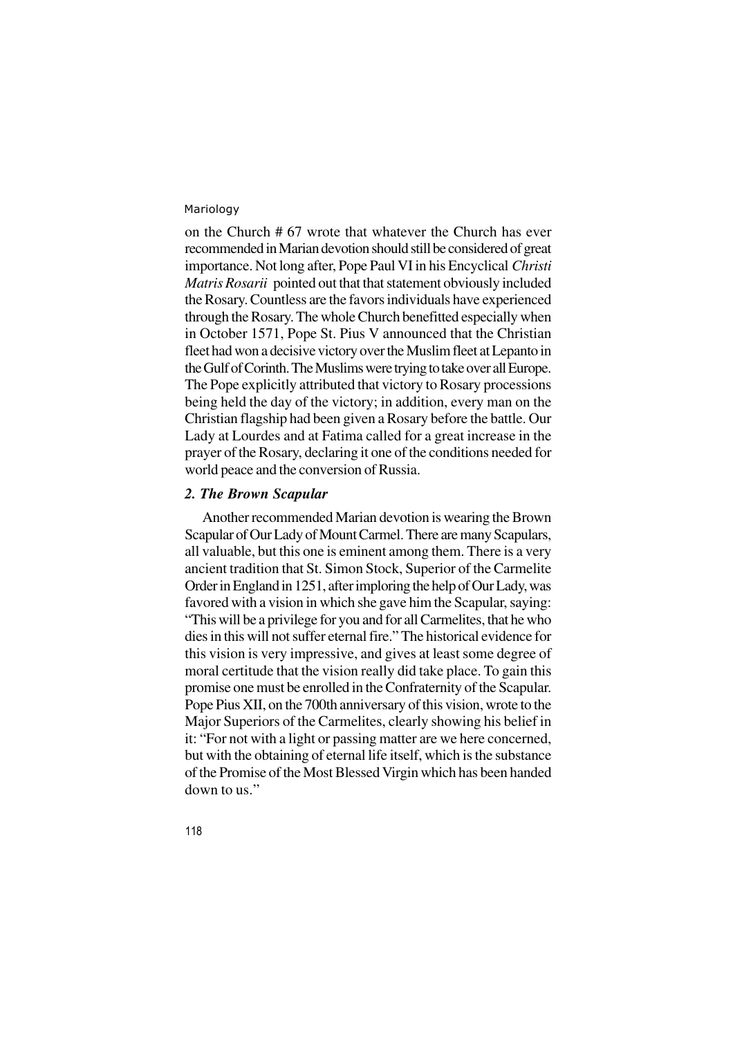on the Church # 67 wrote that whatever the Church has ever recommended in Marian devotion should still be considered of great importance. Not long after, Pope Paul VI in his Encyclical *Christi Matris Rosarii* pointed out that that statement obviously included the Rosary. Countless are the favors individuals have experienced through the Rosary. The whole Church benefitted especially when in October 1571, Pope St. Pius V announced that the Christian fleet had won a decisive victory over the Muslim fleet at Lepanto in the Gulf of Corinth. The Muslims were trying to take over all Europe. The Pope explicitly attributed that victory to Rosary processions being held the day of the victory; in addition, every man on the Christian flagship had been given a Rosary before the battle. Our Lady at Lourdes and at Fatima called for a great increase in the prayer of the Rosary, declaring it one of the conditions needed for world peace and the conversion of Russia.

### *2. The Brown Scapular*

Another recommended Marian devotion is wearing the Brown Scapular of Our Lady of Mount Carmel. There are many Scapulars, all valuable, but this one is eminent among them. There is a very ancient tradition that St. Simon Stock, Superior of the Carmelite Order in England in 1251, after imploring the help of Our Lady, was favored with a vision in which she gave him the Scapular, saying: "This will be a privilege for you and for all Carmelites, that he who dies in this will not suffer eternal fire." The historical evidence for this vision is very impressive, and gives at least some degree of moral certitude that the vision really did take place. To gain this promise one must be enrolled in the Confraternity of the Scapular. Pope Pius XII, on the 700th anniversary of this vision, wrote to the Major Superiors of the Carmelites, clearly showing his belief in it: "For not with a light or passing matter are we here concerned, but with the obtaining of eternal life itself, which is the substance of the Promise of the Most Blessed Virgin which has been handed down to us."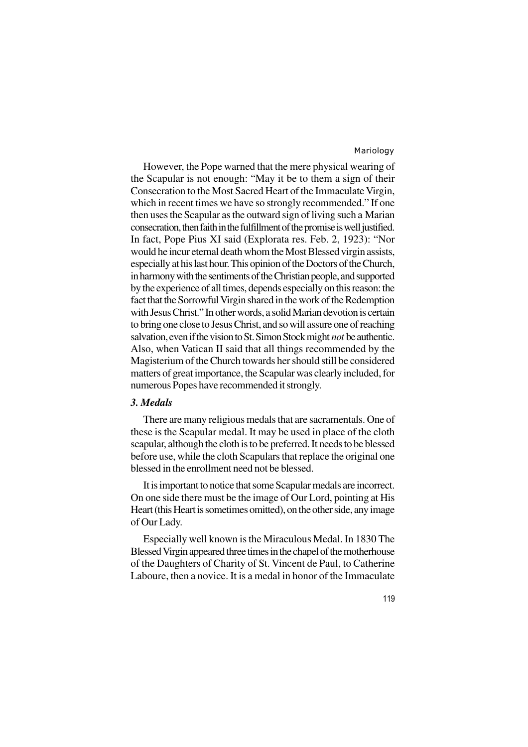However, the Pope warned that the mere physical wearing of the Scapular is not enough: "May it be to them a sign of their Consecration to the Most Sacred Heart of the Immaculate Virgin, which in recent times we have so strongly recommended." If one then uses the Scapular as the outward sign of living such a Marian consecration, then faith in the fulfillment of the promise is well justified. In fact, Pope Pius XI said (Explorata res. Feb. 2, 1923): "Nor would he incur eternal death whom the Most Blessed virgin assists, especially at his last hour. This opinion of the Doctors of the Church, in harmony with the sentiments of the Christian people, and supported by the experience of all times, depends especially on this reason: the fact that the Sorrowful Virgin shared in the work of the Redemption with Jesus Christ." In other words, a solid Marian devotion is certain to bring one close to Jesus Christ, and so will assure one of reaching salvation, even if the vision to St. Simon Stock might *not* be authentic. Also, when Vatican II said that all things recommended by the Magisterium of the Church towards her should still be considered matters of great importance, the Scapular was clearly included, for numerous Popes have recommended it strongly.

### *3. Medals*

There are many religious medals that are sacramentals. One of these is the Scapular medal. It may be used in place of the cloth scapular, although the cloth is to be preferred. It needs to be blessed before use, while the cloth Scapulars that replace the original one blessed in the enrollment need not be blessed.

It is important to notice that some Scapular medals are incorrect. On one side there must be the image of Our Lord, pointing at His Heart (this Heart is sometimes omitted), on the other side, any image of Our Lady.

Especially well known is the Miraculous Medal. In 1830 The Blessed Virgin appeared three times in the chapel of the motherhouse of the Daughters of Charity of St. Vincent de Paul, to Catherine Laboure, then a novice. It is a medal in honor of the Immaculate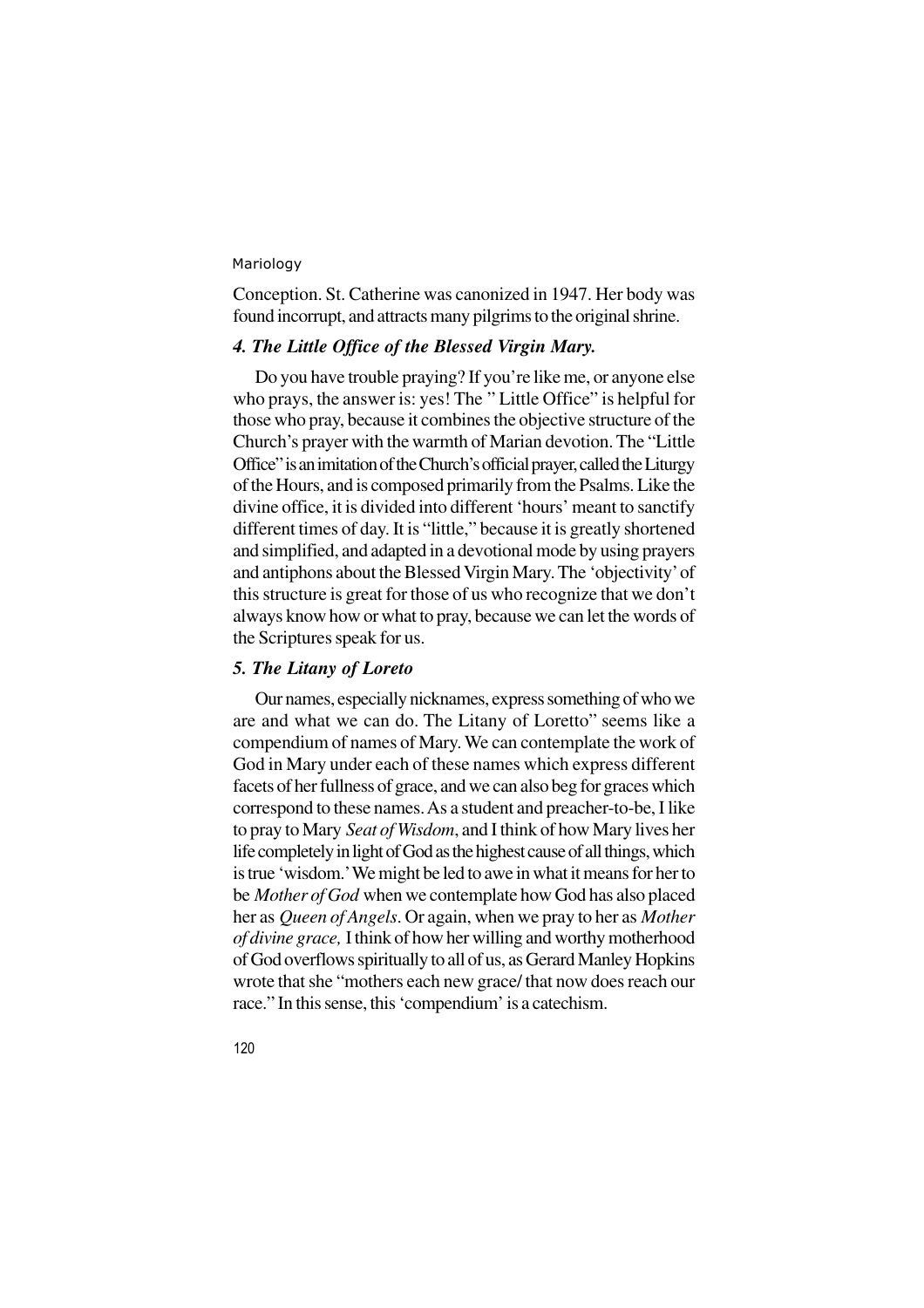Conception. St. Catherine was canonized in 1947. Her body was found incorrupt, and attracts many pilgrims to the original shrine.

### *4. The Little Office of the Blessed Virgin Mary.*

Do you have trouble praying? If you're like me, or anyone else who prays, the answer is: yes! The " Little Office" is helpful for those who pray, because it combines the objective structure of the Church's prayer with the warmth of Marian devotion. The "Little Office" is an imitation of the Church's official prayer, called the Liturgy of the Hours, and is composed primarily from the Psalms. Like the divine office, it is divided into different 'hours' meant to sanctify different times of day. It is "little," because it is greatly shortened and simplified, and adapted in a devotional mode by using prayers and antiphons about the Blessed Virgin Mary. The 'objectivity' of this structure is great for those of us who recognize that we don't always know how or what to pray, because we can let the words of the Scriptures speak for us.

### *5. The Litany of Loreto*

Our names, especially nicknames, express something of who we are and what we can do. The Litany of Loretto" seems like a compendium of names of Mary. We can contemplate the work of God in Mary under each of these names which express different facets of her fullness of grace, and we can also beg for graces which correspond to these names. As a student and preacher-to-be, I like to pray to Mary *Seat of Wisdom*, and I think of how Mary lives her life completely in light of God as the highest cause of all things, which is true 'wisdom.' We might be led to awe in what it means for her to be *Mother of God* when we contemplate how God has also placed her as *Queen of Angels*. Or again, when we pray to her as *Mother of divine grace,* I think of how her willing and worthy motherhood of God overflows spiritually to all of us, as Gerard Manley Hopkins wrote that she "mothers each new grace/ that now does reach our race." In this sense, this 'compendium' is a catechism.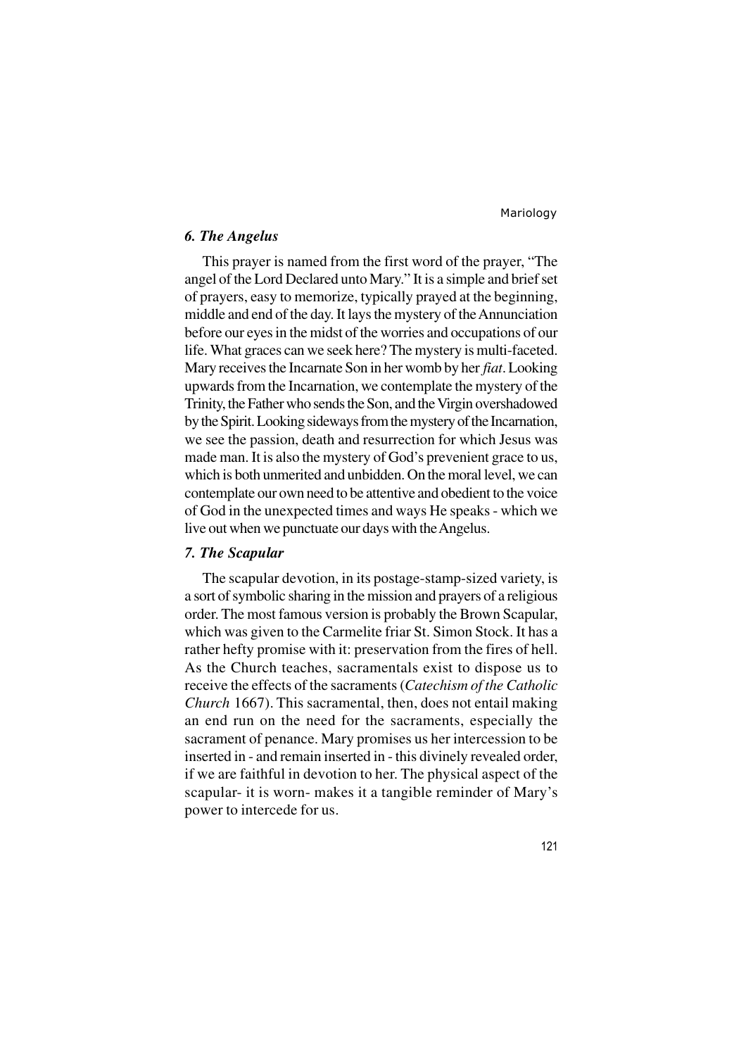### *6. The Angelus*

This prayer is named from the first word of the prayer, "The angel of the Lord Declared unto Mary." It is a simple and brief set of prayers, easy to memorize, typically prayed at the beginning, middle and end of the day. It lays the mystery of the Annunciation before our eyes in the midst of the worries and occupations of our life. What graces can we seek here? The mystery is multi-faceted. Mary receives the Incarnate Son in her womb by her *fiat*. Looking upwards from the Incarnation, we contemplate the mystery of the Trinity, the Father who sends the Son, and the Virgin overshadowed by the Spirit. Looking sideways from the mystery of the Incarnation, we see the passion, death and resurrection for which Jesus was made man. It is also the mystery of God's prevenient grace to us, which is both unmerited and unbidden. On the moral level, we can contemplate our own need to be attentive and obedient to the voice of God in the unexpected times and ways He speaks - which we live out when we punctuate our days with the Angelus.

### *7. The Scapular*

The scapular devotion, in its postage-stamp-sized variety, is a sort of symbolic sharing in the mission and prayers of a religious order. The most famous version is probably the Brown Scapular, which was given to the Carmelite friar St. Simon Stock. It has a rather hefty promise with it: preservation from the fires of hell. As the Church teaches, sacramentals exist to dispose us to receive the effects of the sacraments (*Catechism of the Catholic Church* 1667). This sacramental, then, does not entail making an end run on the need for the sacraments, especially the sacrament of penance. Mary promises us her intercession to be inserted in - and remain inserted in - this divinely revealed order, if we are faithful in devotion to her. The physical aspect of the scapular- it is worn- makes it a tangible reminder of Mary's power to intercede for us.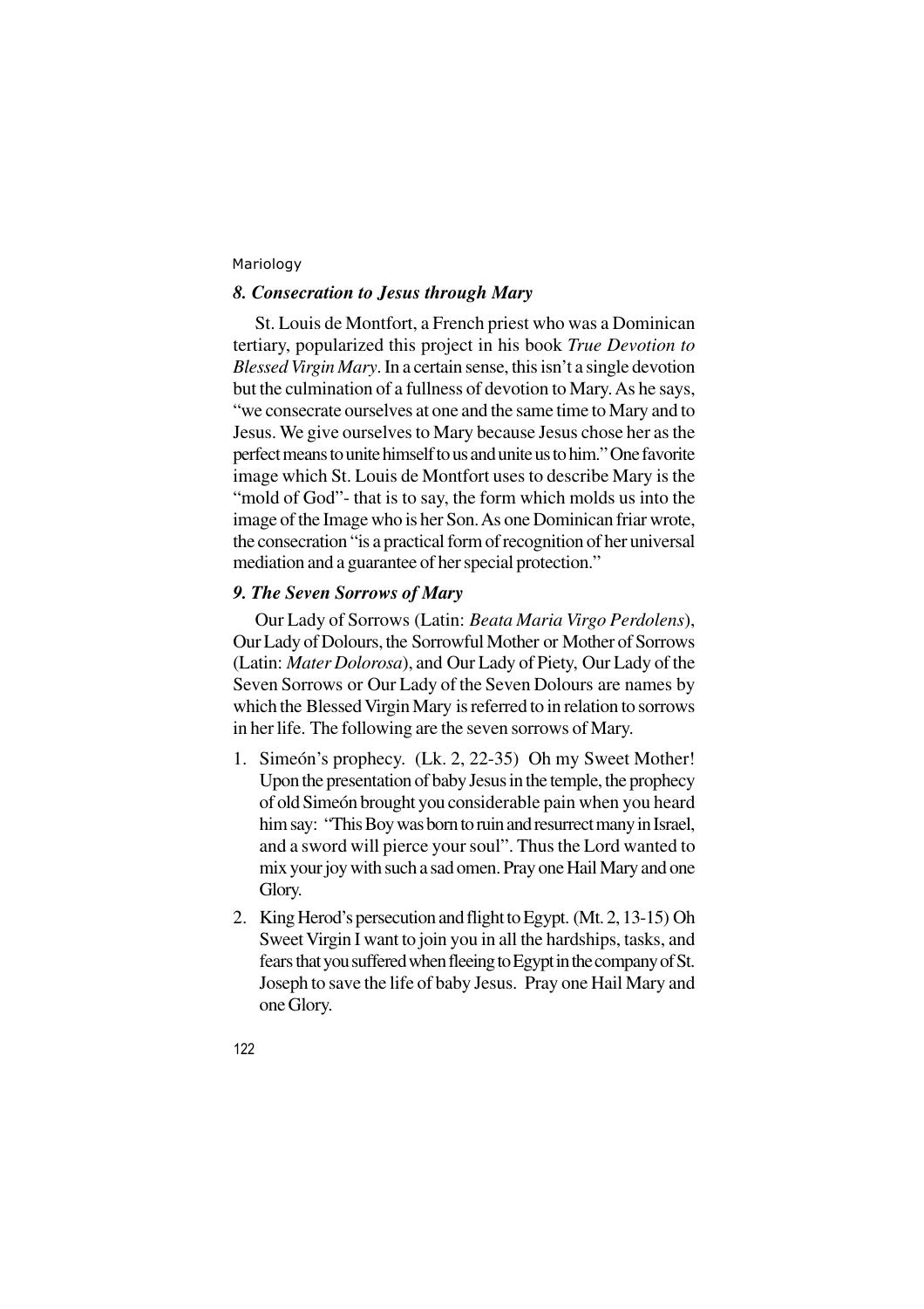### *8. Consecration to Jesus through Mary*

St. Louis de Montfort, a French priest who was a Dominican tertiary, popularized this project in his book *True Devotion to Blessed Virgin Mary*. In a certain sense, this isn't a single devotion but the culmination of a fullness of devotion to Mary. As he says, "we consecrate ourselves at one and the same time to Mary and to Jesus. We give ourselves to Mary because Jesus chose her as the perfect means to unite himself to us and unite us to him." One favorite image which St. Louis de Montfort uses to describe Mary is the "mold of God"- that is to say, the form which molds us into the image of the Image who is her Son. As one Dominican friar wrote, the consecration "is a practical form of recognition of her universal mediation and a guarantee of her special protection."

### *9. The Seven Sorrows of Mary*

Our Lady of Sorrows (Latin: *Beata Maria Virgo Perdolens*), Our Lady of Dolours, the Sorrowful Mother or Mother of Sorrows (Latin: *Mater Dolorosa*), and Our Lady of Piety, Our Lady of the Seven Sorrows or Our Lady of the Seven Dolours are names by which the Blessed Virgin Mary is referred to in relation to sorrows in her life. The following are the seven sorrows of Mary.

1. Simeón's prophecy. (Lk. 2, 22-35) Oh my Sweet Mother! Upon the presentation of baby Jesus in the temple, the prophecy of old Simeón brought you considerable pain when you heard him say: "This Boy was born to ruin and resurrect many in Israel, and a sword will pierce your soul". Thus the Lord wanted to mix your joy with such a sad omen. Pray one Hail Mary and one Glory.
2. King Herod's persecution and flight to Egypt. (Mt. 2, 13-15) Oh Sweet Virgin I want to join you in all the hardships, tasks, and fears that you suffered when fleeing to Egypt in the company of St. Joseph to save the life of baby Jesus. Pray one Hail Mary and one Glory.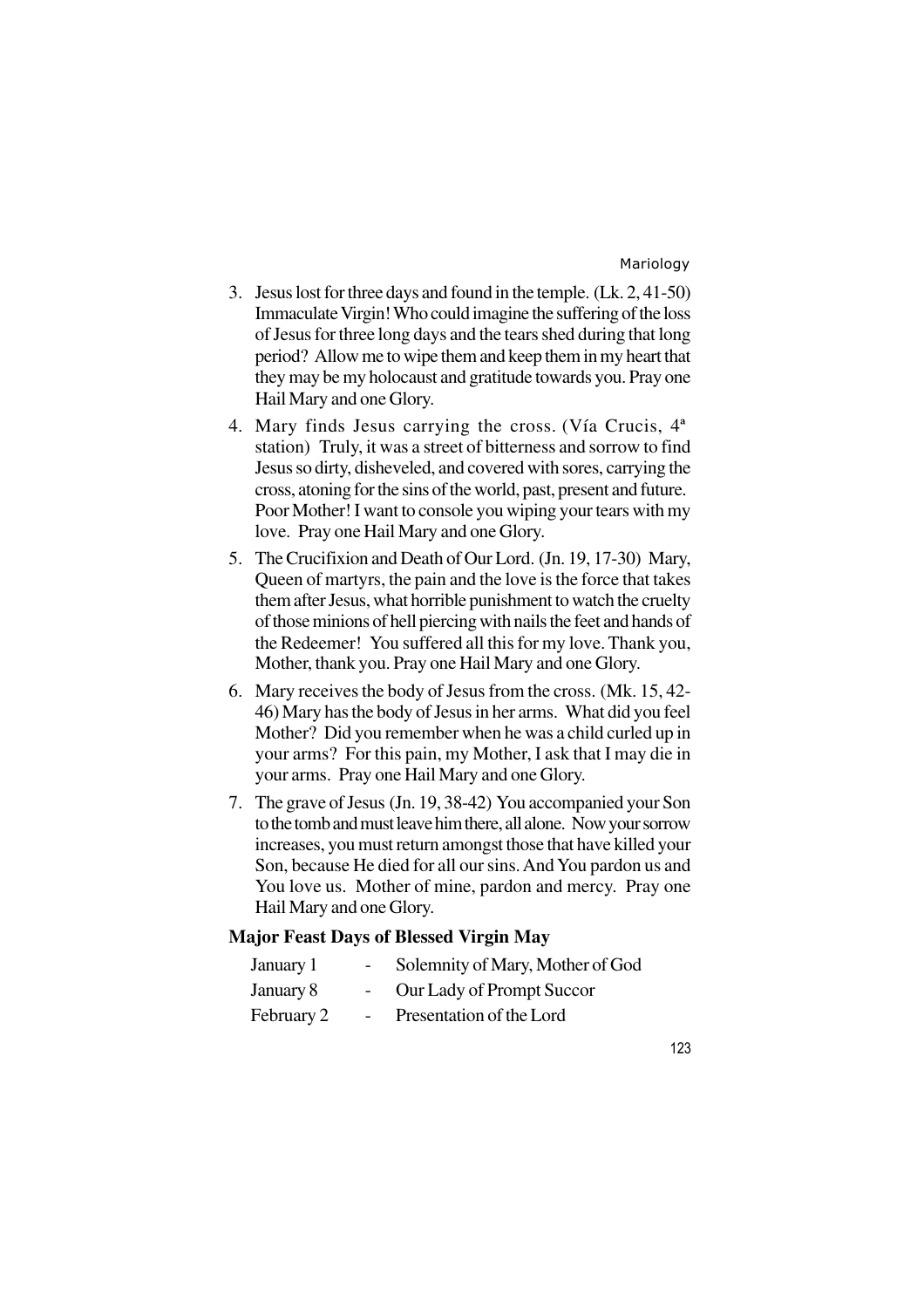3. Jesus lost for three days and found in the temple. (Lk. 2, 41-50) Immaculate Virgin! Who could imagine the suffering of the loss of Jesus for three long days and the tears shed during that long period? Allow me to wipe them and keep them in my heart that they may be my holocaust and gratitude towards you. Pray one Hail Mary and one Glory.
4. Mary finds Jesus carrying the cross. (Vía Crucis, 4ª station) Truly, it was a street of bitterness and sorrow to find Jesus so dirty, disheveled, and covered with sores, carrying the cross, atoning for the sins of the world, past, present and future. Poor Mother! I want to console you wiping your tears with my love. Pray one Hail Mary and one Glory.
5. The Crucifixion and Death of Our Lord. (Jn. 19, 17-30) Mary, Queen of martyrs, the pain and the love is the force that takes them after Jesus, what horrible punishment to watch the cruelty of those minions of hell piercing with nails the feet and hands of the Redeemer! You suffered all this for my love. Thank you, Mother, thank you. Pray one Hail Mary and one Glory.
6. Mary receives the body of Jesus from the cross. (Mk. 15, 42-46) Mary has the body of Jesus in her arms. What did you feel Mother? Did you remember when he was a child curled up in your arms? For this pain, my Mother, I ask that I may die in your arms. Pray one Hail Mary and one Glory.
7. The grave of Jesus (Jn. 19, 38-42) You accompanied your Son to the tomb and must leave him there, all alone. Now your sorrow increases, you must return amongst those that have killed your Son, because He died for all our sins. And You pardon us and You love us. Mother of mine, pardon and mercy. Pray one Hail Mary and one Glory.

**Major Feast Days of Blessed Virgin May**

| | | |
|---|---|---|
| January 1 | - | Solemnity of Mary, Mother of God |
| January 8 | - | Our Lady of Prompt Succor |
| February 2 | - | Presentation of the Lord |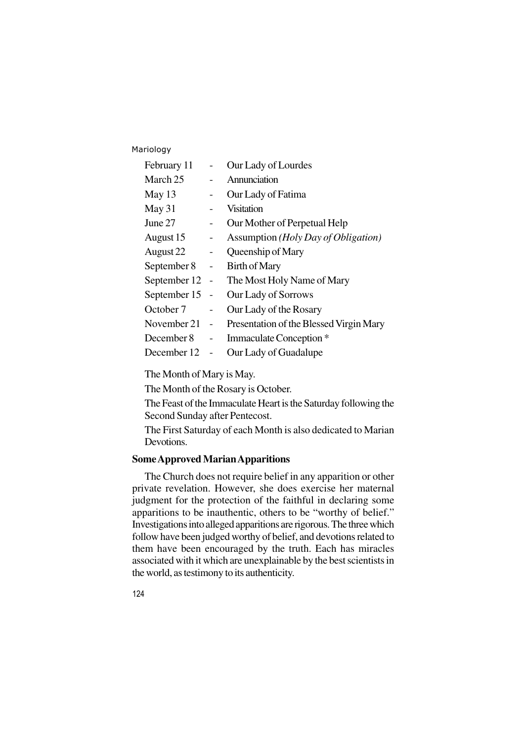February 11 - Our Lady of Lourdes
March 25 - Annunciation
May 13 - Our Lady of Fatima
May 31 - Visitation
June 27 - Our Mother of Perpetual Help
August 15 - Assumption *(Holy Day of Obligation)*
August 22 - Queenship of Mary
September 8 - Birth of Mary
September 12 - The Most Holy Name of Mary
September 15 - Our Lady of Sorrows
October 7 - Our Lady of the Rosary
November 21 - Presentation of the Blessed Virgin Mary
December 8 - Immaculate Conception *
December 12 - Our Lady of Guadalupe

The Month of Mary is May.

The Month of the Rosary is October.

The Feast of the Immaculate Heart is the Saturday following the Second Sunday after Pentecost.

The First Saturday of each Month is also dedicated to Marian Devotions.

**Some Approved Marian Apparitions**

The Church does not require belief in any apparition or other private revelation. However, she does exercise her maternal judgment for the protection of the faithful in declaring some apparitions to be inauthentic, others to be "worthy of belief." Investigations into alleged apparitions are rigorous. The three which follow have been judged worthy of belief, and devotions related to them have been encouraged by the truth. Each has miracles associated with it which are unexplainable by the best scientists in the world, as testimony to its authenticity.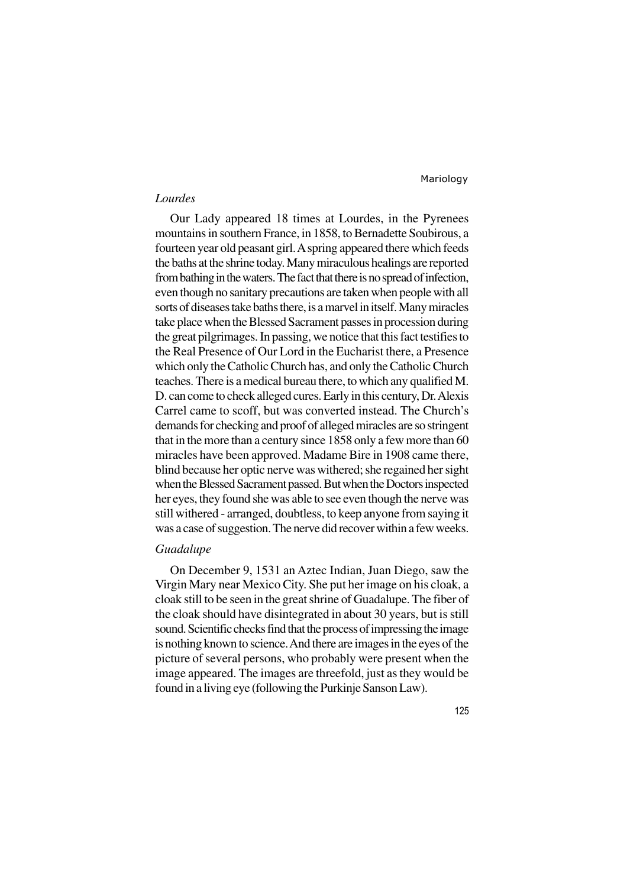### *Lourdes*

Our Lady appeared 18 times at Lourdes, in the Pyrenees mountains in southern France, in 1858, to Bernadette Soubirous, a fourteen year old peasant girl. A spring appeared there which feeds the baths at the shrine today. Many miraculous healings are reported from bathing in the waters. The fact that there is no spread of infection, even though no sanitary precautions are taken when people with all sorts of diseases take baths there, is a marvel in itself. Many miracles take place when the Blessed Sacrament passes in procession during the great pilgrimages. In passing, we notice that this fact testifies to the Real Presence of Our Lord in the Eucharist there, a Presence which only the Catholic Church has, and only the Catholic Church teaches. There is a medical bureau there, to which any qualified M. D. can come to check alleged cures. Early in this century, Dr. Alexis Carrel came to scoff, but was converted instead. The Church's demands for checking and proof of alleged miracles are so stringent that in the more than a century since 1858 only a few more than 60 miracles have been approved. Madame Bire in 1908 came there, blind because her optic nerve was withered; she regained her sight when the Blessed Sacrament passed. But when the Doctors inspected her eyes, they found she was able to see even though the nerve was still withered - arranged, doubtless, to keep anyone from saying it was a case of suggestion. The nerve did recover within a few weeks.

### *Guadalupe*

On December 9, 1531 an Aztec Indian, Juan Diego, saw the Virgin Mary near Mexico City. She put her image on his cloak, a cloak still to be seen in the great shrine of Guadalupe. The fiber of the cloak should have disintegrated in about 30 years, but is still sound. Scientific checks find that the process of impressing the image is nothing known to science. And there are images in the eyes of the picture of several persons, who probably were present when the image appeared. The images are threefold, just as they would be found in a living eye (following the Purkinje Sanson Law).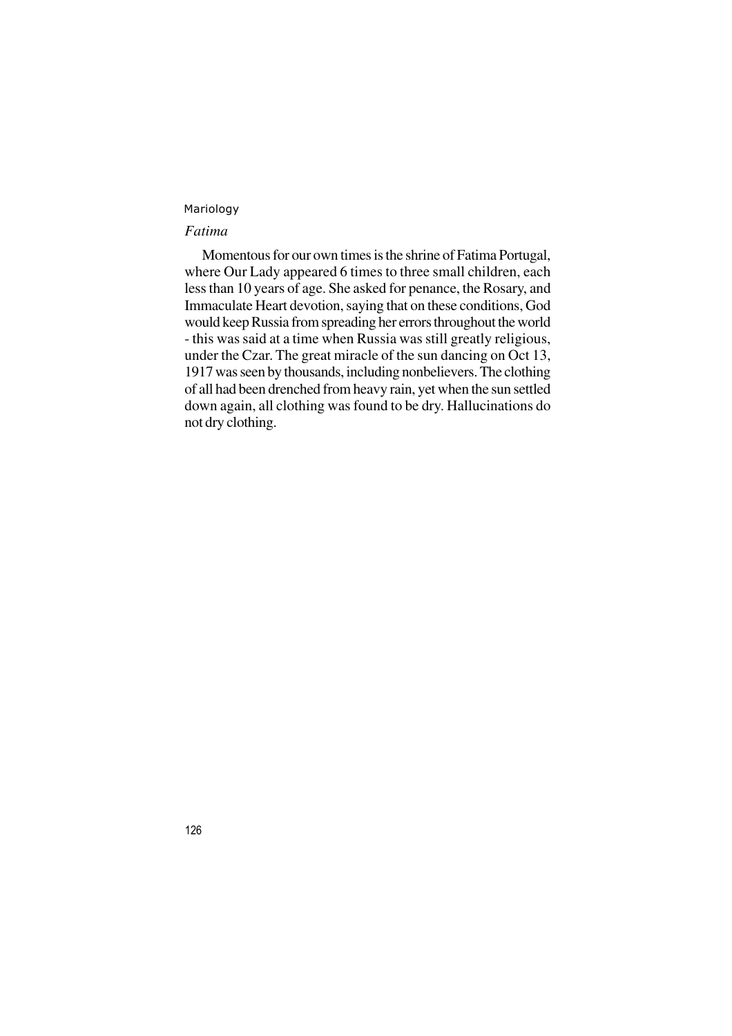### *Fatima*

Momentous for our own times is the shrine of Fatima Portugal, where Our Lady appeared 6 times to three small children, each less than 10 years of age. She asked for penance, the Rosary, and Immaculate Heart devotion, saying that on these conditions, God would keep Russia from spreading her errors throughout the world - this was said at a time when Russia was still greatly religious, under the Czar. The great miracle of the sun dancing on Oct 13, 1917 was seen by thousands, including nonbelievers. The clothing of all had been drenched from heavy rain, yet when the sun settled down again, all clothing was found to be dry. Hallucinations do not dry clothing.